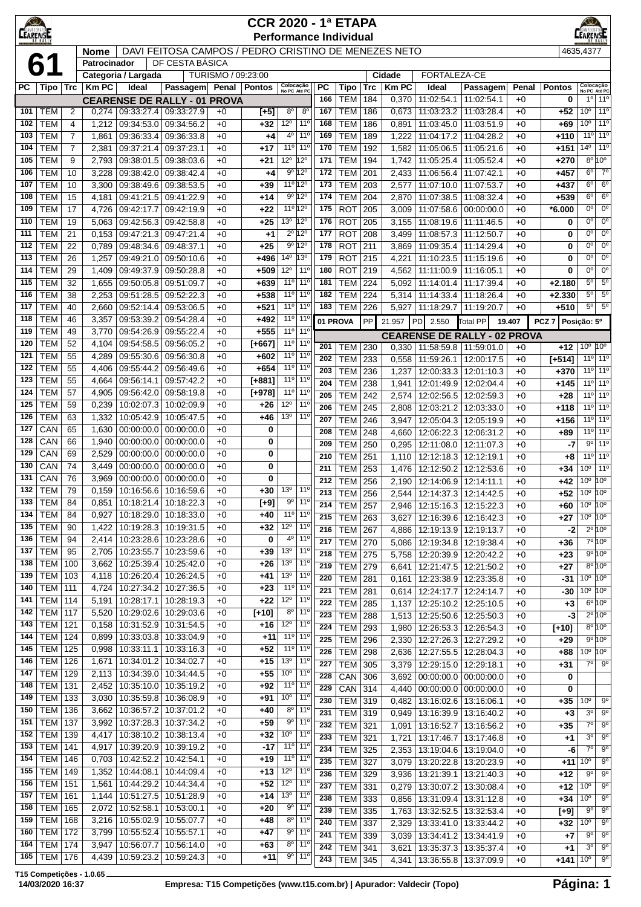# CCR 2020 - 1ª ETAPA

## Performance Individual

**61**

| Nome | DAVI FEITOSA CAMPOS / PEDRO CRISTINO DE MENEZES NETO | 4635,4377 |
|---|---|---|
| Patrocinador | DF CESTA BÁSICA | |
| Categoria / Largada | TURISMO / 09:23:00 | |
| Cidade | FORTALEZA-CE | |

### CEARENSE DE RALLY - 01 PROVA

| PC | Tipo | Trc | Km PC | Ideal | Passagem | Penal | Pontos | Colocação No PC | Colocação Até PC |
|---|---|---|---|---|---|---|---|---|---|
| 101 | TEM | 2 | 0,274 | 09:33:27.4 | 09:33:27.9 | +0 | [+5] | 8º | 8º |
| 102 | TEM | 4 | 1,212 | 09:34:53.0 | 09:34:56.2 | +0 | +32 | 12º | 11º |
| 103 | TEM | 7 | 1,861 | 09:36:33.4 | 09:36:33.8 | +0 | +4 | 4º | 11º |
| 104 | TEM | 7 | 2,381 | 09:37:21.4 | 09:37:23.1 | +0 | +17 | 11º | 11º |
| 105 | TEM | 9 | 2,793 | 09:38:01.5 | 09:38:03.6 | +0 | +21 | 12º | 12º |
| 106 | TEM | 10 | 3,228 | 09:38:42.0 | 09:38:42.4 | +0 | +4 | 9º | 12º |
| 107 | TEM | 10 | 3,300 | 09:38:49.6 | 09:38:53.5 | +0 | +39 | 11º | 12º |
| 108 | TEM | 15 | 4,181 | 09:41:21.5 | 09:41:22.9 | +0 | +14 | 9º | 12º |
| 109 | TEM | 17 | 4,726 | 09:42:17.7 | 09:42:19.9 | +0 | +22 | 11º | 12º |
| 110 | TEM | 19 | 5,063 | 09:42:56.3 | 09:42:58.8 | +0 | +25 | 13º | 12º |
| 111 | TEM | 21 | 0,153 | 09:47:21.3 | 09:47:21.4 | +0 | +1 | 2º | 12º |
| 112 | TEM | 22 | 0,789 | 09:48:34.6 | 09:48:37.1 | +0 | +25 | 9º | 12º |
| 113 | TEM | 26 | 1,257 | 09:49:21.0 | 09:50:10.6 | +0 | +496 | 14º | 13º |
| 114 | TEM | 29 | 1,409 | 09:49:37.9 | 09:50:28.8 | +0 | +509 | 12º | 11º |
| 115 | TEM | 32 | 1,655 | 09:50:05.8 | 09:51:09.7 | +0 | +639 | 11º | 11º |
| 116 | TEM | 38 | 2,253 | 09:51:28.5 | 09:52:22.3 | +0 | +538 | 11º | 11º |
| 117 | TEM | 40 | 2,660 | 09:52:14.4 | 09:53:06.5 | +0 | +521 | 11º | 11º |
| 118 | TEM | 46 | 3,357 | 09:53:39.2 | 09:54:28.4 | +0 | +492 | 11º | 11º |
| 119 | TEM | 49 | 3,770 | 09:54:26.9 | 09:55:22.4 | +0 | +555 | 11º | 11º |
| 120 | TEM | 52 | 4,104 | 09:54:58.5 | 09:56:05.2 | +0 | [+667] | 11º | 11º |
| 121 | TEM | 55 | 4,289 | 09:55:30.6 | 09:56:30.8 | +0 | +602 | 11º | 11º |
| 122 | TEM | 55 | 4,406 | 09:55:44.2 | 09:56:49.6 | +0 | +654 | 11º | 11º |
| 123 | TEM | 55 | 4,664 | 09:56:14.1 | 09:57:42.2 | +0 | [+881] | 11º | 11º |
| 124 | TEM | 57 | 4,905 | 09:56:42.0 | 09:58:19.8 | +0 | [+978] | 11º | 11º |
| 125 | TEM | 59 | 0,239 | 10:02:07.3 | 10:02:09.9 | +0 | +26 | 12º | 11º |
| 126 | TEM | 63 | 1,332 | 10:05:42.9 | 10:05:47.5 | +0 | +46 | 13º | 11º |
| 127 | CAN | 65 | 1,630 | 00:00:00.0 | 00:00:00.0 | +0 | 0 | | |
| 128 | CAN | 66 | 1,940 | 00:00:00.0 | 00:00:00.0 | +0 | 0 | | |
| 129 | CAN | 69 | 2,529 | 00:00:00.0 | 00:00:00.0 | +0 | 0 | | |
| 130 | CAN | 74 | 3,449 | 00:00:00.0 | 00:00:00.0 | +0 | 0 | | |
| 131 | CAN | 76 | 3,969 | 00:00:00.0 | 00:00:00.0 | +0 | 0 | | |
| 132 | TEM | 79 | 0,159 | 10:16:56.6 | 10:16:59.6 | +0 | +30 | 13º | 11º |
| 133 | TEM | 84 | 0,851 | 10:18:21.4 | 10:18:22.3 | +0 | [+9] | 9º | 11º |
| 134 | TEM | 84 | 0,927 | 10:18:29.0 | 10:18:33.0 | +0 | +40 | 11º | 11º |
| 135 | TEM | 90 | 1,422 | 10:19:28.3 | 10:19:31.5 | +0 | +32 | 12º | 11º |
| 136 | TEM | 94 | 2,414 | 10:23:28.6 | 10:23:28.6 | +0 | 0 | 4º | 11º |
| 137 | TEM | 95 | 2,705 | 10:23:55.7 | 10:23:59.6 | +0 | +39 | 13º | 11º |
| 138 | TEM | 100 | 3,662 | 10:25:39.4 | 10:25:42.0 | +0 | +26 | 13º | 11º |
| 139 | TEM | 103 | 4,118 | 10:26:20.4 | 10:26:24.5 | +0 | +41 | 13º | 11º |
| 140 | TEM | 111 | 4,724 | 10:27:34.2 | 10:27:36.5 | +0 | +23 | 11º | 11º |
| 141 | TEM | 114 | 5,191 | 10:28:17.1 | 10:28:19.3 | +0 | +22 | 12º | 11º |
| 142 | TEM | 117 | 5,520 | 10:29:02.6 | 10:29:03.6 | +0 | [+10] | 8º | 11º |
| 143 | TEM | 121 | 0,158 | 10:31:52.9 | 10:31:54.5 | +0 | +16 | 12º | 11º |
| 144 | TEM | 124 | 0,899 | 10:33:03.8 | 10:33:04.9 | +0 | +11 | 11º | 11º |
| 145 | TEM | 125 | 0,998 | 10:33:11.1 | 10:33:16.3 | +0 | +52 | 11º | 11º |
| 146 | TEM | 126 | 1,671 | 10:34:01.2 | 10:34:02.7 | +0 | +15 | 13º | 11º |
| 147 | TEM | 129 | 2,113 | 10:34:39.0 | 10:34:44.5 | +0 | +55 | 10º | 11º |
| 148 | TEM | 131 | 2,452 | 10:35:10.0 | 10:35:19.2 | +0 | +92 | 11º | 11º |
| 149 | TEM | 133 | 3,030 | 10:35:59.8 | 10:36:08.9 | +0 | +91 | 10º | 11º |
| 150 | TEM | 136 | 3,662 | 10:36:57.2 | 10:37:01.2 | +0 | +40 | 8º | 11º |
| 151 | TEM | 137 | 3,992 | 10:37:28.3 | 10:37:34.2 | +0 | +59 | 9º | 11º |
| 152 | TEM | 139 | 4,417 | 10:38:10.2 | 10:38:13.4 | +0 | +32 | 10º | 11º |
| 153 | TEM | 141 | 4,917 | 10:39:20.9 | 10:39:19.2 | +0 | -17 | 11º | 11º |
| 154 | TEM | 146 | 0,703 | 10:42:52.2 | 10:42:54.1 | +0 | +19 | 11º | 11º |
| 155 | TEM | 149 | 1,352 | 10:44:08.1 | 10:44:09.4 | +0 | +13 | 12º | 11º |
| 156 | TEM | 151 | 1,561 | 10:44:29.2 | 10:44:34.4 | +0 | +52 | 12º | 11º |
| 157 | TEM | 161 | 1,144 | 10:51:27.5 | 10:51:28.9 | +0 | +14 | 13º | 11º |
| 158 | TEM | 165 | 2,072 | 10:52:58.1 | 10:53:00.1 | +0 | +20 | 9º | 11º |
| 159 | TEM | 168 | 3,216 | 10:55:02.9 | 10:55:07.7 | +0 | +48 | 8º | 11º |
| 160 | TEM | 172 | 3,799 | 10:55:52.4 | 10:55:57.1 | +0 | +47 | 9º | 11º |
| 164 | TEM | 174 | 3,947 | 10:56:07.7 | 10:56:14.0 | +0 | +63 | 8º | 11º |
| 165 | TEM | 176 | 4,439 | 10:59:23.2 | 10:59:24.3 | +0 | +11 | 9º | 11º |
| 166 | TEM | 184 | 0,370 | 11:02:54.1 | 11:02:54.1 | +0 | 0 | 1º | 11º |
| 167 | TEM | 186 | 0,673 | 11:03:23.2 | 11:03:28.4 | +0 | +52 | 10º | 11º |
| 168 | TEM | 186 | 0,891 | 11:03:45.0 | 11:03:51.9 | +0 | +69 | 10º | 11º |
| 169 | TEM | 189 | 1,222 | 11:04:17.2 | 11:04:28.2 | +0 | +110 | 11º | 11º |
| 170 | TEM | 192 | 1,582 | 11:05:06.5 | 11:05:21.6 | +0 | +151 | 14º | 11º |
| 171 | TEM | 194 | 1,742 | 11:05:25.4 | 11:05:52.4 | +0 | +270 | 8º | 10º |
| 172 | TEM | 201 | 2,433 | 11:06:56.4 | 11:07:42.1 | +0 | +457 | 6º | 7º |
| 173 | TEM | 203 | 2,577 | 11:07:10.0 | 11:07:53.7 | +0 | +437 | 6º | 6º |
| 174 | TEM | 204 | 2,870 | 11:07:38.5 | 11:08:32.4 | +0 | +539 | 6º | 6º |
| 175 | ROT | 205 | 3,009 | 11:07:58.6 | 00:00:00.0 | +0 | *6.000 | 0º | 0º |
| 176 | ROT | 205 | 3,155 | 11:08:19.6 | 11:11:46.5 | +0 | 0 | 0º | 0º |
| 177 | ROT | 208 | 3,499 | 11:08:57.3 | 11:12:50.7 | +0 | 0 | 0º | 0º |
| 178 | ROT | 211 | 3,869 | 11:09:35.4 | 11:14:29.4 | +0 | 0 | 0º | 0º |
| 179 | ROT | 215 | 4,221 | 11:10:23.5 | 11:15:19.6 | +0 | 0 | 0º | 0º |
| 180 | ROT | 219 | 4,562 | 11:11:00.9 | 11:16:05.1 | +0 | 0 | 0º | 0º |
| 181 | TEM | 224 | 5,092 | 11:14:01.4 | 11:17:39.4 | +0 | +2.180 | 5º | 5º |
| 182 | TEM | 224 | 5,314 | 11:14:33.4 | 11:18:26.4 | +0 | +2.330 | 5º | 5º |
| 183 | TEM | 226 | 5,927 | 11:18:29.7 | 11:19:20.7 | +0 | +510 | 5º | 5º |

**01 PROVA** — PP 21.957 | PD 2.550 | Total PP 19.407 | PCZ 7 | Posição: 5º

### CEARENSE DE RALLY - 02 PROVA

| PC | Tipo | Trc | Km PC | Ideal | Passagem | Penal | Pontos | Colocação No PC | Colocação Até PC |
|---|---|---|---|---|---|---|---|---|---|
| 201 | TEM | 230 | 0,330 | 11:58:59.8 | 11:59:01.0 | +0 | +12 | 10º | 10º |
| 202 | TEM | 233 | 0,558 | 11:59:26.1 | 12:00:17.5 | +0 | [+514] | 11º | 11º |
| 203 | TEM | 236 | 1,237 | 12:00:33.3 | 12:01:10.3 | +0 | +370 | 11º | 11º |
| 204 | TEM | 238 | 1,941 | 12:01:49.9 | 12:02:04.4 | +0 | +145 | 11º | 11º |
| 205 | TEM | 242 | 2,574 | 12:02:56.5 | 12:02:59.3 | +0 | +28 | 11º | 11º |
| 206 | TEM | 245 | 2,808 | 12:03:21.2 | 12:03:33.0 | +0 | +118 | 11º | 11º |
| 207 | TEM | 246 | 3,947 | 12:05:04.3 | 12:05:19.9 | +0 | +156 | 11º | 11º |
| 208 | TEM | 248 | 4,660 | 12:06:22.3 | 12:06:31.2 | +0 | +89 | 11º | 11º |
| 209 | TEM | 250 | 0,295 | 12:11:08.0 | 12:11:07.3 | +0 | -7 | 9º | 11º |
| 210 | TEM | 251 | 1,110 | 12:12:18.3 | 12:12:19.1 | +0 | +8 | 11º | 11º |
| 211 | TEM | 253 | 1,476 | 12:12:50.2 | 12:12:53.6 | +0 | +34 | 10º | 11º |
| 212 | TEM | 256 | 2,190 | 12:14:06.9 | 12:14:11.1 | +0 | +42 | 10º | 10º |
| 213 | TEM | 256 | 2,544 | 12:14:37.3 | 12:14:42.5 | +0 | +52 | 10º | 10º |
| 214 | TEM | 257 | 2,946 | 12:15:16.3 | 12:15:22.3 | +0 | +60 | 10º | 10º |
| 215 | TEM | 263 | 3,627 | 12:16:39.6 | 12:16:42.3 | +0 | +27 | 10º | 10º |
| 216 | TEM | 267 | 4,886 | 12:19:13.9 | 12:19:13.7 | +0 | -2 | 2º | 10º |
| 217 | TEM | 270 | 5,086 | 12:19:34.8 | 12:19:38.4 | +0 | +36 | 7º | 10º |
| 218 | TEM | 275 | 5,758 | 12:20:39.9 | 12:20:42.2 | +0 | +23 | 9º | 10º |
| 219 | TEM | 279 | 6,641 | 12:21:47.5 | 12:21:50.2 | +0 | +27 | 8º | 10º |
| 220 | TEM | 281 | 0,161 | 12:23:38.9 | 12:23:35.8 | +0 | -31 | 10º | 10º |
| 221 | TEM | 281 | 0,614 | 12:24:17.7 | 12:24:14.7 | +0 | -30 | 10º | 10º |
| 222 | TEM | 285 | 1,137 | 12:25:10.2 | 12:25:10.5 | +0 | +3 | 6º | 10º |
| 223 | TEM | 288 | 1,513 | 12:25:50.6 | 12:25:50.3 | +0 | -3 | 2º | 10º |
| 224 | TEM | 293 | 1,980 | 12:26:53.3 | 12:26:54.3 | +0 | [+10] | 8º | 10º |
| 225 | TEM | 296 | 2,330 | 12:27:26.3 | 12:27:29.2 | +0 | +29 | 9º | 10º |
| 226 | TEM | 298 | 2,636 | 12:27:55.5 | 12:28:04.3 | +0 | +88 | 10º | 10º |
| 227 | TEM | 305 | 3,379 | 12:29:15.0 | 12:29:18.1 | +0 | +31 | 7º | 9º |
| 228 | CAN | 306 | 3,692 | 00:00:00.0 | 00:00:00.0 | +0 | 0 | | |
| 229 | CAN | 314 | 4,440 | 00:00:00.0 | 00:00:00.0 | +0 | 0 | | |
| 230 | TEM | 319 | 0,482 | 13:16:02.6 | 13:16:06.1 | +0 | +35 | 10º | 9º |
| 231 | TEM | 319 | 0,949 | 13:16:39.9 | 13:16:40.2 | +0 | +3 | 3º | 9º |
| 232 | TEM | 321 | 1,091 | 13:16:52.7 | 13:16:56.2 | +0 | +35 | 7º | 9º |
| 233 | TEM | 321 | 1,721 | 13:17:46.7 | 13:17:46.8 | +0 | +1 | 3º | 9º |
| 234 | TEM | 325 | 2,353 | 13:19:04.6 | 13:19:04.0 | +0 | -6 | 7º | 9º |
| 235 | TEM | 327 | 3,079 | 13:20:22.8 | 13:20:23.9 | +0 | +11 | 10º | 9º |
| 236 | TEM | 329 | 3,936 | 13:21:39.1 | 13:21:40.3 | +0 | +12 | 9º | 9º |
| 237 | TEM | 331 | 0,279 | 13:30:07.2 | 13:30:08.4 | +0 | +12 | 10º | 9º |
| 238 | TEM | 333 | 0,856 | 13:31:09.4 | 13:31:12.8 | +0 | +34 | 10º | 9º |
| 239 | TEM | 335 | 1,763 | 13:32:52.5 | 13:32:53.4 | +0 | [+9] | 9º | 9º |
| 240 | TEM | 337 | 2,329 | 13:33:41.0 | 13:33:44.2 | +0 | +32 | 10º | 9º |
| 241 | TEM | 339 | 3,039 | 13:34:41.2 | 13:34:41.9 | +0 | +7 | 9º | 9º |
| 242 | TEM | 341 | 3,621 | 13:35:37.3 | 13:35:37.4 | +0 | +1 | 3º | 9º |
| 243 | TEM | 345 | 4,341 | 13:36:55.8 | 13:37:09.9 | +0 | +141 | 10º | 9º |

T15 Competições - 1.0.65
14/03/2020 16:37 — Empresa: T15 Competições (www.t15.com.br) | Apurador: Valdecir (Topo)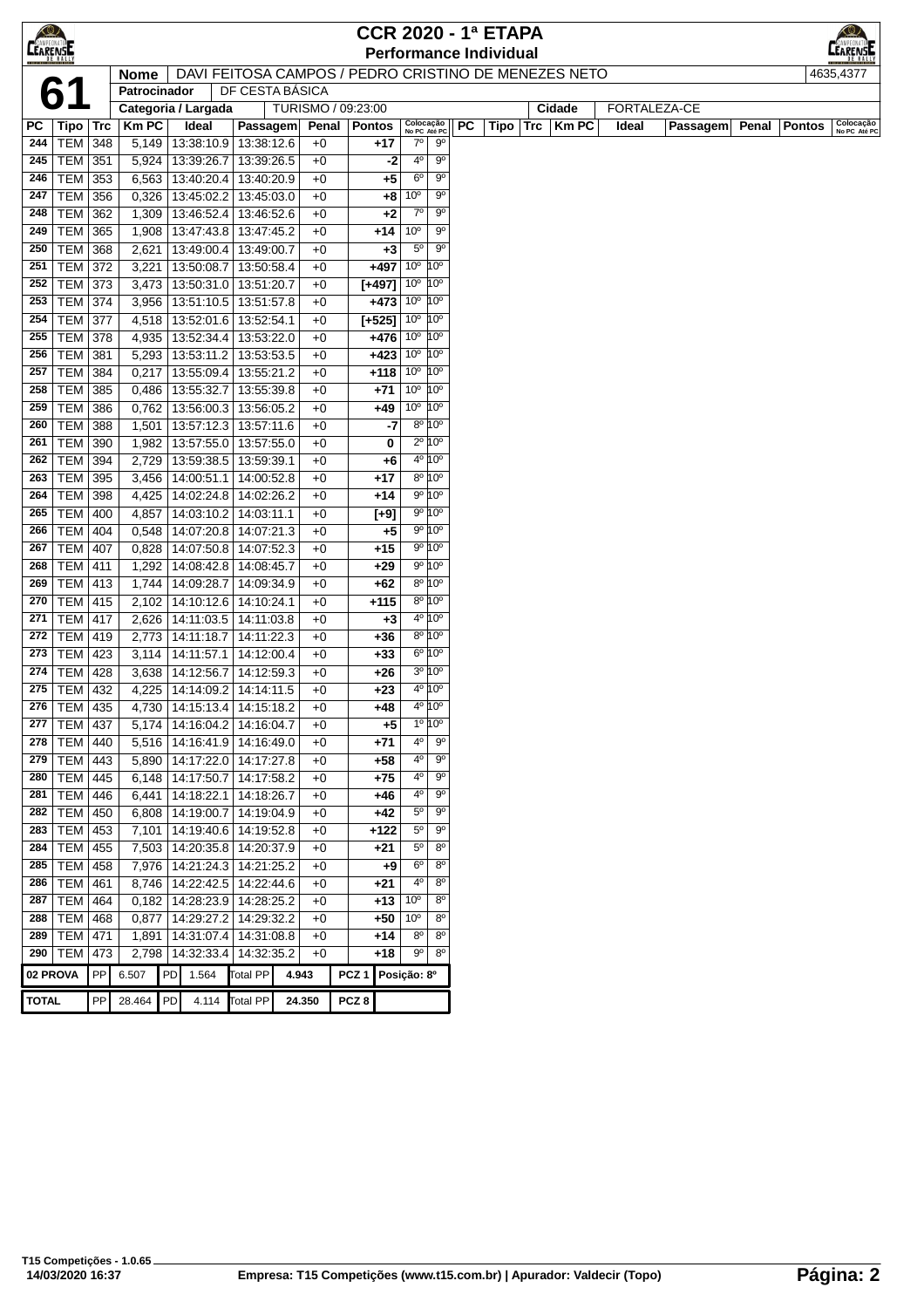# CCR 2020 - 1ª ETAPA

## Performance Individual

| | | |
|---|---|---|
| **61** | **Nome** | DAVI FEITOSA CAMPOS / PEDRO CRISTINO DE MENEZES NETO — 4635,4377 |
| | **Patrocinador** | DF CESTA BÁSICA |
| | **Categoria / Largada** | TURISMO / 09:23:00 — **Cidade** FORTALEZA-CE |

| PC | Tipo | Trc | Km PC | Ideal | Passagem | Penal | Pontos | Colocação No PC | Colocação Até PC |
|---|---|---|---|---|---|---|---|---|---|
| 244 | TEM | 348 | 5,149 | 13:38:10.9 | 13:38:12.6 | +0 | +17 | 7º | 9º |
| 245 | TEM | 351 | 5,924 | 13:39:26.7 | 13:39:26.5 | +0 | -2 | 4º | 9º |
| 246 | TEM | 353 | 6,563 | 13:40:20.4 | 13:40:20.9 | +0 | +5 | 6º | 9º |
| 247 | TEM | 356 | 0,326 | 13:45:02.2 | 13:45:03.0 | +0 | +8 | 10º | 9º |
| 248 | TEM | 362 | 1,309 | 13:46:52.4 | 13:46:52.6 | +0 | +2 | 7º | 9º |
| 249 | TEM | 365 | 1,908 | 13:47:43.8 | 13:47:45.2 | +0 | +14 | 10º | 9º |
| 250 | TEM | 368 | 2,621 | 13:49:00.4 | 13:49:00.7 | +0 | +3 | 5º | 9º |
| 251 | TEM | 372 | 3,221 | 13:50:08.7 | 13:50:58.4 | +0 | +497 | 10º | 10º |
| 252 | TEM | 373 | 3,473 | 13:50:31.0 | 13:51:20.7 | +0 | [+497] | 10º | 10º |
| 253 | TEM | 374 | 3,956 | 13:51:10.5 | 13:51:57.8 | +0 | +473 | 10º | 10º |
| 254 | TEM | 377 | 4,518 | 13:52:01.6 | 13:52:54.1 | +0 | [+525] | 10º | 10º |
| 255 | TEM | 378 | 4,935 | 13:52:34.4 | 13:53:22.0 | +0 | +476 | 10º | 10º |
| 256 | TEM | 381 | 5,293 | 13:53:11.2 | 13:53:53.5 | +0 | +423 | 10º | 10º |
| 257 | TEM | 384 | 0,217 | 13:55:09.4 | 13:55:21.2 | +0 | +118 | 10º | 10º |
| 258 | TEM | 385 | 0,486 | 13:55:32.7 | 13:55:39.8 | +0 | +71 | 10º | 10º |
| 259 | TEM | 386 | 0,762 | 13:56:00.3 | 13:56:05.2 | +0 | +49 | 10º | 10º |
| 260 | TEM | 388 | 1,501 | 13:57:12.3 | 13:57:11.6 | +0 | -7 | 8º | 10º |
| 261 | TEM | 390 | 1,982 | 13:57:55.0 | 13:57:55.0 | +0 | 0 | 2º | 10º |
| 262 | TEM | 394 | 2,729 | 13:59:38.5 | 13:59:39.1 | +0 | +6 | 4º | 10º |
| 263 | TEM | 395 | 3,456 | 14:00:51.1 | 14:00:52.8 | +0 | +17 | 8º | 10º |
| 264 | TEM | 398 | 4,425 | 14:02:24.8 | 14:02:26.2 | +0 | +14 | 9º | 10º |
| 265 | TEM | 400 | 4,857 | 14:03:10.2 | 14:03:11.1 | +0 | [+9] | 9º | 10º |
| 266 | TEM | 404 | 0,548 | 14:07:20.8 | 14:07:21.3 | +0 | +5 | 9º | 10º |
| 267 | TEM | 407 | 0,828 | 14:07:50.8 | 14:07:52.3 | +0 | +15 | 9º | 10º |
| 268 | TEM | 411 | 1,292 | 14:08:42.8 | 14:08:45.7 | +0 | +29 | 9º | 10º |
| 269 | TEM | 413 | 1,744 | 14:09:28.7 | 14:09:34.9 | +0 | +62 | 8º | 10º |
| 270 | TEM | 415 | 2,102 | 14:10:12.6 | 14:10:24.1 | +0 | +115 | 8º | 10º |
| 271 | TEM | 417 | 2,626 | 14:11:03.5 | 14:11:03.8 | +0 | +3 | 4º | 10º |
| 272 | TEM | 419 | 2,773 | 14:11:18.7 | 14:11:22.3 | +0 | +36 | 8º | 10º |
| 273 | TEM | 423 | 3,114 | 14:11:57.1 | 14:12:00.4 | +0 | +33 | 6º | 10º |
| 274 | TEM | 428 | 3,638 | 14:12:56.7 | 14:12:59.3 | +0 | +26 | 3º | 10º |
| 275 | TEM | 432 | 4,225 | 14:14:09.2 | 14:14:11.5 | +0 | +23 | 4º | 10º |
| 276 | TEM | 435 | 4,730 | 14:15:13.4 | 14:15:18.2 | +0 | +48 | 4º | 10º |
| 277 | TEM | 437 | 5,174 | 14:16:04.2 | 14:16:04.7 | +0 | +5 | 1º | 10º |
| 278 | TEM | 440 | 5,516 | 14:16:41.9 | 14:16:49.0 | +0 | +71 | 4º | 9º |
| 279 | TEM | 443 | 5,890 | 14:17:22.0 | 14:17:27.8 | +0 | +58 | 4º | 9º |
| 280 | TEM | 445 | 6,148 | 14:17:50.7 | 14:17:58.2 | +0 | +75 | 4º | 9º |
| 281 | TEM | 446 | 6,441 | 14:18:22.1 | 14:18:26.7 | +0 | +46 | 4º | 9º |
| 282 | TEM | 450 | 6,808 | 14:19:00.7 | 14:19:04.9 | +0 | +42 | 5º | 9º |
| 283 | TEM | 453 | 7,101 | 14:19:40.6 | 14:19:52.8 | +0 | +122 | 5º | 9º |
| 284 | TEM | 455 | 7,503 | 14:20:35.8 | 14:20:37.9 | +0 | +21 | 5º | 8º |
| 285 | TEM | 458 | 7,976 | 14:21:24.3 | 14:21:25.2 | +0 | +9 | 6º | 8º |
| 286 | TEM | 461 | 8,746 | 14:22:42.5 | 14:22:44.6 | +0 | +21 | 4º | 8º |
| 287 | TEM | 464 | 0,182 | 14:28:23.9 | 14:28:25.2 | +0 | +13 | 10º | 8º |
| 288 | TEM | 468 | 0,877 | 14:29:27.2 | 14:29:32.2 | +0 | +50 | 10º | 8º |
| 289 | TEM | 471 | 1,891 | 14:31:07.4 | 14:31:08.8 | +0 | +14 | 8º | 8º |
| 290 | TEM | 473 | 2,798 | 14:32:33.4 | 14:32:35.2 | +0 | +18 | 9º | 8º |

| | | | | | | | | |
|---|---|---|---|---|---|---|---|---|
| **02 PROVA** | PP | 6.507 | PD | 1.564 | Total PP | 4.943 | PCZ 1 | Posição: 8º |
| **TOTAL** | PP | 28.464 | PD | 4.114 | Total PP | 24.350 | PCZ 8 | |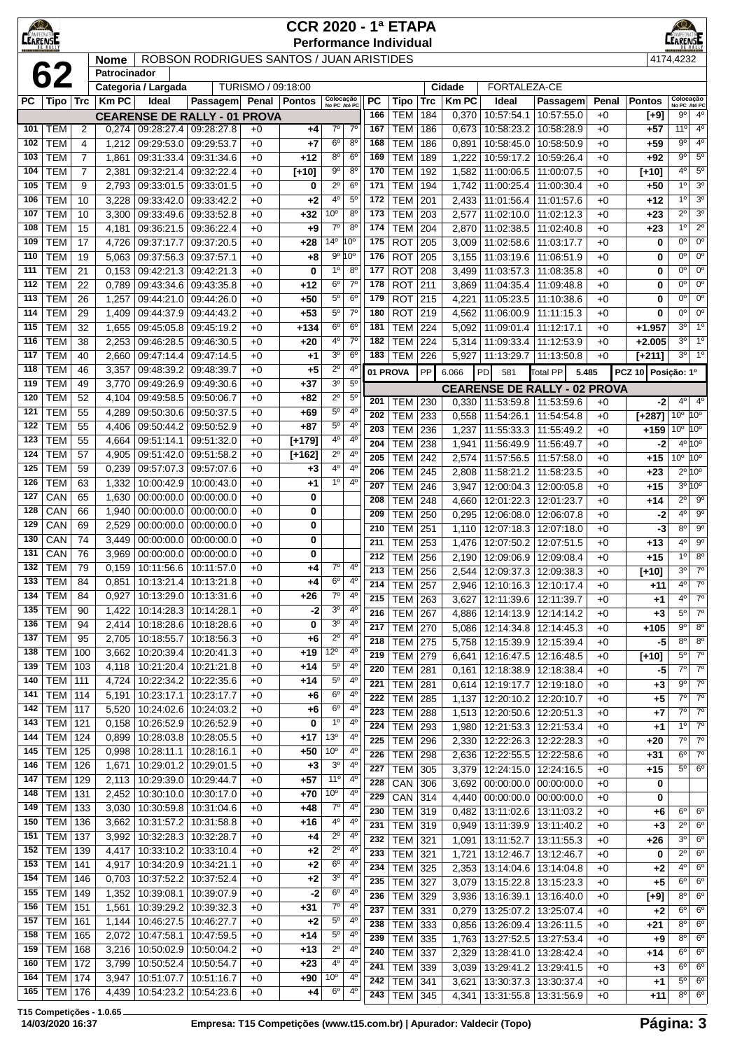# CCR 2020 - 1ª ETAPA

## Performance Individual

**62**

| Nome | ROBSON RODRIGUES SANTOS / JUAN ARISTIDES | 4174,4232 |
|---|---|---|
| Patrocinador | | |
| Categoria / Largada | TURISMO / 09:18:00 | |
| Cidade | FORTALEZA-CE | |

### CEARENSE DE RALLY - 01 PROVA

| PC | Tipo | Trc | Km PC | Ideal | Passagem | Penal | Pontos | Colocação No PC | Colocação Até PC |
|---|---|---|---|---|---|---|---|---|---|
| 101 | TEM | 2 | 0,274 | 09:28:27.4 | 09:28:27.8 | +0 | +4 | 7º | 7º |
| 102 | TEM | 4 | 1,212 | 09:29:53.0 | 09:29:53.7 | +0 | +7 | 6º | 8º |
| 103 | TEM | 7 | 1,861 | 09:31:33.4 | 09:31:34.6 | +0 | +12 | 8º | 6º |
| 104 | TEM | 7 | 2,381 | 09:32:21.4 | 09:32:22.4 | +0 | [+10] | 9º | 8º |
| 105 | TEM | 9 | 2,793 | 09:33:01.5 | 09:33:01.5 | +0 | 0 | 2º | 6º |
| 106 | TEM | 10 | 3,228 | 09:33:42.0 | 09:33:42.2 | +0 | +2 | 4º | 5º |
| 107 | TEM | 10 | 3,300 | 09:33:49.6 | 09:33:52.8 | +0 | +32 | 10º | 8º |
| 108 | TEM | 15 | 4,181 | 09:36:21.5 | 09:36:22.4 | +0 | +9 | 7º | 8º |
| 109 | TEM | 17 | 4,726 | 09:37:17.7 | 09:37:20.5 | +0 | +28 | 14º | 10º |
| 110 | TEM | 19 | 5,063 | 09:37:56.3 | 09:37:57.1 | +0 | +8 | 9º | 10º |
| 111 | TEM | 21 | 0,153 | 09:42:21.3 | 09:42:21.3 | +0 | 0 | 1º | 8º |
| 112 | TEM | 22 | 0,789 | 09:43:34.6 | 09:43:35.8 | +0 | +12 | 6º | 7º |
| 113 | TEM | 26 | 1,257 | 09:44:21.0 | 09:44:26.0 | +0 | +50 | 5º | 6º |
| 114 | TEM | 29 | 1,409 | 09:44:37.9 | 09:44:43.2 | +0 | +53 | 5º | 7º |
| 115 | TEM | 32 | 1,655 | 09:45:05.8 | 09:45:19.2 | +0 | +134 | 6º | 6º |
| 116 | TEM | 38 | 2,253 | 09:46:28.5 | 09:46:30.5 | +0 | +20 | 4º | 7º |
| 117 | TEM | 40 | 2,660 | 09:47:14.4 | 09:47:14.5 | +0 | +1 | 3º | 6º |
| 118 | TEM | 46 | 3,357 | 09:48:39.2 | 09:48:39.7 | +0 | +5 | 2º | 4º |
| 119 | TEM | 49 | 3,770 | 09:49:26.9 | 09:49:30.6 | +0 | +37 | 3º | 5º |
| 120 | TEM | 52 | 4,104 | 09:49:58.5 | 09:50:06.7 | +0 | +82 | 2º | 5º |
| 121 | TEM | 55 | 4,289 | 09:50:30.6 | 09:50:37.5 | +0 | +69 | 5º | 4º |
| 122 | TEM | 55 | 4,406 | 09:50:44.2 | 09:50:52.9 | +0 | +87 | 5º | 4º |
| 123 | TEM | 55 | 4,664 | 09:51:14.1 | 09:51:32.0 | +0 | [+179] | 4º | 4º |
| 124 | TEM | 57 | 4,905 | 09:51:42.0 | 09:51:58.2 | +0 | [+162] | 2º | 4º |
| 125 | TEM | 59 | 0,239 | 09:57:07.3 | 09:57:07.6 | +0 | +3 | 4º | 4º |
| 126 | TEM | 63 | 1,332 | 10:00:42.9 | 10:00:43.0 | +0 | +1 | 1º | 4º |
| 127 | CAN | 65 | 1,630 | 00:00:00.0 | 00:00:00.0 | +0 | 0 | | |
| 128 | CAN | 66 | 1,940 | 00:00:00.0 | 00:00:00.0 | +0 | 0 | | |
| 129 | CAN | 69 | 2,529 | 00:00:00.0 | 00:00:00.0 | +0 | 0 | | |
| 130 | CAN | 74 | 3,449 | 00:00:00.0 | 00:00:00.0 | +0 | 0 | | |
| 131 | CAN | 76 | 3,969 | 00:00:00.0 | 00:00:00.0 | +0 | 0 | | |
| 132 | TEM | 79 | 0,159 | 10:11:56.6 | 10:11:57.0 | +0 | +4 | 7º | 4º |
| 133 | TEM | 84 | 0,851 | 10:13:21.4 | 10:13:21.8 | +0 | +4 | 6º | 4º |
| 134 | TEM | 84 | 0,927 | 10:13:29.0 | 10:13:31.6 | +0 | +26 | 7º | 4º |
| 135 | TEM | 90 | 1,422 | 10:14:28.3 | 10:14:28.1 | +0 | -2 | 3º | 4º |
| 136 | TEM | 94 | 2,414 | 10:18:28.6 | 10:18:28.6 | +0 | 0 | 3º | 4º |
| 137 | TEM | 95 | 2,705 | 10:18:55.7 | 10:18:56.3 | +0 | +6 | 2º | 4º |
| 138 | TEM | 100 | 3,662 | 10:20:39.4 | 10:20:41.3 | +0 | +19 | 12º | 4º |
| 139 | TEM | 103 | 4,118 | 10:21:20.4 | 10:21:21.8 | +0 | +14 | 5º | 4º |
| 140 | TEM | 111 | 4,724 | 10:22:34.2 | 10:22:35.6 | +0 | +14 | 5º | 4º |
| 141 | TEM | 114 | 5,191 | 10:23:17.1 | 10:23:17.7 | +0 | +6 | 6º | 4º |
| 142 | TEM | 117 | 5,520 | 10:24:02.6 | 10:24:03.2 | +0 | +6 | 6º | 4º |
| 143 | TEM | 121 | 0,158 | 10:26:52.9 | 10:26:52.9 | +0 | 0 | 1º | 4º |
| 144 | TEM | 124 | 0,899 | 10:28:03.8 | 10:28:05.5 | +0 | +17 | 13º | 4º |
| 145 | TEM | 125 | 0,998 | 10:28:11.1 | 10:28:16.1 | +0 | +50 | 10º | 4º |
| 146 | TEM | 126 | 1,671 | 10:29:01.2 | 10:29:01.5 | +0 | +3 | 3º | 4º |
| 147 | TEM | 129 | 2,113 | 10:29:39.0 | 10:29:44.7 | +0 | +57 | 11º | 4º |
| 148 | TEM | 131 | 2,452 | 10:30:10.0 | 10:30:17.0 | +0 | +70 | 10º | 4º |
| 149 | TEM | 133 | 3,030 | 10:30:59.8 | 10:31:04.6 | +0 | +48 | 7º | 4º |
| 150 | TEM | 136 | 3,662 | 10:31:57.2 | 10:31:58.8 | +0 | +16 | 4º | 4º |
| 151 | TEM | 137 | 3,992 | 10:32:28.3 | 10:32:28.7 | +0 | +4 | 2º | 4º |
| 152 | TEM | 139 | 4,417 | 10:33:10.2 | 10:33:10.4 | +0 | +2 | 2º | 4º |
| 153 | TEM | 141 | 4,917 | 10:34:20.9 | 10:34:21.1 | +0 | +2 | 6º | 4º |
| 154 | TEM | 146 | 0,703 | 10:37:52.2 | 10:37:52.4 | +0 | +2 | 3º | 4º |
| 155 | TEM | 149 | 1,352 | 10:39:08.1 | 10:39:07.9 | +0 | -2 | 6º | 4º |
| 156 | TEM | 151 | 1,561 | 10:39:29.2 | 10:39:32.3 | +0 | +31 | 7º | 4º |
| 157 | TEM | 161 | 1,144 | 10:46:27.5 | 10:46:27.7 | +0 | +2 | 5º | 4º |
| 158 | TEM | 165 | 2,072 | 10:47:58.1 | 10:47:59.5 | +0 | +14 | 5º | 4º |
| 159 | TEM | 168 | 3,216 | 10:50:02.9 | 10:50:04.2 | +0 | +13 | 2º | 4º |
| 160 | TEM | 172 | 3,799 | 10:50:52.4 | 10:50:54.7 | +0 | +23 | 4º | 4º |
| 164 | TEM | 174 | 3,947 | 10:51:07.7 | 10:51:16.7 | +0 | +90 | 10º | 4º |
| 165 | TEM | 176 | 4,439 | 10:54:23.2 | 10:54:23.6 | +0 | +4 | 6º | 4º |
| 166 | TEM | 184 | 0,370 | 10:57:54.1 | 10:57:55.0 | +0 | [+9] | 9º | 4º |
| 167 | TEM | 186 | 0,673 | 10:58:23.2 | 10:58:28.9 | +0 | +57 | 11º | 4º |
| 168 | TEM | 186 | 0,891 | 10:58:45.0 | 10:58:50.9 | +0 | +59 | 9º | 4º |
| 169 | TEM | 189 | 1,222 | 10:59:17.2 | 10:59:26.4 | +0 | +92 | 9º | 5º |
| 170 | TEM | 192 | 1,582 | 11:00:06.5 | 11:00:07.5 | +0 | [+10] | 4º | 5º |
| 171 | TEM | 194 | 1,742 | 11:00:25.4 | 11:00:30.4 | +0 | +50 | 1º | 3º |
| 172 | TEM | 201 | 2,433 | 11:01:56.4 | 11:01:57.6 | +0 | +12 | 1º | 3º |
| 173 | TEM | 203 | 2,577 | 11:02:10.0 | 11:02:12.3 | +0 | +23 | 2º | 3º |
| 174 | TEM | 204 | 2,870 | 11:02:38.5 | 11:02:40.8 | +0 | +23 | 1º | 2º |
| 175 | ROT | 205 | 3,009 | 11:02:58.6 | 11:03:17.7 | +0 | 0 | 0º | 0º |
| 176 | ROT | 205 | 3,155 | 11:03:19.6 | 11:06:51.9 | +0 | 0 | 0º | 0º |
| 177 | ROT | 208 | 3,499 | 11:03:57.3 | 11:08:35.8 | +0 | 0 | 0º | 0º |
| 178 | ROT | 211 | 3,869 | 11:04:35.4 | 11:09:48.8 | +0 | 0 | 0º | 0º |
| 179 | ROT | 215 | 4,221 | 11:05:23.5 | 11:10:38.6 | +0 | 0 | 0º | 0º |
| 180 | ROT | 219 | 4,562 | 11:06:00.9 | 11:11:15.3 | +0 | 0 | 0º | 0º |
| 181 | TEM | 224 | 5,092 | 11:09:01.4 | 11:12:17.1 | +0 | +1.957 | 3º | 1º |
| 182 | TEM | 224 | 5,314 | 11:09:33.4 | 11:12:53.9 | +0 | +2.005 | 3º | 1º |
| 183 | TEM | 226 | 5,927 | 11:13:29.7 | 11:13:50.8 | +0 | [+211] | 3º | 1º |

**01 PROVA** | PP 6.066 | PD 581 | Total PP 5.485 | PCZ 10 | Posição: 1º

### CEARENSE DE RALLY - 02 PROVA

| PC | Tipo | Trc | Km PC | Ideal | Passagem | Penal | Pontos | Colocação No PC | Colocação Até PC |
|---|---|---|---|---|---|---|---|---|---|
| 201 | TEM | 230 | 0,330 | 11:53:59.8 | 11:53:59.6 | +0 | -2 | 4º | 4º |
| 202 | TEM | 233 | 0,558 | 11:54:26.1 | 11:54:54.8 | +0 | [+287] | 10º | 10º |
| 203 | TEM | 236 | 1,237 | 11:55:33.3 | 11:55:49.2 | +0 | +159 | 10º | 10º |
| 204 | TEM | 238 | 1,941 | 11:56:49.9 | 11:56:49.7 | +0 | -2 | 4º | 10º |
| 205 | TEM | 242 | 2,574 | 11:57:56.5 | 11:57:58.0 | +0 | +15 | 10º | 10º |
| 206 | TEM | 245 | 2,808 | 11:58:21.2 | 11:58:23.5 | +0 | +23 | 2º | 10º |
| 207 | TEM | 246 | 3,947 | 12:00:04.3 | 12:00:05.8 | +0 | +15 | 3º | 10º |
| 208 | TEM | 248 | 4,660 | 12:01:22.3 | 12:01:23.7 | +0 | +14 | 2º | 9º |
| 209 | TEM | 250 | 0,295 | 12:06:08.0 | 12:06:07.8 | +0 | -2 | 4º | 9º |
| 210 | TEM | 251 | 1,110 | 12:07:18.3 | 12:07:18.0 | +0 | -3 | 8º | 9º |
| 211 | TEM | 253 | 1,476 | 12:07:50.2 | 12:07:51.5 | +0 | +13 | 4º | 9º |
| 212 | TEM | 256 | 2,190 | 12:09:06.9 | 12:09:08.4 | +0 | +15 | 1º | 8º |
| 213 | TEM | 256 | 2,544 | 12:09:37.3 | 12:09:38.3 | +0 | [+10] | 3º | 7º |
| 214 | TEM | 257 | 2,946 | 12:10:16.3 | 12:10:17.4 | +0 | +11 | 4º | 7º |
| 215 | TEM | 263 | 3,627 | 12:11:39.6 | 12:11:39.7 | +0 | +1 | 4º | 7º |
| 216 | TEM | 267 | 4,886 | 12:14:13.9 | 12:14:14.2 | +0 | +3 | 5º | 7º |
| 217 | TEM | 270 | 5,086 | 12:14:34.8 | 12:14:45.3 | +0 | +105 | 9º | 8º |
| 218 | TEM | 275 | 5,758 | 12:15:39.9 | 12:15:39.4 | +0 | -5 | 8º | 8º |
| 219 | TEM | 279 | 6,641 | 12:16:47.5 | 12:16:48.5 | +0 | [+10] | 5º | 7º |
| 220 | TEM | 281 | 0,161 | 12:18:38.9 | 12:18:38.4 | +0 | -5 | 7º | 7º |
| 221 | TEM | 281 | 0,614 | 12:19:17.7 | 12:19:18.0 | +0 | +3 | 9º | 7º |
| 222 | TEM | 285 | 1,137 | 12:20:10.2 | 12:20:10.7 | +0 | +5 | 7º | 7º |
| 223 | TEM | 288 | 1,513 | 12:20:50.6 | 12:20:51.3 | +0 | +7 | 7º | 7º |
| 224 | TEM | 293 | 1,980 | 12:21:53.3 | 12:21:53.4 | +0 | +1 | 1º | 7º |
| 225 | TEM | 296 | 2,330 | 12:22:26.3 | 12:22:28.3 | +0 | +20 | 7º | 7º |
| 226 | TEM | 298 | 2,636 | 12:22:55.5 | 12:22:58.6 | +0 | +31 | 6º | 7º |
| 227 | TEM | 305 | 3,379 | 12:24:15.0 | 12:24:16.5 | +0 | +15 | 5º | 6º |
| 228 | CAN | 306 | 3,692 | 00:00:00.0 | 00:00:00.0 | +0 | 0 | | |
| 229 | CAN | 314 | 4,440 | 00:00:00.0 | 00:00:00.0 | +0 | 0 | | |
| 230 | TEM | 319 | 0,482 | 13:11:02.6 | 13:11:03.2 | +0 | +6 | 6º | 6º |
| 231 | TEM | 319 | 0,949 | 13:11:39.9 | 13:11:40.2 | +0 | +3 | 2º | 6º |
| 232 | TEM | 321 | 1,091 | 13:11:52.7 | 13:11:55.3 | +0 | +26 | 3º | 6º |
| 233 | TEM | 321 | 1,721 | 13:12:46.7 | 13:12:46.7 | +0 | 0 | 2º | 6º |
| 234 | TEM | 325 | 2,353 | 13:14:04.6 | 13:14:04.8 | +0 | +2 | 4º | 6º |
| 235 | TEM | 327 | 3,079 | 13:15:22.8 | 13:15:23.3 | +0 | +5 | 6º | 6º |
| 236 | TEM | 329 | 3,936 | 13:16:39.1 | 13:16:40.0 | +0 | [+9] | 8º | 6º |
| 237 | TEM | 331 | 0,279 | 13:25:07.2 | 13:25:07.4 | +0 | +2 | 6º | 6º |
| 238 | TEM | 333 | 0,856 | 13:26:09.4 | 13:26:11.5 | +0 | +21 | 8º | 6º |
| 239 | TEM | 335 | 1,763 | 13:27:52.5 | 13:27:53.4 | +0 | +9 | 8º | 6º |
| 240 | TEM | 337 | 2,329 | 13:28:41.0 | 13:28:42.4 | +0 | +14 | 6º | 6º |
| 241 | TEM | 339 | 3,039 | 13:29:41.2 | 13:29:41.5 | +0 | +3 | 6º | 6º |
| 242 | TEM | 341 | 3,621 | 13:30:37.3 | 13:30:37.4 | +0 | +1 | 5º | 6º |
| 243 | TEM | 345 | 4,341 | 13:31:55.8 | 13:31:56.9 | +0 | +11 | 8º | 6º |

T15 Competições - 1.0.65
14/03/2020 16:37 — Empresa: T15 Competições (www.t15.com.br) | Apurador: Valdecir (Topo)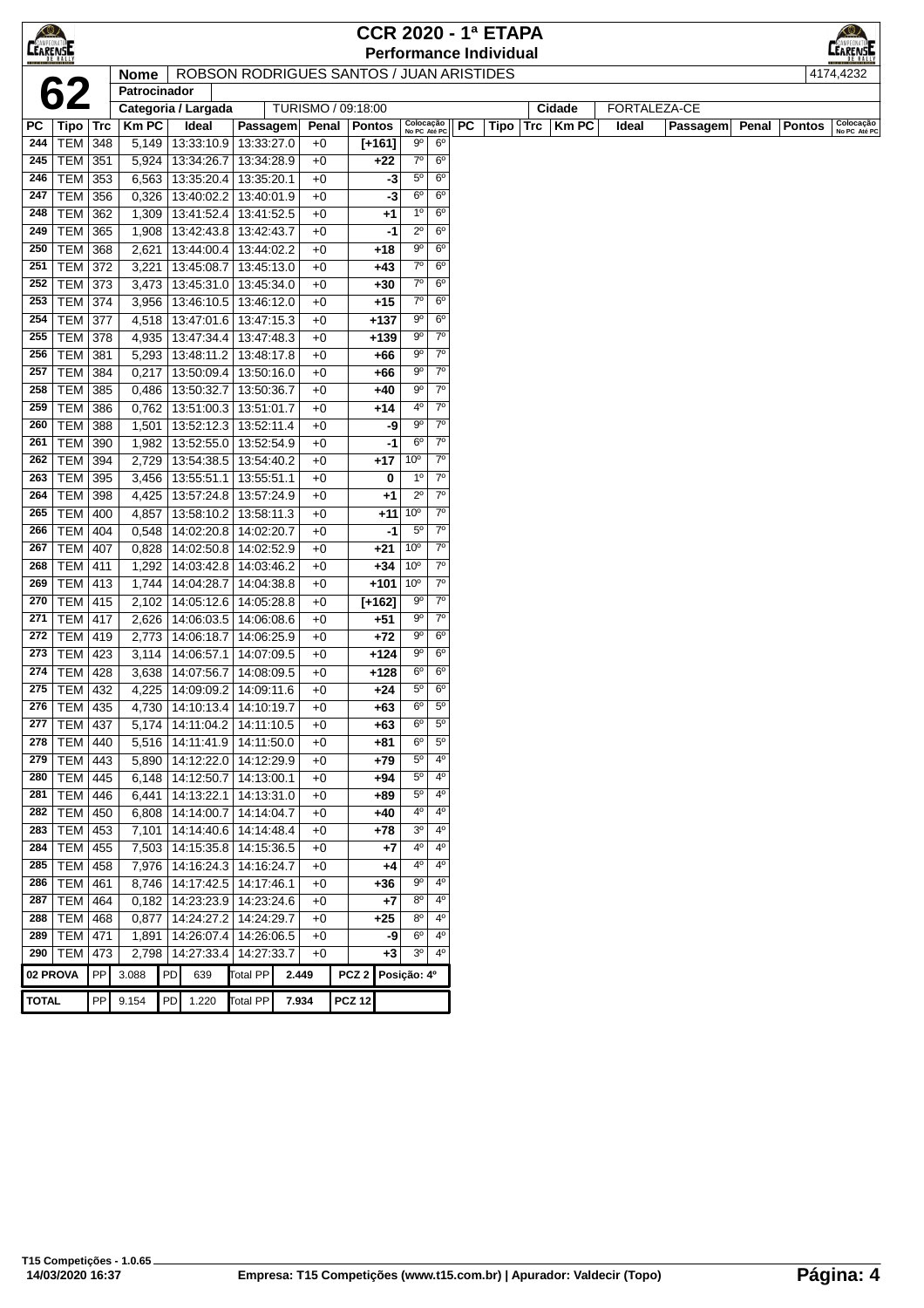# CCR 2020 - 1ª ETAPA

## Performance Individual

**62**

| Nome | ROBSON RODRIGUES SANTOS / JUAN ARISTIDES | 4174,4232 |
|---|---|---|
| Patrocinador | | |
| Categoria / Largada | TURISMO / 09:18:00 | Cidade: FORTALEZA-CE |

| PC | Tipo | Trc | Km PC | Ideal | Passagem | Penal | Pontos | Colocação No PC | Colocação Até PC |
|---|---|---|---|---|---|---|---|---|---|
| 244 | TEM | 348 | 5,149 | 13:33:10.9 | 13:33:27.0 | +0 | [+161] | 9º | 6º |
| 245 | TEM | 351 | 5,924 | 13:34:26.7 | 13:34:28.9 | +0 | +22 | 7º | 6º |
| 246 | TEM | 353 | 6,563 | 13:35:20.4 | 13:35:20.1 | +0 | -3 | 5º | 6º |
| 247 | TEM | 356 | 0,326 | 13:40:02.2 | 13:40:01.9 | +0 | -3 | 6º | 6º |
| 248 | TEM | 362 | 1,309 | 13:41:52.4 | 13:41:52.5 | +0 | +1 | 1º | 6º |
| 249 | TEM | 365 | 1,908 | 13:42:43.8 | 13:42:43.7 | +0 | -1 | 2º | 6º |
| 250 | TEM | 368 | 2,621 | 13:44:00.4 | 13:44:02.2 | +0 | +18 | 9º | 6º |
| 251 | TEM | 372 | 3,221 | 13:45:08.7 | 13:45:13.0 | +0 | +43 | 7º | 6º |
| 252 | TEM | 373 | 3,473 | 13:45:31.0 | 13:45:34.0 | +0 | +30 | 7º | 6º |
| 253 | TEM | 374 | 3,956 | 13:46:10.5 | 13:46:12.0 | +0 | +15 | 7º | 6º |
| 254 | TEM | 377 | 4,518 | 13:47:01.6 | 13:47:15.3 | +0 | +137 | 9º | 6º |
| 255 | TEM | 378 | 4,935 | 13:47:34.4 | 13:47:48.3 | +0 | +139 | 9º | 7º |
| 256 | TEM | 381 | 5,293 | 13:48:11.2 | 13:48:17.8 | +0 | +66 | 9º | 7º |
| 257 | TEM | 384 | 0,217 | 13:50:09.4 | 13:50:16.0 | +0 | +66 | 9º | 7º |
| 258 | TEM | 385 | 0,486 | 13:50:32.7 | 13:50:36.7 | +0 | +40 | 9º | 7º |
| 259 | TEM | 386 | 0,762 | 13:51:00.3 | 13:51:01.7 | +0 | +14 | 4º | 7º |
| 260 | TEM | 388 | 1,501 | 13:52:12.3 | 13:52:11.4 | +0 | -9 | 9º | 7º |
| 261 | TEM | 390 | 1,982 | 13:52:55.0 | 13:52:54.9 | +0 | -1 | 6º | 7º |
| 262 | TEM | 394 | 2,729 | 13:54:38.5 | 13:54:40.2 | +0 | +17 | 10º | 7º |
| 263 | TEM | 395 | 3,456 | 13:55:51.1 | 13:55:51.1 | +0 | 0 | 1º | 7º |
| 264 | TEM | 398 | 4,425 | 13:57:24.8 | 13:57:24.9 | +0 | +1 | 2º | 7º |
| 265 | TEM | 400 | 4,857 | 13:58:10.2 | 13:58:11.3 | +0 | +11 | 10º | 7º |
| 266 | TEM | 404 | 0,548 | 14:02:20.8 | 14:02:20.7 | +0 | -1 | 5º | 7º |
| 267 | TEM | 407 | 0,828 | 14:02:50.8 | 14:02:52.9 | +0 | +21 | 10º | 7º |
| 268 | TEM | 411 | 1,292 | 14:03:42.8 | 14:03:46.2 | +0 | +34 | 10º | 7º |
| 269 | TEM | 413 | 1,744 | 14:04:28.7 | 14:04:38.8 | +0 | +101 | 10º | 7º |
| 270 | TEM | 415 | 2,102 | 14:05:12.6 | 14:05:28.8 | +0 | [+162] | 9º | 7º |
| 271 | TEM | 417 | 2,626 | 14:06:03.5 | 14:06:08.6 | +0 | +51 | 9º | 7º |
| 272 | TEM | 419 | 2,773 | 14:06:18.7 | 14:06:25.9 | +0 | +72 | 9º | 6º |
| 273 | TEM | 423 | 3,114 | 14:06:57.1 | 14:07:09.5 | +0 | +124 | 9º | 6º |
| 274 | TEM | 428 | 3,638 | 14:07:56.7 | 14:08:09.5 | +0 | +128 | 6º | 6º |
| 275 | TEM | 432 | 4,225 | 14:09:09.2 | 14:09:11.6 | +0 | +24 | 5º | 6º |
| 276 | TEM | 435 | 4,730 | 14:10:13.4 | 14:10:19.7 | +0 | +63 | 6º | 5º |
| 277 | TEM | 437 | 5,174 | 14:11:04.2 | 14:11:10.5 | +0 | +63 | 6º | 5º |
| 278 | TEM | 440 | 5,516 | 14:11:41.9 | 14:11:50.0 | +0 | +81 | 6º | 5º |
| 279 | TEM | 443 | 5,890 | 14:12:22.0 | 14:12:29.9 | +0 | +79 | 5º | 4º |
| 280 | TEM | 445 | 6,148 | 14:12:50.7 | 14:13:00.1 | +0 | +94 | 5º | 4º |
| 281 | TEM | 446 | 6,441 | 14:13:22.1 | 14:13:31.0 | +0 | +89 | 5º | 4º |
| 282 | TEM | 450 | 6,808 | 14:14:00.7 | 14:14:04.7 | +0 | +40 | 4º | 4º |
| 283 | TEM | 453 | 7,101 | 14:14:40.6 | 14:14:48.4 | +0 | +78 | 3º | 4º |
| 284 | TEM | 455 | 7,503 | 14:15:35.8 | 14:15:36.5 | +0 | +7 | 4º | 4º |
| 285 | TEM | 458 | 7,976 | 14:16:24.3 | 14:16:24.7 | +0 | +4 | 4º | 4º |
| 286 | TEM | 461 | 8,746 | 14:17:42.5 | 14:17:46.1 | +0 | +36 | 9º | 4º |
| 287 | TEM | 464 | 0,182 | 14:23:23.9 | 14:23:24.6 | +0 | +7 | 8º | 4º |
| 288 | TEM | 468 | 0,877 | 14:24:27.2 | 14:24:29.7 | +0 | +25 | 8º | 4º |
| 289 | TEM | 471 | 1,891 | 14:26:07.4 | 14:26:06.5 | +0 | -9 | 6º | 4º |
| 290 | TEM | 473 | 2,798 | 14:27:33.4 | 14:27:33.7 | +0 | +3 | 3º | 4º |

| | PP | | PD | | Total PP | | | |
|---|---|---|---|---|---|---|---|---|
| 02 PROVA | PP | 3.088 | PD | 639 | Total PP | 2.449 | PCZ 2 | Posição: 4º |
| TOTAL | PP | 9.154 | PD | 1.220 | Total PP | 7.934 | PCZ 12 | |

T15 Competições - 1.0.65
14/03/2020 16:37

Empresa: T15 Competições (www.t15.com.br) | Apurador: Valdecir (Topo)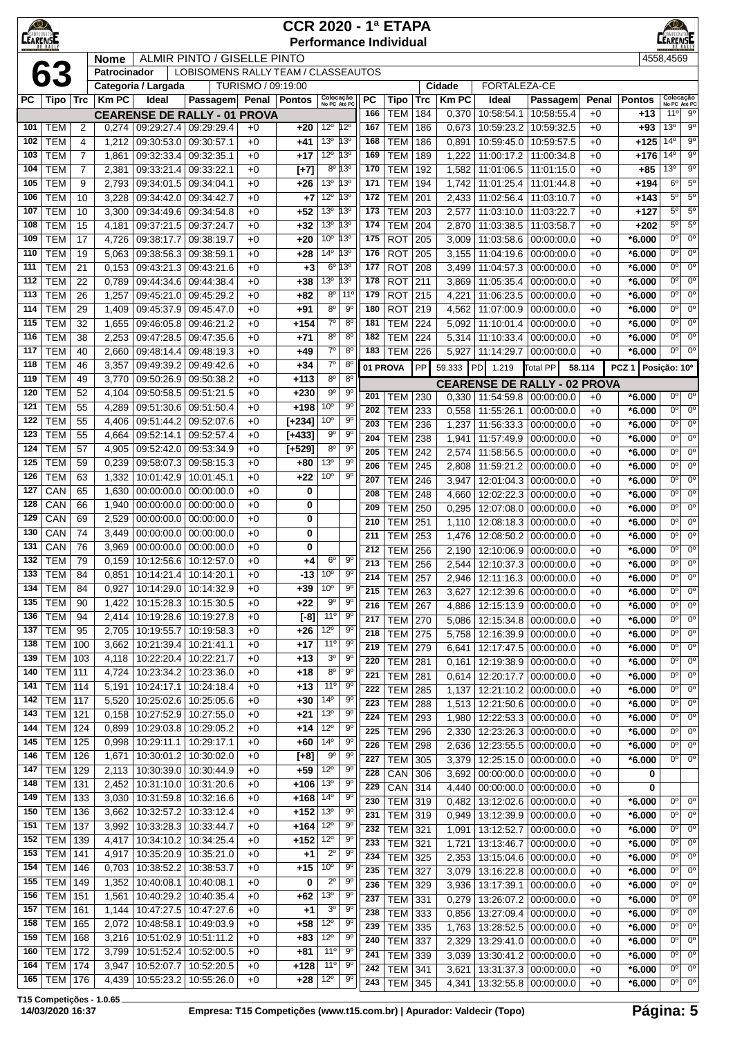# CCR 2020 - 1ª ETAPA
## Performance Individual

**63**

| | |
|---|---|
| **Nome** | ALMIR PINTO / GISELLE PINTO |
| **Patrocinador** | LOBISOMENS RALLY TEAM / CLASSEAUTOS |
| **Categoria / Largada** | TURISMO / 09:19:00 |
| **Cidade** | FORTALEZA-CE |

4558,4569

### CEARENSE DE RALLY - 01 PROVA

| PC | Tipo | Trc | Km PC | Ideal | Passagem | Penal | Pontos | Colocação No PC | Colocação Até PC |
|---|---|---|---|---|---|---|---|---|---|
| 101 | TEM | 2 | 0,274 | 09:29:27.4 | 09:29:29.4 | +0 | +20 | 12º | 12º |
| 102 | TEM | 4 | 1,212 | 09:30:53.0 | 09:30:57.1 | +0 | +41 | 13º | 13º |
| 103 | TEM | 7 | 1,861 | 09:32:33.4 | 09:32:35.1 | +0 | +17 | 12º | 13º |
| 104 | TEM | 7 | 2,381 | 09:33:21.4 | 09:33:22.1 | +0 | [+7] | 8º | 13º |
| 105 | TEM | 9 | 2,793 | 09:34:01.5 | 09:34:04.1 | +0 | +26 | 13º | 13º |
| 106 | TEM | 10 | 3,228 | 09:34:42.0 | 09:34:42.7 | +0 | +7 | 12º | 13º |
| 107 | TEM | 10 | 3,300 | 09:34:49.6 | 09:34:54.8 | +0 | +52 | 13º | 13º |
| 108 | TEM | 15 | 4,181 | 09:37:21.5 | 09:37:24.7 | +0 | +32 | 13º | 13º |
| 109 | TEM | 17 | 4,726 | 09:38:17.7 | 09:38:19.7 | +0 | +20 | 10º | 13º |
| 110 | TEM | 19 | 5,063 | 09:38:56.3 | 09:38:59.1 | +0 | +28 | 14º | 13º |
| 111 | TEM | 21 | 0,153 | 09:43:21.3 | 09:43:21.6 | +0 | +3 | 6º | 13º |
| 112 | TEM | 22 | 0,789 | 09:44:34.6 | 09:44:38.4 | +0 | +38 | 13º | 13º |
| 113 | TEM | 26 | 1,257 | 09:45:21.0 | 09:45:29.2 | +0 | +82 | 8º | 11º |
| 114 | TEM | 29 | 1,409 | 09:45:37.9 | 09:45:47.0 | +0 | +91 | 8º | 9º |
| 115 | TEM | 32 | 1,655 | 09:46:05.8 | 09:46:21.2 | +0 | +154 | 7º | 8º |
| 116 | TEM | 38 | 2,253 | 09:47:28.5 | 09:47:35.6 | +0 | +71 | 8º | 8º |
| 117 | TEM | 40 | 2,660 | 09:48:14.4 | 09:48:19.3 | +0 | +49 | 7º | 8º |
| 118 | TEM | 46 | 3,357 | 09:49:39.2 | 09:49:42.6 | +0 | +34 | 7º | 8º |
| 119 | TEM | 49 | 3,770 | 09:50:26.9 | 09:50:38.2 | +0 | +113 | 8º | 8º |
| 120 | TEM | 52 | 4,104 | 09:50:58.5 | 09:51:21.5 | +0 | +230 | 9º | 9º |
| 121 | TEM | 55 | 4,289 | 09:51:30.6 | 09:51:50.4 | +0 | +198 | 10º | 9º |
| 122 | TEM | 55 | 4,406 | 09:51:44.2 | 09:52:07.6 | +0 | [+234] | 10º | 9º |
| 123 | TEM | 55 | 4,664 | 09:52:14.1 | 09:52:57.4 | +0 | [+433] | 9º | 9º |
| 124 | TEM | 57 | 4,905 | 09:52:42.0 | 09:53:34.9 | +0 | [+529] | 8º | 9º |
| 125 | TEM | 59 | 0,239 | 09:58:07.3 | 09:58:15.3 | +0 | +80 | 13º | 9º |
| 126 | TEM | 63 | 1,332 | 10:01:42.9 | 10:01:45.1 | +0 | +22 | 10º | 9º |
| 127 | CAN | 65 | 1,630 | 00:00:00.0 | 00:00:00.0 | +0 | 0 | | |
| 128 | CAN | 66 | 1,940 | 00:00:00.0 | 00:00:00.0 | +0 | 0 | | |
| 129 | CAN | 69 | 2,529 | 00:00:00.0 | 00:00:00.0 | +0 | 0 | | |
| 130 | CAN | 74 | 3,449 | 00:00:00.0 | 00:00:00.0 | +0 | 0 | | |
| 131 | CAN | 76 | 3,969 | 00:00:00.0 | 00:00:00.0 | +0 | 0 | | |
| 132 | TEM | 79 | 0,159 | 10:12:56.6 | 10:12:57.0 | +0 | +4 | 6º | 9º |
| 133 | TEM | 84 | 0,851 | 10:14:21.4 | 10:14:20.1 | +0 | -13 | 10º | 9º |
| 134 | TEM | 84 | 0,927 | 10:14:29.0 | 10:14:32.9 | +0 | +39 | 10º | 9º |
| 135 | TEM | 90 | 1,422 | 10:15:28.3 | 10:15:30.5 | +0 | +22 | 9º | 9º |
| 136 | TEM | 94 | 2,414 | 10:19:28.6 | 10:19:27.8 | +0 | [-8] | 11º | 9º |
| 137 | TEM | 95 | 2,705 | 10:19:55.7 | 10:19:58.3 | +0 | +26 | 12º | 9º |
| 138 | TEM | 100 | 3,662 | 10:21:39.4 | 10:21:41.1 | +0 | +17 | 11º | 9º |
| 139 | TEM | 103 | 4,118 | 10:22:20.4 | 10:22:21.7 | +0 | +13 | 3º | 9º |
| 140 | TEM | 111 | 4,724 | 10:23:34.2 | 10:23:36.0 | +0 | +18 | 8º | 9º |
| 141 | TEM | 114 | 5,191 | 10:24:17.1 | 10:24:18.4 | +0 | +13 | 11º | 9º |
| 142 | TEM | 117 | 5,520 | 10:25:02.6 | 10:25:05.6 | +0 | +30 | 14º | 9º |
| 143 | TEM | 121 | 0,158 | 10:27:52.9 | 10:27:55.0 | +0 | +21 | 13º | 9º |
| 144 | TEM | 124 | 0,899 | 10:29:03.8 | 10:29:05.2 | +0 | +14 | 12º | 9º |
| 145 | TEM | 125 | 0,998 | 10:29:11.1 | 10:29:17.1 | +0 | +60 | 14º | 9º |
| 146 | TEM | 126 | 1,671 | 10:30:01.2 | 10:30:02.0 | +0 | [+8] | 9º | 9º |
| 147 | TEM | 129 | 2,113 | 10:30:39.0 | 10:30:44.9 | +0 | +59 | 12º | 9º |
| 148 | TEM | 131 | 2,452 | 10:31:10.0 | 10:31:20.6 | +0 | +106 | 13º | 9º |
| 149 | TEM | 133 | 3,030 | 10:31:59.8 | 10:32:16.6 | +0 | +168 | 14º | 9º |
| 150 | TEM | 136 | 3,662 | 10:32:57.2 | 10:33:12.4 | +0 | +152 | 13º | 9º |
| 151 | TEM | 137 | 3,992 | 10:33:28.3 | 10:33:44.7 | +0 | +164 | 12º | 9º |
| 152 | TEM | 139 | 4,417 | 10:34:10.2 | 10:34:25.4 | +0 | +152 | 12º | 9º |
| 153 | TEM | 141 | 4,917 | 10:35:20.9 | 10:35:21.0 | +0 | +1 | 2º | 9º |
| 154 | TEM | 146 | 0,703 | 10:38:52.2 | 10:38:53.7 | +0 | +15 | 10º | 9º |
| 155 | TEM | 149 | 1,352 | 10:40:08.1 | 10:40:08.1 | +0 | 0 | 2º | 9º |
| 156 | TEM | 151 | 1,561 | 10:40:29.2 | 10:40:35.4 | +0 | +62 | 13º | 9º |
| 157 | TEM | 161 | 1,144 | 10:47:27.5 | 10:47:27.6 | +0 | +1 | 3º | 9º |
| 158 | TEM | 165 | 2,072 | 10:48:58.1 | 10:49:03.9 | +0 | +58 | 12º | 9º |
| 159 | TEM | 168 | 3,216 | 10:51:02.9 | 10:51:11.2 | +0 | +83 | 12º | 9º |
| 160 | TEM | 172 | 3,799 | 10:51:52.4 | 10:52:00.5 | +0 | +81 | 11º | 9º |
| 164 | TEM | 174 | 3,947 | 10:52:07.7 | 10:52:20.5 | +0 | +128 | 11º | 9º |
| 165 | TEM | 176 | 4,439 | 10:55:23.2 | 10:55:26.0 | +0 | +28 | 12º | 9º |
| 166 | TEM | 184 | 0,370 | 10:58:54.1 | 10:58:55.4 | +0 | +13 | 11º | 9º |
| 167 | TEM | 186 | 0,673 | 10:59:23.2 | 10:59:32.5 | +0 | +93 | 13º | 9º |
| 168 | TEM | 186 | 0,891 | 10:59:45.0 | 10:59:57.5 | +0 | +125 | 14º | 9º |
| 169 | TEM | 189 | 1,222 | 11:00:17.2 | 11:00:34.8 | +0 | +176 | 14º | 9º |
| 170 | TEM | 192 | 1,582 | 11:01:06.5 | 11:01:15.0 | +0 | +85 | 13º | 9º |
| 171 | TEM | 194 | 1,742 | 11:01:25.4 | 11:01:44.8 | +0 | +194 | 6º | 5º |
| 172 | TEM | 201 | 2,433 | 11:02:56.4 | 11:03:10.7 | +0 | +143 | 5º | 5º |
| 173 | TEM | 203 | 2,577 | 11:03:10.0 | 11:03:22.7 | +0 | +127 | 5º | 5º |
| 174 | TEM | 204 | 2,870 | 11:03:38.5 | 11:03:58.7 | +0 | +202 | 5º | 5º |
| 175 | ROT | 205 | 3,009 | 11:03:58.6 | 00:00:00.0 | +0 | *6.000 | 0º | 0º |
| 176 | ROT | 205 | 3,155 | 11:04:19.6 | 00:00:00.0 | +0 | *6.000 | 0º | 0º |
| 177 | ROT | 208 | 3,499 | 11:04:57.3 | 00:00:00.0 | +0 | *6.000 | 0º | 0º |
| 178 | ROT | 211 | 3,869 | 11:05:35.4 | 00:00:00.0 | +0 | *6.000 | 0º | 0º |
| 179 | ROT | 215 | 4,221 | 11:06:23.5 | 00:00:00.0 | +0 | *6.000 | 0º | 0º |
| 180 | ROT | 219 | 4,562 | 11:07:00.9 | 00:00:00.0 | +0 | *6.000 | 0º | 0º |
| 181 | TEM | 224 | 5,092 | 11:10:01.4 | 00:00:00.0 | +0 | *6.000 | 0º | 0º |
| 182 | TEM | 224 | 5,314 | 11:10:33.4 | 00:00:00.0 | +0 | *6.000 | 0º | 0º |
| 183 | TEM | 226 | 5,927 | 11:14:29.7 | 00:00:00.0 | +0 | *6.000 | 0º | 0º |

**01 PROVA** | PP 59.333 | PD 1.219 | Total PP 58.114 | PCZ 1 | Posição: 10º

### CEARENSE DE RALLY - 02 PROVA

| PC | Tipo | Trc | Km PC | Ideal | Passagem | Penal | Pontos | Colocação No PC | Colocação Até PC |
|---|---|---|---|---|---|---|---|---|---|
| 201 | TEM | 230 | 0,330 | 11:54:59.8 | 00:00:00.0 | +0 | *6.000 | 0º | 0º |
| 202 | TEM | 233 | 0,558 | 11:55:26.1 | 00:00:00.0 | +0 | *6.000 | 0º | 0º |
| 203 | TEM | 236 | 1,237 | 11:56:33.3 | 00:00:00.0 | +0 | *6.000 | 0º | 0º |
| 204 | TEM | 238 | 1,941 | 11:57:49.9 | 00:00:00.0 | +0 | *6.000 | 0º | 0º |
| 205 | TEM | 242 | 2,574 | 11:58:56.5 | 00:00:00.0 | +0 | *6.000 | 0º | 0º |
| 206 | TEM | 245 | 2,808 | 11:59:21.2 | 00:00:00.0 | +0 | *6.000 | 0º | 0º |
| 207 | TEM | 246 | 3,947 | 12:01:04.3 | 00:00:00.0 | +0 | *6.000 | 0º | 0º |
| 208 | TEM | 248 | 4,660 | 12:02:22.3 | 00:00:00.0 | +0 | *6.000 | 0º | 0º |
| 209 | TEM | 250 | 0,295 | 12:07:08.0 | 00:00:00.0 | +0 | *6.000 | 0º | 0º |
| 210 | TEM | 251 | 1,110 | 12:08:18.3 | 00:00:00.0 | +0 | *6.000 | 0º | 0º |
| 211 | TEM | 253 | 1,476 | 12:08:50.2 | 00:00:00.0 | +0 | *6.000 | 0º | 0º |
| 212 | TEM | 256 | 2,190 | 12:10:06.9 | 00:00:00.0 | +0 | *6.000 | 0º | 0º |
| 213 | TEM | 256 | 2,544 | 12:10:37.3 | 00:00:00.0 | +0 | *6.000 | 0º | 0º |
| 214 | TEM | 257 | 2,946 | 12:11:16.3 | 00:00:00.0 | +0 | *6.000 | 0º | 0º |
| 215 | TEM | 263 | 3,627 | 12:12:39.6 | 00:00:00.0 | +0 | *6.000 | 0º | 0º |
| 216 | TEM | 267 | 4,886 | 12:15:13.9 | 00:00:00.0 | +0 | *6.000 | 0º | 0º |
| 217 | TEM | 270 | 5,086 | 12:15:34.8 | 00:00:00.0 | +0 | *6.000 | 0º | 0º |
| 218 | TEM | 275 | 5,758 | 12:16:39.9 | 00:00:00.0 | +0 | *6.000 | 0º | 0º |
| 219 | TEM | 279 | 6,641 | 12:17:47.5 | 00:00:00.0 | +0 | *6.000 | 0º | 0º |
| 220 | TEM | 281 | 0,161 | 12:19:38.9 | 00:00:00.0 | +0 | *6.000 | 0º | 0º |
| 221 | TEM | 281 | 0,614 | 12:20:17.7 | 00:00:00.0 | +0 | *6.000 | 0º | 0º |
| 222 | TEM | 285 | 1,137 | 12:21:10.2 | 00:00:00.0 | +0 | *6.000 | 0º | 0º |
| 223 | TEM | 288 | 1,513 | 12:21:50.6 | 00:00:00.0 | +0 | *6.000 | 0º | 0º |
| 224 | TEM | 293 | 1,980 | 12:22:53.3 | 00:00:00.0 | +0 | *6.000 | 0º | 0º |
| 225 | TEM | 296 | 2,330 | 12:23:26.3 | 00:00:00.0 | +0 | *6.000 | 0º | 0º |
| 226 | TEM | 298 | 2,636 | 12:23:55.5 | 00:00:00.0 | +0 | *6.000 | 0º | 0º |
| 227 | TEM | 305 | 3,379 | 12:25:15.0 | 00:00:00.0 | +0 | *6.000 | 0º | 0º |
| 228 | CAN | 306 | 3,692 | 00:00:00.0 | 00:00:00.0 | +0 | 0 | | |
| 229 | CAN | 314 | 4,440 | 00:00:00.0 | 00:00:00.0 | +0 | 0 | | |
| 230 | TEM | 319 | 0,482 | 13:12:02.6 | 00:00:00.0 | +0 | *6.000 | 0º | 0º |
| 231 | TEM | 319 | 0,949 | 13:12:39.9 | 00:00:00.0 | +0 | *6.000 | 0º | 0º |
| 232 | TEM | 321 | 1,091 | 13:12:52.7 | 00:00:00.0 | +0 | *6.000 | 0º | 0º |
| 233 | TEM | 321 | 1,721 | 13:13:46.7 | 00:00:00.0 | +0 | *6.000 | 0º | 0º |
| 234 | TEM | 325 | 2,353 | 13:15:04.6 | 00:00:00.0 | +0 | *6.000 | 0º | 0º |
| 235 | TEM | 327 | 3,079 | 13:16:22.8 | 00:00:00.0 | +0 | *6.000 | 0º | 0º |
| 236 | TEM | 329 | 3,936 | 13:17:39.1 | 00:00:00.0 | +0 | *6.000 | 0º | 0º |
| 237 | TEM | 331 | 0,279 | 13:26:07.2 | 00:00:00.0 | +0 | *6.000 | 0º | 0º |
| 238 | TEM | 333 | 0,856 | 13:27:09.4 | 00:00:00.0 | +0 | *6.000 | 0º | 0º |
| 239 | TEM | 335 | 1,763 | 13:28:52.5 | 00:00:00.0 | +0 | *6.000 | 0º | 0º |
| 240 | TEM | 337 | 2,329 | 13:29:41.0 | 00:00:00.0 | +0 | *6.000 | 0º | 0º |
| 241 | TEM | 339 | 3,039 | 13:30:41.2 | 00:00:00.0 | +0 | *6.000 | 0º | 0º |
| 242 | TEM | 341 | 3,621 | 13:31:37.3 | 00:00:00.0 | +0 | *6.000 | 0º | 0º |
| 243 | TEM | 345 | 4,341 | 13:32:55.8 | 00:00:00.0 | +0 | *6.000 | 0º | 0º |

T15 Competições - 1.0.65
14/03/2020 16:37 — Empresa: T15 Competições (www.t15.com.br) | Apurador: Valdecir (Topo)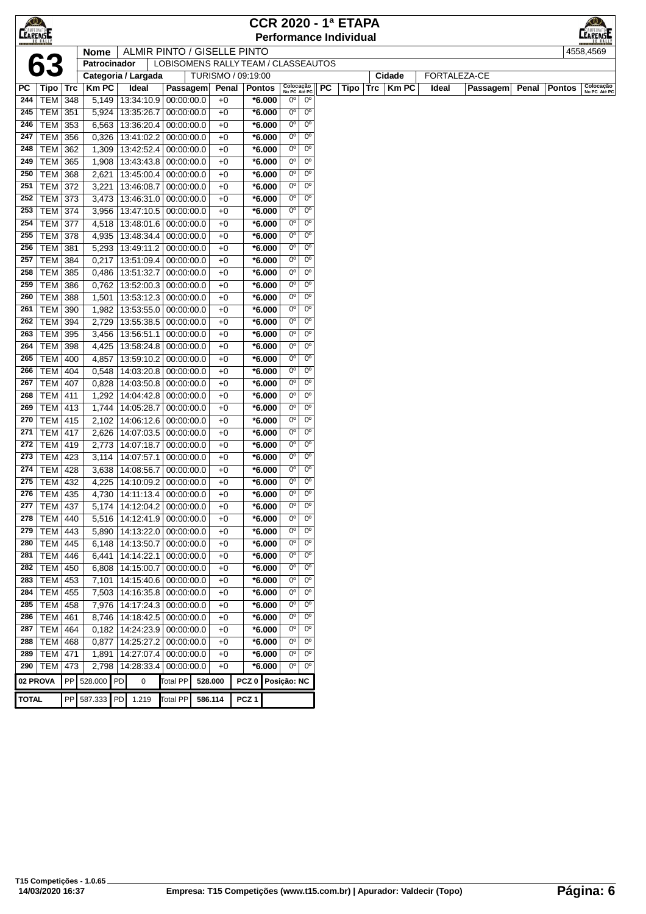# CCR 2020 - 1ª ETAPA
## Performance Individual

| | | |
|---|---|---|
| **63** | **Nome** | ALMIR PINTO / GISELLE PINTO | 4558,4569 |
| | **Patrocinador** | LOBISOMENS RALLY TEAM / CLASSEAUTOS | |
| | **Categoria / Largada** | TURISMO / 09:19:00 | **Cidade** FORTALEZA-CE |

| PC | Tipo | Trc | Km PC | Ideal | Passagem | Penal | Pontos | Colocação No PC | Colocação Até PC |
|---|---|---|---|---|---|---|---|---|---|
| 244 | TEM | 348 | 5,149 | 13:34:10.9 | 00:00:00.0 | +0 | *6.000 | 0º | 0º |
| 245 | TEM | 351 | 5,924 | 13:35:26.7 | 00:00:00.0 | +0 | *6.000 | 0º | 0º |
| 246 | TEM | 353 | 6,563 | 13:36:20.4 | 00:00:00.0 | +0 | *6.000 | 0º | 0º |
| 247 | TEM | 356 | 0,326 | 13:41:02.2 | 00:00:00.0 | +0 | *6.000 | 0º | 0º |
| 248 | TEM | 362 | 1,309 | 13:42:52.4 | 00:00:00.0 | +0 | *6.000 | 0º | 0º |
| 249 | TEM | 365 | 1,908 | 13:43:43.8 | 00:00:00.0 | +0 | *6.000 | 0º | 0º |
| 250 | TEM | 368 | 2,621 | 13:45:00.4 | 00:00:00.0 | +0 | *6.000 | 0º | 0º |
| 251 | TEM | 372 | 3,221 | 13:46:08.7 | 00:00:00.0 | +0 | *6.000 | 0º | 0º |
| 252 | TEM | 373 | 3,473 | 13:46:31.0 | 00:00:00.0 | +0 | *6.000 | 0º | 0º |
| 253 | TEM | 374 | 3,956 | 13:47:10.5 | 00:00:00.0 | +0 | *6.000 | 0º | 0º |
| 254 | TEM | 377 | 4,518 | 13:48:01.6 | 00:00:00.0 | +0 | *6.000 | 0º | 0º |
| 255 | TEM | 378 | 4,935 | 13:48:34.4 | 00:00:00.0 | +0 | *6.000 | 0º | 0º |
| 256 | TEM | 381 | 5,293 | 13:49:11.2 | 00:00:00.0 | +0 | *6.000 | 0º | 0º |
| 257 | TEM | 384 | 0,217 | 13:51:09.4 | 00:00:00.0 | +0 | *6.000 | 0º | 0º |
| 258 | TEM | 385 | 0,486 | 13:51:32.7 | 00:00:00.0 | +0 | *6.000 | 0º | 0º |
| 259 | TEM | 386 | 0,762 | 13:52:00.3 | 00:00:00.0 | +0 | *6.000 | 0º | 0º |
| 260 | TEM | 388 | 1,501 | 13:53:12.3 | 00:00:00.0 | +0 | *6.000 | 0º | 0º |
| 261 | TEM | 390 | 1,982 | 13:53:55.0 | 00:00:00.0 | +0 | *6.000 | 0º | 0º |
| 262 | TEM | 394 | 2,729 | 13:55:38.5 | 00:00:00.0 | +0 | *6.000 | 0º | 0º |
| 263 | TEM | 395 | 3,456 | 13:56:51.1 | 00:00:00.0 | +0 | *6.000 | 0º | 0º |
| 264 | TEM | 398 | 4,425 | 13:58:24.8 | 00:00:00.0 | +0 | *6.000 | 0º | 0º |
| 265 | TEM | 400 | 4,857 | 13:59:10.2 | 00:00:00.0 | +0 | *6.000 | 0º | 0º |
| 266 | TEM | 404 | 0,548 | 14:03:20.8 | 00:00:00.0 | +0 | *6.000 | 0º | 0º |
| 267 | TEM | 407 | 0,828 | 14:03:50.8 | 00:00:00.0 | +0 | *6.000 | 0º | 0º |
| 268 | TEM | 411 | 1,292 | 14:04:42.8 | 00:00:00.0 | +0 | *6.000 | 0º | 0º |
| 269 | TEM | 413 | 1,744 | 14:05:28.7 | 00:00:00.0 | +0 | *6.000 | 0º | 0º |
| 270 | TEM | 415 | 2,102 | 14:06:12.6 | 00:00:00.0 | +0 | *6.000 | 0º | 0º |
| 271 | TEM | 417 | 2,626 | 14:07:03.5 | 00:00:00.0 | +0 | *6.000 | 0º | 0º |
| 272 | TEM | 419 | 2,773 | 14:07:18.7 | 00:00:00.0 | +0 | *6.000 | 0º | 0º |
| 273 | TEM | 423 | 3,114 | 14:07:57.1 | 00:00:00.0 | +0 | *6.000 | 0º | 0º |
| 274 | TEM | 428 | 3,638 | 14:08:56.7 | 00:00:00.0 | +0 | *6.000 | 0º | 0º |
| 275 | TEM | 432 | 4,225 | 14:10:09.2 | 00:00:00.0 | +0 | *6.000 | 0º | 0º |
| 276 | TEM | 435 | 4,730 | 14:11:13.4 | 00:00:00.0 | +0 | *6.000 | 0º | 0º |
| 277 | TEM | 437 | 5,174 | 14:12:04.2 | 00:00:00.0 | +0 | *6.000 | 0º | 0º |
| 278 | TEM | 440 | 5,516 | 14:12:41.9 | 00:00:00.0 | +0 | *6.000 | 0º | 0º |
| 279 | TEM | 443 | 5,890 | 14:13:22.0 | 00:00:00.0 | +0 | *6.000 | 0º | 0º |
| 280 | TEM | 445 | 6,148 | 14:13:50.7 | 00:00:00.0 | +0 | *6.000 | 0º | 0º |
| 281 | TEM | 446 | 6,441 | 14:14:22.1 | 00:00:00.0 | +0 | *6.000 | 0º | 0º |
| 282 | TEM | 450 | 6,808 | 14:15:00.7 | 00:00:00.0 | +0 | *6.000 | 0º | 0º |
| 283 | TEM | 453 | 7,101 | 14:15:40.6 | 00:00:00.0 | +0 | *6.000 | 0º | 0º |
| 284 | TEM | 455 | 7,503 | 14:16:35.8 | 00:00:00.0 | +0 | *6.000 | 0º | 0º |
| 285 | TEM | 458 | 7,976 | 14:17:24.3 | 00:00:00.0 | +0 | *6.000 | 0º | 0º |
| 286 | TEM | 461 | 8,746 | 14:18:42.5 | 00:00:00.0 | +0 | *6.000 | 0º | 0º |
| 287 | TEM | 464 | 0,182 | 14:24:23.9 | 00:00:00.0 | +0 | *6.000 | 0º | 0º |
| 288 | TEM | 468 | 0,877 | 14:25:27.2 | 00:00:00.0 | +0 | *6.000 | 0º | 0º |
| 289 | TEM | 471 | 1,891 | 14:27:07.4 | 00:00:00.0 | +0 | *6.000 | 0º | 0º |
| 290 | TEM | 473 | 2,798 | 14:28:33.4 | 00:00:00.0 | +0 | *6.000 | 0º | 0º |

| | | | | | | | | |
|---|---|---|---|---|---|---|---|---|
| **02 PROVA** | PP | 528.000 | PD | 0 | Total PP | 528.000 | PCZ 0 | Posição: NC |
| **TOTAL** | PP | 587.333 | PD | 1.219 | Total PP | 586.114 | PCZ 1 | |

T15 Competições - 1.0.65
14/03/2020 16:37 — Empresa: T15 Competições (www.t15.com.br) | Apurador: Valdecir (Topo)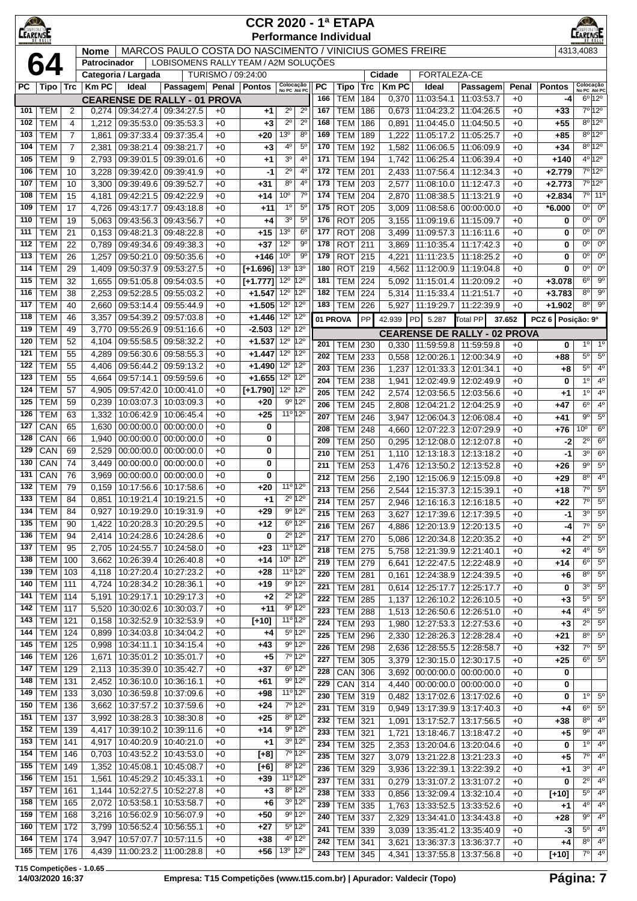# CCR 2020 - 1ª ETAPA

## Performance Individual

**64**

| Nome | MARCOS PAULO COSTA DO NASCIMENTO / VINICIUS GOMES FREIRE | 4313,4083 |
|---|---|---|
| Patrocinador | LOBISOMENS RALLY TEAM / A2M SOLUÇÕES | |
| Categoria / Largada | TURISMO / 09:24:00 | Cidade: FORTALEZA-CE |

**CEARENSE DE RALLY - 01 PROVA**

| PC | Tipo | Trc | Km PC | Ideal | Passagem | Penal | Pontos | Colocação No PC | Colocação Até PC |
|---|---|---|---|---|---|---|---|---|---|
| 101 | TEM | 2 | 0,274 | 09:34:27.4 | 09:34:27.5 | +0 | +1 | 2º | 2º |
| 102 | TEM | 4 | 1,212 | 09:35:53.0 | 09:35:53.3 | +0 | +3 | 2º | 2º |
| 103 | TEM | 7 | 1,861 | 09:37:33.4 | 09:37:35.4 | +0 | +20 | 13º | 8º |
| 104 | TEM | 7 | 2,381 | 09:38:21.4 | 09:38:21.7 | +0 | +3 | 4º | 5º |
| 105 | TEM | 9 | 2,793 | 09:39:01.5 | 09:39:01.6 | +0 | +1 | 3º | 4º |
| 106 | TEM | 10 | 3,228 | 09:39:42.0 | 09:39:41.9 | +0 | -1 | 2º | 4º |
| 107 | TEM | 10 | 3,300 | 09:39:49.6 | 09:39:52.7 | +0 | +31 | 8º | 4º |
| 108 | TEM | 15 | 4,181 | 09:42:21.5 | 09:42:22.9 | +0 | +14 | 10º | 7º |
| 109 | TEM | 17 | 4,726 | 09:43:17.7 | 09:43:18.8 | +0 | +11 | 1º | 5º |
| 110 | TEM | 19 | 5,063 | 09:43:56.3 | 09:43:56.7 | +0 | +4 | 3º | 5º |
| 111 | TEM | 21 | 0,153 | 09:48:21.3 | 09:48:22.8 | +0 | +15 | 13º | 6º |
| 112 | TEM | 22 | 0,789 | 09:49:34.6 | 09:49:38.3 | +0 | +37 | 12º | 9º |
| 113 | TEM | 26 | 1,257 | 09:50:21.0 | 09:50:35.6 | +0 | +146 | 10º | 9º |
| 114 | TEM | 29 | 1,409 | 09:50:37.9 | 09:53:27.5 | +0 | [+1.696] | 13º | 13º |
| 115 | TEM | 32 | 1,655 | 09:51:05.8 | 09:54:03.5 | +0 | [+1.777] | 12º | 12º |
| 116 | TEM | 38 | 2,253 | 09:52:28.5 | 09:55:03.2 | +0 | +1.547 | 12º | 12º |
| 117 | TEM | 40 | 2,660 | 09:53:14.4 | 09:55:44.9 | +0 | +1.505 | 12º | 12º |
| 118 | TEM | 46 | 3,357 | 09:54:39.2 | 09:57:03.8 | +0 | +1.446 | 12º | 12º |
| 119 | TEM | 49 | 3,770 | 09:55:26.9 | 09:51:16.6 | +0 | -2.503 | 12º | 12º |
| 120 | TEM | 52 | 4,104 | 09:55:58.5 | 09:58:32.2 | +0 | +1.537 | 12º | 12º |
| 121 | TEM | 55 | 4,289 | 09:56:30.6 | 09:58:55.3 | +0 | +1.447 | 12º | 12º |
| 122 | TEM | 55 | 4,406 | 09:56:44.2 | 09:59:13.2 | +0 | +1.490 | 12º | 12º |
| 123 | TEM | 55 | 4,664 | 09:57:14.1 | 09:59:59.6 | +0 | +1.655 | 12º | 12º |
| 124 | TEM | 57 | 4,905 | 09:57:42.0 | 10:00:41.0 | +0 | [+1.790] | 12º | 12º |
| 125 | TEM | 59 | 0,239 | 10:03:07.3 | 10:03:09.3 | +0 | +20 | 9º | 12º |
| 126 | TEM | 63 | 1,332 | 10:06:42.9 | 10:06:45.4 | +0 | +25 | 11º | 12º |
| 127 | CAN | 65 | 1,630 | 00:00:00.0 | 00:00:00.0 | +0 | 0 | | |
| 128 | CAN | 66 | 1,940 | 00:00:00.0 | 00:00:00.0 | +0 | 0 | | |
| 129 | CAN | 69 | 2,529 | 00:00:00.0 | 00:00:00.0 | +0 | 0 | | |
| 130 | CAN | 74 | 3,449 | 00:00:00.0 | 00:00:00.0 | +0 | 0 | | |
| 131 | CAN | 76 | 3,969 | 00:00:00.0 | 00:00:00.0 | +0 | 0 | | |
| 132 | TEM | 79 | 0,159 | 10:17:56.6 | 10:17:58.6 | +0 | +20 | 11º | 12º |
| 133 | TEM | 84 | 0,851 | 10:19:21.4 | 10:19:21.5 | +0 | +1 | 2º | 12º |
| 134 | TEM | 84 | 0,927 | 10:19:29.0 | 10:19:31.9 | +0 | +29 | 9º | 12º |
| 135 | TEM | 90 | 1,422 | 10:20:28.3 | 10:20:29.5 | +0 | +12 | 6º | 12º |
| 136 | TEM | 94 | 2,414 | 10:24:28.6 | 10:24:28.6 | +0 | 0 | 2º | 12º |
| 137 | TEM | 95 | 2,705 | 10:24:55.7 | 10:24:58.0 | +0 | +23 | 11º | 12º |
| 138 | TEM | 100 | 3,662 | 10:26:39.4 | 10:26:40.8 | +0 | +14 | 10º | 12º |
| 139 | TEM | 103 | 4,118 | 10:27:20.4 | 10:27:23.2 | +0 | +28 | 11º | 12º |
| 140 | TEM | 111 | 4,724 | 10:28:34.2 | 10:28:36.1 | +0 | +19 | 9º | 12º |
| 141 | TEM | 114 | 5,191 | 10:29:17.1 | 10:29:17.3 | +0 | +2 | 2º | 12º |
| 142 | TEM | 117 | 5,520 | 10:30:02.6 | 10:30:03.7 | +0 | +11 | 9º | 12º |
| 143 | TEM | 121 | 0,158 | 10:32:52.9 | 10:32:53.9 | +0 | [+10] | 11º | 12º |
| 144 | TEM | 124 | 0,899 | 10:34:03.8 | 10:34:04.2 | +0 | +4 | 5º | 12º |
| 145 | TEM | 125 | 0,998 | 10:34:11.1 | 10:34:15.4 | +0 | +43 | 9º | 12º |
| 146 | TEM | 126 | 1,671 | 10:35:01.2 | 10:35:01.7 | +0 | +5 | 7º | 12º |
| 147 | TEM | 129 | 2,113 | 10:35:39.0 | 10:35:42.7 | +0 | +37 | 6º | 12º |
| 148 | TEM | 131 | 2,452 | 10:36:10.0 | 10:36:16.1 | +0 | +61 | 9º | 12º |
| 149 | TEM | 133 | 3,030 | 10:36:59.8 | 10:37:09.6 | +0 | +98 | 11º | 12º |
| 150 | TEM | 136 | 3,662 | 10:37:57.2 | 10:37:59.6 | +0 | +24 | 7º | 12º |
| 151 | TEM | 137 | 3,992 | 10:38:28.3 | 10:38:30.8 | +0 | +25 | 8º | 12º |
| 152 | TEM | 139 | 4,417 | 10:39:10.2 | 10:39:11.6 | +0 | +14 | 9º | 12º |
| 153 | TEM | 141 | 4,917 | 10:40:20.9 | 10:40:21.0 | +0 | +1 | 3º | 12º |
| 154 | TEM | 146 | 0,703 | 10:43:52.2 | 10:43:53.0 | +0 | [+8] | 7º | 12º |
| 155 | TEM | 149 | 1,352 | 10:45:08.1 | 10:45:08.7 | +0 | [+6] | 8º | 12º |
| 156 | TEM | 151 | 1,561 | 10:45:29.2 | 10:45:33.1 | +0 | +39 | 11º | 12º |
| 157 | TEM | 161 | 1,144 | 10:52:27.5 | 10:52:27.8 | +0 | +3 | 8º | 12º |
| 158 | TEM | 165 | 2,072 | 10:53:58.1 | 10:53:58.7 | +0 | +6 | 3º | 12º |
| 159 | TEM | 168 | 3,216 | 10:56:02.9 | 10:56:07.9 | +0 | +50 | 9º | 12º |
| 160 | TEM | 172 | 3,799 | 10:56:52.4 | 10:56:55.1 | +0 | +27 | 5º | 12º |
| 164 | TEM | 174 | 3,947 | 10:57:07.7 | 10:57:11.5 | +0 | +38 | 4º | 12º |
| 165 | TEM | 176 | 4,439 | 11:00:23.2 | 11:00:28.8 | +0 | +56 | 13º | 12º |
| 166 | TEM | 184 | 0,370 | 11:03:54.1 | 11:03:53.7 | +0 | -4 | 6º | 12º |
| 167 | TEM | 186 | 0,673 | 11:04:23.2 | 11:04:26.5 | +0 | +33 | 7º | 12º |
| 168 | TEM | 186 | 0,891 | 11:04:45.0 | 11:04:50.5 | +0 | +55 | 8º | 12º |
| 169 | TEM | 189 | 1,222 | 11:05:17.2 | 11:05:25.7 | +0 | +85 | 8º | 12º |
| 170 | TEM | 192 | 1,582 | 11:06:06.5 | 11:06:09.9 | +0 | +34 | 8º | 12º |
| 171 | TEM | 194 | 1,742 | 11:06:25.4 | 11:06:39.4 | +0 | +140 | 4º | 12º |
| 172 | TEM | 201 | 2,433 | 11:07:56.4 | 11:12:34.3 | +0 | +2.779 | 7º | 12º |
| 173 | TEM | 203 | 2,577 | 11:08:10.0 | 11:12:47.3 | +0 | +2.773 | 7º | 12º |
| 174 | TEM | 204 | 2,870 | 11:08:38.5 | 11:13:21.9 | +0 | +2.834 | 7º | 11º |
| 175 | ROT | 205 | 3,009 | 11:08:58.6 | 00:00:00.0 | +0 | *6.000 | 0º | 0º |
| 176 | ROT | 205 | 3,155 | 11:09:19.6 | 11:15:09.7 | +0 | 0 | 0º | 0º |
| 177 | ROT | 208 | 3,499 | 11:09:57.3 | 11:16:11.6 | +0 | 0 | 0º | 0º |
| 178 | ROT | 211 | 3,869 | 11:10:35.4 | 11:17:42.3 | +0 | 0 | 0º | 0º |
| 179 | ROT | 215 | 4,221 | 11:11:23.5 | 11:18:25.2 | +0 | 0 | 0º | 0º |
| 180 | ROT | 219 | 4,562 | 11:12:00.9 | 11:19:04.8 | +0 | 0 | 0º | 0º |
| 181 | TEM | 224 | 5,092 | 11:15:01.4 | 11:20:09.2 | +0 | +3.078 | 6º | 9º |
| 182 | TEM | 224 | 5,314 | 11:15:33.4 | 11:21:51.7 | +0 | +3.783 | 8º | 9º |
| 183 | TEM | 226 | 5,927 | 11:19:29.7 | 11:22:39.9 | +0 | +1.902 | 8º | 9º |

| 01 PROVA | PP | 42.939 | PD | 5.287 | Total PP | 37.652 | PCZ 6 | Posição: 9º |
|---|---|---|---|---|---|---|---|---|

**CEARENSE DE RALLY - 02 PROVA**

| PC | Tipo | Trc | Km PC | Ideal | Passagem | Penal | Pontos | Colocação No PC | Colocação Até PC |
|---|---|---|---|---|---|---|---|---|---|
| 201 | TEM | 230 | 0,330 | 11:59:59.8 | 11:59:59.8 | +0 | 0 | 1º | 1º |
| 202 | TEM | 233 | 0,558 | 12:00:26.1 | 12:00:34.9 | +0 | +88 | 5º | 5º |
| 203 | TEM | 236 | 1,237 | 12:01:33.3 | 12:01:34.1 | +0 | +8 | 5º | 4º |
| 204 | TEM | 238 | 1,941 | 12:02:49.9 | 12:02:49.9 | +0 | 0 | 1º | 4º |
| 205 | TEM | 242 | 2,574 | 12:03:56.5 | 12:03:56.6 | +0 | +1 | 1º | 4º |
| 206 | TEM | 245 | 2,808 | 12:04:21.2 | 12:04:25.9 | +0 | +47 | 6º | 4º |
| 207 | TEM | 246 | 3,947 | 12:06:04.3 | 12:06:08.4 | +0 | +41 | 9º | 5º |
| 208 | TEM | 248 | 4,660 | 12:07:22.3 | 12:07:29.9 | +0 | +76 | 10º | 6º |
| 209 | TEM | 250 | 0,295 | 12:12:08.0 | 12:12:07.8 | +0 | -2 | 2º | 6º |
| 210 | TEM | 251 | 1,110 | 12:13:18.3 | 12:13:18.2 | +0 | -1 | 3º | 6º |
| 211 | TEM | 253 | 1,476 | 12:13:50.2 | 12:13:52.8 | +0 | +26 | 9º | 5º |
| 212 | TEM | 256 | 2,190 | 12:15:06.9 | 12:15:09.8 | +0 | +29 | 8º | 4º |
| 213 | TEM | 256 | 2,544 | 12:15:37.3 | 12:15:39.1 | +0 | +18 | 7º | 5º |
| 214 | TEM | 257 | 2,946 | 12:16:16.3 | 12:16:18.5 | +0 | +22 | 7º | 5º |
| 215 | TEM | 263 | 3,627 | 12:17:39.6 | 12:17:39.5 | +0 | -1 | 3º | 5º |
| 216 | TEM | 267 | 4,886 | 12:20:13.9 | 12:20:13.5 | +0 | -4 | 7º | 5º |
| 217 | TEM | 270 | 5,086 | 12:20:34.8 | 12:20:35.2 | +0 | +4 | 2º | 5º |
| 218 | TEM | 275 | 5,758 | 12:21:39.9 | 12:21:40.1 | +0 | +2 | 4º | 5º |
| 219 | TEM | 279 | 6,641 | 12:22:47.5 | 12:22:48.9 | +0 | +14 | 6º | 5º |
| 220 | TEM | 281 | 0,161 | 12:24:38.9 | 12:24:39.5 | +0 | +6 | 8º | 5º |
| 221 | TEM | 281 | 0,614 | 12:25:17.7 | 12:25:17.7 | +0 | 0 | 3º | 5º |
| 222 | TEM | 285 | 1,137 | 12:26:10.2 | 12:26:10.5 | +0 | +3 | 5º | 5º |
| 223 | TEM | 288 | 1,513 | 12:26:50.6 | 12:26:51.0 | +0 | +4 | 4º | 5º |
| 224 | TEM | 293 | 1,980 | 12:27:53.3 | 12:27:53.6 | +0 | +3 | 2º | 5º |
| 225 | TEM | 296 | 2,330 | 12:28:26.3 | 12:28:28.4 | +0 | +21 | 8º | 5º |
| 226 | TEM | 298 | 2,636 | 12:28:55.5 | 12:28:58.7 | +0 | +32 | 7º | 5º |
| 227 | TEM | 305 | 3,379 | 12:30:15.0 | 12:30:17.5 | +0 | +25 | 6º | 5º |
| 228 | CAN | 306 | 3,692 | 00:00:00.0 | 00:00:00.0 | +0 | 0 | | |
| 229 | CAN | 314 | 4,440 | 00:00:00.0 | 00:00:00.0 | +0 | 0 | | |
| 230 | TEM | 319 | 0,482 | 13:17:02.6 | 13:17:02.6 | +0 | 0 | 1º | 5º |
| 231 | TEM | 319 | 0,949 | 13:17:39.9 | 13:17:40.3 | +0 | +4 | 6º | 5º |
| 232 | TEM | 321 | 1,091 | 13:17:52.7 | 13:17:56.5 | +0 | +38 | 8º | 4º |
| 233 | TEM | 321 | 1,721 | 13:18:46.7 | 13:18:47.2 | +0 | +5 | 9º | 4º |
| 234 | TEM | 325 | 2,353 | 13:20:04.6 | 13:20:04.6 | +0 | 0 | 1º | 4º |
| 235 | TEM | 327 | 3,079 | 13:21:22.8 | 13:21:23.3 | +0 | +5 | 7º | 4º |
| 236 | TEM | 329 | 3,936 | 13:22:39.1 | 13:22:39.2 | +0 | +1 | 3º | 4º |
| 237 | TEM | 331 | 0,279 | 13:31:07.2 | 13:31:07.2 | +0 | 0 | 2º | 4º |
| 238 | TEM | 333 | 0,856 | 13:32:09.4 | 13:32:10.4 | +0 | [+10] | 5º | 4º |
| 239 | TEM | 335 | 1,763 | 13:33:52.5 | 13:33:52.6 | +0 | +1 | 4º | 4º |
| 240 | TEM | 337 | 2,329 | 13:34:41.0 | 13:34:43.8 | +0 | +28 | 9º | 4º |
| 241 | TEM | 339 | 3,039 | 13:35:41.2 | 13:35:40.9 | +0 | -3 | 5º | 4º |
| 242 | TEM | 341 | 3,621 | 13:36:37.3 | 13:36:37.7 | +0 | +4 | 8º | 4º |
| 243 | TEM | 345 | 4,341 | 13:37:55.8 | 13:37:56.8 | +0 | [+10] | 7º | 4º |

T15 Competições - 1.0.65
14/03/2020 16:37 — Empresa: T15 Competições (www.t15.com.br) | Apurador: Valdecir (Topo)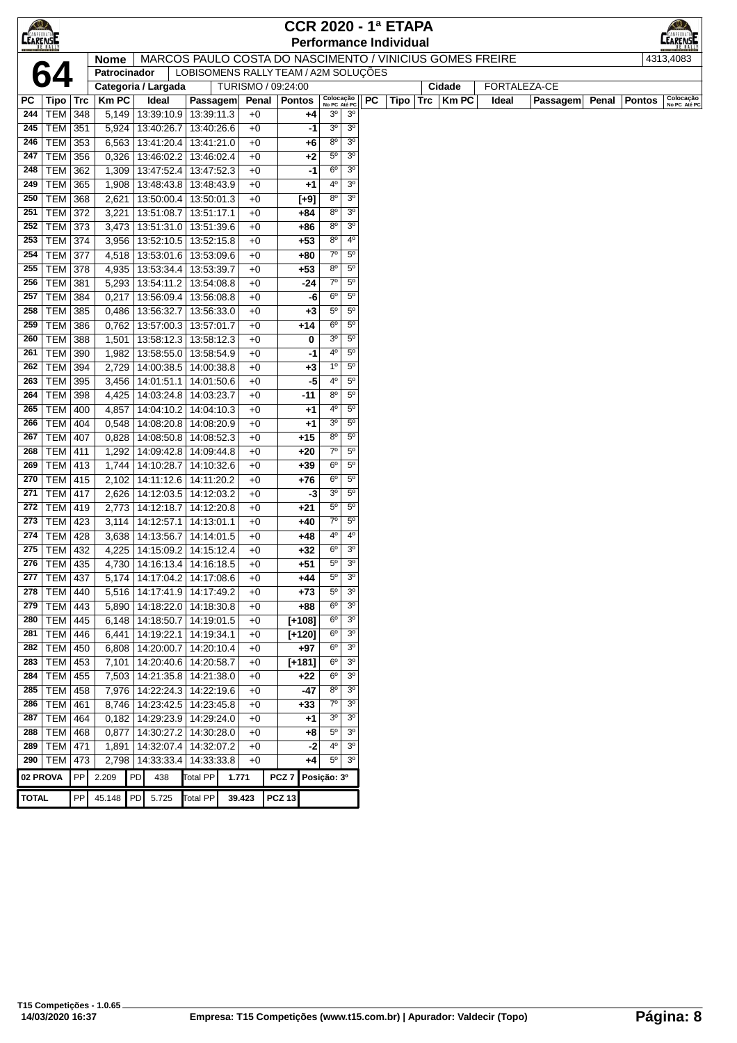# CCR 2020 - 1ª ETAPA

## Performance Individual

**64**

| Nome | MARCOS PAULO COSTA DO NASCIMENTO / VINICIUS GOMES FREIRE | 4313,4083 |
|---|---|---|
| Patrocinador | LOBISOMENS RALLY TEAM / A2M SOLUÇÕES | |
| Categoria / Largada | TURISMO / 09:24:00 | Cidade: FORTALEZA-CE |

| PC | Tipo | Trc | Km PC | Ideal | Passagem | Penal | Pontos | Colocação No PC | Colocação Até PC |
|---|---|---|---|---|---|---|---|---|---|
| 244 | TEM | 348 | 5,149 | 13:39:10.9 | 13:39:11.3 | +0 | +4 | 3º | 3º |
| 245 | TEM | 351 | 5,924 | 13:40:26.7 | 13:40:26.6 | +0 | -1 | 3º | 3º |
| 246 | TEM | 353 | 6,563 | 13:41:20.4 | 13:41:21.0 | +0 | +6 | 8º | 3º |
| 247 | TEM | 356 | 0,326 | 13:46:02.2 | 13:46:02.4 | +0 | +2 | 5º | 3º |
| 248 | TEM | 362 | 1,309 | 13:47:52.4 | 13:47:52.3 | +0 | -1 | 6º | 3º |
| 249 | TEM | 365 | 1,908 | 13:48:43.8 | 13:48:43.9 | +0 | +1 | 4º | 3º |
| 250 | TEM | 368 | 2,621 | 13:50:00.4 | 13:50:01.3 | +0 | [+9] | 8º | 3º |
| 251 | TEM | 372 | 3,221 | 13:51:08.7 | 13:51:17.1 | +0 | +84 | 8º | 3º |
| 252 | TEM | 373 | 3,473 | 13:51:31.0 | 13:51:39.6 | +0 | +86 | 8º | 3º |
| 253 | TEM | 374 | 3,956 | 13:52:10.5 | 13:52:15.8 | +0 | +53 | 8º | 4º |
| 254 | TEM | 377 | 4,518 | 13:53:01.6 | 13:53:09.6 | +0 | +80 | 7º | 5º |
| 255 | TEM | 378 | 4,935 | 13:53:34.4 | 13:53:39.7 | +0 | +53 | 8º | 5º |
| 256 | TEM | 381 | 5,293 | 13:54:11.2 | 13:54:08.8 | +0 | -24 | 7º | 5º |
| 257 | TEM | 384 | 0,217 | 13:56:09.4 | 13:56:08.8 | +0 | -6 | 6º | 5º |
| 258 | TEM | 385 | 0,486 | 13:56:32.7 | 13:56:33.0 | +0 | +3 | 5º | 5º |
| 259 | TEM | 386 | 0,762 | 13:57:00.3 | 13:57:01.7 | +0 | +14 | 6º | 5º |
| 260 | TEM | 388 | 1,501 | 13:58:12.3 | 13:58:12.3 | +0 | 0 | 3º | 5º |
| 261 | TEM | 390 | 1,982 | 13:58:55.0 | 13:58:54.9 | +0 | -1 | 4º | 5º |
| 262 | TEM | 394 | 2,729 | 14:00:38.5 | 14:00:38.8 | +0 | +3 | 1º | 5º |
| 263 | TEM | 395 | 3,456 | 14:01:51.1 | 14:01:50.6 | +0 | -5 | 4º | 5º |
| 264 | TEM | 398 | 4,425 | 14:03:24.8 | 14:03:23.7 | +0 | -11 | 8º | 5º |
| 265 | TEM | 400 | 4,857 | 14:04:10.2 | 14:04:10.3 | +0 | +1 | 4º | 5º |
| 266 | TEM | 404 | 0,548 | 14:08:20.8 | 14:08:20.9 | +0 | +1 | 3º | 5º |
| 267 | TEM | 407 | 0,828 | 14:08:50.8 | 14:08:52.3 | +0 | +15 | 8º | 5º |
| 268 | TEM | 411 | 1,292 | 14:09:42.8 | 14:09:44.8 | +0 | +20 | 7º | 5º |
| 269 | TEM | 413 | 1,744 | 14:10:28.7 | 14:10:32.6 | +0 | +39 | 6º | 5º |
| 270 | TEM | 415 | 2,102 | 14:11:12.6 | 14:11:20.2 | +0 | +76 | 6º | 5º |
| 271 | TEM | 417 | 2,626 | 14:12:03.5 | 14:12:03.2 | +0 | -3 | 3º | 5º |
| 272 | TEM | 419 | 2,773 | 14:12:18.7 | 14:12:20.8 | +0 | +21 | 5º | 5º |
| 273 | TEM | 423 | 3,114 | 14:12:57.1 | 14:13:01.1 | +0 | +40 | 7º | 5º |
| 274 | TEM | 428 | 3,638 | 14:13:56.7 | 14:14:01.5 | +0 | +48 | 4º | 4º |
| 275 | TEM | 432 | 4,225 | 14:15:09.2 | 14:15:12.4 | +0 | +32 | 6º | 3º |
| 276 | TEM | 435 | 4,730 | 14:16:13.4 | 14:16:18.5 | +0 | +51 | 5º | 3º |
| 277 | TEM | 437 | 5,174 | 14:17:04.2 | 14:17:08.6 | +0 | +44 | 5º | 3º |
| 278 | TEM | 440 | 5,516 | 14:17:41.9 | 14:17:49.2 | +0 | +73 | 5º | 3º |
| 279 | TEM | 443 | 5,890 | 14:18:22.0 | 14:18:30.8 | +0 | +88 | 6º | 3º |
| 280 | TEM | 445 | 6,148 | 14:18:50.7 | 14:19:01.5 | +0 | [+108] | 6º | 3º |
| 281 | TEM | 446 | 6,441 | 14:19:22.1 | 14:19:34.1 | +0 | [+120] | 6º | 3º |
| 282 | TEM | 450 | 6,808 | 14:20:00.7 | 14:20:10.4 | +0 | +97 | 6º | 3º |
| 283 | TEM | 453 | 7,101 | 14:20:40.6 | 14:20:58.7 | +0 | [+181] | 6º | 3º |
| 284 | TEM | 455 | 7,503 | 14:21:35.8 | 14:21:38.0 | +0 | +22 | 6º | 3º |
| 285 | TEM | 458 | 7,976 | 14:22:24.3 | 14:22:19.6 | +0 | -47 | 8º | 3º |
| 286 | TEM | 461 | 8,746 | 14:23:42.5 | 14:23:45.8 | +0 | +33 | 7º | 3º |
| 287 | TEM | 464 | 0,182 | 14:29:23.9 | 14:29:24.0 | +0 | +1 | 3º | 3º |
| 288 | TEM | 468 | 0,877 | 14:30:27.2 | 14:30:28.0 | +0 | +8 | 5º | 3º |
| 289 | TEM | 471 | 1,891 | 14:32:07.4 | 14:32:07.2 | +0 | -2 | 4º | 3º |
| 290 | TEM | 473 | 2,798 | 14:33:33.4 | 14:33:33.8 | +0 | +4 | 5º | 3º |

| 02 PROVA | PP 2.209 | PD 438 | Total PP 1.771 | PCZ 7 | Posição: 3º |
|---|---|---|---|---|---|
| TOTAL | PP 45.148 | PD 5.725 | Total PP 39.423 | PCZ 13 | |

T15 Competições - 1.0.65
14/03/2020 16:37
Empresa: T15 Competições (www.t15.com.br) | Apurador: Valdecir (Topo)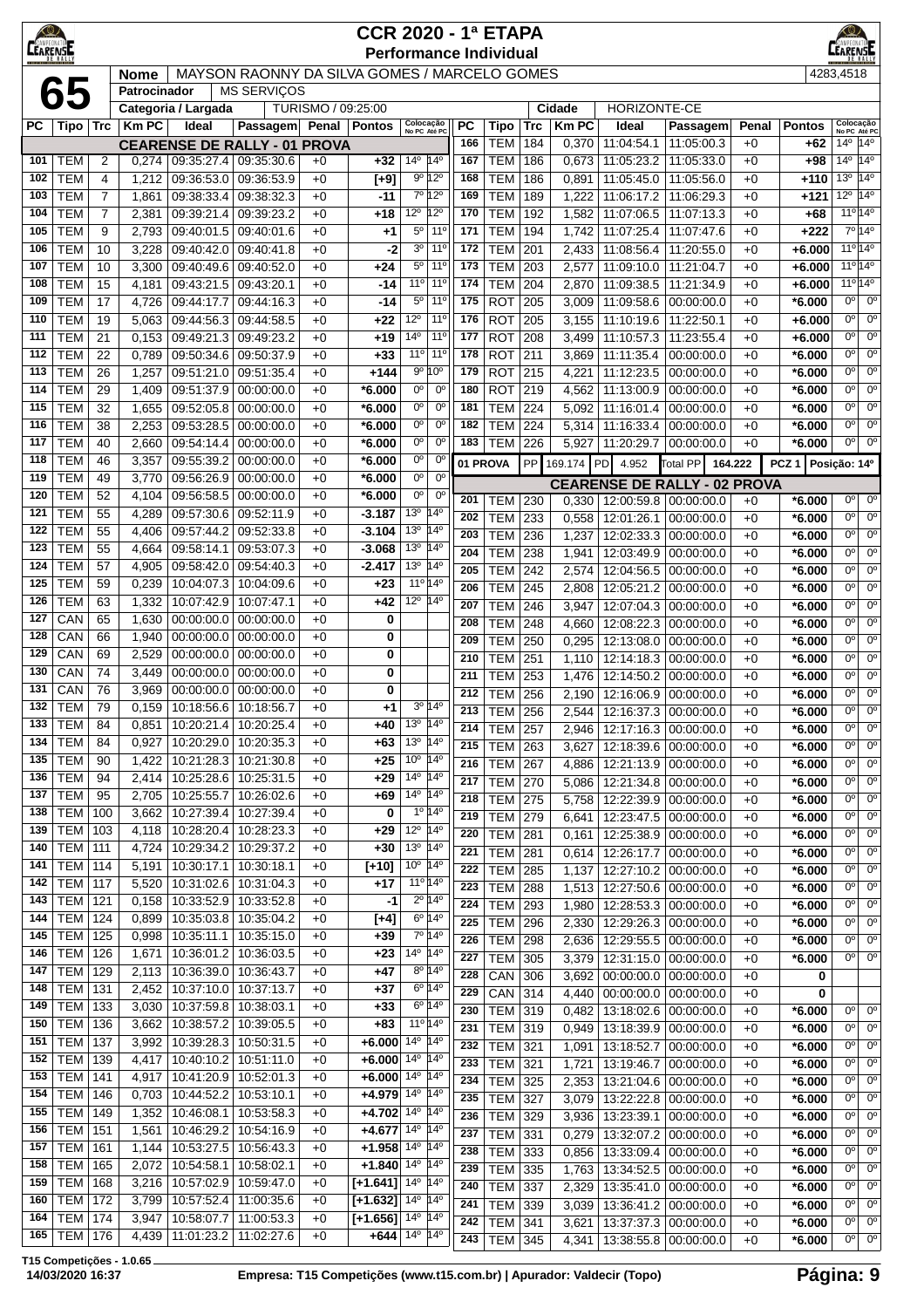# CCR 2020 - 1ª ETAPA

## Performance Individual

**65**

| Nome | MAYSON RAONNY DA SILVA GOMES / MARCELO GOMES | | 4283,4518 |
|---|---|---|---|
| Patrocinador | MS SERVIÇOS | | |
| Categoria / Largada | TURISMO / 09:25:00 | Cidade | HORIZONTE-CE |

### CEARENSE DE RALLY - 01 PROVA

| PC | Tipo | Trc | Km PC | Ideal | Passagem | Penal | Pontos | Colocação No PC | Colocação Até PC |
|---|---|---|---|---|---|---|---|---|---|
| 101 | TEM | 2 | 0,274 | 09:35:27.4 | 09:35:30.6 | +0 | +32 | 14º | 14º |
| 102 | TEM | 4 | 1,212 | 09:36:53.0 | 09:36:53.9 | +0 | [+9] | 9º | 12º |
| 103 | TEM | 7 | 1,861 | 09:38:33.4 | 09:38:32.3 | +0 | -11 | 7º | 12º |
| 104 | TEM | 7 | 2,381 | 09:39:21.4 | 09:39:23.2 | +0 | +18 | 12º | 12º |
| 105 | TEM | 9 | 2,793 | 09:40:01.5 | 09:40:01.6 | +0 | +1 | 5º | 11º |
| 106 | TEM | 10 | 3,228 | 09:40:42.0 | 09:40:41.8 | +0 | -2 | 3º | 11º |
| 107 | TEM | 10 | 3,300 | 09:40:49.6 | 09:40:52.0 | +0 | +24 | 5º | 11º |
| 108 | TEM | 15 | 4,181 | 09:43:21.5 | 09:43:20.1 | +0 | -14 | 11º | 11º |
| 109 | TEM | 17 | 4,726 | 09:44:17.7 | 09:44:16.3 | +0 | -14 | 5º | 11º |
| 110 | TEM | 19 | 5,063 | 09:44:56.3 | 09:44:58.5 | +0 | +22 | 12º | 11º |
| 111 | TEM | 21 | 0,153 | 09:49:21.3 | 09:49:23.2 | +0 | +19 | 14º | 11º |
| 112 | TEM | 22 | 0,789 | 09:50:34.6 | 09:50:37.9 | +0 | +33 | 11º | 11º |
| 113 | TEM | 26 | 1,257 | 09:51:21.0 | 09:51:35.4 | +0 | +144 | 9º | 10º |
| 114 | TEM | 29 | 1,409 | 09:51:37.9 | 00:00:00.0 | +0 | *6.000 | 0º | 0º |
| 115 | TEM | 32 | 1,655 | 09:52:05.8 | 00:00:00.0 | +0 | *6.000 | 0º | 0º |
| 116 | TEM | 38 | 2,253 | 09:53:28.5 | 00:00:00.0 | +0 | *6.000 | 0º | 0º |
| 117 | TEM | 40 | 2,660 | 09:54:14.4 | 00:00:00.0 | +0 | *6.000 | 0º | 0º |
| 118 | TEM | 46 | 3,357 | 09:55:39.2 | 00:00:00.0 | +0 | *6.000 | 0º | 0º |
| 119 | TEM | 49 | 3,770 | 09:56:26.9 | 00:00:00.0 | +0 | *6.000 | 0º | 0º |
| 120 | TEM | 52 | 4,104 | 09:56:58.5 | 00:00:00.0 | +0 | *6.000 | 0º | 0º |
| 121 | TEM | 55 | 4,289 | 09:57:30.6 | 09:52:11.9 | +0 | -3.187 | 13º | 14º |
| 122 | TEM | 55 | 4,406 | 09:57:44.2 | 09:52:33.8 | +0 | -3.104 | 13º | 14º |
| 123 | TEM | 55 | 4,664 | 09:58:14.1 | 09:53:07.3 | +0 | -3.068 | 13º | 14º |
| 124 | TEM | 57 | 4,905 | 09:58:42.0 | 09:54:40.3 | +0 | -2.417 | 13º | 14º |
| 125 | TEM | 59 | 0,239 | 10:04:07.3 | 10:04:09.6 | +0 | +23 | 11º | 14º |
| 126 | TEM | 63 | 1,332 | 10:07:42.9 | 10:07:47.1 | +0 | +42 | 12º | 14º |
| 127 | CAN | 65 | 1,630 | 00:00:00.0 | 00:00:00.0 | +0 | 0 | | |
| 128 | CAN | 66 | 1,940 | 00:00:00.0 | 00:00:00.0 | +0 | 0 | | |
| 129 | CAN | 69 | 2,529 | 00:00:00.0 | 00:00:00.0 | +0 | 0 | | |
| 130 | CAN | 74 | 3,449 | 00:00:00.0 | 00:00:00.0 | +0 | 0 | | |
| 131 | CAN | 76 | 3,969 | 00:00:00.0 | 00:00:00.0 | +0 | 0 | | |
| 132 | TEM | 79 | 0,159 | 10:18:56.6 | 10:18:56.7 | +0 | +1 | 3º | 14º |
| 133 | TEM | 84 | 0,851 | 10:20:21.4 | 10:20:25.4 | +0 | +40 | 13º | 14º |
| 134 | TEM | 84 | 0,927 | 10:20:29.0 | 10:20:35.3 | +0 | +63 | 13º | 14º |
| 135 | TEM | 90 | 1,422 | 10:21:28.3 | 10:21:30.8 | +0 | +25 | 10º | 14º |
| 136 | TEM | 94 | 2,414 | 10:25:28.6 | 10:25:31.5 | +0 | +29 | 14º | 14º |
| 137 | TEM | 95 | 2,705 | 10:25:55.7 | 10:26:02.6 | +0 | +69 | 14º | 14º |
| 138 | TEM | 100 | 3,662 | 10:27:39.4 | 10:27:39.4 | +0 | 0 | 1º | 14º |
| 139 | TEM | 103 | 4,118 | 10:28:20.4 | 10:28:23.3 | +0 | +29 | 12º | 14º |
| 140 | TEM | 111 | 4,724 | 10:29:34.2 | 10:29:37.2 | +0 | +30 | 13º | 14º |
| 141 | TEM | 114 | 5,191 | 10:30:17.1 | 10:30:18.1 | +0 | [+10] | 10º | 14º |
| 142 | TEM | 117 | 5,520 | 10:31:02.6 | 10:31:04.3 | +0 | +17 | 11º | 14º |
| 143 | TEM | 121 | 0,158 | 10:33:52.9 | 10:33:52.8 | +0 | -1 | 2º | 14º |
| 144 | TEM | 124 | 0,899 | 10:35:03.8 | 10:35:04.2 | +0 | [+4] | 6º | 14º |
| 145 | TEM | 125 | 0,998 | 10:35:11.1 | 10:35:15.0 | +0 | +39 | 7º | 14º |
| 146 | TEM | 126 | 1,671 | 10:36:01.2 | 10:36:03.5 | +0 | +23 | 14º | 14º |
| 147 | TEM | 129 | 2,113 | 10:36:39.0 | 10:36:43.7 | +0 | +47 | 8º | 14º |
| 148 | TEM | 131 | 2,452 | 10:37:10.0 | 10:37:13.7 | +0 | +37 | 6º | 14º |
| 149 | TEM | 133 | 3,030 | 10:37:59.8 | 10:38:03.1 | +0 | +33 | 6º | 14º |
| 150 | TEM | 136 | 3,662 | 10:38:57.2 | 10:39:05.5 | +0 | +83 | 11º | 14º |
| 151 | TEM | 137 | 3,992 | 10:39:28.3 | 10:50:31.5 | +0 | +6.000 | 14º | 14º |
| 152 | TEM | 139 | 4,417 | 10:40:10.2 | 10:51:11.0 | +0 | +6.000 | 14º | 14º |
| 153 | TEM | 141 | 4,917 | 10:41:20.9 | 10:52:01.3 | +0 | +6.000 | 14º | 14º |
| 154 | TEM | 146 | 0,703 | 10:44:52.2 | 10:53:10.1 | +0 | +4.979 | 14º | 14º |
| 155 | TEM | 149 | 1,352 | 10:46:08.1 | 10:53:58.3 | +0 | +4.702 | 14º | 14º |
| 156 | TEM | 151 | 1,561 | 10:46:29.2 | 10:54:16.9 | +0 | +4.677 | 14º | 14º |
| 157 | TEM | 161 | 1,144 | 10:53:27.5 | 10:56:43.3 | +0 | +1.958 | 14º | 14º |
| 158 | TEM | 165 | 2,072 | 10:54:58.1 | 10:58:02.1 | +0 | +1.840 | 14º | 14º |
| 159 | TEM | 168 | 3,216 | 10:57:02.9 | 10:59:47.0 | +0 | [+1.641] | 14º | 14º |
| 160 | TEM | 172 | 3,799 | 10:57:52.4 | 11:00:35.6 | +0 | [+1.632] | 14º | 14º |
| 164 | TEM | 174 | 3,947 | 10:58:07.7 | 11:00:53.3 | +0 | [+1.656] | 14º | 14º |
| 165 | TEM | 176 | 4,439 | 11:01:23.2 | 11:02:27.6 | +0 | +644 | 14º | 14º |
| 166 | TEM | 184 | 0,370 | 11:04:54.1 | 11:05:00.3 | +0 | +62 | 14º | 14º |
| 167 | TEM | 186 | 0,673 | 11:05:23.2 | 11:05:33.0 | +0 | +98 | 14º | 14º |
| 168 | TEM | 186 | 0,891 | 11:05:45.0 | 11:05:56.0 | +0 | +110 | 13º | 14º |
| 169 | TEM | 189 | 1,222 | 11:06:17.2 | 11:06:29.3 | +0 | +121 | 12º | 14º |
| 170 | TEM | 192 | 1,582 | 11:07:06.5 | 11:07:13.3 | +0 | +68 | 11º | 14º |
| 171 | TEM | 194 | 1,742 | 11:07:25.4 | 11:07:47.6 | +0 | +222 | 7º | 14º |
| 172 | TEM | 201 | 2,433 | 11:08:56.4 | 11:20:55.0 | +0 | +6.000 | 11º | 14º |
| 173 | TEM | 203 | 2,577 | 11:09:10.0 | 11:21:04.7 | +0 | +6.000 | 11º | 14º |
| 174 | TEM | 204 | 2,870 | 11:09:38.5 | 11:21:34.9 | +0 | +6.000 | 11º | 14º |
| 175 | ROT | 205 | 3,009 | 11:09:58.6 | 00:00:00.0 | +0 | *6.000 | 0º | 0º |
| 176 | ROT | 205 | 3,155 | 11:10:19.6 | 11:22:50.1 | +0 | +6.000 | 0º | 0º |
| 177 | ROT | 208 | 3,499 | 11:10:57.3 | 11:23:55.4 | +0 | +6.000 | 0º | 0º |
| 178 | ROT | 211 | 3,869 | 11:11:35.4 | 00:00:00.0 | +0 | *6.000 | 0º | 0º |
| 179 | ROT | 215 | 4,221 | 11:12:23.5 | 00:00:00.0 | +0 | *6.000 | 0º | 0º |
| 180 | ROT | 219 | 4,562 | 11:13:00.9 | 00:00:00.0 | +0 | *6.000 | 0º | 0º |
| 181 | TEM | 224 | 5,092 | 11:16:01.4 | 00:00:00.0 | +0 | *6.000 | 0º | 0º |
| 182 | TEM | 224 | 5,314 | 11:16:33.4 | 00:00:00.0 | +0 | *6.000 | 0º | 0º |
| 183 | TEM | 226 | 5,927 | 11:20:29.7 | 00:00:00.0 | +0 | *6.000 | 0º | 0º |

**01 PROVA** | PP 169.174 | PD 4.952 | Total PP 164.222 | PCZ 1 | Posição: 14º

### CEARENSE DE RALLY - 02 PROVA

| PC | Tipo | Trc | Km PC | Ideal | Passagem | Penal | Pontos | Colocação No PC | Colocação Até PC |
|---|---|---|---|---|---|---|---|---|---|
| 201 | TEM | 230 | 0,330 | 12:00:59.8 | 00:00:00.0 | +0 | *6.000 | 0º | 0º |
| 202 | TEM | 233 | 0,558 | 12:01:26.1 | 00:00:00.0 | +0 | *6.000 | 0º | 0º |
| 203 | TEM | 236 | 1,237 | 12:02:33.3 | 00:00:00.0 | +0 | *6.000 | 0º | 0º |
| 204 | TEM | 238 | 1,941 | 12:03:49.9 | 00:00:00.0 | +0 | *6.000 | 0º | 0º |
| 205 | TEM | 242 | 2,574 | 12:04:56.5 | 00:00:00.0 | +0 | *6.000 | 0º | 0º |
| 206 | TEM | 245 | 2,808 | 12:05:21.2 | 00:00:00.0 | +0 | *6.000 | 0º | 0º |
| 207 | TEM | 246 | 3,947 | 12:07:04.3 | 00:00:00.0 | +0 | *6.000 | 0º | 0º |
| 208 | TEM | 248 | 4,660 | 12:08:22.3 | 00:00:00.0 | +0 | *6.000 | 0º | 0º |
| 209 | TEM | 250 | 0,295 | 12:13:08.0 | 00:00:00.0 | +0 | *6.000 | 0º | 0º |
| 210 | TEM | 251 | 1,110 | 12:14:18.3 | 00:00:00.0 | +0 | *6.000 | 0º | 0º |
| 211 | TEM | 253 | 1,476 | 12:14:50.2 | 00:00:00.0 | +0 | *6.000 | 0º | 0º |
| 212 | TEM | 256 | 2,190 | 12:16:06.9 | 00:00:00.0 | +0 | *6.000 | 0º | 0º |
| 213 | TEM | 256 | 2,544 | 12:16:37.3 | 00:00:00.0 | +0 | *6.000 | 0º | 0º |
| 214 | TEM | 257 | 2,946 | 12:17:16.3 | 00:00:00.0 | +0 | *6.000 | 0º | 0º |
| 215 | TEM | 263 | 3,627 | 12:18:39.6 | 00:00:00.0 | +0 | *6.000 | 0º | 0º |
| 216 | TEM | 267 | 4,886 | 12:21:13.9 | 00:00:00.0 | +0 | *6.000 | 0º | 0º |
| 217 | TEM | 270 | 5,086 | 12:21:34.8 | 00:00:00.0 | +0 | *6.000 | 0º | 0º |
| 218 | TEM | 275 | 5,758 | 12:22:39.9 | 00:00:00.0 | +0 | *6.000 | 0º | 0º |
| 219 | TEM | 279 | 6,641 | 12:23:47.5 | 00:00:00.0 | +0 | *6.000 | 0º | 0º |
| 220 | TEM | 281 | 0,161 | 12:25:38.9 | 00:00:00.0 | +0 | *6.000 | 0º | 0º |
| 221 | TEM | 281 | 0,614 | 12:26:17.7 | 00:00:00.0 | +0 | *6.000 | 0º | 0º |
| 222 | TEM | 285 | 1,137 | 12:27:10.2 | 00:00:00.0 | +0 | *6.000 | 0º | 0º |
| 223 | TEM | 288 | 1,513 | 12:27:50.6 | 00:00:00.0 | +0 | *6.000 | 0º | 0º |
| 224 | TEM | 293 | 1,980 | 12:28:53.3 | 00:00:00.0 | +0 | *6.000 | 0º | 0º |
| 225 | TEM | 296 | 2,330 | 12:29:26.3 | 00:00:00.0 | +0 | *6.000 | 0º | 0º |
| 226 | TEM | 298 | 2,636 | 12:29:55.5 | 00:00:00.0 | +0 | *6.000 | 0º | 0º |
| 227 | TEM | 305 | 3,379 | 12:31:15.0 | 00:00:00.0 | +0 | *6.000 | 0º | 0º |
| 228 | CAN | 306 | 3,692 | 00:00:00.0 | 00:00:00.0 | +0 | 0 | | |
| 229 | CAN | 314 | 4,440 | 00:00:00.0 | 00:00:00.0 | +0 | 0 | | |
| 230 | TEM | 319 | 0,482 | 13:18:02.6 | 00:00:00.0 | +0 | *6.000 | 0º | 0º |
| 231 | TEM | 319 | 0,949 | 13:18:39.9 | 00:00:00.0 | +0 | *6.000 | 0º | 0º |
| 232 | TEM | 321 | 1,091 | 13:18:52.7 | 00:00:00.0 | +0 | *6.000 | 0º | 0º |
| 233 | TEM | 321 | 1,721 | 13:19:46.7 | 00:00:00.0 | +0 | *6.000 | 0º | 0º |
| 234 | TEM | 325 | 2,353 | 13:21:04.6 | 00:00:00.0 | +0 | *6.000 | 0º | 0º |
| 235 | TEM | 327 | 3,079 | 13:22:22.8 | 00:00:00.0 | +0 | *6.000 | 0º | 0º |
| 236 | TEM | 329 | 3,936 | 13:23:39.1 | 00:00:00.0 | +0 | *6.000 | 0º | 0º |
| 237 | TEM | 331 | 0,279 | 13:32:07.2 | 00:00:00.0 | +0 | *6.000 | 0º | 0º |
| 238 | TEM | 333 | 0,856 | 13:33:09.4 | 00:00:00.0 | +0 | *6.000 | 0º | 0º |
| 239 | TEM | 335 | 1,763 | 13:34:52.5 | 00:00:00.0 | +0 | *6.000 | 0º | 0º |
| 240 | TEM | 337 | 2,329 | 13:35:41.0 | 00:00:00.0 | +0 | *6.000 | 0º | 0º |
| 241 | TEM | 339 | 3,039 | 13:36:41.2 | 00:00:00.0 | +0 | *6.000 | 0º | 0º |
| 242 | TEM | 341 | 3,621 | 13:37:37.3 | 00:00:00.0 | +0 | *6.000 | 0º | 0º |
| 243 | TEM | 345 | 4,341 | 13:38:55.8 | 00:00:00.0 | +0 | *6.000 | 0º | 0º |

T15 Competições - 1.0.65
14/03/2020 16:37 — Empresa: T15 Competições (www.t15.com.br) | Apurador: Valdecir (Topo)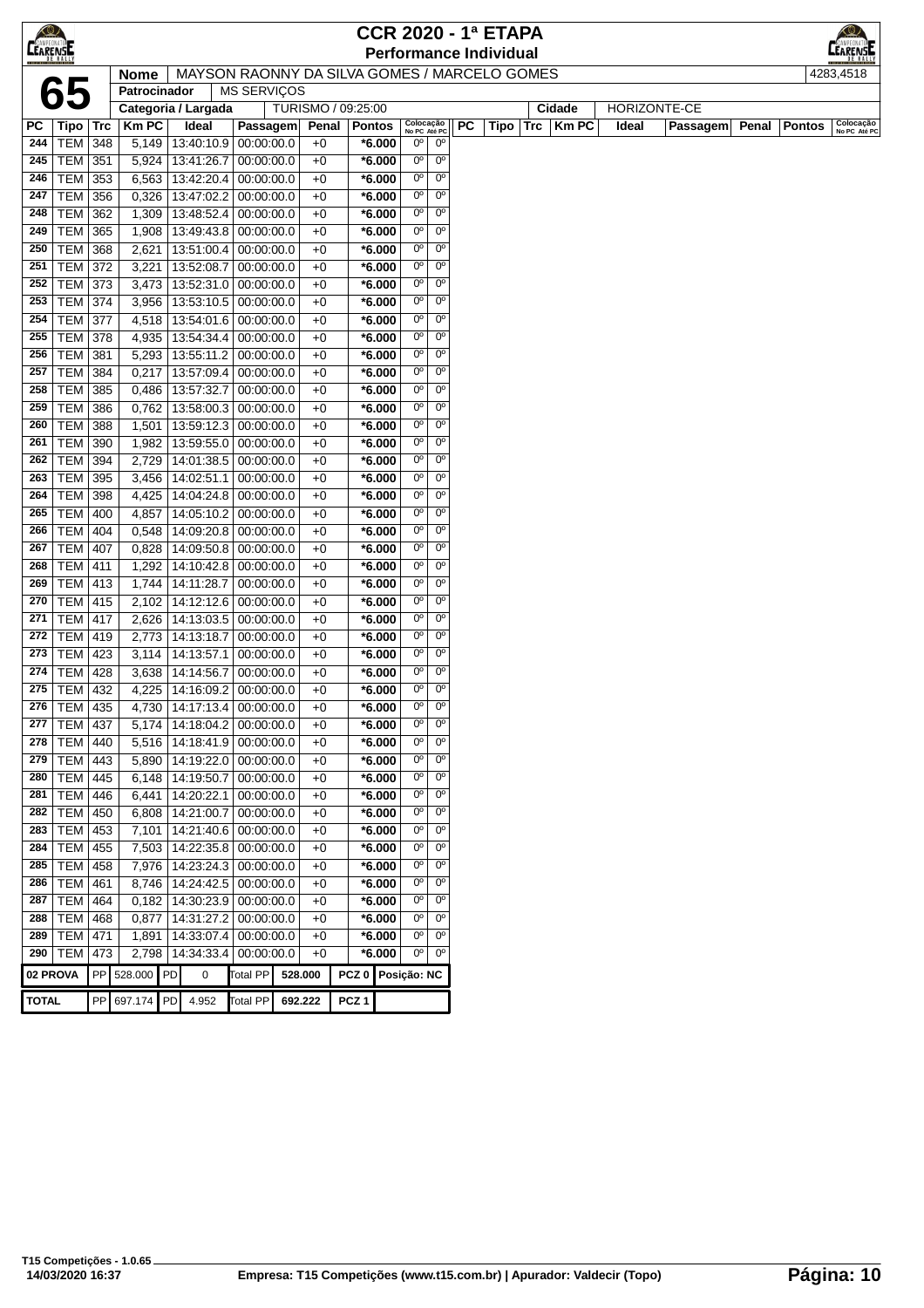# CCR 2020 - 1ª ETAPA
## Performance Individual

| **65** | Nome | MAYSON RAONNY DA SILVA GOMES / MARCELO GOMES | 4283,4518 |
|---|---|---|---|
| | Patrocinador | MS SERVIÇOS | |
| | Categoria / Largada | TURISMO / 09:25:00 | Cidade: HORIZONTE-CE |

| PC | Tipo | Trc | Km PC | Ideal | Passagem | Penal | Pontos | Colocação No PC | Colocação Até PC |
|---|---|---|---|---|---|---|---|---|---|
| 244 | TEM | 348 | 5,149 | 13:40:10.9 | 00:00:00.0 | +0 | *6.000 | 0º | 0º |
| 245 | TEM | 351 | 5,924 | 13:41:26.7 | 00:00:00.0 | +0 | *6.000 | 0º | 0º |
| 246 | TEM | 353 | 6,563 | 13:42:20.4 | 00:00:00.0 | +0 | *6.000 | 0º | 0º |
| 247 | TEM | 356 | 0,326 | 13:47:02.2 | 00:00:00.0 | +0 | *6.000 | 0º | 0º |
| 248 | TEM | 362 | 1,309 | 13:48:52.4 | 00:00:00.0 | +0 | *6.000 | 0º | 0º |
| 249 | TEM | 365 | 1,908 | 13:49:43.8 | 00:00:00.0 | +0 | *6.000 | 0º | 0º |
| 250 | TEM | 368 | 2,621 | 13:51:00.4 | 00:00:00.0 | +0 | *6.000 | 0º | 0º |
| 251 | TEM | 372 | 3,221 | 13:52:08.7 | 00:00:00.0 | +0 | *6.000 | 0º | 0º |
| 252 | TEM | 373 | 3,473 | 13:52:31.0 | 00:00:00.0 | +0 | *6.000 | 0º | 0º |
| 253 | TEM | 374 | 3,956 | 13:53:10.5 | 00:00:00.0 | +0 | *6.000 | 0º | 0º |
| 254 | TEM | 377 | 4,518 | 13:54:01.6 | 00:00:00.0 | +0 | *6.000 | 0º | 0º |
| 255 | TEM | 378 | 4,935 | 13:54:34.4 | 00:00:00.0 | +0 | *6.000 | 0º | 0º |
| 256 | TEM | 381 | 5,293 | 13:55:11.2 | 00:00:00.0 | +0 | *6.000 | 0º | 0º |
| 257 | TEM | 384 | 0,217 | 13:57:09.4 | 00:00:00.0 | +0 | *6.000 | 0º | 0º |
| 258 | TEM | 385 | 0,486 | 13:57:32.7 | 00:00:00.0 | +0 | *6.000 | 0º | 0º |
| 259 | TEM | 386 | 0,762 | 13:58:00.3 | 00:00:00.0 | +0 | *6.000 | 0º | 0º |
| 260 | TEM | 388 | 1,501 | 13:59:12.3 | 00:00:00.0 | +0 | *6.000 | 0º | 0º |
| 261 | TEM | 390 | 1,982 | 13:59:55.0 | 00:00:00.0 | +0 | *6.000 | 0º | 0º |
| 262 | TEM | 394 | 2,729 | 14:01:38.5 | 00:00:00.0 | +0 | *6.000 | 0º | 0º |
| 263 | TEM | 395 | 3,456 | 14:02:51.1 | 00:00:00.0 | +0 | *6.000 | 0º | 0º |
| 264 | TEM | 398 | 4,425 | 14:04:24.8 | 00:00:00.0 | +0 | *6.000 | 0º | 0º |
| 265 | TEM | 400 | 4,857 | 14:05:10.2 | 00:00:00.0 | +0 | *6.000 | 0º | 0º |
| 266 | TEM | 404 | 0,548 | 14:09:20.8 | 00:00:00.0 | +0 | *6.000 | 0º | 0º |
| 267 | TEM | 407 | 0,828 | 14:09:50.8 | 00:00:00.0 | +0 | *6.000 | 0º | 0º |
| 268 | TEM | 411 | 1,292 | 14:10:42.8 | 00:00:00.0 | +0 | *6.000 | 0º | 0º |
| 269 | TEM | 413 | 1,744 | 14:11:28.7 | 00:00:00.0 | +0 | *6.000 | 0º | 0º |
| 270 | TEM | 415 | 2,102 | 14:12:12.6 | 00:00:00.0 | +0 | *6.000 | 0º | 0º |
| 271 | TEM | 417 | 2,626 | 14:13:03.5 | 00:00:00.0 | +0 | *6.000 | 0º | 0º |
| 272 | TEM | 419 | 2,773 | 14:13:18.7 | 00:00:00.0 | +0 | *6.000 | 0º | 0º |
| 273 | TEM | 423 | 3,114 | 14:13:57.1 | 00:00:00.0 | +0 | *6.000 | 0º | 0º |
| 274 | TEM | 428 | 3,638 | 14:14:56.7 | 00:00:00.0 | +0 | *6.000 | 0º | 0º |
| 275 | TEM | 432 | 4,225 | 14:16:09.2 | 00:00:00.0 | +0 | *6.000 | 0º | 0º |
| 276 | TEM | 435 | 4,730 | 14:17:13.4 | 00:00:00.0 | +0 | *6.000 | 0º | 0º |
| 277 | TEM | 437 | 5,174 | 14:18:04.2 | 00:00:00.0 | +0 | *6.000 | 0º | 0º |
| 278 | TEM | 440 | 5,516 | 14:18:41.9 | 00:00:00.0 | +0 | *6.000 | 0º | 0º |
| 279 | TEM | 443 | 5,890 | 14:19:22.0 | 00:00:00.0 | +0 | *6.000 | 0º | 0º |
| 280 | TEM | 445 | 6,148 | 14:19:50.7 | 00:00:00.0 | +0 | *6.000 | 0º | 0º |
| 281 | TEM | 446 | 6,441 | 14:20:22.1 | 00:00:00.0 | +0 | *6.000 | 0º | 0º |
| 282 | TEM | 450 | 6,808 | 14:21:00.7 | 00:00:00.0 | +0 | *6.000 | 0º | 0º |
| 283 | TEM | 453 | 7,101 | 14:21:40.6 | 00:00:00.0 | +0 | *6.000 | 0º | 0º |
| 284 | TEM | 455 | 7,503 | 14:22:35.8 | 00:00:00.0 | +0 | *6.000 | 0º | 0º |
| 285 | TEM | 458 | 7,976 | 14:23:24.3 | 00:00:00.0 | +0 | *6.000 | 0º | 0º |
| 286 | TEM | 461 | 8,746 | 14:24:42.5 | 00:00:00.0 | +0 | *6.000 | 0º | 0º |
| 287 | TEM | 464 | 0,182 | 14:30:23.9 | 00:00:00.0 | +0 | *6.000 | 0º | 0º |
| 288 | TEM | 468 | 0,877 | 14:31:27.2 | 00:00:00.0 | +0 | *6.000 | 0º | 0º |
| 289 | TEM | 471 | 1,891 | 14:33:07.4 | 00:00:00.0 | +0 | *6.000 | 0º | 0º |
| 290 | TEM | 473 | 2,798 | 14:34:33.4 | 00:00:00.0 | +0 | *6.000 | 0º | 0º |

| | | | | | | | |
|---|---|---|---|---|---|---|---|
| 02 PROVA | PP 528.000 | PD 0 | Total PP 528.000 | PCZ 0 | Posição: NC |
| TOTAL | PP 697.174 | PD 4.952 | Total PP 692.222 | PCZ 1 | |

T15 Competições - 1.0.65
14/03/2020 16:37 — Empresa: T15 Competições (www.t15.com.br) | Apurador: Valdecir (Topo)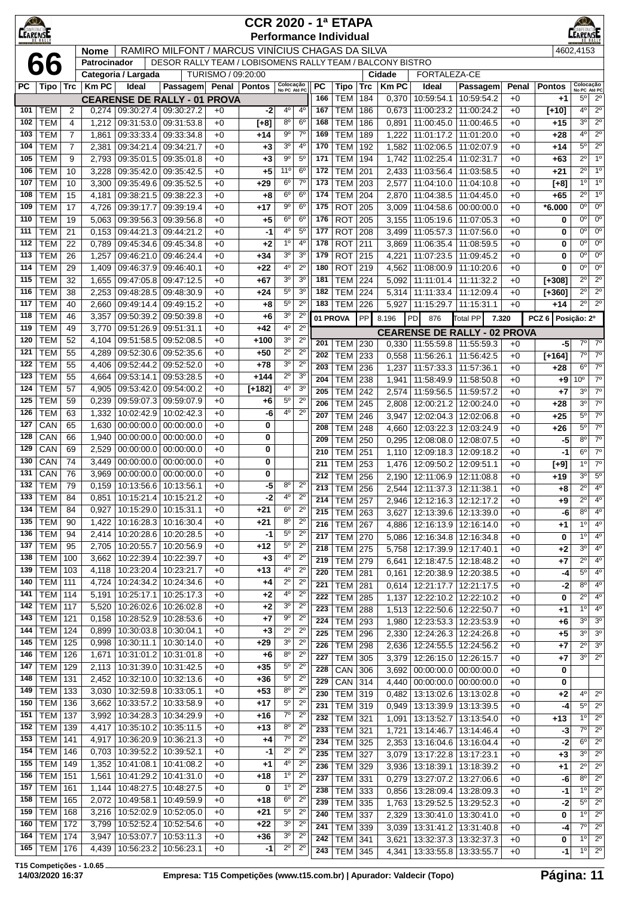# CCR 2020 - 1ª ETAPA
## Performance Individual

**66**

| Nome | RAMIRO MILFONT / MARCUS VINÍCIUS CHAGAS DA SILVA | 4602,4153 |
|---|---|---|
| Patrocinador | DESOR RALLY TEAM / LOBISOMENS RALLY TEAM / BALCONY BISTRO | |
| Categoria / Largada | TURISMO / 09:20:00 | Cidade: FORTALEZA-CE |

### CEARENSE DE RALLY - 01 PROVA

| PC | Tipo | Trc | Km PC | Ideal | Passagem | Penal | Pontos | Colocação No PC | Colocação Até PC |
|---|---|---|---|---|---|---|---|---|---|
| 101 | TEM | 2 | 0,274 | 09:30:27.4 | 09:30:27.2 | +0 | -2 | 4º | 4º |
| 102 | TEM | 4 | 1,212 | 09:31:53.0 | 09:31:53.8 | +0 | [+8] | 8º | 6º |
| 103 | TEM | 7 | 1,861 | 09:33:33.4 | 09:33:34.8 | +0 | +14 | 9º | 7º |
| 104 | TEM | 7 | 2,381 | 09:34:21.4 | 09:34:21.7 | +0 | +3 | 3º | 4º |
| 105 | TEM | 9 | 2,793 | 09:35:01.5 | 09:35:01.8 | +0 | +3 | 9º | 5º |
| 106 | TEM | 10 | 3,228 | 09:35:42.0 | 09:35:42.5 | +0 | +5 | 11º | 6º |
| 107 | TEM | 10 | 3,300 | 09:35:49.6 | 09:35:52.5 | +0 | +29 | 6º | 7º |
| 108 | TEM | 15 | 4,181 | 09:38:21.5 | 09:38:22.3 | +0 | +8 | 6º | 6º |
| 109 | TEM | 17 | 4,726 | 09:39:17.7 | 09:39:19.4 | +0 | +17 | 9º | 6º |
| 110 | TEM | 19 | 5,063 | 09:39:56.3 | 09:39:56.8 | +0 | +5 | 6º | 6º |
| 111 | TEM | 21 | 0,153 | 09:44:21.3 | 09:44:21.2 | +0 | -1 | 4º | 5º |
| 112 | TEM | 22 | 0,789 | 09:45:34.6 | 09:45:34.8 | +0 | +2 | 1º | 4º |
| 113 | TEM | 26 | 1,257 | 09:46:21.0 | 09:46:24.4 | +0 | +34 | 3º | 3º |
| 114 | TEM | 29 | 1,409 | 09:46:37.9 | 09:46:40.1 | +0 | +22 | 4º | 2º |
| 115 | TEM | 32 | 1,655 | 09:47:05.8 | 09:47:12.5 | +0 | +67 | 3º | 3º |
| 116 | TEM | 38 | 2,253 | 09:48:28.5 | 09:48:30.9 | +0 | +24 | 5º | 3º |
| 117 | TEM | 40 | 2,660 | 09:49:14.4 | 09:49:15.2 | +0 | +8 | 5º | 2º |
| 118 | TEM | 46 | 3,357 | 09:50:39.2 | 09:50:39.8 | +0 | +6 | 3º | 2º |
| 119 | TEM | 49 | 3,770 | 09:51:26.9 | 09:51:31.1 | +0 | +42 | 4º | 2º |
| 120 | TEM | 52 | 4,104 | 09:51:58.5 | 09:52:08.5 | +0 | +100 | 3º | 2º |
| 121 | TEM | 55 | 4,289 | 09:52:30.6 | 09:52:35.6 | +0 | +50 | 2º | 2º |
| 122 | TEM | 55 | 4,406 | 09:52:44.2 | 09:52:52.0 | +0 | +78 | 3º | 2º |
| 123 | TEM | 55 | 4,664 | 09:53:14.1 | 09:53:28.5 | +0 | +144 | 2º | 3º |
| 124 | TEM | 57 | 4,905 | 09:53:42.0 | 09:54:00.2 | +0 | [+182] | 4º | 3º |
| 125 | TEM | 59 | 0,239 | 09:59:07.3 | 09:59:07.9 | +0 | +6 | 5º | 2º |
| 126 | TEM | 63 | 1,332 | 10:02:42.9 | 10:02:42.3 | +0 | -6 | 4º | 2º |
| 127 | CAN | 65 | 1,630 | 00:00:00.0 | 00:00:00.0 | +0 | 0 | | |
| 128 | CAN | 66 | 1,940 | 00:00:00.0 | 00:00:00.0 | +0 | 0 | | |
| 129 | CAN | 69 | 2,529 | 00:00:00.0 | 00:00:00.0 | +0 | 0 | | |
| 130 | CAN | 74 | 3,449 | 00:00:00.0 | 00:00:00.0 | +0 | 0 | | |
| 131 | CAN | 76 | 3,969 | 00:00:00.0 | 00:00:00.0 | +0 | 0 | | |
| 132 | TEM | 79 | 0,159 | 10:13:56.6 | 10:13:56.1 | +0 | -5 | 8º | 2º |
| 133 | TEM | 84 | 0,851 | 10:15:21.4 | 10:15:21.2 | +0 | -2 | 4º | 2º |
| 134 | TEM | 84 | 0,927 | 10:15:29.0 | 10:15:31.1 | +0 | +21 | 6º | 2º |
| 135 | TEM | 90 | 1,422 | 10:16:28.3 | 10:16:30.4 | +0 | +21 | 8º | 2º |
| 136 | TEM | 94 | 2,414 | 10:20:28.6 | 10:20:28.5 | +0 | -1 | 5º | 2º |
| 137 | TEM | 95 | 2,705 | 10:20:55.7 | 10:20:56.9 | +0 | +12 | 5º | 2º |
| 138 | TEM | 100 | 3,662 | 10:22:39.4 | 10:22:39.7 | +0 | +3 | 4º | 2º |
| 139 | TEM | 103 | 4,118 | 10:23:20.4 | 10:23:21.7 | +0 | +13 | 4º | 2º |
| 140 | TEM | 111 | 4,724 | 10:24:34.2 | 10:24:34.6 | +0 | +4 | 2º | 2º |
| 141 | TEM | 114 | 5,191 | 10:25:17.1 | 10:25:17.3 | +0 | +2 | 4º | 2º |
| 142 | TEM | 117 | 5,520 | 10:26:02.6 | 10:26:02.8 | +0 | +2 | 3º | 2º |
| 143 | TEM | 121 | 0,158 | 10:28:52.9 | 10:28:53.6 | +0 | +7 | 9º | 2º |
| 144 | TEM | 124 | 0,899 | 10:30:03.8 | 10:30:04.1 | +0 | +3 | 2º | 2º |
| 145 | TEM | 125 | 0,998 | 10:30:11.1 | 10:30:14.0 | +0 | +29 | 3º | 2º |
| 146 | TEM | 126 | 1,671 | 10:31:01.2 | 10:31:01.8 | +0 | +6 | 8º | 2º |
| 147 | TEM | 129 | 2,113 | 10:31:39.0 | 10:31:42.5 | +0 | +35 | 5º | 2º |
| 148 | TEM | 131 | 2,452 | 10:32:10.0 | 10:32:13.6 | +0 | +36 | 5º | 2º |
| 149 | TEM | 133 | 3,030 | 10:32:59.8 | 10:33:05.1 | +0 | +53 | 8º | 2º |
| 150 | TEM | 136 | 3,662 | 10:33:57.2 | 10:33:58.9 | +0 | +17 | 5º | 2º |
| 151 | TEM | 137 | 3,992 | 10:34:28.3 | 10:34:29.9 | +0 | +16 | 7º | 2º |
| 152 | TEM | 139 | 4,417 | 10:35:10.2 | 10:35:11.5 | +0 | +13 | 8º | 2º |
| 153 | TEM | 141 | 4,917 | 10:36:20.9 | 10:36:21.3 | +0 | +4 | 7º | 2º |
| 154 | TEM | 146 | 0,703 | 10:39:52.2 | 10:39:52.1 | +0 | -1 | 2º | 2º |
| 155 | TEM | 149 | 1,352 | 10:41:08.1 | 10:41:08.2 | +0 | +1 | 4º | 2º |
| 156 | TEM | 151 | 1,561 | 10:41:29.2 | 10:41:31.0 | +0 | +18 | 1º | 2º |
| 157 | TEM | 161 | 1,144 | 10:48:27.5 | 10:48:27.5 | +0 | 0 | 1º | 2º |
| 158 | TEM | 165 | 2,072 | 10:49:58.1 | 10:49:59.9 | +0 | +18 | 6º | 2º |
| 159 | TEM | 168 | 3,216 | 10:52:02.9 | 10:52:05.0 | +0 | +21 | 5º | 2º |
| 160 | TEM | 172 | 3,799 | 10:52:52.4 | 10:52:54.6 | +0 | +22 | 3º | 2º |
| 164 | TEM | 174 | 3,947 | 10:53:07.7 | 10:53:11.3 | +0 | +36 | 3º | 2º |
| 165 | TEM | 176 | 4,439 | 10:56:23.2 | 10:56:23.1 | +0 | -1 | 2º | 2º |
| 166 | TEM | 184 | 0,370 | 10:59:54.1 | 10:59:54.2 | +0 | +1 | 5º | 2º |
| 167 | TEM | 186 | 0,673 | 11:00:23.2 | 11:00:24.2 | +0 | [+10] | 4º | 2º |
| 168 | TEM | 186 | 0,891 | 11:00:45.0 | 11:00:46.5 | +0 | +15 | 3º | 2º |
| 169 | TEM | 189 | 1,222 | 11:01:17.2 | 11:01:20.0 | +0 | +28 | 4º | 2º |
| 170 | TEM | 192 | 1,582 | 11:02:06.5 | 11:02:07.9 | +0 | +14 | 5º | 2º |
| 171 | TEM | 194 | 1,742 | 11:02:25.4 | 11:02:31.7 | +0 | +63 | 2º | 1º |
| 172 | TEM | 201 | 2,433 | 11:03:56.4 | 11:03:58.5 | +0 | +21 | 2º | 1º |
| 173 | TEM | 203 | 2,577 | 11:04:10.0 | 11:04:10.8 | +0 | [+8] | 1º | 1º |
| 174 | TEM | 204 | 2,870 | 11:04:38.5 | 11:04:45.0 | +0 | +65 | 2º | 1º |
| 175 | ROT | 205 | 3,009 | 11:04:58.6 | 00:00:00.0 | +0 | *6.000 | 0º | 0º |
| 176 | ROT | 205 | 3,155 | 11:05:19.6 | 11:07:05.3 | +0 | 0 | 0º | 0º |
| 177 | ROT | 208 | 3,499 | 11:05:57.3 | 11:07:56.0 | +0 | 0 | 0º | 0º |
| 178 | ROT | 211 | 3,869 | 11:06:35.4 | 11:08:59.5 | +0 | 0 | 0º | 0º |
| 179 | ROT | 215 | 4,221 | 11:07:23.5 | 11:09:45.2 | +0 | 0 | 0º | 0º |
| 180 | ROT | 219 | 4,562 | 11:08:00.9 | 11:10:20.6 | +0 | 0 | 0º | 0º |
| 181 | TEM | 224 | 5,092 | 11:11:01.4 | 11:11:32.2 | +0 | [+308] | 2º | 2º |
| 182 | TEM | 224 | 5,314 | 11:11:33.4 | 11:12:09.4 | +0 | [+360] | 2º | 2º |
| 183 | TEM | 226 | 5,927 | 11:15:29.7 | 11:15:31.1 | +0 | +14 | 2º | 2º |

**01 PROVA** — PP: 8.196 | PD: 876 | Total PP: 7.320 | PCZ 6 | Posição: 2º

### CEARENSE DE RALLY - 02 PROVA

| PC | Tipo | Trc | Km PC | Ideal | Passagem | Penal | Pontos | Colocação No PC | Colocação Até PC |
|---|---|---|---|---|---|---|---|---|---|
| 201 | TEM | 230 | 0,330 | 11:55:59.8 | 11:55:59.3 | +0 | -5 | 7º | 7º |
| 202 | TEM | 233 | 0,558 | 11:56:26.1 | 11:56:42.5 | +0 | [+164] | 7º | 7º |
| 203 | TEM | 236 | 1,237 | 11:57:33.3 | 11:57:36.1 | +0 | +28 | 6º | 7º |
| 204 | TEM | 238 | 1,941 | 11:58:49.9 | 11:58:50.8 | +0 | +9 | 10º | 7º |
| 205 | TEM | 242 | 2,574 | 11:59:56.5 | 11:59:57.2 | +0 | +7 | 3º | 7º |
| 206 | TEM | 245 | 2,808 | 12:00:21.2 | 12:00:24.0 | +0 | +28 | 3º | 7º |
| 207 | TEM | 246 | 3,947 | 12:02:04.3 | 12:02:06.8 | +0 | +25 | 5º | 7º |
| 208 | TEM | 248 | 4,660 | 12:03:22.3 | 12:03:24.9 | +0 | +26 | 5º | 7º |
| 209 | TEM | 250 | 0,295 | 12:08:08.0 | 12:08:07.5 | +0 | -5 | 8º | 7º |
| 210 | TEM | 251 | 1,110 | 12:09:18.3 | 12:09:18.2 | +0 | -1 | 6º | 7º |
| 211 | TEM | 253 | 1,476 | 12:09:50.2 | 12:09:51.1 | +0 | [+9] | 1º | 7º |
| 212 | TEM | 256 | 2,190 | 12:11:06.9 | 12:11:08.8 | +0 | +19 | 3º | 5º |
| 213 | TEM | 256 | 2,544 | 12:11:37.3 | 12:11:38.1 | +0 | +8 | 2º | 4º |
| 214 | TEM | 257 | 2,946 | 12:12:16.3 | 12:12:17.2 | +0 | +9 | 2º | 4º |
| 215 | TEM | 263 | 3,627 | 12:13:39.6 | 12:13:39.0 | +0 | -6 | 8º | 4º |
| 216 | TEM | 267 | 4,886 | 12:16:13.9 | 12:16:14.0 | +0 | +1 | 1º | 4º |
| 217 | TEM | 270 | 5,086 | 12:16:34.8 | 12:16:34.8 | +0 | 0 | 1º | 4º |
| 218 | TEM | 275 | 5,758 | 12:17:39.9 | 12:17:40.1 | +0 | +2 | 3º | 4º |
| 219 | TEM | 279 | 6,641 | 12:18:47.5 | 12:18:48.2 | +0 | +7 | 2º | 4º |
| 220 | TEM | 281 | 0,161 | 12:20:38.9 | 12:20:38.5 | +0 | -4 | 5º | 4º |
| 221 | TEM | 281 | 0,614 | 12:21:17.7 | 12:21:17.5 | +0 | -2 | 8º | 4º |
| 222 | TEM | 285 | 1,137 | 12:22:10.2 | 12:22:10.2 | +0 | 0 | 2º | 4º |
| 223 | TEM | 288 | 1,513 | 12:22:50.6 | 12:22:50.7 | +0 | +1 | 1º | 4º |
| 224 | TEM | 293 | 1,980 | 12:23:53.3 | 12:23:53.9 | +0 | +6 | 3º | 3º |
| 225 | TEM | 296 | 2,330 | 12:24:26.3 | 12:24:26.8 | +0 | +5 | 3º | 3º |
| 226 | TEM | 298 | 2,636 | 12:24:55.5 | 12:24:56.2 | +0 | +7 | 2º | 3º |
| 227 | TEM | 305 | 3,379 | 12:26:15.0 | 12:26:15.7 | +0 | +7 | 3º | 2º |
| 228 | CAN | 306 | 3,692 | 00:00:00.0 | 00:00:00.0 | +0 | 0 | | |
| 229 | CAN | 314 | 4,440 | 00:00:00.0 | 00:00:00.0 | +0 | 0 | | |
| 230 | TEM | 319 | 0,482 | 13:13:02.6 | 13:13:02.8 | +0 | +2 | 4º | 2º |
| 231 | TEM | 319 | 0,949 | 13:13:39.9 | 13:13:39.5 | +0 | -4 | 5º | 2º |
| 232 | TEM | 321 | 1,091 | 13:13:52.7 | 13:13:54.0 | +0 | +13 | 1º | 2º |
| 233 | TEM | 321 | 1,721 | 13:14:46.7 | 13:14:46.4 | +0 | -3 | 7º | 2º |
| 234 | TEM | 325 | 2,353 | 13:16:04.6 | 13:16:04.4 | +0 | -2 | 6º | 2º |
| 235 | TEM | 327 | 3,079 | 13:17:22.8 | 13:17:23.1 | +0 | +3 | 3º | 2º |
| 236 | TEM | 329 | 3,936 | 13:18:39.1 | 13:18:39.2 | +0 | +1 | 2º | 2º |
| 237 | TEM | 331 | 0,279 | 13:27:07.2 | 13:27:06.6 | +0 | -6 | 8º | 2º |
| 238 | TEM | 333 | 0,856 | 13:28:09.4 | 13:28:09.3 | +0 | -1 | 1º | 2º |
| 239 | TEM | 335 | 1,763 | 13:29:52.5 | 13:29:52.3 | +0 | -2 | 5º | 2º |
| 240 | TEM | 337 | 2,329 | 13:30:41.0 | 13:30:41.0 | +0 | 0 | 1º | 2º |
| 241 | TEM | 339 | 3,039 | 13:31:41.2 | 13:31:40.8 | +0 | -4 | 7º | 2º |
| 242 | TEM | 341 | 3,621 | 13:32:37.3 | 13:32:37.3 | +0 | 0 | 1º | 2º |
| 243 | TEM | 345 | 4,341 | 13:33:55.8 | 13:33:55.7 | +0 | -1 | 1º | 2º |

T15 Competições - 1.0.65
14/03/2020 16:37 — Empresa: T15 Competições (www.t15.com.br) | Apurador: Valdecir (Topo)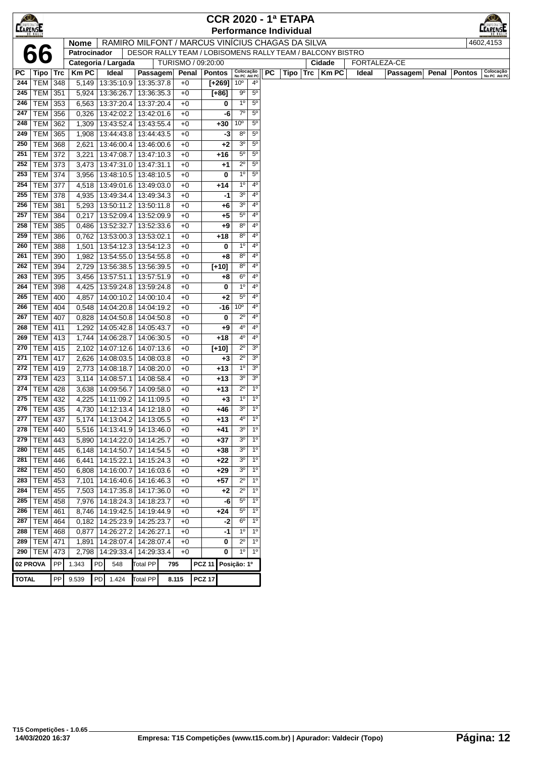# CCR 2020 - 1ª ETAPA

## Performance Individual

| | | |
|---|---|---|
| **66** | **Nome** | RAMIRO MILFONT / MARCUS VINÍCIUS CHAGAS DA SILVA — 4602,4153 |
| | **Patrocinador** | DESOR RALLY TEAM / LOBISOMENS RALLY TEAM / BALCONY BISTRO |
| | **Categoria / Largada** | TURISMO / 09:20:00 — **Cidade** FORTALEZA-CE |

| PC | Tipo | Trc | Km PC | Ideal | Passagem | Penal | Pontos | Colocação No PC | Colocação Até PC |
|---|---|---|---|---|---|---|---|---|---|
| 244 | TEM | 348 | 5,149 | 13:35:10.9 | 13:35:37.8 | +0 | [+269] | 10º | 4º |
| 245 | TEM | 351 | 5,924 | 13:36:26.7 | 13:36:35.3 | +0 | [+86] | 9º | 5º |
| 246 | TEM | 353 | 6,563 | 13:37:20.4 | 13:37:20.4 | +0 | 0 | 1º | 5º |
| 247 | TEM | 356 | 0,326 | 13:42:02.2 | 13:42:01.6 | +0 | -6 | 7º | 5º |
| 248 | TEM | 362 | 1,309 | 13:43:52.4 | 13:43:55.4 | +0 | +30 | 10º | 5º |
| 249 | TEM | 365 | 1,908 | 13:44:43.8 | 13:44:43.5 | +0 | -3 | 8º | 5º |
| 250 | TEM | 368 | 2,621 | 13:46:00.4 | 13:46:00.6 | +0 | +2 | 3º | 5º |
| 251 | TEM | 372 | 3,221 | 13:47:08.7 | 13:47:10.3 | +0 | +16 | 5º | 5º |
| 252 | TEM | 373 | 3,473 | 13:47:31.0 | 13:47:31.1 | +0 | +1 | 2º | 5º |
| 253 | TEM | 374 | 3,956 | 13:48:10.5 | 13:48:10.5 | +0 | 0 | 1º | 5º |
| 254 | TEM | 377 | 4,518 | 13:49:01.6 | 13:49:03.0 | +0 | +14 | 1º | 4º |
| 255 | TEM | 378 | 4,935 | 13:49:34.4 | 13:49:34.3 | +0 | -1 | 3º | 4º |
| 256 | TEM | 381 | 5,293 | 13:50:11.2 | 13:50:11.8 | +0 | +6 | 3º | 4º |
| 257 | TEM | 384 | 0,217 | 13:52:09.4 | 13:52:09.9 | +0 | +5 | 5º | 4º |
| 258 | TEM | 385 | 0,486 | 13:52:32.7 | 13:52:33.6 | +0 | +9 | 8º | 4º |
| 259 | TEM | 386 | 0,762 | 13:53:00.3 | 13:53:02.1 | +0 | +18 | 8º | 4º |
| 260 | TEM | 388 | 1,501 | 13:54:12.3 | 13:54:12.3 | +0 | 0 | 1º | 4º |
| 261 | TEM | 390 | 1,982 | 13:54:55.0 | 13:54:55.8 | +0 | +8 | 8º | 4º |
| 262 | TEM | 394 | 2,729 | 13:56:38.5 | 13:56:39.5 | +0 | [+10] | 8º | 4º |
| 263 | TEM | 395 | 3,456 | 13:57:51.1 | 13:57:51.9 | +0 | +8 | 6º | 4º |
| 264 | TEM | 398 | 4,425 | 13:59:24.8 | 13:59:24.8 | +0 | 0 | 1º | 4º |
| 265 | TEM | 400 | 4,857 | 14:00:10.2 | 14:00:10.4 | +0 | +2 | 5º | 4º |
| 266 | TEM | 404 | 0,548 | 14:04:20.8 | 14:04:19.2 | +0 | -16 | 10º | 4º |
| 267 | TEM | 407 | 0,828 | 14:04:50.8 | 14:04:50.8 | +0 | 0 | 2º | 4º |
| 268 | TEM | 411 | 1,292 | 14:05:42.8 | 14:05:43.7 | +0 | +9 | 4º | 4º |
| 269 | TEM | 413 | 1,744 | 14:06:28.7 | 14:06:30.5 | +0 | +18 | 4º | 4º |
| 270 | TEM | 415 | 2,102 | 14:07:12.6 | 14:07:13.6 | +0 | [+10] | 2º | 3º |
| 271 | TEM | 417 | 2,626 | 14:08:03.5 | 14:08:03.8 | +0 | +3 | 2º | 3º |
| 272 | TEM | 419 | 2,773 | 14:08:18.7 | 14:08:20.0 | +0 | +13 | 1º | 3º |
| 273 | TEM | 423 | 3,114 | 14:08:57.1 | 14:08:58.4 | +0 | +13 | 3º | 3º |
| 274 | TEM | 428 | 3,638 | 14:09:56.7 | 14:09:58.0 | +0 | +13 | 2º | 1º |
| 275 | TEM | 432 | 4,225 | 14:11:09.2 | 14:11:09.5 | +0 | +3 | 1º | 1º |
| 276 | TEM | 435 | 4,730 | 14:12:13.4 | 14:12:18.0 | +0 | +46 | 3º | 1º |
| 277 | TEM | 437 | 5,174 | 14:13:04.2 | 14:13:05.5 | +0 | +13 | 4º | 1º |
| 278 | TEM | 440 | 5,516 | 14:13:41.9 | 14:13:46.0 | +0 | +41 | 3º | 1º |
| 279 | TEM | 443 | 5,890 | 14:14:22.0 | 14:14:25.7 | +0 | +37 | 3º | 1º |
| 280 | TEM | 445 | 6,148 | 14:14:50.7 | 14:14:54.5 | +0 | +38 | 3º | 1º |
| 281 | TEM | 446 | 6,441 | 14:15:22.1 | 14:15:24.3 | +0 | +22 | 3º | 1º |
| 282 | TEM | 450 | 6,808 | 14:16:00.7 | 14:16:03.6 | +0 | +29 | 3º | 1º |
| 283 | TEM | 453 | 7,101 | 14:16:40.6 | 14:16:46.3 | +0 | +57 | 2º | 1º |
| 284 | TEM | 455 | 7,503 | 14:17:35.8 | 14:17:36.0 | +0 | +2 | 2º | 1º |
| 285 | TEM | 458 | 7,976 | 14:18:24.3 | 14:18:23.7 | +0 | -6 | 5º | 1º |
| 286 | TEM | 461 | 8,746 | 14:19:42.5 | 14:19:44.9 | +0 | +24 | 5º | 1º |
| 287 | TEM | 464 | 0,182 | 14:25:23.9 | 14:25:23.7 | +0 | -2 | 6º | 1º |
| 288 | TEM | 468 | 0,877 | 14:26:27.2 | 14:26:27.1 | +0 | -1 | 1º | 1º |
| 289 | TEM | 471 | 1,891 | 14:28:07.4 | 14:28:07.4 | +0 | 0 | 2º | 1º |
| 290 | TEM | 473 | 2,798 | 14:29:33.4 | 14:29:33.4 | +0 | 0 | 1º | 1º |

| | | | | | | | | |
|---|---|---|---|---|---|---|---|---|
| 02 PROVA | PP | 1.343 | PD | 548 | Total PP | 795 | PCZ 11 | Posição: 1º |
| TOTAL | PP | 9.539 | PD | 1.424 | Total PP | 8.115 | PCZ 17 | |

T15 Competições - 1.0.65
14/03/2020 16:37 — Empresa: T15 Competições (www.t15.com.br) | Apurador: Valdecir (Topo)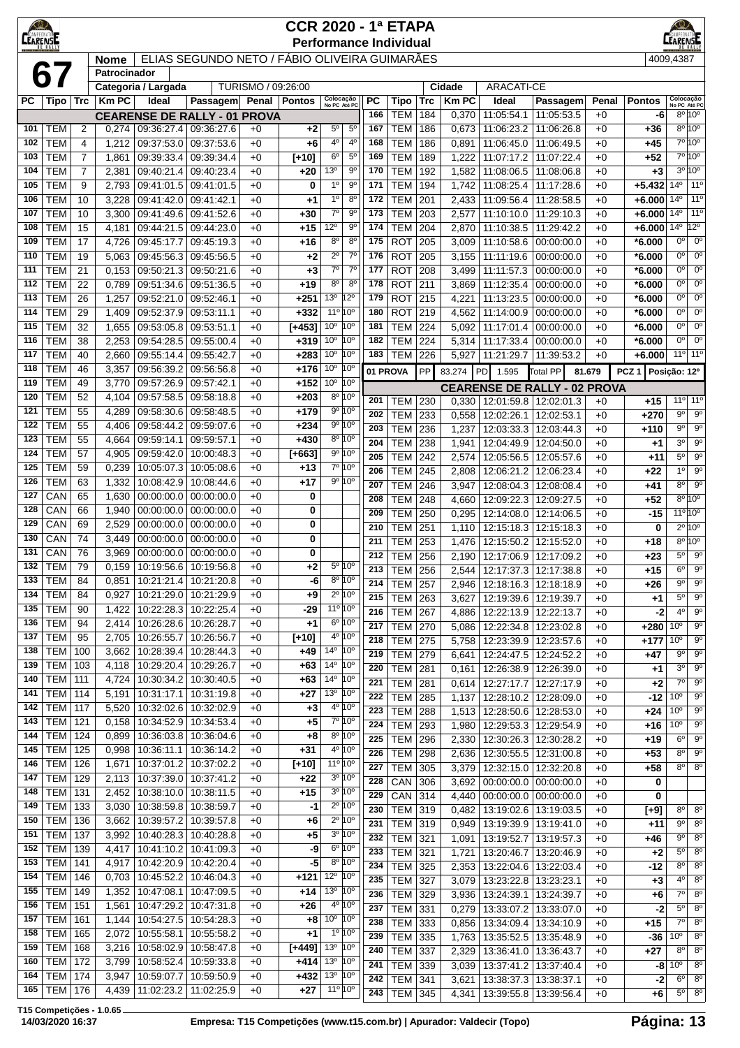# CCR 2020 - 1ª ETAPA

## Performance Individual

**67**

| Nome | ELIAS SEGUNDO NETO / FÁBIO OLIVEIRA GUIMARÃES | 4009,4387 |
|---|---|---|
| Patrocinador | | |
| Categoria / Largada | TURISMO / 09:26:00 | |
| Cidade | ARACATI-CE | |

### CEARENSE DE RALLY - 01 PROVA

| PC | Tipo | Trc | Km PC | Ideal | Passagem | Penal | Pontos | Colocação No PC | Colocação Até PC |
|---|---|---|---|---|---|---|---|---|---|
| 101 | TEM | 2 | 0,274 | 09:36:27.4 | 09:36:27.6 | +0 | +2 | 5º | 5º |
| 102 | TEM | 4 | 1,212 | 09:37:53.0 | 09:37:53.6 | +0 | +6 | 4º | 4º |
| 103 | TEM | 7 | 1,861 | 09:39:33.4 | 09:39:34.4 | +0 | [+10] | 6º | 5º |
| 104 | TEM | 7 | 2,381 | 09:40:21.4 | 09:40:23.4 | +0 | +20 | 13º | 9º |
| 105 | TEM | 9 | 2,793 | 09:41:01.5 | 09:41:01.5 | +0 | 0 | 1º | 9º |
| 106 | TEM | 10 | 3,228 | 09:41:42.0 | 09:41:42.1 | +0 | +1 | 1º | 8º |
| 107 | TEM | 10 | 3,300 | 09:41:49.6 | 09:41:52.6 | +0 | +30 | 7º | 9º |
| 108 | TEM | 15 | 4,181 | 09:44:21.5 | 09:44:23.0 | +0 | +15 | 12º | 9º |
| 109 | TEM | 17 | 4,726 | 09:45:17.7 | 09:45:19.3 | +0 | +16 | 8º | 8º |
| 110 | TEM | 19 | 5,063 | 09:45:56.3 | 09:45:56.5 | +0 | +2 | 2º | 7º |
| 111 | TEM | 21 | 0,153 | 09:50:21.3 | 09:50:21.6 | +0 | +3 | 7º | 7º |
| 112 | TEM | 22 | 0,789 | 09:51:34.6 | 09:51:36.5 | +0 | +19 | 8º | 8º |
| 113 | TEM | 26 | 1,257 | 09:52:21.0 | 09:52:46.1 | +0 | +251 | 13º | 12º |
| 114 | TEM | 29 | 1,409 | 09:52:37.9 | 09:53:11.1 | +0 | +332 | 11º | 10º |
| 115 | TEM | 32 | 1,655 | 09:53:05.8 | 09:53:51.1 | +0 | [+453] | 10º | 10º |
| 116 | TEM | 38 | 2,253 | 09:54:28.5 | 09:55:00.4 | +0 | +319 | 10º | 10º |
| 117 | TEM | 40 | 2,660 | 09:55:14.4 | 09:55:42.7 | +0 | +283 | 10º | 10º |
| 118 | TEM | 46 | 3,357 | 09:56:39.2 | 09:56:56.8 | +0 | +176 | 10º | 10º |
| 119 | TEM | 49 | 3,770 | 09:57:26.9 | 09:57:42.1 | +0 | +152 | 10º | 10º |
| 120 | TEM | 52 | 4,104 | 09:57:58.5 | 09:58:18.8 | +0 | +203 | 8º | 10º |
| 121 | TEM | 55 | 4,289 | 09:58:30.6 | 09:58:48.5 | +0 | +179 | 9º | 10º |
| 122 | TEM | 55 | 4,406 | 09:58:44.2 | 09:59:07.6 | +0 | +234 | 9º | 10º |
| 123 | TEM | 55 | 4,664 | 09:59:14.1 | 09:59:57.1 | +0 | +430 | 8º | 10º |
| 124 | TEM | 57 | 4,905 | 09:59:42.0 | 10:00:48.3 | +0 | [+663] | 9º | 10º |
| 125 | TEM | 59 | 0,239 | 10:05:07.3 | 10:05:08.6 | +0 | +13 | 7º | 10º |
| 126 | TEM | 63 | 1,332 | 10:08:42.9 | 10:08:44.6 | +0 | +17 | 9º | 10º |
| 127 | CAN | 65 | 1,630 | 00:00:00.0 | 00:00:00.0 | +0 | 0 | | |
| 128 | CAN | 66 | 1,940 | 00:00:00.0 | 00:00:00.0 | +0 | 0 | | |
| 129 | CAN | 69 | 2,529 | 00:00:00.0 | 00:00:00.0 | +0 | 0 | | |
| 130 | CAN | 74 | 3,449 | 00:00:00.0 | 00:00:00.0 | +0 | 0 | | |
| 131 | CAN | 76 | 3,969 | 00:00:00.0 | 00:00:00.0 | +0 | 0 | | |
| 132 | TEM | 79 | 0,159 | 10:19:56.6 | 10:19:56.8 | +0 | +2 | 5º | 10º |
| 133 | TEM | 84 | 0,851 | 10:21:21.4 | 10:21:20.8 | +0 | -6 | 8º | 10º |
| 134 | TEM | 84 | 0,927 | 10:21:29.0 | 10:21:29.9 | +0 | +9 | 2º | 10º |
| 135 | TEM | 90 | 1,422 | 10:22:28.3 | 10:22:25.4 | +0 | -29 | 11º | 10º |
| 136 | TEM | 94 | 2,414 | 10:26:28.6 | 10:26:28.7 | +0 | +1 | 6º | 10º |
| 137 | TEM | 95 | 2,705 | 10:26:55.7 | 10:26:56.7 | +0 | [+10] | 4º | 10º |
| 138 | TEM | 100 | 3,662 | 10:28:39.4 | 10:28:44.3 | +0 | +49 | 14º | 10º |
| 139 | TEM | 103 | 4,118 | 10:29:20.4 | 10:29:26.7 | +0 | +63 | 14º | 10º |
| 140 | TEM | 111 | 4,724 | 10:30:34.2 | 10:30:40.5 | +0 | +63 | 14º | 10º |
| 141 | TEM | 114 | 5,191 | 10:31:17.1 | 10:31:19.8 | +0 | +27 | 13º | 10º |
| 142 | TEM | 117 | 5,520 | 10:32:02.6 | 10:32:02.9 | +0 | +3 | 4º | 10º |
| 143 | TEM | 121 | 0,158 | 10:34:52.9 | 10:34:53.4 | +0 | +5 | 7º | 10º |
| 144 | TEM | 124 | 0,899 | 10:36:03.8 | 10:36:04.6 | +0 | +8 | 8º | 10º |
| 145 | TEM | 125 | 0,998 | 10:36:11.1 | 10:36:14.2 | +0 | +31 | 4º | 10º |
| 146 | TEM | 126 | 1,671 | 10:37:01.2 | 10:37:02.2 | +0 | [+10] | 11º | 10º |
| 147 | TEM | 129 | 2,113 | 10:37:39.0 | 10:37:41.2 | +0 | +22 | 3º | 10º |
| 148 | TEM | 131 | 2,452 | 10:38:10.0 | 10:38:11.5 | +0 | +15 | 3º | 10º |
| 149 | TEM | 133 | 3,030 | 10:38:59.8 | 10:38:59.7 | +0 | -1 | 2º | 10º |
| 150 | TEM | 136 | 3,662 | 10:39:57.2 | 10:39:57.8 | +0 | +6 | 2º | 10º |
| 151 | TEM | 137 | 3,992 | 10:40:28.3 | 10:40:28.8 | +0 | +5 | 3º | 10º |
| 152 | TEM | 139 | 4,417 | 10:41:10.2 | 10:41:09.3 | +0 | -9 | 6º | 10º |
| 153 | TEM | 141 | 4,917 | 10:42:20.9 | 10:42:20.4 | +0 | -5 | 8º | 10º |
| 154 | TEM | 146 | 0,703 | 10:45:52.2 | 10:46:04.3 | +0 | +121 | 12º | 10º |
| 155 | TEM | 149 | 1,352 | 10:47:08.1 | 10:47:09.5 | +0 | +14 | 13º | 10º |
| 156 | TEM | 151 | 1,561 | 10:47:29.2 | 10:47:31.8 | +0 | +26 | 4º | 10º |
| 157 | TEM | 161 | 1,144 | 10:54:27.5 | 10:54:28.3 | +0 | +8 | 10º | 10º |
| 158 | TEM | 165 | 2,072 | 10:55:58.1 | 10:55:58.2 | +0 | +1 | 1º | 10º |
| 159 | TEM | 168 | 3,216 | 10:58:02.9 | 10:58:47.8 | +0 | [+449] | 13º | 10º |
| 160 | TEM | 172 | 3,799 | 10:58:52.4 | 10:59:33.8 | +0 | +414 | 13º | 10º |
| 164 | TEM | 174 | 3,947 | 10:59:07.7 | 10:59:50.9 | +0 | +432 | 13º | 10º |
| 165 | TEM | 176 | 4,439 | 11:02:23.2 | 11:02:25.9 | +0 | +27 | 11º | 10º |
| 166 | TEM | 184 | 0,370 | 11:05:54.1 | 11:05:53.5 | +0 | -6 | 8º | 10º |
| 167 | TEM | 186 | 0,673 | 11:06:23.2 | 11:06:26.8 | +0 | +36 | 8º | 10º |
| 168 | TEM | 186 | 0,891 | 11:06:45.0 | 11:06:49.5 | +0 | +45 | 7º | 10º |
| 169 | TEM | 189 | 1,222 | 11:07:17.2 | 11:07:22.4 | +0 | +52 | 7º | 10º |
| 170 | TEM | 192 | 1,582 | 11:08:06.5 | 11:08:06.8 | +0 | +3 | 3º | 10º |
| 171 | TEM | 194 | 1,742 | 11:08:25.4 | 11:17:28.6 | +0 | +5.432 | 14º | 11º |
| 172 | TEM | 201 | 2,433 | 11:09:56.4 | 11:28:58.5 | +0 | +6.000 | 14º | 11º |
| 173 | TEM | 203 | 2,577 | 11:10:10.0 | 11:29:10.3 | +0 | +6.000 | 14º | 11º |
| 174 | TEM | 204 | 2,870 | 11:10:38.5 | 11:29:42.2 | +0 | +6.000 | 14º | 12º |
| 175 | ROT | 205 | 3,009 | 11:10:58.6 | 00:00:00.0 | +0 | *6.000 | 0º | 0º |
| 176 | ROT | 205 | 3,155 | 11:11:19.6 | 00:00:00.0 | +0 | *6.000 | 0º | 0º |
| 177 | ROT | 208 | 3,499 | 11:11:57.3 | 00:00:00.0 | +0 | *6.000 | 0º | 0º |
| 178 | ROT | 211 | 3,869 | 11:12:35.4 | 00:00:00.0 | +0 | *6.000 | 0º | 0º |
| 179 | ROT | 215 | 4,221 | 11:13:23.5 | 00:00:00.0 | +0 | *6.000 | 0º | 0º |
| 180 | ROT | 219 | 4,562 | 11:14:00.9 | 00:00:00.0 | +0 | *6.000 | 0º | 0º |
| 181 | TEM | 224 | 5,092 | 11:17:01.4 | 00:00:00.0 | +0 | *6.000 | 0º | 0º |
| 182 | TEM | 224 | 5,314 | 11:17:33.4 | 00:00:00.0 | +0 | *6.000 | 0º | 0º |
| 183 | TEM | 226 | 5,927 | 11:21:29.7 | 11:39:53.2 | +0 | +6.000 | 11º | 11º |

| 01 PROVA | PP | 83.274 | PD | 1.595 | Total PP | 81.679 | PCZ 1 | Posição: 12º |
|---|---|---|---|---|---|---|---|---|

### CEARENSE DE RALLY - 02 PROVA

| PC | Tipo | Trc | Km PC | Ideal | Passagem | Penal | Pontos | Colocação No PC | Colocação Até PC |
|---|---|---|---|---|---|---|---|---|---|
| 201 | TEM | 230 | 0,330 | 12:01:59.8 | 12:02:01.3 | +0 | +15 | 11º | 11º |
| 202 | TEM | 233 | 0,558 | 12:02:26.1 | 12:02:53.1 | +0 | +270 | 9º | 9º |
| 203 | TEM | 236 | 1,237 | 12:03:33.3 | 12:03:44.3 | +0 | +110 | 9º | 9º |
| 204 | TEM | 238 | 1,941 | 12:04:49.9 | 12:04:50.0 | +0 | +1 | 3º | 9º |
| 205 | TEM | 242 | 2,574 | 12:05:56.5 | 12:05:57.6 | +0 | +11 | 5º | 9º |
| 206 | TEM | 245 | 2,808 | 12:06:21.2 | 12:06:23.4 | +0 | +22 | 1º | 9º |
| 207 | TEM | 246 | 3,947 | 12:08:04.3 | 12:08:08.4 | +0 | +41 | 8º | 9º |
| 208 | TEM | 248 | 4,660 | 12:09:22.3 | 12:09:27.5 | +0 | +52 | 8º | 10º |
| 209 | TEM | 250 | 0,295 | 12:14:08.0 | 12:14:06.5 | +0 | -15 | 11º | 10º |
| 210 | TEM | 251 | 1,110 | 12:15:18.3 | 12:15:18.3 | +0 | 0 | 2º | 10º |
| 211 | TEM | 253 | 1,476 | 12:15:50.2 | 12:15:52.0 | +0 | +18 | 8º | 10º |
| 212 | TEM | 256 | 2,190 | 12:17:06.9 | 12:17:09.2 | +0 | +23 | 5º | 9º |
| 213 | TEM | 256 | 2,544 | 12:17:37.3 | 12:17:38.8 | +0 | +15 | 6º | 9º |
| 214 | TEM | 257 | 2,946 | 12:18:16.3 | 12:18:18.9 | +0 | +26 | 9º | 9º |
| 215 | TEM | 263 | 3,627 | 12:19:39.6 | 12:19:39.7 | +0 | +1 | 5º | 9º |
| 216 | TEM | 267 | 4,886 | 12:22:13.9 | 12:22:13.7 | +0 | -2 | 4º | 9º |
| 217 | TEM | 270 | 5,086 | 12:22:34.8 | 12:23:02.8 | +0 | +280 | 10º | 9º |
| 218 | TEM | 275 | 5,758 | 12:23:39.9 | 12:23:57.6 | +0 | +177 | 10º | 9º |
| 219 | TEM | 279 | 6,641 | 12:24:47.5 | 12:24:52.2 | +0 | +47 | 9º | 9º |
| 220 | TEM | 281 | 0,161 | 12:26:38.9 | 12:26:39.0 | +0 | +1 | 3º | 9º |
| 221 | TEM | 281 | 0,614 | 12:27:17.7 | 12:27:17.9 | +0 | +2 | 7º | 9º |
| 222 | TEM | 285 | 1,137 | 12:28:10.2 | 12:28:09.0 | +0 | -12 | 10º | 9º |
| 223 | TEM | 288 | 1,513 | 12:28:50.6 | 12:28:53.0 | +0 | +24 | 10º | 9º |
| 224 | TEM | 293 | 1,980 | 12:29:53.3 | 12:29:54.9 | +0 | +16 | 10º | 9º |
| 225 | TEM | 296 | 2,330 | 12:30:26.3 | 12:30:28.2 | +0 | +19 | 6º | 9º |
| 226 | TEM | 298 | 2,636 | 12:30:55.5 | 12:31:00.8 | +0 | +53 | 8º | 9º |
| 227 | TEM | 305 | 3,379 | 12:32:15.0 | 12:32:20.8 | +0 | +58 | 8º | 8º |
| 228 | CAN | 306 | 3,692 | 00:00:00.0 | 00:00:00.0 | +0 | 0 | | |
| 229 | CAN | 314 | 4,440 | 00:00:00.0 | 00:00:00.0 | +0 | 0 | | |
| 230 | TEM | 319 | 0,482 | 13:19:02.6 | 13:19:03.5 | +0 | [+9] | 8º | 8º |
| 231 | TEM | 319 | 0,949 | 13:19:39.9 | 13:19:41.0 | +0 | +11 | 9º | 8º |
| 232 | TEM | 321 | 1,091 | 13:19:52.7 | 13:19:57.3 | +0 | +46 | 9º | 8º |
| 233 | TEM | 321 | 1,721 | 13:20:46.7 | 13:20:46.9 | +0 | +2 | 5º | 8º |
| 234 | TEM | 325 | 2,353 | 13:22:04.6 | 13:22:03.4 | +0 | -12 | 8º | 8º |
| 235 | TEM | 327 | 3,079 | 13:23:22.8 | 13:23:23.1 | +0 | +3 | 4º | 8º |
| 236 | TEM | 329 | 3,936 | 13:24:39.1 | 13:24:39.7 | +0 | +6 | 7º | 8º |
| 237 | TEM | 331 | 0,279 | 13:33:07.2 | 13:33:07.0 | +0 | -2 | 5º | 8º |
| 238 | TEM | 333 | 0,856 | 13:34:09.4 | 13:34:10.9 | +0 | +15 | 7º | 8º |
| 239 | TEM | 335 | 1,763 | 13:35:52.5 | 13:35:48.9 | +0 | -36 | 10º | 8º |
| 240 | TEM | 337 | 2,329 | 13:36:41.0 | 13:36:43.7 | +0 | +27 | 8º | 8º |
| 241 | TEM | 339 | 3,039 | 13:37:41.2 | 13:37:40.4 | +0 | -8 | 10º | 8º |
| 242 | TEM | 341 | 3,621 | 13:38:37.3 | 13:38:37.1 | +0 | -2 | 6º | 8º |
| 243 | TEM | 345 | 4,341 | 13:39:55.8 | 13:39:56.4 | +0 | +6 | 5º | 8º |

T15 Competições - 1.0.65
14/03/2020 16:37 — Empresa: T15 Competições (www.t15.com.br) | Apurador: Valdecir (Topo)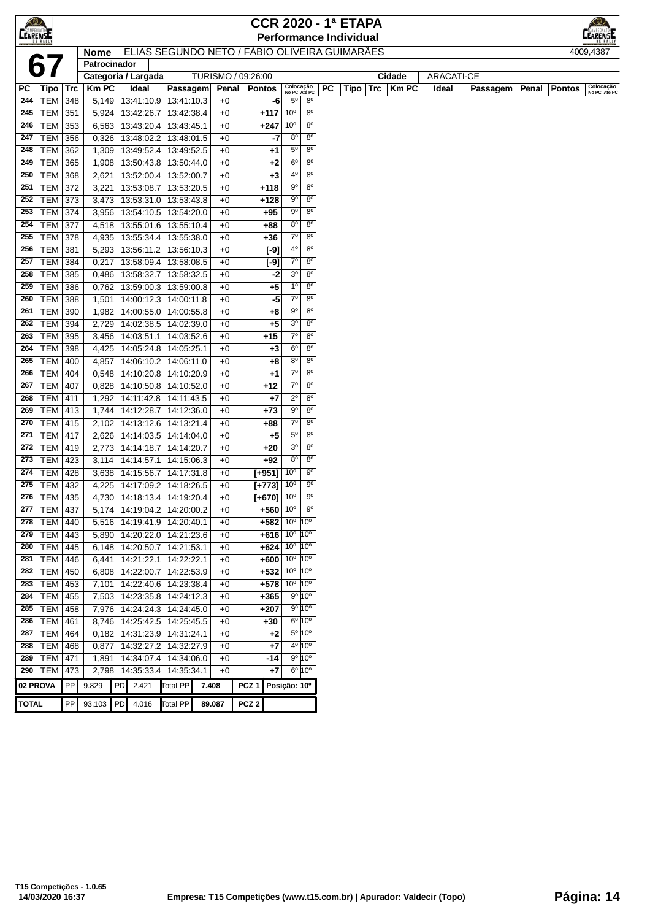# CCR 2020 - 1ª ETAPA

## Performance Individual

**67**

| Nome | ELIAS SEGUNDO NETO / FÁBIO OLIVEIRA GUIMARÃES | 4009,4387 |
|---|---|---|
| Patrocinador | | |
| Categoria / Largada | TURISMO / 09:26:00 | |
| Cidade | ARACATI-CE | |

| PC | Tipo | Trc | Km PC | Ideal | Passagem | Penal | Pontos | Colocação No PC | Colocação Até PC |
|---|---|---|---|---|---|---|---|---|---|
| 244 | TEM | 348 | 5,149 | 13:41:10.9 | 13:41:10.3 | +0 | -6 | 5º | 8º |
| 245 | TEM | 351 | 5,924 | 13:42:26.7 | 13:42:38.4 | +0 | +117 | 10º | 8º |
| 246 | TEM | 353 | 6,563 | 13:43:20.4 | 13:43:45.1 | +0 | +247 | 10º | 8º |
| 247 | TEM | 356 | 0,326 | 13:48:02.2 | 13:48:01.5 | +0 | -7 | 8º | 8º |
| 248 | TEM | 362 | 1,309 | 13:49:52.4 | 13:49:52.5 | +0 | +1 | 5º | 8º |
| 249 | TEM | 365 | 1,908 | 13:50:43.8 | 13:50:44.0 | +0 | +2 | 6º | 8º |
| 250 | TEM | 368 | 2,621 | 13:52:00.4 | 13:52:00.7 | +0 | +3 | 4º | 8º |
| 251 | TEM | 372 | 3,221 | 13:53:08.7 | 13:53:20.5 | +0 | +118 | 9º | 8º |
| 252 | TEM | 373 | 3,473 | 13:53:31.0 | 13:53:43.8 | +0 | +128 | 9º | 8º |
| 253 | TEM | 374 | 3,956 | 13:54:10.5 | 13:54:20.0 | +0 | +95 | 9º | 8º |
| 254 | TEM | 377 | 4,518 | 13:55:01.6 | 13:55:10.4 | +0 | +88 | 8º | 8º |
| 255 | TEM | 378 | 4,935 | 13:55:34.4 | 13:55:38.0 | +0 | +36 | 7º | 8º |
| 256 | TEM | 381 | 5,293 | 13:56:11.2 | 13:56:10.3 | +0 | [-9] | 4º | 8º |
| 257 | TEM | 384 | 0,217 | 13:58:09.4 | 13:58:08.5 | +0 | [-9] | 7º | 8º |
| 258 | TEM | 385 | 0,486 | 13:58:32.7 | 13:58:32.5 | +0 | -2 | 3º | 8º |
| 259 | TEM | 386 | 0,762 | 13:59:00.3 | 13:59:00.8 | +0 | +5 | 1º | 8º |
| 260 | TEM | 388 | 1,501 | 14:00:12.3 | 14:00:11.8 | +0 | -5 | 7º | 8º |
| 261 | TEM | 390 | 1,982 | 14:00:55.0 | 14:00:55.8 | +0 | +8 | 9º | 8º |
| 262 | TEM | 394 | 2,729 | 14:02:38.5 | 14:02:39.0 | +0 | +5 | 3º | 8º |
| 263 | TEM | 395 | 3,456 | 14:03:51.1 | 14:03:52.6 | +0 | +15 | 7º | 8º |
| 264 | TEM | 398 | 4,425 | 14:05:24.8 | 14:05:25.1 | +0 | +3 | 6º | 8º |
| 265 | TEM | 400 | 4,857 | 14:06:10.2 | 14:06:11.0 | +0 | +8 | 8º | 8º |
| 266 | TEM | 404 | 0,548 | 14:10:20.8 | 14:10:20.9 | +0 | +1 | 7º | 8º |
| 267 | TEM | 407 | 0,828 | 14:10:50.8 | 14:10:52.0 | +0 | +12 | 7º | 8º |
| 268 | TEM | 411 | 1,292 | 14:11:42.8 | 14:11:43.5 | +0 | +7 | 2º | 8º |
| 269 | TEM | 413 | 1,744 | 14:12:28.7 | 14:12:36.0 | +0 | +73 | 9º | 8º |
| 270 | TEM | 415 | 2,102 | 14:13:12.6 | 14:13:21.4 | +0 | +88 | 7º | 8º |
| 271 | TEM | 417 | 2,626 | 14:14:03.5 | 14:14:04.0 | +0 | +5 | 5º | 8º |
| 272 | TEM | 419 | 2,773 | 14:14:18.7 | 14:14:20.7 | +0 | +20 | 3º | 8º |
| 273 | TEM | 423 | 3,114 | 14:14:57.1 | 14:15:06.3 | +0 | +92 | 8º | 8º |
| 274 | TEM | 428 | 3,638 | 14:15:56.7 | 14:17:31.8 | +0 | [+951] | 10º | 9º |
| 275 | TEM | 432 | 4,225 | 14:17:09.2 | 14:18:26.5 | +0 | [+773] | 10º | 9º |
| 276 | TEM | 435 | 4,730 | 14:18:13.4 | 14:19:20.4 | +0 | [+670] | 10º | 9º |
| 277 | TEM | 437 | 5,174 | 14:19:04.2 | 14:20:00.2 | +0 | +560 | 10º | 9º |
| 278 | TEM | 440 | 5,516 | 14:19:41.9 | 14:20:40.1 | +0 | +582 | 10º | 10º |
| 279 | TEM | 443 | 5,890 | 14:20:22.0 | 14:21:23.6 | +0 | +616 | 10º | 10º |
| 280 | TEM | 445 | 6,148 | 14:20:50.7 | 14:21:53.1 | +0 | +624 | 10º | 10º |
| 281 | TEM | 446 | 6,441 | 14:21:22.1 | 14:22:22.1 | +0 | +600 | 10º | 10º |
| 282 | TEM | 450 | 6,808 | 14:22:00.7 | 14:22:53.9 | +0 | +532 | 10º | 10º |
| 283 | TEM | 453 | 7,101 | 14:22:40.6 | 14:23:38.4 | +0 | +578 | 10º | 10º |
| 284 | TEM | 455 | 7,503 | 14:23:35.8 | 14:24:12.3 | +0 | +365 | 9º | 10º |
| 285 | TEM | 458 | 7,976 | 14:24:24.3 | 14:24:45.0 | +0 | +207 | 9º | 10º |
| 286 | TEM | 461 | 8,746 | 14:25:42.5 | 14:25:45.5 | +0 | +30 | 6º | 10º |
| 287 | TEM | 464 | 0,182 | 14:31:23.9 | 14:31:24.1 | +0 | +2 | 5º | 10º |
| 288 | TEM | 468 | 0,877 | 14:32:27.2 | 14:32:27.9 | +0 | +7 | 4º | 10º |
| 289 | TEM | 471 | 1,891 | 14:34:07.4 | 14:34:06.0 | +0 | -14 | 9º | 10º |
| 290 | TEM | 473 | 2,798 | 14:35:33.4 | 14:35:34.1 | +0 | +7 | 6º | 10º |

| | | | | | | | | |
|---|---|---|---|---|---|---|---|---|
| 02 PROVA | PP | 9.829 | PD | 2.421 | Total PP | 7.408 | PCZ 1 | Posição: 10º |
| TOTAL | PP | 93.103 | PD | 4.016 | Total PP | 89.087 | PCZ 2 | |

T15 Competições - 1.0.65
14/03/2020 16:37
Empresa: T15 Competições (www.t15.com.br) | Apurador: Valdecir (Topo)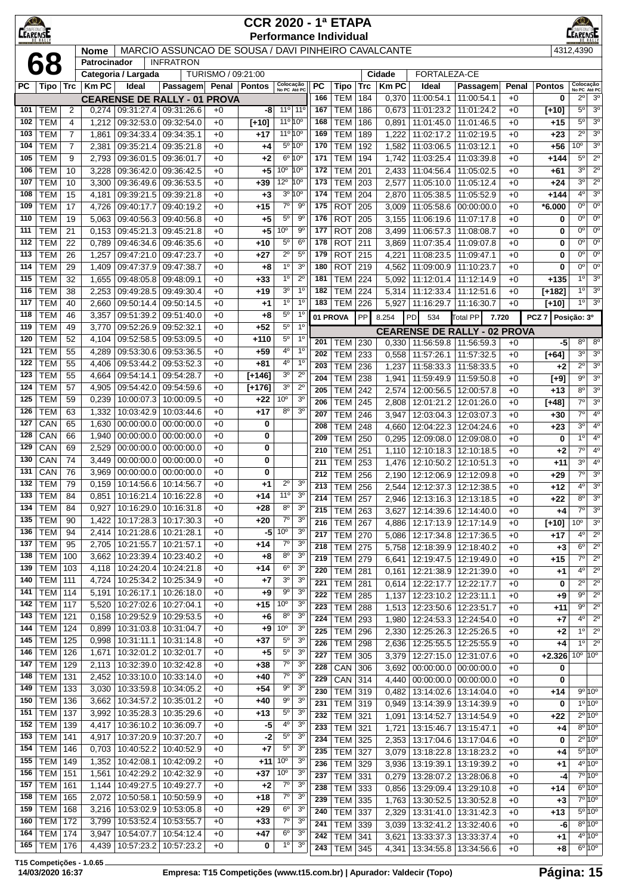# CCR 2020 - 1ª ETAPA

## Performance Individual

**68**

| Nome | MARCIO ASSUNCAO DE SOUSA / DAVI PINHEIRO CAVALCANTE | 4312,4390 |
|---|---|---|
| Patrocinador | INFRATRON | |
| Categoria / Largada | TURISMO / 09:21:00 | |
| Cidade | FORTALEZA-CE | |

### CEARENSE DE RALLY - 01 PROVA

| PC | Tipo | Trc | Km PC | Ideal | Passagem | Penal | Pontos | Colocação No PC | Colocação Até PC |
|---|---|---|---|---|---|---|---|---|---|
| 101 | TEM | 2 | 0,274 | 09:31:27.4 | 09:31:26.6 | +0 | -8 | 11º | 11º |
| 102 | TEM | 4 | 1,212 | 09:32:53.0 | 09:32:54.0 | +0 | [+10] | 11º | 10º |
| 103 | TEM | 7 | 1,861 | 09:34:33.4 | 09:34:35.1 | +0 | +17 | 11º | 10º |
| 104 | TEM | 7 | 2,381 | 09:35:21.4 | 09:35:21.8 | +0 | +4 | 5º | 10º |
| 105 | TEM | 9 | 2,793 | 09:36:01.5 | 09:36:01.7 | +0 | +2 | 6º | 10º |
| 106 | TEM | 10 | 3,228 | 09:36:42.0 | 09:36:42.5 | +0 | +5 | 10º | 10º |
| 107 | TEM | 10 | 3,300 | 09:36:49.6 | 09:36:53.5 | +0 | +39 | 12º | 10º |
| 108 | TEM | 15 | 4,181 | 09:39:21.5 | 09:39:21.8 | +0 | +3 | 3º | 10º |
| 109 | TEM | 17 | 4,726 | 09:40:17.7 | 09:40:19.2 | +0 | +15 | 7º | 9º |
| 110 | TEM | 19 | 5,063 | 09:40:56.3 | 09:40:56.8 | +0 | +5 | 5º | 9º |
| 111 | TEM | 21 | 0,153 | 09:45:21.3 | 09:45:21.8 | +0 | +5 | 10º | 9º |
| 112 | TEM | 22 | 0,789 | 09:46:34.6 | 09:46:35.6 | +0 | +10 | 5º | 6º |
| 113 | TEM | 26 | 1,257 | 09:47:21.0 | 09:47:23.7 | +0 | +27 | 2º | 5º |
| 114 | TEM | 29 | 1,409 | 09:47:37.9 | 09:47:38.7 | +0 | +8 | 1º | 3º |
| 115 | TEM | 32 | 1,655 | 09:48:05.8 | 09:48:09.1 | +0 | +33 | 1º | 2º |
| 116 | TEM | 38 | 2,253 | 09:49:28.5 | 09:49:30.4 | +0 | +19 | 3º | 1º |
| 117 | TEM | 40 | 2,660 | 09:50:14.4 | 09:50:14.5 | +0 | +1 | 1º | 1º |
| 118 | TEM | 46 | 3,357 | 09:51:39.2 | 09:51:40.0 | +0 | +8 | 5º | 1º |
| 119 | TEM | 49 | 3,770 | 09:52:26.9 | 09:52:32.1 | +0 | +52 | 5º | 1º |
| 120 | TEM | 52 | 4,104 | 09:52:58.5 | 09:53:09.5 | +0 | +110 | 5º | 1º |
| 121 | TEM | 55 | 4,289 | 09:53:30.6 | 09:53:36.5 | +0 | +59 | 4º | 1º |
| 122 | TEM | 55 | 4,406 | 09:53:44.2 | 09:53:52.3 | +0 | +81 | 4º | 1º |
| 123 | TEM | 55 | 4,664 | 09:54:14.1 | 09:54:28.7 | +0 | [+146] | 3º | 2º |
| 124 | TEM | 57 | 4,905 | 09:54:42.0 | 09:54:59.6 | +0 | [+176] | 3º | 2º |
| 125 | TEM | 59 | 0,239 | 10:00:07.3 | 10:00:09.5 | +0 | +22 | 10º | 3º |
| 126 | TEM | 63 | 1,332 | 10:03:42.9 | 10:03:44.6 | +0 | +17 | 8º | 3º |
| 127 | CAN | 65 | 1,630 | 00:00:00.0 | 00:00:00.0 | +0 | 0 | | |
| 128 | CAN | 66 | 1,940 | 00:00:00.0 | 00:00:00.0 | +0 | 0 | | |
| 129 | CAN | 69 | 2,529 | 00:00:00.0 | 00:00:00.0 | +0 | 0 | | |
| 130 | CAN | 74 | 3,449 | 00:00:00.0 | 00:00:00.0 | +0 | 0 | | |
| 131 | CAN | 76 | 3,969 | 00:00:00.0 | 00:00:00.0 | +0 | 0 | | |
| 132 | TEM | 79 | 0,159 | 10:14:56.6 | 10:14:56.7 | +0 | +1 | 2º | 3º |
| 133 | TEM | 84 | 0,851 | 10:16:21.4 | 10:16:22.8 | +0 | +14 | 11º | 3º |
| 134 | TEM | 84 | 0,927 | 10:16:29.0 | 10:16:31.8 | +0 | +28 | 8º | 3º |
| 135 | TEM | 90 | 1,422 | 10:17:28.3 | 10:17:30.3 | +0 | +20 | 7º | 3º |
| 136 | TEM | 94 | 2,414 | 10:21:28.6 | 10:21:28.1 | +0 | -5 | 10º | 3º |
| 137 | TEM | 95 | 2,705 | 10:21:55.7 | 10:21:57.1 | +0 | +14 | 7º | 3º |
| 138 | TEM | 100 | 3,662 | 10:23:39.4 | 10:23:40.2 | +0 | +8 | 8º | 3º |
| 139 | TEM | 103 | 4,118 | 10:24:20.4 | 10:24:21.8 | +0 | +14 | 6º | 3º |
| 140 | TEM | 111 | 4,724 | 10:25:34.2 | 10:25:34.9 | +0 | +7 | 3º | 3º |
| 141 | TEM | 114 | 5,191 | 10:26:17.1 | 10:26:18.0 | +0 | +9 | 9º | 3º |
| 142 | TEM | 117 | 5,520 | 10:27:02.6 | 10:27:04.1 | +0 | +15 | 10º | 3º |
| 143 | TEM | 121 | 0,158 | 10:29:52.9 | 10:29:53.5 | +0 | +6 | 8º | 3º |
| 144 | TEM | 124 | 0,899 | 10:31:03.8 | 10:31:04.7 | +0 | +9 | 10º | 3º |
| 145 | TEM | 125 | 0,998 | 10:31:11.1 | 10:31:14.8 | +0 | +37 | 5º | 3º |
| 146 | TEM | 126 | 1,671 | 10:32:01.2 | 10:32:01.7 | +0 | +5 | 5º | 3º |
| 147 | TEM | 129 | 2,113 | 10:32:39.0 | 10:32:42.8 | +0 | +38 | 7º | 3º |
| 148 | TEM | 131 | 2,452 | 10:33:10.0 | 10:33:14.0 | +0 | +40 | 7º | 3º |
| 149 | TEM | 133 | 3,030 | 10:33:59.8 | 10:34:05.2 | +0 | +54 | 9º | 3º |
| 150 | TEM | 136 | 3,662 | 10:34:57.2 | 10:35:01.2 | +0 | +40 | 9º | 3º |
| 151 | TEM | 137 | 3,992 | 10:35:28.3 | 10:35:29.6 | +0 | +13 | 5º | 3º |
| 152 | TEM | 139 | 4,417 | 10:36:10.2 | 10:36:09.7 | +0 | -5 | 4º | 3º |
| 153 | TEM | 141 | 4,917 | 10:37:20.9 | 10:37:20.7 | +0 | -2 | 5º | 3º |
| 154 | TEM | 146 | 0,703 | 10:40:52.2 | 10:40:52.9 | +0 | +7 | 5º | 3º |
| 155 | TEM | 149 | 1,352 | 10:42:08.1 | 10:42:09.2 | +0 | +11 | 10º | 3º |
| 156 | TEM | 151 | 1,561 | 10:42:29.2 | 10:42:32.9 | +0 | +37 | 10º | 3º |
| 157 | TEM | 161 | 1,144 | 10:49:27.5 | 10:49:27.7 | +0 | +2 | 7º | 3º |
| 158 | TEM | 165 | 2,072 | 10:50:58.1 | 10:50:59.9 | +0 | +18 | 7º | 3º |
| 159 | TEM | 168 | 3,216 | 10:53:02.9 | 10:53:05.8 | +0 | +29 | 6º | 3º |
| 160 | TEM | 172 | 3,799 | 10:53:52.4 | 10:53:55.7 | +0 | +33 | 7º | 3º |
| 164 | TEM | 174 | 3,947 | 10:54:07.7 | 10:54:12.4 | +0 | +47 | 6º | 3º |
| 165 | TEM | 176 | 4,439 | 10:57:23.2 | 10:57:23.2 | +0 | 0 | 1º | 3º |
| 166 | TEM | 184 | 0,370 | 11:00:54.1 | 11:00:54.1 | +0 | 0 | 2º | 3º |
| 167 | TEM | 186 | 0,673 | 11:01:23.2 | 11:01:24.2 | +0 | [+10] | 5º | 3º |
| 168 | TEM | 186 | 0,891 | 11:01:45.0 | 11:01:46.5 | +0 | +15 | 5º | 3º |
| 169 | TEM | 189 | 1,222 | 11:02:17.2 | 11:02:19.5 | +0 | +23 | 2º | 3º |
| 170 | TEM | 192 | 1,582 | 11:03:06.5 | 11:03:12.1 | +0 | +56 | 10º | 3º |
| 171 | TEM | 194 | 1,742 | 11:03:25.4 | 11:03:39.8 | +0 | +144 | 5º | 2º |
| 172 | TEM | 201 | 2,433 | 11:04:56.4 | 11:05:02.5 | +0 | +61 | 3º | 2º |
| 173 | TEM | 203 | 2,577 | 11:05:10.0 | 11:05:12.4 | +0 | +24 | 3º | 2º |
| 174 | TEM | 204 | 2,870 | 11:05:38.5 | 11:05:52.9 | +0 | +144 | 4º | 3º |
| 175 | ROT | 205 | 3,009 | 11:05:58.6 | 00:00:00.0 | +0 | *6.000 | 0º | 0º |
| 176 | ROT | 205 | 3,155 | 11:06:19.6 | 11:07:17.8 | +0 | 0 | 0º | 0º |
| 177 | ROT | 208 | 3,499 | 11:06:57.3 | 11:08:08.7 | +0 | 0 | 0º | 0º |
| 178 | ROT | 211 | 3,869 | 11:07:35.4 | 11:09:07.8 | +0 | 0 | 0º | 0º |
| 179 | ROT | 215 | 4,221 | 11:08:23.5 | 11:09:47.1 | +0 | 0 | 0º | 0º |
| 180 | ROT | 219 | 4,562 | 11:09:00.9 | 11:10:23.7 | +0 | 0 | 0º | 0º |
| 181 | TEM | 224 | 5,092 | 11:12:01.4 | 11:12:14.9 | +0 | +135 | 1º | 3º |
| 182 | TEM | 224 | 5,314 | 11:12:33.4 | 11:12:51.6 | +0 | [+182] | 1º | 3º |
| 183 | TEM | 226 | 5,927 | 11:16:29.7 | 11:16:30.7 | +0 | [+10] | 1º | 3º |

**01 PROVA** | PP 8.254 | PD 534 | Total PP 7.720 | PCZ 7 | Posição: 3º

### CEARENSE DE RALLY - 02 PROVA

| PC | Tipo | Trc | Km PC | Ideal | Passagem | Penal | Pontos | Colocação No PC | Colocação Até PC |
|---|---|---|---|---|---|---|---|---|---|
| 201 | TEM | 230 | 0,330 | 11:56:59.8 | 11:56:59.3 | +0 | -5 | 8º | 8º |
| 202 | TEM | 233 | 0,558 | 11:57:26.1 | 11:57:32.5 | +0 | [+64] | 3º | 3º |
| 203 | TEM | 236 | 1,237 | 11:58:33.3 | 11:58:33.5 | +0 | +2 | 2º | 3º |
| 204 | TEM | 238 | 1,941 | 11:59:49.9 | 11:59:50.8 | +0 | [+9] | 9º | 3º |
| 205 | TEM | 242 | 2,574 | 12:00:56.5 | 12:00:57.8 | +0 | +13 | 8º | 3º |
| 206 | TEM | 245 | 2,808 | 12:01:21.2 | 12:01:26.0 | +0 | [+48] | 7º | 3º |
| 207 | TEM | 246 | 3,947 | 12:03:04.3 | 12:03:07.3 | +0 | +30 | 7º | 4º |
| 208 | TEM | 248 | 4,660 | 12:04:22.3 | 12:04:24.6 | +0 | +23 | 3º | 4º |
| 209 | TEM | 250 | 0,295 | 12:09:08.0 | 12:09:08.0 | +0 | 0 | 1º | 4º |
| 210 | TEM | 251 | 1,110 | 12:10:18.3 | 12:10:18.5 | +0 | +2 | 7º | 4º |
| 211 | TEM | 253 | 1,476 | 12:10:50.2 | 12:10:51.3 | +0 | +11 | 3º | 4º |
| 212 | TEM | 256 | 2,190 | 12:12:06.9 | 12:12:09.8 | +0 | +29 | 7º | 3º |
| 213 | TEM | 256 | 2,544 | 12:12:37.3 | 12:12:38.5 | +0 | +12 | 4º | 3º |
| 214 | TEM | 257 | 2,946 | 12:13:16.3 | 12:13:18.5 | +0 | +22 | 8º | 3º |
| 215 | TEM | 263 | 3,627 | 12:14:39.6 | 12:14:40.0 | +0 | +4 | 7º | 3º |
| 216 | TEM | 267 | 4,886 | 12:17:13.9 | 12:17:14.9 | +0 | [+10] | 10º | 3º |
| 217 | TEM | 270 | 5,086 | 12:17:34.8 | 12:17:36.5 | +0 | +17 | 4º | 2º |
| 218 | TEM | 275 | 5,758 | 12:18:39.9 | 12:18:40.2 | +0 | +3 | 6º | 2º |
| 219 | TEM | 279 | 6,641 | 12:19:47.5 | 12:19:49.0 | +0 | +15 | 7º | 2º |
| 220 | TEM | 281 | 0,161 | 12:21:38.9 | 12:21:39.0 | +0 | +1 | 4º | 2º |
| 221 | TEM | 281 | 0,614 | 12:22:17.7 | 12:22:17.7 | +0 | 0 | 2º | 2º |
| 222 | TEM | 285 | 1,137 | 12:23:10.2 | 12:23:11.1 | +0 | +9 | 9º | 2º |
| 223 | TEM | 288 | 1,513 | 12:23:50.6 | 12:23:51.7 | +0 | +11 | 9º | 2º |
| 224 | TEM | 293 | 1,980 | 12:24:53.3 | 12:24:54.0 | +0 | +7 | 4º | 2º |
| 225 | TEM | 296 | 2,330 | 12:25:26.3 | 12:25:26.5 | +0 | +2 | 1º | 2º |
| 226 | TEM | 298 | 2,636 | 12:25:55.5 | 12:25:55.9 | +0 | +4 | 1º | 2º |
| 227 | TEM | 305 | 3,379 | 12:27:15.0 | 12:31:07.6 | +0 | +2.326 | 10º | 10º |
| 228 | CAN | 306 | 3,692 | 00:00:00.0 | 00:00:00.0 | +0 | 0 | | |
| 229 | CAN | 314 | 4,440 | 00:00:00.0 | 00:00:00.0 | +0 | 0 | | |
| 230 | TEM | 319 | 0,482 | 13:14:02.6 | 13:14:04.0 | +0 | +14 | 9º | 10º |
| 231 | TEM | 319 | 0,949 | 13:14:39.9 | 13:14:39.9 | +0 | 0 | 1º | 10º |
| 232 | TEM | 321 | 1,091 | 13:14:52.7 | 13:14:54.9 | +0 | +22 | 2º | 10º |
| 233 | TEM | 321 | 1,721 | 13:15:46.7 | 13:15:47.1 | +0 | +4 | 8º | 10º |
| 234 | TEM | 325 | 2,353 | 13:17:04.6 | 13:17:04.6 | +0 | 0 | 2º | 10º |
| 235 | TEM | 327 | 3,079 | 13:18:22.8 | 13:18:23.2 | +0 | +4 | 5º | 10º |
| 236 | TEM | 329 | 3,936 | 13:19:39.1 | 13:19:39.2 | +0 | +1 | 4º | 10º |
| 237 | TEM | 331 | 0,279 | 13:28:07.2 | 13:28:06.8 | +0 | -4 | 7º | 10º |
| 238 | TEM | 333 | 0,856 | 13:29:09.4 | 13:29:10.8 | +0 | +14 | 6º | 10º |
| 239 | TEM | 335 | 1,763 | 13:30:52.5 | 13:30:52.8 | +0 | +3 | 7º | 10º |
| 240 | TEM | 337 | 2,329 | 13:31:41.0 | 13:31:42.3 | +0 | +13 | 5º | 10º |
| 241 | TEM | 339 | 3,039 | 13:32:41.2 | 13:32:40.6 | +0 | -6 | 8º | 10º |
| 242 | TEM | 341 | 3,621 | 13:33:37.3 | 13:33:37.4 | +0 | +1 | 4º | 10º |
| 243 | TEM | 345 | 4,341 | 13:34:55.8 | 13:34:56.6 | +0 | +8 | 6º | 10º |

T15 Competições - 1.0.65
14/03/2020 16:37 — Empresa: T15 Competições (www.t15.com.br) | Apurador: Valdecir (Topo)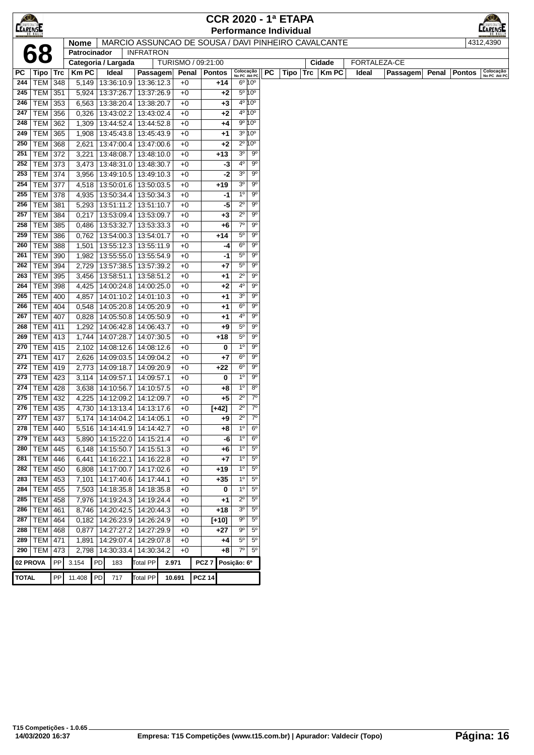# CCR 2020 - 1ª ETAPA

## Performance Individual

**68**

| Nome | MARCIO ASSUNCAO DE SOUSA / DAVI PINHEIRO CAVALCANTE | 4312,4390 |
|---|---|---|
| Patrocinador | INFRATRON | |
| Categoria / Largada | TURISMO / 09:21:00 | Cidade: FORTALEZA-CE |

| PC | Tipo | Trc | Km PC | Ideal | Passagem | Penal | Pontos | Colocação No PC | Colocação Até PC |
|---|---|---|---|---|---|---|---|---|---|
| 244 | TEM | 348 | 5,149 | 13:36:10.9 | 13:36:12.3 | +0 | +14 | 6º | 10º |
| 245 | TEM | 351 | 5,924 | 13:37:26.7 | 13:37:26.9 | +0 | +2 | 5º | 10º |
| 246 | TEM | 353 | 6,563 | 13:38:20.4 | 13:38:20.7 | +0 | +3 | 4º | 10º |
| 247 | TEM | 356 | 0,326 | 13:43:02.2 | 13:43:02.4 | +0 | +2 | 4º | 10º |
| 248 | TEM | 362 | 1,309 | 13:44:52.4 | 13:44:52.8 | +0 | +4 | 9º | 10º |
| 249 | TEM | 365 | 1,908 | 13:45:43.8 | 13:45:43.9 | +0 | +1 | 3º | 10º |
| 250 | TEM | 368 | 2,621 | 13:47:00.4 | 13:47:00.6 | +0 | +2 | 2º | 10º |
| 251 | TEM | 372 | 3,221 | 13:48:08.7 | 13:48:10.0 | +0 | +13 | 3º | 9º |
| 252 | TEM | 373 | 3,473 | 13:48:31.0 | 13:48:30.7 | +0 | -3 | 4º | 9º |
| 253 | TEM | 374 | 3,956 | 13:49:10.5 | 13:49:10.3 | +0 | -2 | 3º | 9º |
| 254 | TEM | 377 | 4,518 | 13:50:01.6 | 13:50:03.5 | +0 | +19 | 3º | 9º |
| 255 | TEM | 378 | 4,935 | 13:50:34.4 | 13:50:34.3 | +0 | -1 | 1º | 9º |
| 256 | TEM | 381 | 5,293 | 13:51:11.2 | 13:51:10.7 | +0 | -5 | 2º | 9º |
| 257 | TEM | 384 | 0,217 | 13:53:09.4 | 13:53:09.7 | +0 | +3 | 2º | 9º |
| 258 | TEM | 385 | 0,486 | 13:53:32.7 | 13:53:33.3 | +0 | +6 | 7º | 9º |
| 259 | TEM | 386 | 0,762 | 13:54:00.3 | 13:54:01.7 | +0 | +14 | 5º | 9º |
| 260 | TEM | 388 | 1,501 | 13:55:12.3 | 13:55:11.9 | +0 | -4 | 6º | 9º |
| 261 | TEM | 390 | 1,982 | 13:55:55.0 | 13:55:54.9 | +0 | -1 | 5º | 9º |
| 262 | TEM | 394 | 2,729 | 13:57:38.5 | 13:57:39.2 | +0 | +7 | 5º | 9º |
| 263 | TEM | 395 | 3,456 | 13:58:51.1 | 13:58:51.2 | +0 | +1 | 2º | 9º |
| 264 | TEM | 398 | 4,425 | 14:00:24.8 | 14:00:25.0 | +0 | +2 | 4º | 9º |
| 265 | TEM | 400 | 4,857 | 14:01:10.2 | 14:01:10.3 | +0 | +1 | 3º | 9º |
| 266 | TEM | 404 | 0,548 | 14:05:20.8 | 14:05:20.9 | +0 | +1 | 6º | 9º |
| 267 | TEM | 407 | 0,828 | 14:05:50.8 | 14:05:50.9 | +0 | +1 | 4º | 9º |
| 268 | TEM | 411 | 1,292 | 14:06:42.8 | 14:06:43.7 | +0 | +9 | 5º | 9º |
| 269 | TEM | 413 | 1,744 | 14:07:28.7 | 14:07:30.5 | +0 | +18 | 5º | 9º |
| 270 | TEM | 415 | 2,102 | 14:08:12.6 | 14:08:12.6 | +0 | 0 | 1º | 9º |
| 271 | TEM | 417 | 2,626 | 14:09:03.5 | 14:09:04.2 | +0 | +7 | 6º | 9º |
| 272 | TEM | 419 | 2,773 | 14:09:18.7 | 14:09:20.9 | +0 | +22 | 6º | 9º |
| 273 | TEM | 423 | 3,114 | 14:09:57.1 | 14:09:57.1 | +0 | 0 | 1º | 9º |
| 274 | TEM | 428 | 3,638 | 14:10:56.7 | 14:10:57.5 | +0 | +8 | 1º | 8º |
| 275 | TEM | 432 | 4,225 | 14:12:09.2 | 14:12:09.7 | +0 | +5 | 2º | 7º |
| 276 | TEM | 435 | 4,730 | 14:13:13.4 | 14:13:17.6 | +0 | [+42] | 2º | 7º |
| 277 | TEM | 437 | 5,174 | 14:14:04.2 | 14:14:05.1 | +0 | +9 | 2º | 7º |
| 278 | TEM | 440 | 5,516 | 14:14:41.9 | 14:14:42.7 | +0 | +8 | 1º | 6º |
| 279 | TEM | 443 | 5,890 | 14:15:22.0 | 14:15:21.4 | +0 | -6 | 1º | 6º |
| 280 | TEM | 445 | 6,148 | 14:15:50.7 | 14:15:51.3 | +0 | +6 | 1º | 5º |
| 281 | TEM | 446 | 6,441 | 14:16:22.1 | 14:16:22.8 | +0 | +7 | 1º | 5º |
| 282 | TEM | 450 | 6,808 | 14:17:00.7 | 14:17:02.6 | +0 | +19 | 1º | 5º |
| 283 | TEM | 453 | 7,101 | 14:17:40.6 | 14:17:44.1 | +0 | +35 | 1º | 5º |
| 284 | TEM | 455 | 7,503 | 14:18:35.8 | 14:18:35.8 | +0 | 0 | 1º | 5º |
| 285 | TEM | 458 | 7,976 | 14:19:24.3 | 14:19:24.4 | +0 | +1 | 2º | 5º |
| 286 | TEM | 461 | 8,746 | 14:20:42.5 | 14:20:44.3 | +0 | +18 | 3º | 5º |
| 287 | TEM | 464 | 0,182 | 14:26:23.9 | 14:26:24.9 | +0 | [+10] | 9º | 5º |
| 288 | TEM | 468 | 0,877 | 14:27:27.2 | 14:27:29.9 | +0 | +27 | 9º | 5º |
| 289 | TEM | 471 | 1,891 | 14:29:07.4 | 14:29:07.8 | +0 | +4 | 5º | 5º |
| 290 | TEM | 473 | 2,798 | 14:30:33.4 | 14:30:34.2 | +0 | +8 | 7º | 5º |

| | | | | | | | | |
|---|---|---|---|---|---|---|---|---|
| 02 PROVA | PP | 3.154 | PD | 183 | Total PP | 2.971 | PCZ 7 | Posição: 6º |
| TOTAL | PP | 11.408 | PD | 717 | Total PP | 10.691 | PCZ 14 | |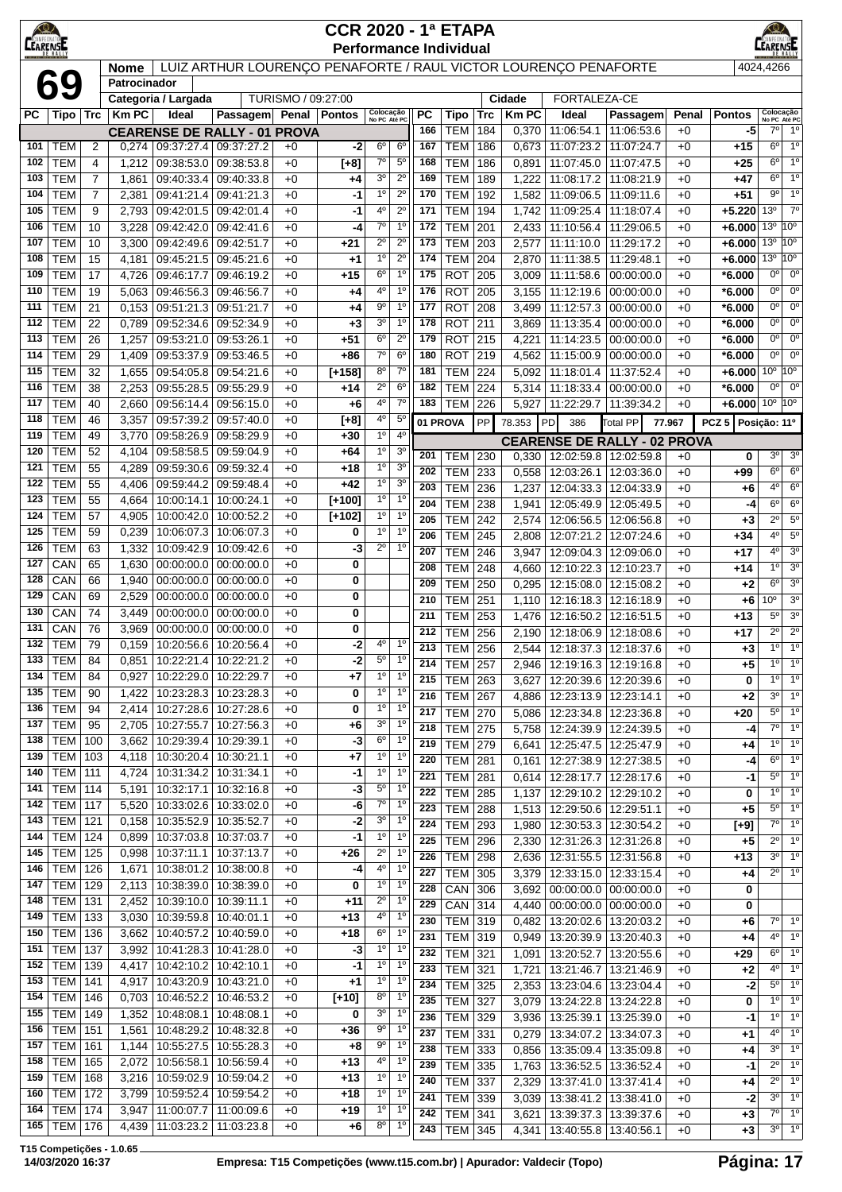# CCR 2020 - 1ª ETAPA

## Performance Individual

**69**

| Nome | LUIZ ARTHUR LOURENÇO PENAFORTE / RAUL VICTOR LOURENÇO PENAFORTE | 4024,4266 |
|---|---|---|
| Patrocinador | | |
| Categoria / Largada | TURISMO / 09:27:00 | Cidade: FORTALEZA-CE |

### CEARENSE DE RALLY - 01 PROVA

| PC | Tipo | Trc | Km PC | Ideal | Passagem | Penal | Pontos | Colocação No PC | Colocação Até PC |
|---|---|---|---|---|---|---|---|---|---|
| 101 | TEM | 2 | 0,274 | 09:37:27.4 | 09:37:27.2 | +0 | -2 | 6º | 6º |
| 102 | TEM | 4 | 1,212 | 09:38:53.0 | 09:38:53.8 | +0 | [+8] | 7º | 5º |
| 103 | TEM | 7 | 1,861 | 09:40:33.4 | 09:40:33.8 | +0 | +4 | 3º | 2º |
| 104 | TEM | 7 | 2,381 | 09:41:21.4 | 09:41:21.3 | +0 | -1 | 1º | 2º |
| 105 | TEM | 9 | 2,793 | 09:42:01.5 | 09:42:01.4 | +0 | -1 | 4º | 2º |
| 106 | TEM | 10 | 3,228 | 09:42:42.0 | 09:42:41.6 | +0 | -4 | 7º | 1º |
| 107 | TEM | 10 | 3,300 | 09:42:49.6 | 09:42:51.7 | +0 | +21 | 2º | 2º |
| 108 | TEM | 15 | 4,181 | 09:45:21.5 | 09:45:21.6 | +0 | +1 | 1º | 2º |
| 109 | TEM | 17 | 4,726 | 09:46:17.7 | 09:46:19.2 | +0 | +15 | 6º | 1º |
| 110 | TEM | 19 | 5,063 | 09:46:56.3 | 09:46:56.7 | +0 | +4 | 4º | 1º |
| 111 | TEM | 21 | 0,153 | 09:51:21.3 | 09:51:21.7 | +0 | +4 | 9º | 1º |
| 112 | TEM | 22 | 0,789 | 09:52:34.6 | 09:52:34.9 | +0 | +3 | 3º | 1º |
| 113 | TEM | 26 | 1,257 | 09:53:21.0 | 09:53:26.1 | +0 | +51 | 6º | 2º |
| 114 | TEM | 29 | 1,409 | 09:53:37.9 | 09:53:46.5 | +0 | +86 | 7º | 6º |
| 115 | TEM | 32 | 1,655 | 09:54:05.8 | 09:54:21.6 | +0 | [+158] | 8º | 7º |
| 116 | TEM | 38 | 2,253 | 09:55:28.5 | 09:55:29.9 | +0 | +14 | 2º | 6º |
| 117 | TEM | 40 | 2,660 | 09:56:14.4 | 09:56:15.0 | +0 | +6 | 4º | 7º |
| 118 | TEM | 46 | 3,357 | 09:57:39.2 | 09:57:40.0 | +0 | [+8] | 4º | 5º |
| 119 | TEM | 49 | 3,770 | 09:58:26.9 | 09:58:29.9 | +0 | +30 | 1º | 4º |
| 120 | TEM | 52 | 4,104 | 09:58:58.5 | 09:59:04.9 | +0 | +64 | 1º | 3º |
| 121 | TEM | 55 | 4,289 | 09:59:30.6 | 09:59:32.4 | +0 | +18 | 1º | 3º |
| 122 | TEM | 55 | 4,406 | 09:59:44.2 | 09:59:48.4 | +0 | +42 | 1º | 3º |
| 123 | TEM | 55 | 4,664 | 10:00:14.1 | 10:00:24.1 | +0 | [+100] | 1º | 1º |
| 124 | TEM | 57 | 4,905 | 10:00:42.0 | 10:00:52.2 | +0 | [+102] | 1º | 1º |
| 125 | TEM | 59 | 0,239 | 10:06:07.3 | 10:06:07.3 | +0 | 0 | 1º | 1º |
| 126 | TEM | 63 | 1,332 | 10:09:42.9 | 10:09:42.6 | +0 | -3 | 2º | 1º |
| 127 | CAN | 65 | 1,630 | 00:00:00.0 | 00:00:00.0 | +0 | 0 | | |
| 128 | CAN | 66 | 1,940 | 00:00:00.0 | 00:00:00.0 | +0 | 0 | | |
| 129 | CAN | 69 | 2,529 | 00:00:00.0 | 00:00:00.0 | +0 | 0 | | |
| 130 | CAN | 74 | 3,449 | 00:00:00.0 | 00:00:00.0 | +0 | 0 | | |
| 131 | CAN | 76 | 3,969 | 00:00:00.0 | 00:00:00.0 | +0 | 0 | | |
| 132 | TEM | 79 | 0,159 | 10:20:56.6 | 10:20:56.4 | +0 | -2 | 4º | 1º |
| 133 | TEM | 84 | 0,851 | 10:22:21.4 | 10:22:21.2 | +0 | -2 | 5º | 1º |
| 134 | TEM | 84 | 0,927 | 10:22:29.0 | 10:22:29.7 | +0 | +7 | 1º | 1º |
| 135 | TEM | 90 | 1,422 | 10:23:28.3 | 10:23:28.3 | +0 | 0 | 1º | 1º |
| 136 | TEM | 94 | 2,414 | 10:27:28.6 | 10:27:28.6 | +0 | 0 | 1º | 1º |
| 137 | TEM | 95 | 2,705 | 10:27:55.7 | 10:27:56.3 | +0 | +6 | 3º | 1º |
| 138 | TEM | 100 | 3,662 | 10:29:39.4 | 10:29:39.1 | +0 | -3 | 6º | 1º |
| 139 | TEM | 103 | 4,118 | 10:30:20.4 | 10:30:21.1 | +0 | +7 | 1º | 1º |
| 140 | TEM | 111 | 4,724 | 10:31:34.2 | 10:31:34.1 | +0 | -1 | 1º | 1º |
| 141 | TEM | 114 | 5,191 | 10:32:17.1 | 10:32:16.8 | +0 | -3 | 5º | 1º |
| 142 | TEM | 117 | 5,520 | 10:33:02.6 | 10:33:02.0 | +0 | -6 | 7º | 1º |
| 143 | TEM | 121 | 0,158 | 10:35:52.9 | 10:35:52.7 | +0 | -2 | 3º | 1º |
| 144 | TEM | 124 | 0,899 | 10:37:03.8 | 10:37:03.7 | +0 | -1 | 1º | 1º |
| 145 | TEM | 125 | 0,998 | 10:37:11.1 | 10:37:13.7 | +0 | +26 | 2º | 1º |
| 146 | TEM | 126 | 1,671 | 10:38:01.2 | 10:38:00.8 | +0 | -4 | 4º | 1º |
| 147 | TEM | 129 | 2,113 | 10:38:39.0 | 10:38:39.0 | +0 | 0 | 1º | 1º |
| 148 | TEM | 131 | 2,452 | 10:39:10.0 | 10:39:11.1 | +0 | +11 | 2º | 1º |
| 149 | TEM | 133 | 3,030 | 10:39:59.8 | 10:40:01.1 | +0 | +13 | 4º | 1º |
| 150 | TEM | 136 | 3,662 | 10:40:57.2 | 10:40:59.0 | +0 | +18 | 6º | 1º |
| 151 | TEM | 137 | 3,992 | 10:41:28.3 | 10:41:28.0 | +0 | -3 | 1º | 1º |
| 152 | TEM | 139 | 4,417 | 10:42:10.2 | 10:42:10.1 | +0 | -1 | 1º | 1º |
| 153 | TEM | 141 | 4,917 | 10:43:20.9 | 10:43:21.0 | +0 | +1 | 1º | 1º |
| 154 | TEM | 146 | 0,703 | 10:46:52.2 | 10:46:53.2 | +0 | [+10] | 8º | 1º |
| 155 | TEM | 149 | 1,352 | 10:48:08.1 | 10:48:08.1 | +0 | 0 | 3º | 1º |
| 156 | TEM | 151 | 1,561 | 10:48:29.2 | 10:48:32.8 | +0 | +36 | 9º | 1º |
| 157 | TEM | 161 | 1,144 | 10:55:27.5 | 10:55:28.3 | +0 | +8 | 9º | 1º |
| 158 | TEM | 165 | 2,072 | 10:56:58.1 | 10:56:59.4 | +0 | +13 | 4º | 1º |
| 159 | TEM | 168 | 3,216 | 10:59:02.9 | 10:59:04.2 | +0 | +13 | 1º | 1º |
| 160 | TEM | 172 | 3,799 | 10:59:52.4 | 10:59:54.2 | +0 | +18 | 1º | 1º |
| 164 | TEM | 174 | 3,947 | 11:00:07.7 | 11:00:09.6 | +0 | +19 | 1º | 1º |
| 165 | TEM | 176 | 4,439 | 11:03:23.2 | 11:03:23.8 | +0 | +6 | 8º | 1º |
| 166 | TEM | 184 | 0,370 | 11:06:54.1 | 11:06:53.6 | +0 | -5 | 7º | 1º |
| 167 | TEM | 186 | 0,673 | 11:07:23.2 | 11:07:24.7 | +0 | +15 | 6º | 1º |
| 168 | TEM | 186 | 0,891 | 11:07:45.0 | 11:07:47.5 | +0 | +25 | 6º | 1º |
| 169 | TEM | 189 | 1,222 | 11:08:17.2 | 11:08:21.9 | +0 | +47 | 6º | 1º |
| 170 | TEM | 192 | 1,582 | 11:09:06.5 | 11:09:11.6 | +0 | +51 | 9º | 1º |
| 171 | TEM | 194 | 1,742 | 11:09:25.4 | 11:18:07.4 | +0 | +5.220 | 13º | 7º |
| 172 | TEM | 201 | 2,433 | 11:10:56.4 | 11:29:06.5 | +0 | +6.000 | 13º | 10º |
| 173 | TEM | 203 | 2,577 | 11:11:10.0 | 11:29:17.2 | +0 | +6.000 | 13º | 10º |
| 174 | TEM | 204 | 2,870 | 11:11:38.5 | 11:29:48.1 | +0 | +6.000 | 13º | 10º |
| 175 | ROT | 205 | 3,009 | 11:11:58.6 | 00:00:00.0 | +0 | *6.000 | 0º | 0º |
| 176 | ROT | 205 | 3,155 | 11:12:19.6 | 00:00:00.0 | +0 | *6.000 | 0º | 0º |
| 177 | ROT | 208 | 3,499 | 11:12:57.3 | 00:00:00.0 | +0 | *6.000 | 0º | 0º |
| 178 | ROT | 211 | 3,869 | 11:13:35.4 | 00:00:00.0 | +0 | *6.000 | 0º | 0º |
| 179 | ROT | 215 | 4,221 | 11:14:23.5 | 00:00:00.0 | +0 | *6.000 | 0º | 0º |
| 180 | ROT | 219 | 4,562 | 11:15:00.9 | 00:00:00.0 | +0 | *6.000 | 0º | 0º |
| 181 | TEM | 224 | 5,092 | 11:18:01.4 | 11:37:52.4 | +0 | +6.000 | 10º | 10º |
| 182 | TEM | 224 | 5,314 | 11:18:33.4 | 00:00:00.0 | +0 | *6.000 | 0º | 0º |
| 183 | TEM | 226 | 5,927 | 11:22:29.7 | 11:39:34.2 | +0 | +6.000 | 10º | 10º |

**01 PROVA** | PP 78.353 | PD 386 | Total PP 77.967 | PCZ 5 | Posição: 11º

### CEARENSE DE RALLY - 02 PROVA

| PC | Tipo | Trc | Km PC | Ideal | Passagem | Penal | Pontos | Colocação No PC | Colocação Até PC |
|---|---|---|---|---|---|---|---|---|---|
| 201 | TEM | 230 | 0,330 | 12:02:59.8 | 12:02:59.8 | +0 | 0 | 3º | 3º |
| 202 | TEM | 233 | 0,558 | 12:03:26.1 | 12:03:36.0 | +0 | +99 | 6º | 6º |
| 203 | TEM | 236 | 1,237 | 12:04:33.3 | 12:04:33.9 | +0 | +6 | 4º | 6º |
| 204 | TEM | 238 | 1,941 | 12:05:49.9 | 12:05:49.5 | +0 | -4 | 6º | 6º |
| 205 | TEM | 242 | 2,574 | 12:06:56.5 | 12:06:56.8 | +0 | +3 | 2º | 5º |
| 206 | TEM | 245 | 2,808 | 12:07:21.2 | 12:07:24.6 | +0 | +34 | 4º | 5º |
| 207 | TEM | 246 | 3,947 | 12:09:04.3 | 12:09:06.0 | +0 | +17 | 4º | 3º |
| 208 | TEM | 248 | 4,660 | 12:10:22.3 | 12:10:23.7 | +0 | +14 | 1º | 3º |
| 209 | TEM | 250 | 0,295 | 12:15:08.0 | 12:15:08.2 | +0 | +2 | 6º | 3º |
| 210 | TEM | 251 | 1,110 | 12:16:18.3 | 12:16:18.9 | +0 | +6 | 10º | 3º |
| 211 | TEM | 253 | 1,476 | 12:16:50.2 | 12:16:51.5 | +0 | +13 | 5º | 3º |
| 212 | TEM | 256 | 2,190 | 12:18:06.9 | 12:18:08.6 | +0 | +17 | 2º | 2º |
| 213 | TEM | 256 | 2,544 | 12:18:37.3 | 12:18:37.6 | +0 | +3 | 1º | 1º |
| 214 | TEM | 257 | 2,946 | 12:19:16.3 | 12:19:16.8 | +0 | +5 | 1º | 1º |
| 215 | TEM | 263 | 3,627 | 12:20:39.6 | 12:20:39.6 | +0 | 0 | 1º | 1º |
| 216 | TEM | 267 | 4,886 | 12:23:13.9 | 12:23:14.1 | +0 | +2 | 3º | 1º |
| 217 | TEM | 270 | 5,086 | 12:23:34.8 | 12:23:36.8 | +0 | +20 | 5º | 1º |
| 218 | TEM | 275 | 5,758 | 12:24:39.9 | 12:24:39.5 | +0 | -4 | 7º | 1º |
| 219 | TEM | 279 | 6,641 | 12:25:47.5 | 12:25:47.9 | +0 | +4 | 1º | 1º |
| 220 | TEM | 281 | 0,161 | 12:27:38.9 | 12:27:38.5 | +0 | -4 | 6º | 1º |
| 221 | TEM | 281 | 0,614 | 12:28:17.7 | 12:28:17.6 | +0 | -1 | 5º | 1º |
| 222 | TEM | 285 | 1,137 | 12:29:10.2 | 12:29:10.2 | +0 | 0 | 1º | 1º |
| 223 | TEM | 288 | 1,513 | 12:29:50.6 | 12:29:51.1 | +0 | +5 | 5º | 1º |
| 224 | TEM | 293 | 1,980 | 12:30:53.3 | 12:30:54.2 | +0 | [+9] | 7º | 1º |
| 225 | TEM | 296 | 2,330 | 12:31:26.3 | 12:31:26.8 | +0 | +5 | 2º | 1º |
| 226 | TEM | 298 | 2,636 | 12:31:55.5 | 12:31:56.8 | +0 | +13 | 3º | 1º |
| 227 | TEM | 305 | 3,379 | 12:33:15.0 | 12:33:15.4 | +0 | +4 | 2º | 1º |
| 228 | CAN | 306 | 3,692 | 00:00:00.0 | 00:00:00.0 | +0 | 0 | | |
| 229 | CAN | 314 | 4,440 | 00:00:00.0 | 00:00:00.0 | +0 | 0 | | |
| 230 | TEM | 319 | 0,482 | 13:20:02.6 | 13:20:03.2 | +0 | +6 | 7º | 1º |
| 231 | TEM | 319 | 0,949 | 13:20:39.9 | 13:20:40.3 | +0 | +4 | 4º | 1º |
| 232 | TEM | 321 | 1,091 | 13:20:52.7 | 13:20:55.6 | +0 | +29 | 6º | 1º |
| 233 | TEM | 321 | 1,721 | 13:21:46.7 | 13:21:46.9 | +0 | +2 | 4º | 1º |
| 234 | TEM | 325 | 2,353 | 13:23:04.6 | 13:23:04.4 | +0 | -2 | 5º | 1º |
| 235 | TEM | 327 | 3,079 | 13:24:22.8 | 13:24:22.8 | +0 | 0 | 1º | 1º |
| 236 | TEM | 329 | 3,936 | 13:25:39.1 | 13:25:39.0 | +0 | -1 | 1º | 1º |
| 237 | TEM | 331 | 0,279 | 13:34:07.2 | 13:34:07.3 | +0 | +1 | 4º | 1º |
| 238 | TEM | 333 | 0,856 | 13:35:09.4 | 13:35:09.8 | +0 | +4 | 3º | 1º |
| 239 | TEM | 335 | 1,763 | 13:36:52.5 | 13:36:52.4 | +0 | -1 | 2º | 1º |
| 240 | TEM | 337 | 2,329 | 13:37:41.0 | 13:37:41.4 | +0 | +4 | 2º | 1º |
| 241 | TEM | 339 | 3,039 | 13:38:41.2 | 13:38:41.0 | +0 | -2 | 3º | 1º |
| 242 | TEM | 341 | 3,621 | 13:39:37.3 | 13:39:37.6 | +0 | +3 | 7º | 1º |
| 243 | TEM | 345 | 4,341 | 13:40:55.8 | 13:40:56.1 | +0 | +3 | 3º | 1º |

T15 Competições - 1.0.65
14/03/2020 16:37 — Empresa: T15 Competições (www.t15.com.br) | Apurador: Valdecir (Topo)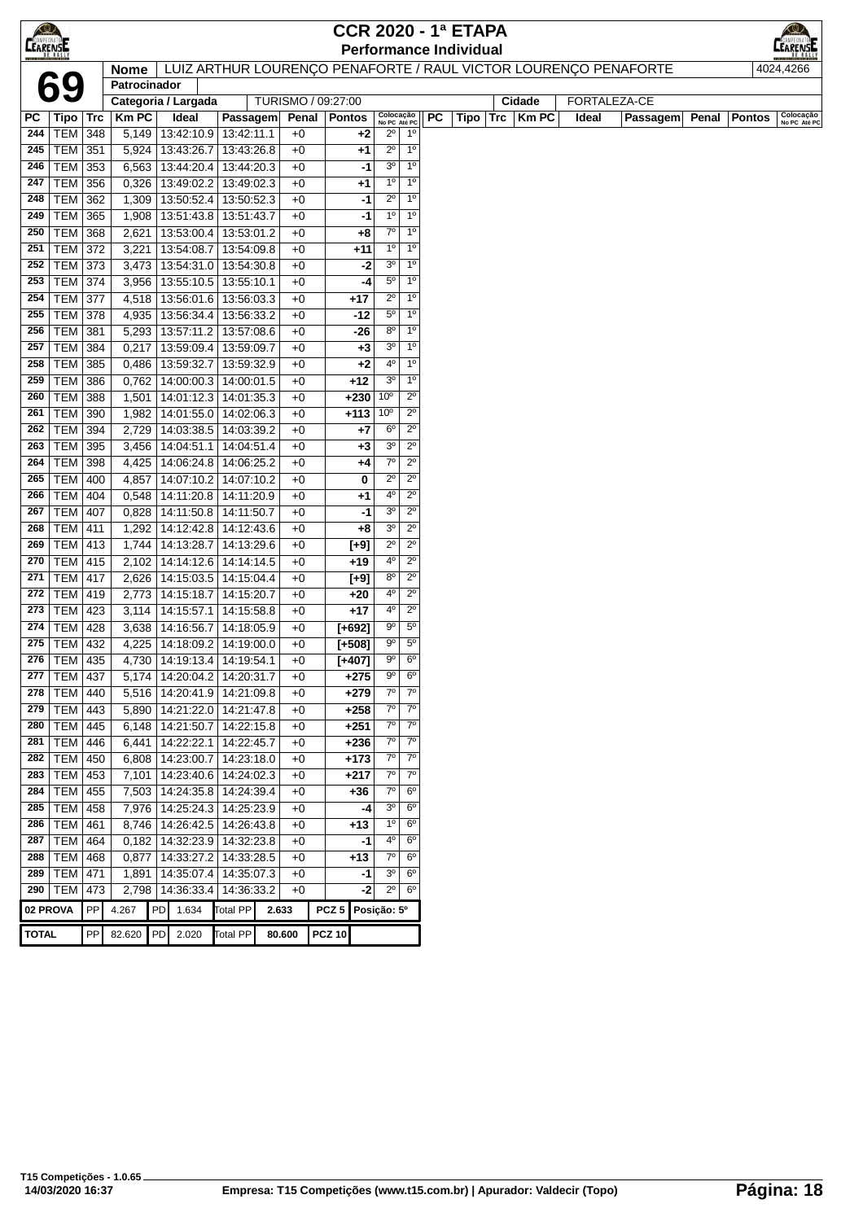# CCR 2020 - 1ª ETAPA

## Performance Individual

**69**

| Nome | LUIZ ARTHUR LOURENÇO PENAFORTE / RAUL VICTOR LOURENÇO PENAFORTE | 4024,4266 |
|---|---|---|
| Patrocinador | | |
| Categoria / Largada | TURISMO / 09:27:00 | Cidade: FORTALEZA-CE |

| PC | Tipo | Trc | Km PC | Ideal | Passagem | Penal | Pontos | Colocação No PC | Colocação Até PC |
|---|---|---|---|---|---|---|---|---|---|
| 244 | TEM | 348 | 5,149 | 13:42:10.9 | 13:42:11.1 | +0 | +2 | 2º | 1º |
| 245 | TEM | 351 | 5,924 | 13:43:26.7 | 13:43:26.8 | +0 | +1 | 2º | 1º |
| 246 | TEM | 353 | 6,563 | 13:44:20.4 | 13:44:20.3 | +0 | -1 | 3º | 1º |
| 247 | TEM | 356 | 0,326 | 13:49:02.2 | 13:49:02.3 | +0 | +1 | 1º | 1º |
| 248 | TEM | 362 | 1,309 | 13:50:52.4 | 13:50:52.3 | +0 | -1 | 2º | 1º |
| 249 | TEM | 365 | 1,908 | 13:51:43.8 | 13:51:43.7 | +0 | -1 | 1º | 1º |
| 250 | TEM | 368 | 2,621 | 13:53:00.4 | 13:53:01.2 | +0 | +8 | 7º | 1º |
| 251 | TEM | 372 | 3,221 | 13:54:08.7 | 13:54:09.8 | +0 | +11 | 1º | 1º |
| 252 | TEM | 373 | 3,473 | 13:54:31.0 | 13:54:30.8 | +0 | -2 | 3º | 1º |
| 253 | TEM | 374 | 3,956 | 13:55:10.5 | 13:55:10.1 | +0 | -4 | 5º | 1º |
| 254 | TEM | 377 | 4,518 | 13:56:01.6 | 13:56:03.3 | +0 | +17 | 2º | 1º |
| 255 | TEM | 378 | 4,935 | 13:56:34.4 | 13:56:33.2 | +0 | -12 | 5º | 1º |
| 256 | TEM | 381 | 5,293 | 13:57:11.2 | 13:57:08.6 | +0 | -26 | 8º | 1º |
| 257 | TEM | 384 | 0,217 | 13:59:09.4 | 13:59:09.7 | +0 | +3 | 3º | 1º |
| 258 | TEM | 385 | 0,486 | 13:59:32.7 | 13:59:32.9 | +0 | +2 | 4º | 1º |
| 259 | TEM | 386 | 0,762 | 14:00:00.3 | 14:00:01.5 | +0 | +12 | 3º | 1º |
| 260 | TEM | 388 | 1,501 | 14:01:12.3 | 14:01:35.3 | +0 | +230 | 10º | 2º |
| 261 | TEM | 390 | 1,982 | 14:01:55.0 | 14:02:06.3 | +0 | +113 | 10º | 2º |
| 262 | TEM | 394 | 2,729 | 14:03:38.5 | 14:03:39.2 | +0 | +7 | 6º | 2º |
| 263 | TEM | 395 | 3,456 | 14:04:51.1 | 14:04:51.4 | +0 | +3 | 3º | 2º |
| 264 | TEM | 398 | 4,425 | 14:06:24.8 | 14:06:25.2 | +0 | +4 | 7º | 2º |
| 265 | TEM | 400 | 4,857 | 14:07:10.2 | 14:07:10.2 | +0 | 0 | 2º | 2º |
| 266 | TEM | 404 | 0,548 | 14:11:20.8 | 14:11:20.9 | +0 | +1 | 4º | 2º |
| 267 | TEM | 407 | 0,828 | 14:11:50.8 | 14:11:50.7 | +0 | -1 | 3º | 2º |
| 268 | TEM | 411 | 1,292 | 14:12:42.8 | 14:12:43.6 | +0 | +8 | 3º | 2º |
| 269 | TEM | 413 | 1,744 | 14:13:28.7 | 14:13:29.6 | +0 | [+9] | 2º | 2º |
| 270 | TEM | 415 | 2,102 | 14:14:12.6 | 14:14:14.5 | +0 | +19 | 4º | 2º |
| 271 | TEM | 417 | 2,626 | 14:15:03.5 | 14:15:04.4 | +0 | [+9] | 8º | 2º |
| 272 | TEM | 419 | 2,773 | 14:15:18.7 | 14:15:20.7 | +0 | +20 | 4º | 2º |
| 273 | TEM | 423 | 3,114 | 14:15:57.1 | 14:15:58.8 | +0 | +17 | 4º | 2º |
| 274 | TEM | 428 | 3,638 | 14:16:56.7 | 14:18:05.9 | +0 | [+692] | 9º | 5º |
| 275 | TEM | 432 | 4,225 | 14:18:09.2 | 14:19:00.0 | +0 | [+508] | 9º | 5º |
| 276 | TEM | 435 | 4,730 | 14:19:13.4 | 14:19:54.1 | +0 | [+407] | 9º | 6º |
| 277 | TEM | 437 | 5,174 | 14:20:04.2 | 14:20:31.7 | +0 | +275 | 9º | 6º |
| 278 | TEM | 440 | 5,516 | 14:20:41.9 | 14:21:09.8 | +0 | +279 | 7º | 7º |
| 279 | TEM | 443 | 5,890 | 14:21:22.0 | 14:21:47.8 | +0 | +258 | 7º | 7º |
| 280 | TEM | 445 | 6,148 | 14:21:50.7 | 14:22:15.8 | +0 | +251 | 7º | 7º |
| 281 | TEM | 446 | 6,441 | 14:22:22.1 | 14:22:45.7 | +0 | +236 | 7º | 7º |
| 282 | TEM | 450 | 6,808 | 14:23:00.7 | 14:23:18.0 | +0 | +173 | 7º | 7º |
| 283 | TEM | 453 | 7,101 | 14:23:40.6 | 14:24:02.3 | +0 | +217 | 7º | 7º |
| 284 | TEM | 455 | 7,503 | 14:24:35.8 | 14:24:39.4 | +0 | +36 | 7º | 6º |
| 285 | TEM | 458 | 7,976 | 14:25:24.3 | 14:25:23.9 | +0 | -4 | 3º | 6º |
| 286 | TEM | 461 | 8,746 | 14:26:42.5 | 14:26:43.8 | +0 | +13 | 1º | 6º |
| 287 | TEM | 464 | 0,182 | 14:32:23.9 | 14:32:23.8 | +0 | -1 | 4º | 6º |
| 288 | TEM | 468 | 0,877 | 14:33:27.2 | 14:33:28.5 | +0 | +13 | 7º | 6º |
| 289 | TEM | 471 | 1,891 | 14:35:07.4 | 14:35:07.3 | +0 | -1 | 3º | 6º |
| 290 | TEM | 473 | 2,798 | 14:36:33.4 | 14:36:33.2 | +0 | -2 | 2º | 6º |

| 02 PROVA | PP | 4.267 | PD | 1.634 | Total PP | 2.633 | PCZ 5 | Posição: 5º |
|---|---|---|---|---|---|---|---|---|
| **TOTAL** | PP | 82.620 | PD | 2.020 | Total PP | 80.600 | PCZ 10 | |

T15 Competições - 1.0.65
14/03/2020 16:37 — Empresa: T15 Competições (www.t15.com.br) | Apurador: Valdecir (Topo)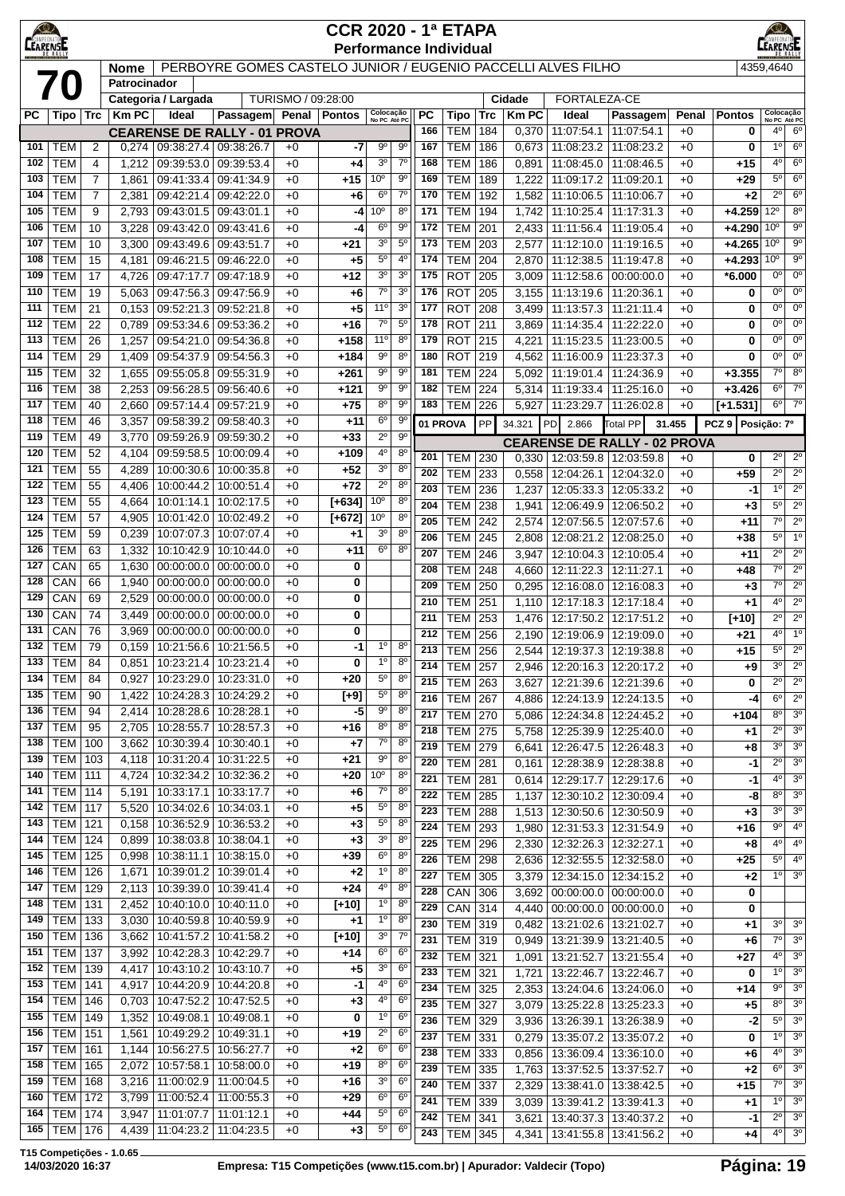# CCR 2020 - 1ª ETAPA

## Performance Individual

**70**

| Nome | PERBOORE GOMES CASTELO JUNIOR / EUGENIO PACCELLI ALVES FILHO | 4359,4640 |
|---|---|---|
| Patrocinador | | |
| Categoria / Largada | TURISMO / 09:28:00 | |
| Cidade | FORTALEZA-CE | |

| PC | Tipo | Trc | Km PC | Ideal | Passagem | Penal | Pontos | Colocação No PC | Colocação Até PC |
|---|---|---|---|---|---|---|---|---|---|
| **CEARENSE DE RALLY - 01 PROVA** | | | | | | | | | |
| 101 | TEM | 2 | 0,274 | 09:38:27.4 | 09:38:26.7 | +0 | -7 | 9º | 9º |
| 102 | TEM | 4 | 1,212 | 09:39:53.0 | 09:39:53.4 | +0 | +4 | 3º | 7º |
| 103 | TEM | 7 | 1,861 | 09:41:33.4 | 09:41:34.9 | +0 | +15 | 10º | 9º |
| 104 | TEM | 7 | 2,381 | 09:42:21.4 | 09:42:22.0 | +0 | +6 | 6º | 7º |
| 105 | TEM | 9 | 2,793 | 09:43:01.5 | 09:43:01.1 | +0 | -4 | 10º | 8º |
| 106 | TEM | 10 | 3,228 | 09:43:42.0 | 09:43:41.6 | +0 | -4 | 6º | 9º |
| 107 | TEM | 10 | 3,300 | 09:43:49.6 | 09:43:51.7 | +0 | +21 | 3º | 5º |
| 108 | TEM | 15 | 4,181 | 09:46:21.5 | 09:46:22.0 | +0 | +5 | 5º | 4º |
| 109 | TEM | 17 | 4,726 | 09:47:17.7 | 09:47:18.9 | +0 | +12 | 3º | 3º |
| 110 | TEM | 19 | 5,063 | 09:47:56.3 | 09:47:56.9 | +0 | +6 | 7º | 3º |
| 111 | TEM | 21 | 0,153 | 09:52:21.3 | 09:52:21.8 | +0 | +5 | 11º | 3º |
| 112 | TEM | 22 | 0,789 | 09:53:34.6 | 09:53:36.2 | +0 | +16 | 7º | 5º |
| 113 | TEM | 26 | 1,257 | 09:54:21.0 | 09:54:36.8 | +0 | +158 | 11º | 8º |
| 114 | TEM | 29 | 1,409 | 09:54:37.9 | 09:54:56.3 | +0 | +184 | 9º | 8º |
| 115 | TEM | 32 | 1,655 | 09:55:05.8 | 09:55:31.9 | +0 | +261 | 9º | 9º |
| 116 | TEM | 38 | 2,253 | 09:56:28.5 | 09:56:40.6 | +0 | +121 | 9º | 9º |
| 117 | TEM | 40 | 2,660 | 09:57:14.4 | 09:57:21.9 | +0 | +75 | 8º | 9º |
| 118 | TEM | 46 | 3,357 | 09:58:39.2 | 09:58:40.3 | +0 | +11 | 6º | 9º |
| 119 | TEM | 49 | 3,770 | 09:59:26.9 | 09:59:30.2 | +0 | +33 | 2º | 9º |
| 120 | TEM | 52 | 4,104 | 09:59:58.5 | 10:00:09.4 | +0 | +109 | 4º | 8º |
| 121 | TEM | 55 | 4,289 | 10:00:30.6 | 10:00:35.8 | +0 | +52 | 3º | 8º |
| 122 | TEM | 55 | 4,406 | 10:00:44.2 | 10:00:51.4 | +0 | +72 | 2º | 8º |
| 123 | TEM | 55 | 4,664 | 10:01:14.1 | 10:02:17.5 | +0 | [+634] | 10º | 8º |
| 124 | TEM | 57 | 4,905 | 10:01:42.0 | 10:02:49.2 | +0 | [+672] | 10º | 8º |
| 125 | TEM | 59 | 0,239 | 10:07:07.3 | 10:07:07.4 | +0 | +1 | 3º | 8º |
| 126 | TEM | 63 | 1,332 | 10:10:42.9 | 10:10:44.0 | +0 | +11 | 6º | 8º |
| 127 | CAN | 65 | 1,630 | 00:00:00.0 | 00:00:00.0 | +0 | 0 | | |
| 128 | CAN | 66 | 1,940 | 00:00:00.0 | 00:00:00.0 | +0 | 0 | | |
| 129 | CAN | 69 | 2,529 | 00:00:00.0 | 00:00:00.0 | +0 | 0 | | |
| 130 | CAN | 74 | 3,449 | 00:00:00.0 | 00:00:00.0 | +0 | 0 | | |
| 131 | CAN | 76 | 3,969 | 00:00:00.0 | 00:00:00.0 | +0 | 0 | | |
| 132 | TEM | 79 | 0,159 | 10:21:56.6 | 10:21:56.5 | +0 | -1 | 1º | 8º |
| 133 | TEM | 84 | 0,851 | 10:23:21.4 | 10:23:21.4 | +0 | 0 | 1º | 8º |
| 134 | TEM | 84 | 0,927 | 10:23:29.0 | 10:23:31.0 | +0 | +20 | 5º | 8º |
| 135 | TEM | 90 | 1,422 | 10:24:28.3 | 10:24:29.2 | +0 | [+9] | 5º | 8º |
| 136 | TEM | 94 | 2,414 | 10:28:28.6 | 10:28:28.1 | +0 | -5 | 9º | 8º |
| 137 | TEM | 95 | 2,705 | 10:28:55.7 | 10:28:57.3 | +0 | +16 | 8º | 8º |
| 138 | TEM | 100 | 3,662 | 10:30:39.4 | 10:30:40.1 | +0 | +7 | 7º | 8º |
| 139 | TEM | 103 | 4,118 | 10:31:20.4 | 10:31:22.5 | +0 | +21 | 9º | 8º |
| 140 | TEM | 111 | 4,724 | 10:32:34.2 | 10:32:36.2 | +0 | +20 | 10º | 8º |
| 141 | TEM | 114 | 5,191 | 10:33:17.1 | 10:33:17.7 | +0 | +6 | 7º | 8º |
| 142 | TEM | 117 | 5,520 | 10:34:02.6 | 10:34:03.1 | +0 | +5 | 5º | 8º |
| 143 | TEM | 121 | 0,158 | 10:36:52.9 | 10:36:53.2 | +0 | +3 | 5º | 8º |
| 144 | TEM | 124 | 0,899 | 10:38:03.8 | 10:38:04.1 | +0 | +3 | 3º | 8º |
| 145 | TEM | 125 | 0,998 | 10:38:11.1 | 10:38:15.0 | +0 | +39 | 6º | 8º |
| 146 | TEM | 126 | 1,671 | 10:39:01.2 | 10:39:01.4 | +0 | +2 | 1º | 8º |
| 147 | TEM | 129 | 2,113 | 10:39:39.0 | 10:39:41.4 | +0 | +24 | 4º | 8º |
| 148 | TEM | 131 | 2,452 | 10:40:10.0 | 10:40:11.0 | +0 | [+10] | 1º | 8º |
| 149 | TEM | 133 | 3,030 | 10:40:59.8 | 10:40:59.9 | +0 | +1 | 1º | 8º |
| 150 | TEM | 136 | 3,662 | 10:41:57.2 | 10:41:58.2 | +0 | [+10] | 3º | 7º |
| 151 | TEM | 137 | 3,992 | 10:42:28.3 | 10:42:29.7 | +0 | +14 | 6º | 6º |
| 152 | TEM | 139 | 4,417 | 10:43:10.2 | 10:43:10.7 | +0 | +5 | 3º | 6º |
| 153 | TEM | 141 | 4,917 | 10:44:20.9 | 10:44:20.8 | +0 | -1 | 4º | 6º |
| 154 | TEM | 146 | 0,703 | 10:47:52.2 | 10:47:52.5 | +0 | +3 | 4º | 6º |
| 155 | TEM | 149 | 1,352 | 10:49:08.1 | 10:49:08.1 | +0 | 0 | 1º | 6º |
| 156 | TEM | 151 | 1,561 | 10:49:29.2 | 10:49:31.1 | +0 | +19 | 2º | 6º |
| 157 | TEM | 161 | 1,144 | 10:56:27.5 | 10:56:27.7 | +0 | +2 | 6º | 6º |
| 158 | TEM | 165 | 2,072 | 10:57:58.1 | 10:58:00.0 | +0 | +19 | 8º | 6º |
| 159 | TEM | 168 | 3,216 | 11:00:02.9 | 11:00:04.5 | +0 | +16 | 3º | 6º |
| 160 | TEM | 172 | 3,799 | 11:00:52.4 | 11:00:55.3 | +0 | +29 | 6º | 6º |
| 164 | TEM | 174 | 3,947 | 11:01:07.7 | 11:01:12.1 | +0 | +44 | 5º | 6º |
| 165 | TEM | 176 | 4,439 | 11:04:23.2 | 11:04:23.5 | +0 | +3 | 5º | 6º |
| 166 | TEM | 184 | 0,370 | 11:07:54.1 | 11:07:54.1 | +0 | 0 | 4º | 6º |
| 167 | TEM | 186 | 0,673 | 11:08:23.2 | 11:08:23.2 | +0 | 0 | 1º | 6º |
| 168 | TEM | 186 | 0,891 | 11:08:45.0 | 11:08:46.5 | +0 | +15 | 4º | 6º |
| 169 | TEM | 189 | 1,222 | 11:09:17.2 | 11:09:20.1 | +0 | +29 | 5º | 6º |
| 170 | TEM | 192 | 1,582 | 11:10:06.5 | 11:10:06.7 | +0 | +2 | 2º | 6º |
| 171 | TEM | 194 | 1,742 | 11:10:25.4 | 11:17:31.3 | +0 | +4.259 | 12º | 8º |
| 172 | TEM | 201 | 2,433 | 11:11:56.4 | 11:19:05.4 | +0 | +4.290 | 10º | 9º |
| 173 | TEM | 203 | 2,577 | 11:12:10.0 | 11:19:16.5 | +0 | +4.265 | 10º | 9º |
| 174 | TEM | 204 | 2,870 | 11:12:38.5 | 11:19:47.8 | +0 | +4.293 | 10º | 9º |
| 175 | ROT | 205 | 3,009 | 11:12:58.6 | 00:00:00.0 | +0 | *6.000 | 0º | 0º |
| 176 | ROT | 205 | 3,155 | 11:13:19.6 | 11:20:36.1 | +0 | 0 | 0º | 0º |
| 177 | ROT | 208 | 3,499 | 11:13:57.3 | 11:21:11.4 | +0 | 0 | 0º | 0º |
| 178 | ROT | 211 | 3,869 | 11:14:35.4 | 11:22:22.0 | +0 | 0 | 0º | 0º |
| 179 | ROT | 215 | 4,221 | 11:15:23.5 | 11:23:00.5 | +0 | 0 | 0º | 0º |
| 180 | ROT | 219 | 4,562 | 11:16:00.9 | 11:23:37.3 | +0 | 0 | 0º | 0º |
| 181 | TEM | 224 | 5,092 | 11:19:01.4 | 11:24:36.9 | +0 | +3.355 | 7º | 8º |
| 182 | TEM | 224 | 5,314 | 11:19:33.4 | 11:25:16.0 | +0 | +3.426 | 6º | 7º |
| 183 | TEM | 226 | 5,927 | 11:23:29.7 | 11:26:02.8 | +0 | [+1.531] | 6º | 7º |
| **01 PROVA** | PP | 34.321 | PD 2.866 | Total PP 31.455 | | | PCZ 9 | Posição: 7º | |
| **CEARENSE DE RALLY - 02 PROVA** | | | | | | | | | |
| 201 | TEM | 230 | 0,330 | 12:03:59.8 | 12:03:59.8 | +0 | 0 | 2º | 2º |
| 202 | TEM | 233 | 0,558 | 12:04:26.1 | 12:04:32.0 | +0 | +59 | 2º | 2º |
| 203 | TEM | 236 | 1,237 | 12:05:33.3 | 12:05:33.2 | +0 | -1 | 1º | 2º |
| 204 | TEM | 238 | 1,941 | 12:06:49.9 | 12:06:50.2 | +0 | +3 | 5º | 2º |
| 205 | TEM | 242 | 2,574 | 12:07:56.5 | 12:07:57.6 | +0 | +11 | 7º | 2º |
| 206 | TEM | 245 | 2,808 | 12:08:21.2 | 12:08:25.0 | +0 | +38 | 5º | 1º |
| 207 | TEM | 246 | 3,947 | 12:10:04.3 | 12:10:05.4 | +0 | +11 | 2º | 2º |
| 208 | TEM | 248 | 4,660 | 12:11:22.3 | 12:11:27.1 | +0 | +48 | 7º | 2º |
| 209 | TEM | 250 | 0,295 | 12:16:08.0 | 12:16:08.3 | +0 | +3 | 7º | 2º |
| 210 | TEM | 251 | 1,110 | 12:17:18.3 | 12:17:18.4 | +0 | +1 | 4º | 2º |
| 211 | TEM | 253 | 1,476 | 12:17:50.2 | 12:17:51.2 | +0 | [+10] | 2º | 2º |
| 212 | TEM | 256 | 2,190 | 12:19:06.9 | 12:19:09.0 | +0 | +21 | 4º | 1º |
| 213 | TEM | 256 | 2,544 | 12:19:37.3 | 12:19:38.8 | +0 | +15 | 5º | 2º |
| 214 | TEM | 257 | 2,946 | 12:20:16.3 | 12:20:17.2 | +0 | +9 | 3º | 2º |
| 215 | TEM | 263 | 3,627 | 12:21:39.6 | 12:21:39.6 | +0 | 0 | 2º | 2º |
| 216 | TEM | 267 | 4,886 | 12:24:13.9 | 12:24:13.5 | +0 | -4 | 6º | 2º |
| 217 | TEM | 270 | 5,086 | 12:24:34.8 | 12:24:45.2 | +0 | +104 | 8º | 3º |
| 218 | TEM | 275 | 5,758 | 12:25:39.9 | 12:25:40.0 | +0 | +1 | 2º | 3º |
| 219 | TEM | 279 | 6,641 | 12:26:47.5 | 12:26:48.3 | +0 | +8 | 3º | 3º |
| 220 | TEM | 281 | 0,161 | 12:28:38.9 | 12:28:38.8 | +0 | -1 | 2º | 3º |
| 221 | TEM | 281 | 0,614 | 12:29:17.7 | 12:29:17.6 | +0 | -1 | 4º | 3º |
| 222 | TEM | 285 | 1,137 | 12:30:10.2 | 12:30:09.4 | +0 | -8 | 8º | 3º |
| 223 | TEM | 288 | 1,513 | 12:30:50.6 | 12:30:50.9 | +0 | +3 | 3º | 3º |
| 224 | TEM | 293 | 1,980 | 12:31:53.3 | 12:31:54.9 | +0 | +16 | 9º | 4º |
| 225 | TEM | 296 | 2,330 | 12:32:26.3 | 12:32:27.1 | +0 | +8 | 4º | 4º |
| 226 | TEM | 298 | 2,636 | 12:32:55.5 | 12:32:58.0 | +0 | +25 | 5º | 4º |
| 227 | TEM | 305 | 3,379 | 12:34:15.0 | 12:34:15.2 | +0 | +2 | 1º | 3º |
| 228 | CAN | 306 | 3,692 | 00:00:00.0 | 00:00:00.0 | +0 | 0 | | |
| 229 | CAN | 314 | 4,440 | 00:00:00.0 | 00:00:00.0 | +0 | 0 | | |
| 230 | TEM | 319 | 0,482 | 13:21:02.6 | 13:21:02.7 | +0 | +1 | 3º | 3º |
| 231 | TEM | 319 | 0,949 | 13:21:39.9 | 13:21:40.5 | +0 | +6 | 7º | 3º |
| 232 | TEM | 321 | 1,091 | 13:21:52.7 | 13:21:55.4 | +0 | +27 | 4º | 3º |
| 233 | TEM | 321 | 1,721 | 13:22:46.7 | 13:22:46.7 | +0 | 0 | 1º | 3º |
| 234 | TEM | 325 | 2,353 | 13:24:04.6 | 13:24:06.0 | +0 | +14 | 9º | 3º |
| 235 | TEM | 327 | 3,079 | 13:25:22.8 | 13:25:23.3 | +0 | +5 | 8º | 3º |
| 236 | TEM | 329 | 3,936 | 13:26:39.1 | 13:26:38.9 | +0 | -2 | 5º | 3º |
| 237 | TEM | 331 | 0,279 | 13:35:07.2 | 13:35:07.2 | +0 | 0 | 1º | 3º |
| 238 | TEM | 333 | 0,856 | 13:36:09.4 | 13:36:10.0 | +0 | +6 | 4º | 3º |
| 239 | TEM | 335 | 1,763 | 13:37:52.5 | 13:37:52.7 | +0 | +2 | 6º | 3º |
| 240 | TEM | 337 | 2,329 | 13:38:41.0 | 13:38:42.5 | +0 | +15 | 7º | 3º |
| 241 | TEM | 339 | 3,039 | 13:39:41.2 | 13:39:41.3 | +0 | +1 | 1º | 3º |
| 242 | TEM | 341 | 3,621 | 13:40:37.3 | 13:40:37.2 | +0 | -1 | 2º | 3º |
| 243 | TEM | 345 | 4,341 | 13:41:55.8 | 13:41:56.2 | +0 | +4 | 4º | 3º |

T15 Competições - 1.0.65
14/03/2020 16:37 — Empresa: T15 Competições (www.t15.com.br) | Apurador: Valdecir (Topo)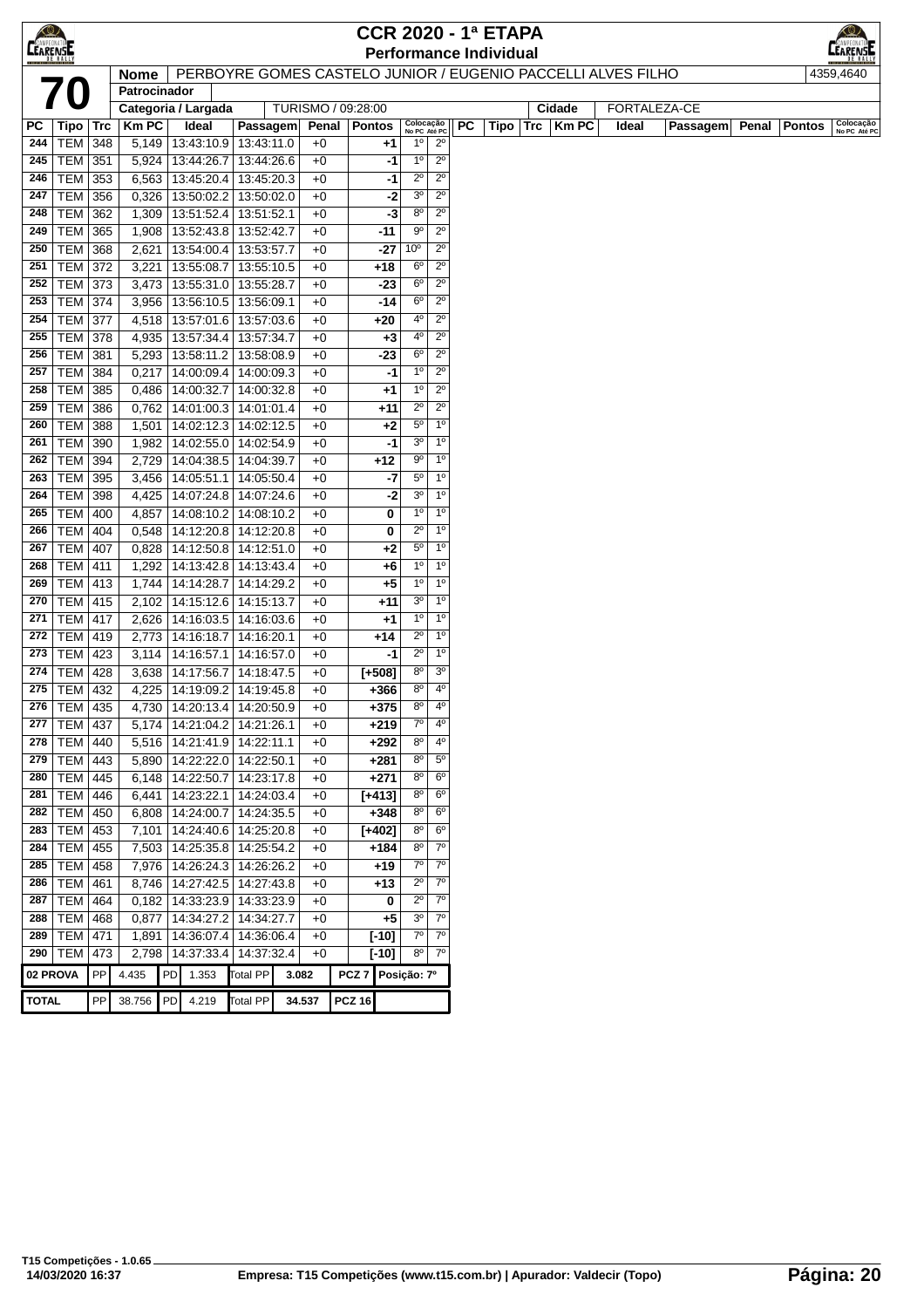# CCR 2020 - 1ª ETAPA

## Performance Individual

**70**

| Nome | PERBOYRE GOMES CASTELO JUNIOR / EUGENIO PACCELLI ALVES FILHO | 4359,4640 |
|---|---|---|
| Patrocinador | | |
| Categoria / Largada | TURISMO / 09:28:00 | Cidade: FORTALEZA-CE |

| PC | Tipo | Trc | Km PC | Ideal | Passagem | Penal | Pontos | Colocação No PC | Colocação Até PC |
|---|---|---|---|---|---|---|---|---|---|
| 244 | TEM | 348 | 5,149 | 13:43:10.9 | 13:43:11.0 | +0 | +1 | 1º | 2º |
| 245 | TEM | 351 | 5,924 | 13:44:26.7 | 13:44:26.6 | +0 | -1 | 1º | 2º |
| 246 | TEM | 353 | 6,563 | 13:45:20.4 | 13:45:20.3 | +0 | -1 | 2º | 2º |
| 247 | TEM | 356 | 0,326 | 13:50:02.2 | 13:50:02.0 | +0 | -2 | 3º | 2º |
| 248 | TEM | 362 | 1,309 | 13:51:52.4 | 13:51:52.1 | +0 | -3 | 8º | 2º |
| 249 | TEM | 365 | 1,908 | 13:52:43.8 | 13:52:42.7 | +0 | -11 | 9º | 2º |
| 250 | TEM | 368 | 2,621 | 13:54:00.4 | 13:53:57.7 | +0 | -27 | 10º | 2º |
| 251 | TEM | 372 | 3,221 | 13:55:08.7 | 13:55:10.5 | +0 | +18 | 6º | 2º |
| 252 | TEM | 373 | 3,473 | 13:55:31.0 | 13:55:28.7 | +0 | -23 | 6º | 2º |
| 253 | TEM | 374 | 3,956 | 13:56:10.5 | 13:56:09.1 | +0 | -14 | 6º | 2º |
| 254 | TEM | 377 | 4,518 | 13:57:01.6 | 13:57:03.6 | +0 | +20 | 4º | 2º |
| 255 | TEM | 378 | 4,935 | 13:57:34.4 | 13:57:34.7 | +0 | +3 | 4º | 2º |
| 256 | TEM | 381 | 5,293 | 13:58:11.2 | 13:58:08.9 | +0 | -23 | 6º | 2º |
| 257 | TEM | 384 | 0,217 | 14:00:09.4 | 14:00:09.3 | +0 | -1 | 1º | 2º |
| 258 | TEM | 385 | 0,486 | 14:00:32.7 | 14:00:32.8 | +0 | +1 | 1º | 2º |
| 259 | TEM | 386 | 0,762 | 14:01:00.3 | 14:01:01.4 | +0 | +11 | 2º | 2º |
| 260 | TEM | 388 | 1,501 | 14:02:12.3 | 14:02:12.5 | +0 | +2 | 5º | 1º |
| 261 | TEM | 390 | 1,982 | 14:02:55.0 | 14:02:54.9 | +0 | -1 | 3º | 1º |
| 262 | TEM | 394 | 2,729 | 14:04:38.5 | 14:04:39.7 | +0 | +12 | 9º | 1º |
| 263 | TEM | 395 | 3,456 | 14:05:51.1 | 14:05:50.4 | +0 | -7 | 5º | 1º |
| 264 | TEM | 398 | 4,425 | 14:07:24.8 | 14:07:24.6 | +0 | -2 | 3º | 1º |
| 265 | TEM | 400 | 4,857 | 14:08:10.2 | 14:08:10.2 | +0 | 0 | 1º | 1º |
| 266 | TEM | 404 | 0,548 | 14:12:20.8 | 14:12:20.8 | +0 | 0 | 2º | 1º |
| 267 | TEM | 407 | 0,828 | 14:12:50.8 | 14:12:51.0 | +0 | +2 | 5º | 1º |
| 268 | TEM | 411 | 1,292 | 14:13:42.8 | 14:13:43.4 | +0 | +6 | 1º | 1º |
| 269 | TEM | 413 | 1,744 | 14:14:28.7 | 14:14:29.2 | +0 | +5 | 1º | 1º |
| 270 | TEM | 415 | 2,102 | 14:15:12.6 | 14:15:13.7 | +0 | +11 | 3º | 1º |
| 271 | TEM | 417 | 2,626 | 14:16:03.5 | 14:16:03.6 | +0 | +1 | 1º | 1º |
| 272 | TEM | 419 | 2,773 | 14:16:18.7 | 14:16:20.1 | +0 | +14 | 2º | 1º |
| 273 | TEM | 423 | 3,114 | 14:16:57.1 | 14:16:57.0 | +0 | -1 | 2º | 1º |
| 274 | TEM | 428 | 3,638 | 14:17:56.7 | 14:18:47.5 | +0 | [+508] | 8º | 3º |
| 275 | TEM | 432 | 4,225 | 14:19:09.2 | 14:19:45.8 | +0 | +366 | 8º | 4º |
| 276 | TEM | 435 | 4,730 | 14:20:13.4 | 14:20:50.9 | +0 | +375 | 8º | 4º |
| 277 | TEM | 437 | 5,174 | 14:21:04.2 | 14:21:26.1 | +0 | +219 | 7º | 4º |
| 278 | TEM | 440 | 5,516 | 14:21:41.9 | 14:22:11.1 | +0 | +292 | 8º | 4º |
| 279 | TEM | 443 | 5,890 | 14:22:22.0 | 14:22:50.1 | +0 | +281 | 8º | 5º |
| 280 | TEM | 445 | 6,148 | 14:22:50.7 | 14:23:17.8 | +0 | +271 | 8º | 6º |
| 281 | TEM | 446 | 6,441 | 14:23:22.1 | 14:24:03.4 | +0 | [+413] | 8º | 6º |
| 282 | TEM | 450 | 6,808 | 14:24:00.7 | 14:24:35.5 | +0 | +348 | 8º | 6º |
| 283 | TEM | 453 | 7,101 | 14:24:40.6 | 14:25:20.8 | +0 | [+402] | 8º | 6º |
| 284 | TEM | 455 | 7,503 | 14:25:35.8 | 14:25:54.2 | +0 | +184 | 8º | 7º |
| 285 | TEM | 458 | 7,976 | 14:26:24.3 | 14:26:26.2 | +0 | +19 | 7º | 7º |
| 286 | TEM | 461 | 8,746 | 14:27:42.5 | 14:27:43.8 | +0 | +13 | 2º | 7º |
| 287 | TEM | 464 | 0,182 | 14:33:23.9 | 14:33:23.9 | +0 | 0 | 2º | 7º |
| 288 | TEM | 468 | 0,877 | 14:34:27.2 | 14:34:27.7 | +0 | +5 | 3º | 7º |
| 289 | TEM | 471 | 1,891 | 14:36:07.4 | 14:36:06.4 | +0 | [-10] | 7º | 7º |
| 290 | TEM | 473 | 2,798 | 14:37:33.4 | 14:37:32.4 | +0 | [-10] | 8º | 7º |

| 02 PROVA | PP 4.435 | PD 1.353 | Total PP 3.082 | PCZ 7 | Posição: 7º |
|---|---|---|---|---|---|
| **TOTAL** | PP 38.756 | PD 4.219 | Total PP 34.537 | PCZ 16 | |

T15 Competições - 1.0.65
14/03/2020 16:37 — Empresa: T15 Competições (www.t15.com.br) | Apurador: Valdecir (Topo)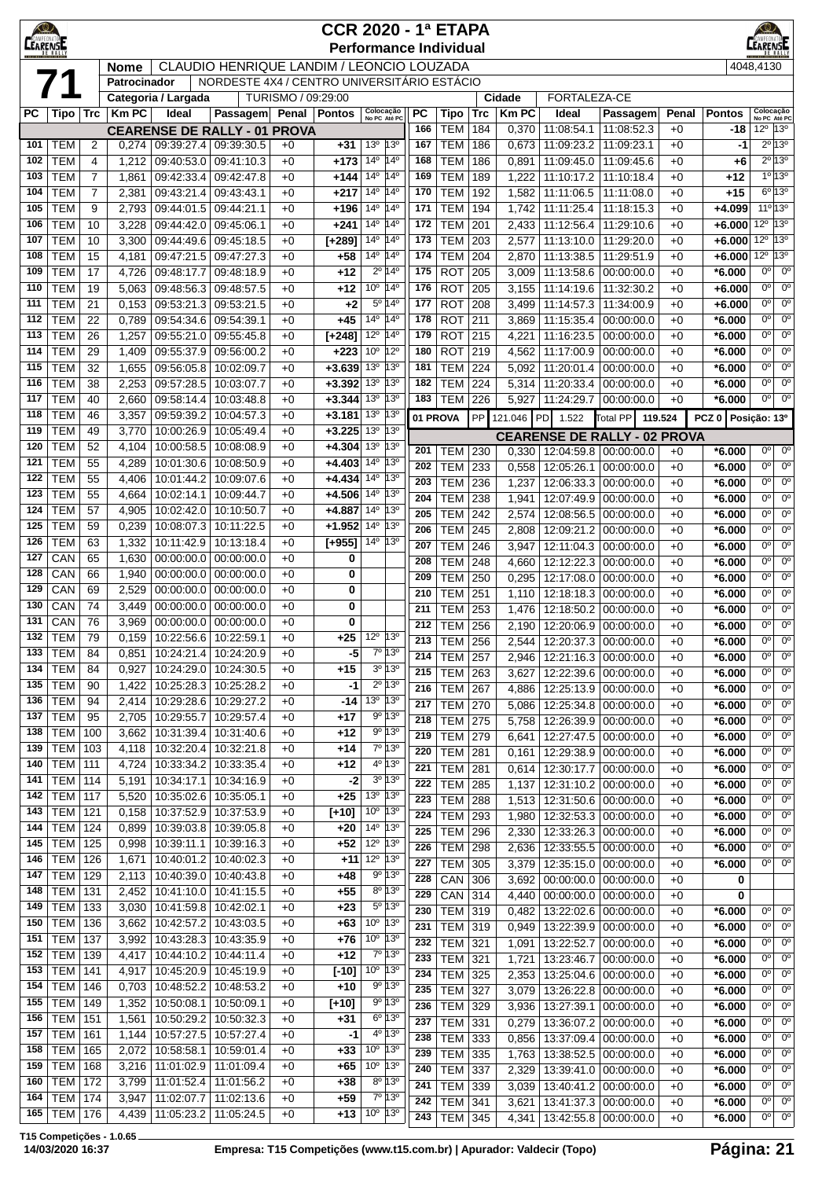# CCR 2020 - 1ª ETAPA

## Performance Individual

**71**

| Nome | CLAUDIO HENRIQUE LANDIM / LEONCIO LOUZADA | 4048,4130 |
|---|---|---|
| Patrocinador | NORDESTE 4X4 / CENTRO UNIVERSITÁRIO ESTÁCIO | |
| Categoria / Largada | TURISMO / 09:29:00 | Cidade: FORTALEZA-CE |

### CEARENSE DE RALLY - 01 PROVA

| PC | Tipo | Trc | Km PC | Ideal | Passagem | Penal | Pontos | Colocação No PC | Colocação Até PC |
|---|---|---|---|---|---|---|---|---|---|
| 101 | TEM | 2 | 0,274 | 09:39:27.4 | 09:39:30.5 | +0 | +31 | 13º | 13º |
| 102 | TEM | 4 | 1,212 | 09:40:53.0 | 09:41:10.3 | +0 | +173 | 14º | 14º |
| 103 | TEM | 7 | 1,861 | 09:42:33.4 | 09:42:47.8 | +0 | +144 | 14º | 14º |
| 104 | TEM | 7 | 2,381 | 09:43:21.4 | 09:43:43.1 | +0 | +217 | 14º | 14º |
| 105 | TEM | 9 | 2,793 | 09:44:01.5 | 09:44:21.1 | +0 | +196 | 14º | 14º |
| 106 | TEM | 10 | 3,228 | 09:44:42.0 | 09:45:06.1 | +0 | +241 | 14º | 14º |
| 107 | TEM | 10 | 3,300 | 09:44:49.6 | 09:45:18.5 | +0 | [+289] | 14º | 14º |
| 108 | TEM | 15 | 4,181 | 09:47:21.5 | 09:47:27.3 | +0 | +58 | 14º | 14º |
| 109 | TEM | 17 | 4,726 | 09:48:17.7 | 09:48:18.9 | +0 | +12 | 2º | 14º |
| 110 | TEM | 19 | 5,063 | 09:48:56.3 | 09:48:57.5 | +0 | +12 | 10º | 14º |
| 111 | TEM | 21 | 0,153 | 09:53:21.3 | 09:53:21.5 | +0 | +2 | 5º | 14º |
| 112 | TEM | 22 | 0,789 | 09:54:34.6 | 09:54:39.1 | +0 | +45 | 14º | 14º |
| 113 | TEM | 26 | 1,257 | 09:55:21.0 | 09:55:45.8 | +0 | [+248] | 12º | 14º |
| 114 | TEM | 29 | 1,409 | 09:55:37.9 | 09:56:00.2 | +0 | +223 | 10º | 12º |
| 115 | TEM | 32 | 1,655 | 09:56:05.8 | 10:02:09.7 | +0 | +3.639 | 13º | 13º |
| 116 | TEM | 38 | 2,253 | 09:57:28.5 | 10:03:07.7 | +0 | +3.392 | 13º | 13º |
| 117 | TEM | 40 | 2,660 | 09:58:14.4 | 10:03:48.8 | +0 | +3.344 | 13º | 13º |
| 118 | TEM | 46 | 3,357 | 09:59:39.2 | 10:04:57.3 | +0 | +3.181 | 13º | 13º |
| 119 | TEM | 49 | 3,770 | 10:00:26.9 | 10:05:49.4 | +0 | +3.225 | 13º | 13º |
| 120 | TEM | 52 | 4,104 | 10:00:58.5 | 10:08:08.9 | +0 | +4.304 | 13º | 13º |
| 121 | TEM | 55 | 4,289 | 10:01:30.6 | 10:08:50.9 | +0 | +4.403 | 14º | 13º |
| 122 | TEM | 55 | 4,406 | 10:01:44.2 | 10:09:07.6 | +0 | +4.434 | 14º | 13º |
| 123 | TEM | 55 | 4,664 | 10:02:14.1 | 10:09:44.7 | +0 | +4.506 | 14º | 13º |
| 124 | TEM | 57 | 4,905 | 10:02:42.0 | 10:10:50.7 | +0 | +4.887 | 14º | 13º |
| 125 | TEM | 59 | 0,239 | 10:08:07.3 | 10:11:22.5 | +0 | +1.952 | 14º | 13º |
| 126 | TEM | 63 | 1,332 | 10:11:42.9 | 10:13:18.4 | +0 | [+955] | 14º | 13º |
| 127 | CAN | 65 | 1,630 | 00:00:00.0 | 00:00:00.0 | +0 | 0 | | |
| 128 | CAN | 66 | 1,940 | 00:00:00.0 | 00:00:00.0 | +0 | 0 | | |
| 129 | CAN | 69 | 2,529 | 00:00:00.0 | 00:00:00.0 | +0 | 0 | | |
| 130 | CAN | 74 | 3,449 | 00:00:00.0 | 00:00:00.0 | +0 | 0 | | |
| 131 | CAN | 76 | 3,969 | 00:00:00.0 | 00:00:00.0 | +0 | 0 | | |
| 132 | TEM | 79 | 0,159 | 10:22:56.6 | 10:22:59.1 | +0 | +25 | 12º | 13º |
| 133 | TEM | 84 | 0,851 | 10:24:21.4 | 10:24:20.9 | +0 | -5 | 7º | 13º |
| 134 | TEM | 84 | 0,927 | 10:24:29.0 | 10:24:30.5 | +0 | +15 | 3º | 13º |
| 135 | TEM | 90 | 1,422 | 10:25:28.3 | 10:25:28.2 | +0 | -1 | 2º | 13º |
| 136 | TEM | 94 | 2,414 | 10:29:28.6 | 10:29:27.2 | +0 | -14 | 13º | 13º |
| 137 | TEM | 95 | 2,705 | 10:29:55.7 | 10:29:57.4 | +0 | +17 | 9º | 13º |
| 138 | TEM | 100 | 3,662 | 10:31:39.4 | 10:31:40.6 | +0 | +12 | 9º | 13º |
| 139 | TEM | 103 | 4,118 | 10:32:20.4 | 10:32:21.8 | +0 | +14 | 7º | 13º |
| 140 | TEM | 111 | 4,724 | 10:33:34.2 | 10:33:35.4 | +0 | +12 | 4º | 13º |
| 141 | TEM | 114 | 5,191 | 10:34:17.1 | 10:34:16.9 | +0 | -2 | 3º | 13º |
| 142 | TEM | 117 | 5,520 | 10:35:02.6 | 10:35:05.1 | +0 | +25 | 13º | 13º |
| 143 | TEM | 121 | 0,158 | 10:37:52.9 | 10:37:53.9 | +0 | [+10] | 10º | 13º |
| 144 | TEM | 124 | 0,899 | 10:39:03.8 | 10:39:05.8 | +0 | +20 | 14º | 13º |
| 145 | TEM | 125 | 0,998 | 10:39:11.1 | 10:39:16.3 | +0 | +52 | 12º | 13º |
| 146 | TEM | 126 | 1,671 | 10:40:01.2 | 10:40:02.3 | +0 | +11 | 12º | 13º |
| 147 | TEM | 129 | 2,113 | 10:40:39.0 | 10:40:43.8 | +0 | +48 | 9º | 13º |
| 148 | TEM | 131 | 2,452 | 10:41:10.0 | 10:41:15.5 | +0 | +55 | 8º | 13º |
| 149 | TEM | 133 | 3,030 | 10:41:59.8 | 10:42:02.1 | +0 | +23 | 5º | 13º |
| 150 | TEM | 136 | 3,662 | 10:42:57.2 | 10:43:03.5 | +0 | +63 | 10º | 13º |
| 151 | TEM | 137 | 3,992 | 10:43:28.3 | 10:43:35.9 | +0 | +76 | 10º | 13º |
| 152 | TEM | 139 | 4,417 | 10:44:10.2 | 10:44:11.4 | +0 | +12 | 7º | 13º |
| 153 | TEM | 141 | 4,917 | 10:45:20.9 | 10:45:19.9 | +0 | [-10] | 10º | 13º |
| 154 | TEM | 146 | 0,703 | 10:48:52.2 | 10:48:53.2 | +0 | +10 | 9º | 13º |
| 155 | TEM | 149 | 1,352 | 10:50:08.1 | 10:50:09.1 | +0 | [+10] | 9º | 13º |
| 156 | TEM | 151 | 1,561 | 10:50:29.2 | 10:50:32.3 | +0 | +31 | 6º | 13º |
| 157 | TEM | 161 | 1,144 | 10:57:27.5 | 10:57:27.4 | +0 | -1 | 4º | 13º |
| 158 | TEM | 165 | 2,072 | 10:58:58.1 | 10:59:01.4 | +0 | +33 | 10º | 13º |
| 159 | TEM | 168 | 3,216 | 11:01:02.9 | 11:01:09.4 | +0 | +65 | 10º | 13º |
| 160 | TEM | 172 | 3,799 | 11:01:52.4 | 11:01:56.2 | +0 | +38 | 8º | 13º |
| 164 | TEM | 174 | 3,947 | 11:02:07.7 | 11:02:13.6 | +0 | +59 | 7º | 13º |
| 165 | TEM | 176 | 4,439 | 11:05:23.2 | 11:05:24.5 | +0 | +13 | 10º | 13º |
| 166 | TEM | 184 | 0,370 | 11:08:54.1 | 11:08:52.3 | +0 | -18 | 12º | 13º |
| 167 | TEM | 186 | 0,673 | 11:09:23.2 | 11:09:23.1 | +0 | -1 | 2º | 13º |
| 168 | TEM | 186 | 0,891 | 11:09:45.0 | 11:09:45.6 | +0 | +6 | 2º | 13º |
| 169 | TEM | 189 | 1,222 | 11:10:17.2 | 11:10:18.4 | +0 | +12 | 1º | 13º |
| 170 | TEM | 192 | 1,582 | 11:11:06.5 | 11:11:08.0 | +0 | +15 | 6º | 13º |
| 171 | TEM | 194 | 1,742 | 11:11:25.4 | 11:18:15.3 | +0 | +4.099 | 11º | 13º |
| 172 | TEM | 201 | 2,433 | 11:12:56.4 | 11:29:10.6 | +0 | +6.000 | 12º | 13º |
| 173 | TEM | 203 | 2,577 | 11:13:10.0 | 11:29:20.0 | +0 | +6.000 | 12º | 13º |
| 174 | TEM | 204 | 2,870 | 11:13:38.5 | 11:29:51.9 | +0 | +6.000 | 12º | 13º |
| 175 | ROT | 205 | 3,009 | 11:13:58.6 | 00:00:00.0 | +0 | *6.000 | 0º | 0º |
| 176 | ROT | 205 | 3,155 | 11:14:19.6 | 11:32:30.2 | +0 | +6.000 | 0º | 0º |
| 177 | ROT | 208 | 3,499 | 11:14:57.3 | 11:34:00.9 | +0 | +6.000 | 0º | 0º |
| 178 | ROT | 211 | 3,869 | 11:15:35.4 | 00:00:00.0 | +0 | *6.000 | 0º | 0º |
| 179 | ROT | 215 | 4,221 | 11:16:23.5 | 00:00:00.0 | +0 | *6.000 | 0º | 0º |
| 180 | ROT | 219 | 4,562 | 11:17:00.9 | 00:00:00.0 | +0 | *6.000 | 0º | 0º |
| 181 | TEM | 224 | 5,092 | 11:20:01.4 | 00:00:00.0 | +0 | *6.000 | 0º | 0º |
| 182 | TEM | 224 | 5,314 | 11:20:33.4 | 00:00:00.0 | +0 | *6.000 | 0º | 0º |
| 183 | TEM | 226 | 5,927 | 11:24:29.7 | 00:00:00.0 | +0 | *6.000 | 0º | 0º |

**01 PROVA** — PP 121.046 | PD 1.522 | Total PP 119.524 | PCZ 0 | Posição: 13º

### CEARENSE DE RALLY - 02 PROVA

| PC | Tipo | Trc | Km PC | Ideal | Passagem | Penal | Pontos | Colocação No PC | Colocação Até PC |
|---|---|---|---|---|---|---|---|---|---|
| 201 | TEM | 230 | 0,330 | 12:04:59.8 | 00:00:00.0 | +0 | *6.000 | 0º | 0º |
| 202 | TEM | 233 | 0,558 | 12:05:26.1 | 00:00:00.0 | +0 | *6.000 | 0º | 0º |
| 203 | TEM | 236 | 1,237 | 12:06:33.3 | 00:00:00.0 | +0 | *6.000 | 0º | 0º |
| 204 | TEM | 238 | 1,941 | 12:07:49.9 | 00:00:00.0 | +0 | *6.000 | 0º | 0º |
| 205 | TEM | 242 | 2,574 | 12:08:56.5 | 00:00:00.0 | +0 | *6.000 | 0º | 0º |
| 206 | TEM | 245 | 2,808 | 12:09:21.2 | 00:00:00.0 | +0 | *6.000 | 0º | 0º |
| 207 | TEM | 246 | 3,947 | 12:11:04.3 | 00:00:00.0 | +0 | *6.000 | 0º | 0º |
| 208 | TEM | 248 | 4,660 | 12:12:22.3 | 00:00:00.0 | +0 | *6.000 | 0º | 0º |
| 209 | TEM | 250 | 0,295 | 12:17:08.0 | 00:00:00.0 | +0 | *6.000 | 0º | 0º |
| 210 | TEM | 251 | 1,110 | 12:18:18.3 | 00:00:00.0 | +0 | *6.000 | 0º | 0º |
| 211 | TEM | 253 | 1,476 | 12:18:50.2 | 00:00:00.0 | +0 | *6.000 | 0º | 0º |
| 212 | TEM | 256 | 2,190 | 12:20:06.9 | 00:00:00.0 | +0 | *6.000 | 0º | 0º |
| 213 | TEM | 256 | 2,544 | 12:20:37.3 | 00:00:00.0 | +0 | *6.000 | 0º | 0º |
| 214 | TEM | 257 | 2,946 | 12:21:16.3 | 00:00:00.0 | +0 | *6.000 | 0º | 0º |
| 215 | TEM | 263 | 3,627 | 12:22:39.6 | 00:00:00.0 | +0 | *6.000 | 0º | 0º |
| 216 | TEM | 267 | 4,886 | 12:25:13.9 | 00:00:00.0 | +0 | *6.000 | 0º | 0º |
| 217 | TEM | 270 | 5,086 | 12:25:34.8 | 00:00:00.0 | +0 | *6.000 | 0º | 0º |
| 218 | TEM | 275 | 5,758 | 12:26:39.9 | 00:00:00.0 | +0 | *6.000 | 0º | 0º |
| 219 | TEM | 279 | 6,641 | 12:27:47.5 | 00:00:00.0 | +0 | *6.000 | 0º | 0º |
| 220 | TEM | 281 | 0,161 | 12:29:38.9 | 00:00:00.0 | +0 | *6.000 | 0º | 0º |
| 221 | TEM | 281 | 0,614 | 12:30:17.7 | 00:00:00.0 | +0 | *6.000 | 0º | 0º |
| 222 | TEM | 285 | 1,137 | 12:31:10.2 | 00:00:00.0 | +0 | *6.000 | 0º | 0º |
| 223 | TEM | 288 | 1,513 | 12:31:50.6 | 00:00:00.0 | +0 | *6.000 | 0º | 0º |
| 224 | TEM | 293 | 1,980 | 12:32:53.3 | 00:00:00.0 | +0 | *6.000 | 0º | 0º |
| 225 | TEM | 296 | 2,330 | 12:33:26.3 | 00:00:00.0 | +0 | *6.000 | 0º | 0º |
| 226 | TEM | 298 | 2,636 | 12:33:55.5 | 00:00:00.0 | +0 | *6.000 | 0º | 0º |
| 227 | TEM | 305 | 3,379 | 12:35:15.0 | 00:00:00.0 | +0 | *6.000 | 0º | 0º |
| 228 | CAN | 306 | 3,692 | 00:00:00.0 | 00:00:00.0 | +0 | 0 | | |
| 229 | CAN | 314 | 4,440 | 00:00:00.0 | 00:00:00.0 | +0 | 0 | | |
| 230 | TEM | 319 | 0,482 | 13:22:02.6 | 00:00:00.0 | +0 | *6.000 | 0º | 0º |
| 231 | TEM | 319 | 0,949 | 13:22:39.9 | 00:00:00.0 | +0 | *6.000 | 0º | 0º |
| 232 | TEM | 321 | 1,091 | 13:22:52.7 | 00:00:00.0 | +0 | *6.000 | 0º | 0º |
| 233 | TEM | 321 | 1,721 | 13:23:46.7 | 00:00:00.0 | +0 | *6.000 | 0º | 0º |
| 234 | TEM | 325 | 2,353 | 13:25:04.6 | 00:00:00.0 | +0 | *6.000 | 0º | 0º |
| 235 | TEM | 327 | 3,079 | 13:26:22.8 | 00:00:00.0 | +0 | *6.000 | 0º | 0º |
| 236 | TEM | 329 | 3,936 | 13:27:39.1 | 00:00:00.0 | +0 | *6.000 | 0º | 0º |
| 237 | TEM | 331 | 0,279 | 13:36:07.2 | 00:00:00.0 | +0 | *6.000 | 0º | 0º |
| 238 | TEM | 333 | 0,856 | 13:37:09.4 | 00:00:00.0 | +0 | *6.000 | 0º | 0º |
| 239 | TEM | 335 | 1,763 | 13:38:52.5 | 00:00:00.0 | +0 | *6.000 | 0º | 0º |
| 240 | TEM | 337 | 2,329 | 13:39:41.0 | 00:00:00.0 | +0 | *6.000 | 0º | 0º |
| 241 | TEM | 339 | 3,039 | 13:40:41.2 | 00:00:00.0 | +0 | *6.000 | 0º | 0º |
| 242 | TEM | 341 | 3,621 | 13:41:37.3 | 00:00:00.0 | +0 | *6.000 | 0º | 0º |
| 243 | TEM | 345 | 4,341 | 13:42:55.8 | 00:00:00.0 | +0 | *6.000 | 0º | 0º |

T15 Competições - 1.0.65
14/03/2020 16:37 — Empresa: T15 Competições (www.t15.com.br) | Apurador: Valdecir (Topo)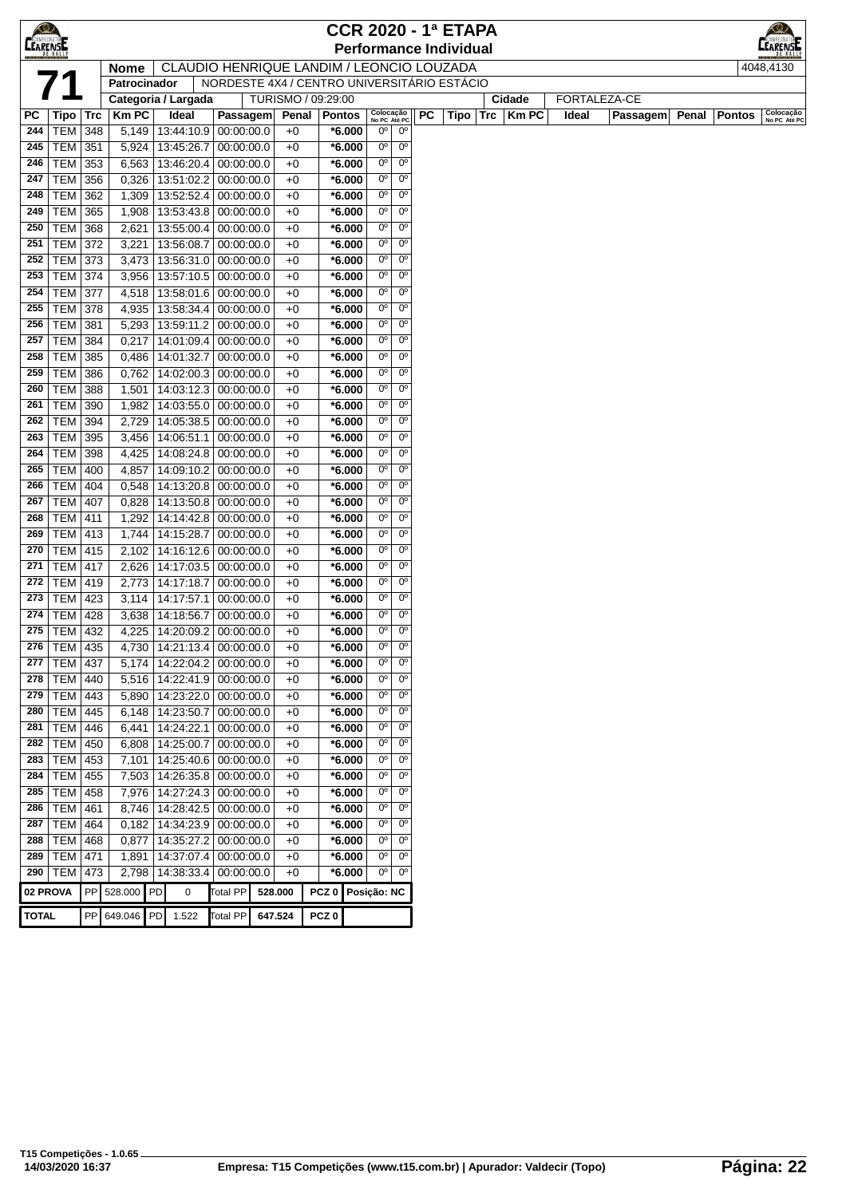# CCR 2020 - 1ª ETAPA

## Performance Individual

**71**

| Nome | CLAUDIO HENRIQUE LANDIM / LEONCIO LOUZADA | 4048,4130 |
|---|---|---|
| Patrocinador | NORDESTE 4X4 / CENTRO UNIVERSITÁRIO ESTÁCIO | |
| Categoria / Largada | TURISMO / 09:29:00 | Cidade: FORTALEZA-CE |

| PC | Tipo | Trc | Km PC | Ideal | Passagem | Penal | Pontos | Colocação No PC | Colocação Até PC |
|---|---|---|---|---|---|---|---|---|---|
| 244 | TEM | 348 | 5,149 | 13:44:10.9 | 00:00:00.0 | +0 | *6.000 | 0º | 0º |
| 245 | TEM | 351 | 5,924 | 13:45:26.7 | 00:00:00.0 | +0 | *6.000 | 0º | 0º |
| 246 | TEM | 353 | 6,563 | 13:46:20.4 | 00:00:00.0 | +0 | *6.000 | 0º | 0º |
| 247 | TEM | 356 | 0,326 | 13:51:02.2 | 00:00:00.0 | +0 | *6.000 | 0º | 0º |
| 248 | TEM | 362 | 1,309 | 13:52:52.4 | 00:00:00.0 | +0 | *6.000 | 0º | 0º |
| 249 | TEM | 365 | 1,908 | 13:53:43.8 | 00:00:00.0 | +0 | *6.000 | 0º | 0º |
| 250 | TEM | 368 | 2,621 | 13:55:00.4 | 00:00:00.0 | +0 | *6.000 | 0º | 0º |
| 251 | TEM | 372 | 3,221 | 13:56:08.7 | 00:00:00.0 | +0 | *6.000 | 0º | 0º |
| 252 | TEM | 373 | 3,473 | 13:56:31.0 | 00:00:00.0 | +0 | *6.000 | 0º | 0º |
| 253 | TEM | 374 | 3,956 | 13:57:10.5 | 00:00:00.0 | +0 | *6.000 | 0º | 0º |
| 254 | TEM | 377 | 4,518 | 13:58:01.6 | 00:00:00.0 | +0 | *6.000 | 0º | 0º |
| 255 | TEM | 378 | 4,935 | 13:58:34.4 | 00:00:00.0 | +0 | *6.000 | 0º | 0º |
| 256 | TEM | 381 | 5,293 | 13:59:11.2 | 00:00:00.0 | +0 | *6.000 | 0º | 0º |
| 257 | TEM | 384 | 0,217 | 14:01:09.4 | 00:00:00.0 | +0 | *6.000 | 0º | 0º |
| 258 | TEM | 385 | 0,486 | 14:01:32.7 | 00:00:00.0 | +0 | *6.000 | 0º | 0º |
| 259 | TEM | 386 | 0,762 | 14:02:00.3 | 00:00:00.0 | +0 | *6.000 | 0º | 0º |
| 260 | TEM | 388 | 1,501 | 14:03:12.3 | 00:00:00.0 | +0 | *6.000 | 0º | 0º |
| 261 | TEM | 390 | 1,982 | 14:03:55.0 | 00:00:00.0 | +0 | *6.000 | 0º | 0º |
| 262 | TEM | 394 | 2,729 | 14:05:38.5 | 00:00:00.0 | +0 | *6.000 | 0º | 0º |
| 263 | TEM | 395 | 3,456 | 14:06:51.1 | 00:00:00.0 | +0 | *6.000 | 0º | 0º |
| 264 | TEM | 398 | 4,425 | 14:08:24.8 | 00:00:00.0 | +0 | *6.000 | 0º | 0º |
| 265 | TEM | 400 | 4,857 | 14:09:10.2 | 00:00:00.0 | +0 | *6.000 | 0º | 0º |
| 266 | TEM | 404 | 0,548 | 14:13:20.8 | 00:00:00.0 | +0 | *6.000 | 0º | 0º |
| 267 | TEM | 407 | 0,828 | 14:13:50.8 | 00:00:00.0 | +0 | *6.000 | 0º | 0º |
| 268 | TEM | 411 | 1,292 | 14:14:42.8 | 00:00:00.0 | +0 | *6.000 | 0º | 0º |
| 269 | TEM | 413 | 1,744 | 14:15:28.7 | 00:00:00.0 | +0 | *6.000 | 0º | 0º |
| 270 | TEM | 415 | 2,102 | 14:16:12.6 | 00:00:00.0 | +0 | *6.000 | 0º | 0º |
| 271 | TEM | 417 | 2,626 | 14:17:03.5 | 00:00:00.0 | +0 | *6.000 | 0º | 0º |
| 272 | TEM | 419 | 2,773 | 14:17:18.7 | 00:00:00.0 | +0 | *6.000 | 0º | 0º |
| 273 | TEM | 423 | 3,114 | 14:17:57.1 | 00:00:00.0 | +0 | *6.000 | 0º | 0º |
| 274 | TEM | 428 | 3,638 | 14:18:56.7 | 00:00:00.0 | +0 | *6.000 | 0º | 0º |
| 275 | TEM | 432 | 4,225 | 14:20:09.2 | 00:00:00.0 | +0 | *6.000 | 0º | 0º |
| 276 | TEM | 435 | 4,730 | 14:21:13.4 | 00:00:00.0 | +0 | *6.000 | 0º | 0º |
| 277 | TEM | 437 | 5,174 | 14:22:04.2 | 00:00:00.0 | +0 | *6.000 | 0º | 0º |
| 278 | TEM | 440 | 5,516 | 14:22:41.9 | 00:00:00.0 | +0 | *6.000 | 0º | 0º |
| 279 | TEM | 443 | 5,890 | 14:23:22.0 | 00:00:00.0 | +0 | *6.000 | 0º | 0º |
| 280 | TEM | 445 | 6,148 | 14:23:50.7 | 00:00:00.0 | +0 | *6.000 | 0º | 0º |
| 281 | TEM | 446 | 6,441 | 14:24:22.1 | 00:00:00.0 | +0 | *6.000 | 0º | 0º |
| 282 | TEM | 450 | 6,808 | 14:25:00.7 | 00:00:00.0 | +0 | *6.000 | 0º | 0º |
| 283 | TEM | 453 | 7,101 | 14:25:40.6 | 00:00:00.0 | +0 | *6.000 | 0º | 0º |
| 284 | TEM | 455 | 7,503 | 14:26:35.8 | 00:00:00.0 | +0 | *6.000 | 0º | 0º |
| 285 | TEM | 458 | 7,976 | 14:27:24.3 | 00:00:00.0 | +0 | *6.000 | 0º | 0º |
| 286 | TEM | 461 | 8,746 | 14:28:42.5 | 00:00:00.0 | +0 | *6.000 | 0º | 0º |
| 287 | TEM | 464 | 0,182 | 14:34:23.9 | 00:00:00.0 | +0 | *6.000 | 0º | 0º |
| 288 | TEM | 468 | 0,877 | 14:35:27.2 | 00:00:00.0 | +0 | *6.000 | 0º | 0º |
| 289 | TEM | 471 | 1,891 | 14:37:07.4 | 00:00:00.0 | +0 | *6.000 | 0º | 0º |
| 290 | TEM | 473 | 2,798 | 14:38:33.4 | 00:00:00.0 | +0 | *6.000 | 0º | 0º |

| | | | | | | | |
|---|---|---|---|---|---|---|---|
| 02 PROVA | PP 528.000 | PD 0 | Total PP | 528.000 | PCZ 0 | Posição: NC |
| TOTAL | PP 649.046 | PD 1.522 | Total PP | 647.524 | PCZ 0 | |

T15 Competições - 1.0.65
14/03/2020 16:37 — Empresa: T15 Competições (www.t15.com.br) | Apurador: Valdecir (Topo)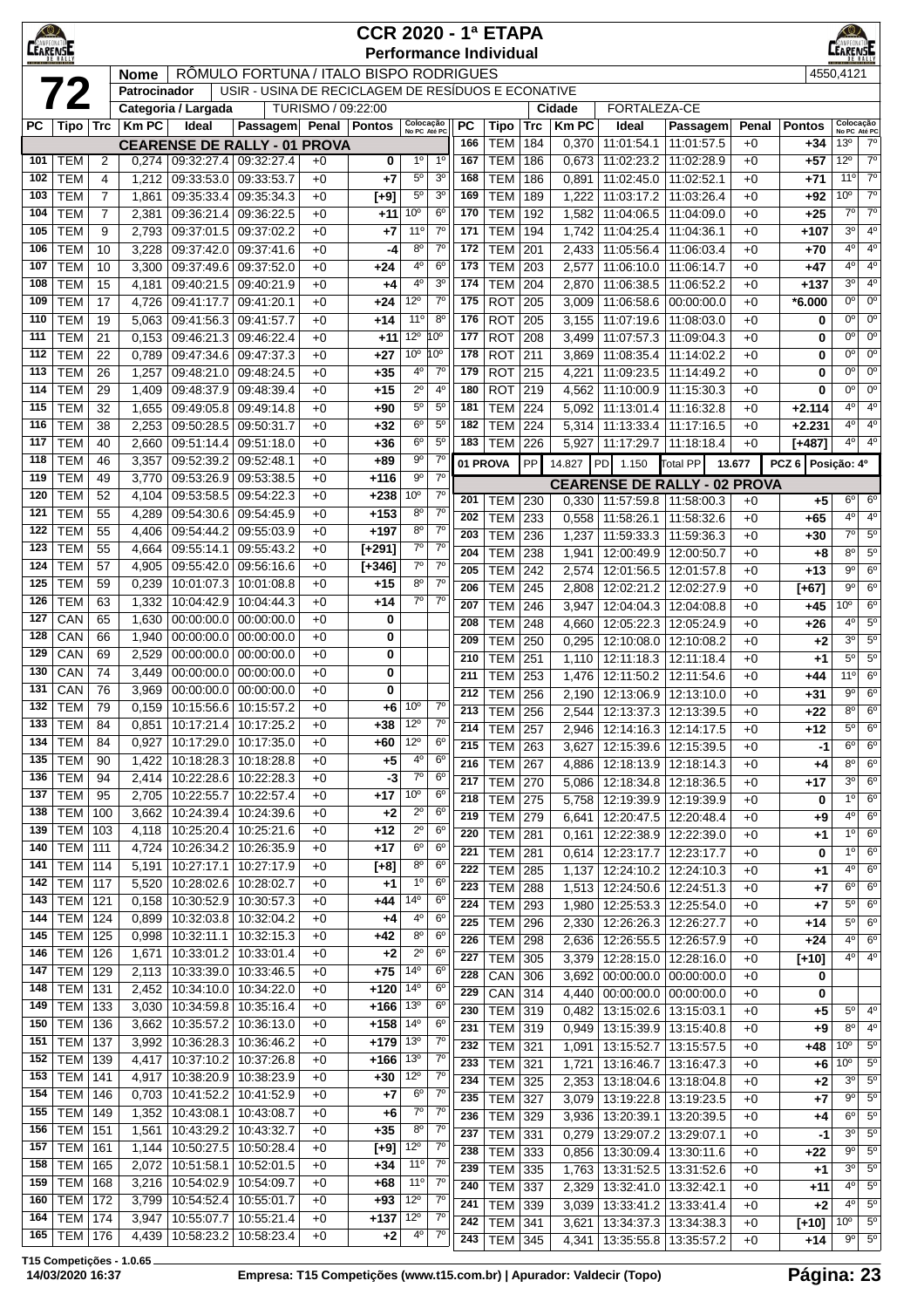# CCR 2020 - 1ª ETAPA

## Performance Individual

**72**

| | |
|---|---|
| **Nome** | RÔMULO FORTUNA / ITALO BISPO RODRIGUES |
| **Patrocinador** | USIR - USINA DE RECICLAGEM DE RESÍDUOS E ECONATIVE |
| **Categoria / Largada** | TURISMO / 09:22:00 |
| **Cidade** | FORTALEZA-CE |

4550,4121

### CEARENSE DE RALLY - 01 PROVA

| PC | Tipo | Trc | Km PC | Ideal | Passagem | Penal | Pontos | Colocação No PC | Colocação Até PC |
|---|---|---|---|---|---|---|---|---|---|
| 101 | TEM | 2 | 0,274 | 09:32:27.4 | 09:32:27.4 | +0 | 0 | 1º | 1º |
| 102 | TEM | 4 | 1,212 | 09:33:53.0 | 09:33:53.7 | +0 | +7 | 5º | 3º |
| 103 | TEM | 7 | 1,861 | 09:35:33.4 | 09:35:34.3 | +0 | [+9] | 5º | 3º |
| 104 | TEM | 7 | 2,381 | 09:36:21.4 | 09:36:22.5 | +0 | +11 | 10º | 6º |
| 105 | TEM | 9 | 2,793 | 09:37:01.5 | 09:37:02.2 | +0 | +7 | 11º | 7º |
| 106 | TEM | 10 | 3,228 | 09:37:42.0 | 09:37:41.6 | +0 | -4 | 8º | 7º |
| 107 | TEM | 10 | 3,300 | 09:37:49.6 | 09:37:52.0 | +0 | +24 | 4º | 6º |
| 108 | TEM | 15 | 4,181 | 09:40:21.5 | 09:40:21.9 | +0 | +4 | 4º | 3º |
| 109 | TEM | 17 | 4,726 | 09:41:17.7 | 09:41:20.1 | +0 | +24 | 12º | 7º |
| 110 | TEM | 19 | 5,063 | 09:41:56.3 | 09:41:57.7 | +0 | +14 | 11º | 8º |
| 111 | TEM | 21 | 0,153 | 09:46:21.3 | 09:46:22.4 | +0 | +11 | 12º | 10º |
| 112 | TEM | 22 | 0,789 | 09:47:34.6 | 09:47:37.3 | +0 | +27 | 10º | 10º |
| 113 | TEM | 26 | 1,257 | 09:48:21.0 | 09:48:24.5 | +0 | +35 | 4º | 7º |
| 114 | TEM | 29 | 1,409 | 09:48:37.9 | 09:48:39.4 | +0 | +15 | 2º | 4º |
| 115 | TEM | 32 | 1,655 | 09:49:05.8 | 09:49:14.8 | +0 | +90 | 5º | 5º |
| 116 | TEM | 38 | 2,253 | 09:50:28.5 | 09:50:31.7 | +0 | +32 | 6º | 5º |
| 117 | TEM | 40 | 2,660 | 09:51:14.4 | 09:51:18.0 | +0 | +36 | 6º | 5º |
| 118 | TEM | 46 | 3,357 | 09:52:39.2 | 09:52:48.1 | +0 | +89 | 9º | 7º |
| 119 | TEM | 49 | 3,770 | 09:53:26.9 | 09:53:38.5 | +0 | +116 | 9º | 7º |
| 120 | TEM | 52 | 4,104 | 09:53:58.5 | 09:54:22.3 | +0 | +238 | 10º | 7º |
| 121 | TEM | 55 | 4,289 | 09:54:30.6 | 09:54:45.9 | +0 | +153 | 8º | 7º |
| 122 | TEM | 55 | 4,406 | 09:54:44.2 | 09:55:03.9 | +0 | +197 | 8º | 7º |
| 123 | TEM | 55 | 4,664 | 09:55:14.1 | 09:55:43.2 | +0 | [+291] | 7º | 7º |
| 124 | TEM | 57 | 4,905 | 09:55:42.0 | 09:56:16.6 | +0 | [+346] | 7º | 7º |
| 125 | TEM | 59 | 0,239 | 10:01:07.3 | 10:01:08.8 | +0 | +15 | 8º | 7º |
| 126 | TEM | 63 | 1,332 | 10:04:42.9 | 10:04:44.3 | +0 | +14 | 7º | 7º |
| 127 | CAN | 65 | 1,630 | 00:00:00.0 | 00:00:00.0 | +0 | 0 | | |
| 128 | CAN | 66 | 1,940 | 00:00:00.0 | 00:00:00.0 | +0 | 0 | | |
| 129 | CAN | 69 | 2,529 | 00:00:00.0 | 00:00:00.0 | +0 | 0 | | |
| 130 | CAN | 74 | 3,449 | 00:00:00.0 | 00:00:00.0 | +0 | 0 | | |
| 131 | CAN | 76 | 3,969 | 00:00:00.0 | 00:00:00.0 | +0 | 0 | | |
| 132 | TEM | 79 | 0,159 | 10:15:56.6 | 10:15:57.2 | +0 | +6 | 10º | 7º |
| 133 | TEM | 84 | 0,851 | 10:17:21.4 | 10:17:25.2 | +0 | +38 | 12º | 7º |
| 134 | TEM | 84 | 0,927 | 10:17:29.0 | 10:17:35.0 | +0 | +60 | 12º | 6º |
| 135 | TEM | 90 | 1,422 | 10:18:28.3 | 10:18:28.8 | +0 | +5 | 4º | 6º |
| 136 | TEM | 94 | 2,414 | 10:22:28.6 | 10:22:28.3 | +0 | -3 | 7º | 6º |
| 137 | TEM | 95 | 2,705 | 10:22:55.7 | 10:22:57.4 | +0 | +17 | 10º | 6º |
| 138 | TEM | 100 | 3,662 | 10:24:39.4 | 10:24:39.6 | +0 | +2 | 2º | 6º |
| 139 | TEM | 103 | 4,118 | 10:25:20.4 | 10:25:21.6 | +0 | +12 | 2º | 6º |
| 140 | TEM | 111 | 4,724 | 10:26:34.2 | 10:26:35.9 | +0 | +17 | 6º | 6º |
| 141 | TEM | 114 | 5,191 | 10:27:17.1 | 10:27:17.9 | +0 | [+8] | 8º | 6º |
| 142 | TEM | 117 | 5,520 | 10:28:02.6 | 10:28:02.7 | +0 | +1 | 1º | 6º |
| 143 | TEM | 121 | 0,158 | 10:30:52.9 | 10:30:57.3 | +0 | +44 | 14º | 6º |
| 144 | TEM | 124 | 0,899 | 10:32:03.8 | 10:32:04.2 | +0 | +4 | 4º | 6º |
| 145 | TEM | 125 | 0,998 | 10:32:11.1 | 10:32:15.3 | +0 | +42 | 8º | 6º |
| 146 | TEM | 126 | 1,671 | 10:33:01.2 | 10:33:01.4 | +0 | +2 | 2º | 6º |
| 147 | TEM | 129 | 2,113 | 10:33:39.0 | 10:33:46.5 | +0 | +75 | 14º | 6º |
| 148 | TEM | 131 | 2,452 | 10:34:10.0 | 10:34:22.0 | +0 | +120 | 14º | 6º |
| 149 | TEM | 133 | 3,030 | 10:34:59.8 | 10:35:16.4 | +0 | +166 | 13º | 6º |
| 150 | TEM | 136 | 3,662 | 10:35:57.2 | 10:36:13.0 | +0 | +158 | 14º | 6º |
| 151 | TEM | 137 | 3,992 | 10:36:28.3 | 10:36:46.2 | +0 | +179 | 13º | 7º |
| 152 | TEM | 139 | 4,417 | 10:37:10.2 | 10:37:26.8 | +0 | +166 | 13º | 7º |
| 153 | TEM | 141 | 4,917 | 10:38:20.9 | 10:38:23.9 | +0 | +30 | 12º | 7º |
| 154 | TEM | 146 | 0,703 | 10:41:52.2 | 10:41:52.9 | +0 | +7 | 6º | 7º |
| 155 | TEM | 149 | 1,352 | 10:43:08.1 | 10:43:08.7 | +0 | +6 | 7º | 7º |
| 156 | TEM | 151 | 1,561 | 10:43:29.2 | 10:43:32.7 | +0 | +35 | 8º | 7º |
| 157 | TEM | 161 | 1,144 | 10:50:27.5 | 10:50:28.4 | +0 | [+9] | 12º | 7º |
| 158 | TEM | 165 | 2,072 | 10:51:58.1 | 10:52:01.5 | +0 | +34 | 11º | 7º |
| 159 | TEM | 168 | 3,216 | 10:54:02.9 | 10:54:09.7 | +0 | +68 | 11º | 7º |
| 160 | TEM | 172 | 3,799 | 10:54:52.4 | 10:55:01.7 | +0 | +93 | 12º | 7º |
| 164 | TEM | 174 | 3,947 | 10:55:07.7 | 10:55:21.4 | +0 | +137 | 12º | 7º |
| 165 | TEM | 176 | 4,439 | 10:58:23.2 | 10:58:23.4 | +0 | +2 | 4º | 7º |
| 166 | TEM | 184 | 0,370 | 11:01:54.1 | 11:01:57.5 | +0 | +34 | 13º | 7º |
| 167 | TEM | 186 | 0,673 | 11:02:23.2 | 11:02:28.9 | +0 | +57 | 12º | 7º |
| 168 | TEM | 186 | 0,891 | 11:02:45.0 | 11:02:52.1 | +0 | +71 | 11º | 7º |
| 169 | TEM | 189 | 1,222 | 11:03:17.2 | 11:03:26.4 | +0 | +92 | 10º | 7º |
| 170 | TEM | 192 | 1,582 | 11:04:06.5 | 11:04:09.0 | +0 | +25 | 7º | 7º |
| 171 | TEM | 194 | 1,742 | 11:04:25.4 | 11:04:36.1 | +0 | +107 | 3º | 4º |
| 172 | TEM | 201 | 2,433 | 11:05:56.4 | 11:06:03.4 | +0 | +70 | 4º | 4º |
| 173 | TEM | 203 | 2,577 | 11:06:10.0 | 11:06:14.7 | +0 | +47 | 4º | 4º |
| 174 | TEM | 204 | 2,870 | 11:06:38.5 | 11:06:52.2 | +0 | +137 | 3º | 4º |
| 175 | ROT | 205 | 3,009 | 11:06:58.6 | 00:00:00.0 | +0 | *6.000 | 0º | 0º |
| 176 | ROT | 205 | 3,155 | 11:07:19.6 | 11:08:03.0 | +0 | 0 | 0º | 0º |
| 177 | ROT | 208 | 3,499 | 11:07:57.3 | 11:09:04.3 | +0 | 0 | 0º | 0º |
| 178 | ROT | 211 | 3,869 | 11:08:35.4 | 11:14:02.2 | +0 | 0 | 0º | 0º |
| 179 | ROT | 215 | 4,221 | 11:09:23.5 | 11:14:49.2 | +0 | 0 | 0º | 0º |
| 180 | ROT | 219 | 4,562 | 11:10:00.9 | 11:15:30.3 | +0 | 0 | 0º | 0º |
| 181 | TEM | 224 | 5,092 | 11:13:01.4 | 11:16:32.8 | +0 | +2.114 | 4º | 4º |
| 182 | TEM | 224 | 5,314 | 11:13:33.4 | 11:17:16.5 | +0 | +2.231 | 4º | 4º |
| 183 | TEM | 226 | 5,927 | 11:17:29.7 | 11:18:18.4 | +0 | [+487] | 4º | 4º |

**01 PROVA** | PP 14.827 | PD 1.150 | Total PP 13.677 | PCZ 6 | Posição: 4º

### CEARENSE DE RALLY - 02 PROVA

| PC | Tipo | Trc | Km PC | Ideal | Passagem | Penal | Pontos | Colocação No PC | Colocação Até PC |
|---|---|---|---|---|---|---|---|---|---|
| 201 | TEM | 230 | 0,330 | 11:57:59.8 | 11:58:00.3 | +0 | +5 | 6º | 6º |
| 202 | TEM | 233 | 0,558 | 11:58:26.1 | 11:58:32.6 | +0 | +65 | 4º | 4º |
| 203 | TEM | 236 | 1,237 | 11:59:33.3 | 11:59:36.3 | +0 | +30 | 7º | 5º |
| 204 | TEM | 238 | 1,941 | 12:00:49.9 | 12:00:50.7 | +0 | +8 | 8º | 5º |
| 205 | TEM | 242 | 2,574 | 12:01:56.5 | 12:01:57.8 | +0 | +13 | 9º | 6º |
| 206 | TEM | 245 | 2,808 | 12:02:21.2 | 12:02:27.9 | +0 | [+67] | 9º | 6º |
| 207 | TEM | 246 | 3,947 | 12:04:04.3 | 12:04:08.8 | +0 | +45 | 10º | 6º |
| 208 | TEM | 248 | 4,660 | 12:05:22.3 | 12:05:24.9 | +0 | +26 | 4º | 5º |
| 209 | TEM | 250 | 0,295 | 12:10:08.0 | 12:10:08.2 | +0 | +2 | 3º | 5º |
| 210 | TEM | 251 | 1,110 | 12:11:18.3 | 12:11:18.4 | +0 | +1 | 5º | 5º |
| 211 | TEM | 253 | 1,476 | 12:11:50.2 | 12:11:54.6 | +0 | +44 | 11º | 6º |
| 212 | TEM | 256 | 2,190 | 12:13:06.9 | 12:13:10.0 | +0 | +31 | 9º | 6º |
| 213 | TEM | 256 | 2,544 | 12:13:37.3 | 12:13:39.5 | +0 | +22 | 8º | 6º |
| 214 | TEM | 257 | 2,946 | 12:14:16.3 | 12:14:17.5 | +0 | +12 | 5º | 6º |
| 215 | TEM | 263 | 3,627 | 12:15:39.6 | 12:15:39.5 | +0 | -1 | 6º | 6º |
| 216 | TEM | 267 | 4,886 | 12:18:13.9 | 12:18:14.3 | +0 | +4 | 8º | 6º |
| 217 | TEM | 270 | 5,086 | 12:18:34.8 | 12:18:36.5 | +0 | +17 | 3º | 6º |
| 218 | TEM | 275 | 5,758 | 12:19:39.9 | 12:19:39.9 | +0 | 0 | 1º | 6º |
| 219 | TEM | 279 | 6,641 | 12:20:47.5 | 12:20:48.4 | +0 | +9 | 4º | 6º |
| 220 | TEM | 281 | 0,161 | 12:22:38.9 | 12:22:39.0 | +0 | +1 | 1º | 6º |
| 221 | TEM | 281 | 0,614 | 12:23:17.7 | 12:23:17.7 | +0 | 0 | 1º | 6º |
| 222 | TEM | 285 | 1,137 | 12:24:10.2 | 12:24:10.3 | +0 | +1 | 4º | 6º |
| 223 | TEM | 288 | 1,513 | 12:24:50.6 | 12:24:51.3 | +0 | +7 | 6º | 6º |
| 224 | TEM | 293 | 1,980 | 12:25:53.3 | 12:25:54.0 | +0 | +7 | 5º | 6º |
| 225 | TEM | 296 | 2,330 | 12:26:26.3 | 12:26:27.7 | +0 | +14 | 5º | 6º |
| 226 | TEM | 298 | 2,636 | 12:26:55.5 | 12:26:57.9 | +0 | +24 | 4º | 6º |
| 227 | TEM | 305 | 3,379 | 12:28:15.0 | 12:28:16.0 | +0 | [+10] | 4º | 4º |
| 228 | CAN | 306 | 3,692 | 00:00:00.0 | 00:00:00.0 | +0 | 0 | | |
| 229 | CAN | 314 | 4,440 | 00:00:00.0 | 00:00:00.0 | +0 | 0 | | |
| 230 | TEM | 319 | 0,482 | 13:15:02.6 | 13:15:03.1 | +0 | +5 | 5º | 4º |
| 231 | TEM | 319 | 0,949 | 13:15:39.9 | 13:15:40.8 | +0 | +9 | 8º | 4º |
| 232 | TEM | 321 | 1,091 | 13:15:52.7 | 13:15:57.5 | +0 | +48 | 10º | 5º |
| 233 | TEM | 321 | 1,721 | 13:16:46.7 | 13:16:47.3 | +0 | +6 | 10º | 5º |
| 234 | TEM | 325 | 2,353 | 13:18:04.6 | 13:18:04.8 | +0 | +2 | 3º | 5º |
| 235 | TEM | 327 | 3,079 | 13:19:22.8 | 13:19:23.5 | +0 | +7 | 9º | 5º |
| 236 | TEM | 329 | 3,936 | 13:20:39.1 | 13:20:39.5 | +0 | +4 | 6º | 5º |
| 237 | TEM | 331 | 0,279 | 13:29:07.2 | 13:29:07.1 | +0 | -1 | 3º | 5º |
| 238 | TEM | 333 | 0,856 | 13:30:09.4 | 13:30:11.6 | +0 | +22 | 9º | 5º |
| 239 | TEM | 335 | 1,763 | 13:31:52.5 | 13:31:52.6 | +0 | +1 | 3º | 5º |
| 240 | TEM | 337 | 2,329 | 13:32:41.0 | 13:32:42.1 | +0 | +11 | 4º | 5º |
| 241 | TEM | 339 | 3,039 | 13:33:41.2 | 13:33:41.4 | +0 | +2 | 4º | 5º |
| 242 | TEM | 341 | 3,621 | 13:34:37.3 | 13:34:38.3 | +0 | [+10] | 10º | 5º |
| 243 | TEM | 345 | 4,341 | 13:35:55.8 | 13:35:57.2 | +0 | +14 | 9º | 5º |

T15 Competições - 1.0.65
14/03/2020 16:37 — Empresa: T15 Competições (www.t15.com.br) | Apurador: Valdecir (Topo)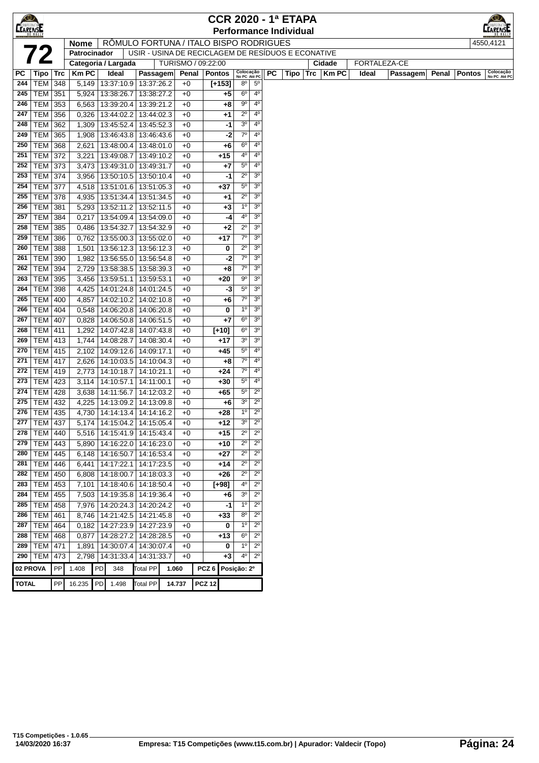# CCR 2020 - 1ª ETAPA

## Performance Individual

| **72** | | |
|---|---|---|
| **Nome** | RÔMULO FORTUNA / ITALO BISPO RODRIGUES | 4550,4121 |
| **Patrocinador** | USIR - USINA DE RECICLAGEM DE RESÍDUOS E ECONATIVE | |
| **Categoria / Largada** | TURISMO / 09:22:00 | **Cidade** FORTALEZA-CE |

| PC | Tipo | Trc | Km PC | Ideal | Passagem | Penal | Pontos | Colocação No PC | Colocação Até PC |
|---|---|---|---|---|---|---|---|---|---|
| 244 | TEM | 348 | 5,149 | 13:37:10.9 | 13:37:26.2 | +0 | [+153] | 8º | 5º |
| 245 | TEM | 351 | 5,924 | 13:38:26.7 | 13:38:27.2 | +0 | +5 | 6º | 4º |
| 246 | TEM | 353 | 6,563 | 13:39:20.4 | 13:39:21.2 | +0 | +8 | 9º | 4º |
| 247 | TEM | 356 | 0,326 | 13:44:02.2 | 13:44:02.3 | +0 | +1 | 2º | 4º |
| 248 | TEM | 362 | 1,309 | 13:45:52.4 | 13:45:52.3 | +0 | -1 | 3º | 4º |
| 249 | TEM | 365 | 1,908 | 13:46:43.8 | 13:46:43.6 | +0 | -2 | 7º | 4º |
| 250 | TEM | 368 | 2,621 | 13:48:00.4 | 13:48:01.0 | +0 | +6 | 6º | 4º |
| 251 | TEM | 372 | 3,221 | 13:49:08.7 | 13:49:10.2 | +0 | +15 | 4º | 4º |
| 252 | TEM | 373 | 3,473 | 13:49:31.0 | 13:49:31.7 | +0 | +7 | 5º | 4º |
| 253 | TEM | 374 | 3,956 | 13:50:10.5 | 13:50:10.4 | +0 | -1 | 2º | 3º |
| 254 | TEM | 377 | 4,518 | 13:51:01.6 | 13:51:05.3 | +0 | +37 | 5º | 3º |
| 255 | TEM | 378 | 4,935 | 13:51:34.4 | 13:51:34.5 | +0 | +1 | 2º | 3º |
| 256 | TEM | 381 | 5,293 | 13:52:11.2 | 13:52:11.5 | +0 | +3 | 1º | 3º |
| 257 | TEM | 384 | 0,217 | 13:54:09.4 | 13:54:09.0 | +0 | -4 | 4º | 3º |
| 258 | TEM | 385 | 0,486 | 13:54:32.7 | 13:54:32.9 | +0 | +2 | 2º | 3º |
| 259 | TEM | 386 | 0,762 | 13:55:00.3 | 13:55:02.0 | +0 | +17 | 7º | 3º |
| 260 | TEM | 388 | 1,501 | 13:56:12.3 | 13:56:12.3 | +0 | 0 | 2º | 3º |
| 261 | TEM | 390 | 1,982 | 13:56:55.0 | 13:56:54.8 | +0 | -2 | 7º | 3º |
| 262 | TEM | 394 | 2,729 | 13:58:38.5 | 13:58:39.3 | +0 | +8 | 7º | 3º |
| 263 | TEM | 395 | 3,456 | 13:59:51.1 | 13:59:53.1 | +0 | +20 | 9º | 3º |
| 264 | TEM | 398 | 4,425 | 14:01:24.8 | 14:01:24.5 | +0 | -3 | 5º | 3º |
| 265 | TEM | 400 | 4,857 | 14:02:10.2 | 14:02:10.8 | +0 | +6 | 7º | 3º |
| 266 | TEM | 404 | 0,548 | 14:06:20.8 | 14:06:20.8 | +0 | 0 | 1º | 3º |
| 267 | TEM | 407 | 0,828 | 14:06:50.8 | 14:06:51.5 | +0 | +7 | 6º | 3º |
| 268 | TEM | 411 | 1,292 | 14:07:42.8 | 14:07:43.8 | +0 | [+10] | 6º | 3º |
| 269 | TEM | 413 | 1,744 | 14:08:28.7 | 14:08:30.4 | +0 | +17 | 3º | 3º |
| 270 | TEM | 415 | 2,102 | 14:09:12.6 | 14:09:17.1 | +0 | +45 | 5º | 4º |
| 271 | TEM | 417 | 2,626 | 14:10:03.5 | 14:10:04.3 | +0 | +8 | 7º | 4º |
| 272 | TEM | 419 | 2,773 | 14:10:18.7 | 14:10:21.1 | +0 | +24 | 7º | 4º |
| 273 | TEM | 423 | 3,114 | 14:10:57.1 | 14:11:00.1 | +0 | +30 | 5º | 4º |
| 274 | TEM | 428 | 3,638 | 14:11:56.7 | 14:12:03.2 | +0 | +65 | 5º | 2º |
| 275 | TEM | 432 | 4,225 | 14:13:09.2 | 14:13:09.8 | +0 | +6 | 3º | 2º |
| 276 | TEM | 435 | 4,730 | 14:14:13.4 | 14:14:16.2 | +0 | +28 | 1º | 2º |
| 277 | TEM | 437 | 5,174 | 14:15:04.2 | 14:15:05.4 | +0 | +12 | 3º | 2º |
| 278 | TEM | 440 | 5,516 | 14:15:41.9 | 14:15:43.4 | +0 | +15 | 2º | 2º |
| 279 | TEM | 443 | 5,890 | 14:16:22.0 | 14:16:23.0 | +0 | +10 | 2º | 2º |
| 280 | TEM | 445 | 6,148 | 14:16:50.7 | 14:16:53.4 | +0 | +27 | 2º | 2º |
| 281 | TEM | 446 | 6,441 | 14:17:22.1 | 14:17:23.5 | +0 | +14 | 2º | 2º |
| 282 | TEM | 450 | 6,808 | 14:18:00.7 | 14:18:03.3 | +0 | +26 | 2º | 2º |
| 283 | TEM | 453 | 7,101 | 14:18:40.6 | 14:18:50.4 | +0 | [+98] | 4º | 2º |
| 284 | TEM | 455 | 7,503 | 14:19:35.8 | 14:19:36.4 | +0 | +6 | 3º | 2º |
| 285 | TEM | 458 | 7,976 | 14:20:24.3 | 14:20:24.2 | +0 | -1 | 1º | 2º |
| 286 | TEM | 461 | 8,746 | 14:21:42.5 | 14:21:45.8 | +0 | +33 | 8º | 2º |
| 287 | TEM | 464 | 0,182 | 14:27:23.9 | 14:27:23.9 | +0 | 0 | 1º | 2º |
| 288 | TEM | 468 | 0,877 | 14:28:27.2 | 14:28:28.5 | +0 | +13 | 6º | 2º |
| 289 | TEM | 471 | 1,891 | 14:30:07.4 | 14:30:07.4 | +0 | 0 | 1º | 2º |
| 290 | TEM | 473 | 2,798 | 14:31:33.4 | 14:31:33.7 | +0 | +3 | 4º | 2º |

| | | | | | | | |
|---|---|---|---|---|---|---|---|
| **02 PROVA** | PP 1.408 | PD 348 | Total PP | 1.060 | PCZ 6 | Posição: 2º |
| **TOTAL** | PP 16.235 | PD 1.498 | Total PP | 14.737 | PCZ 12 | |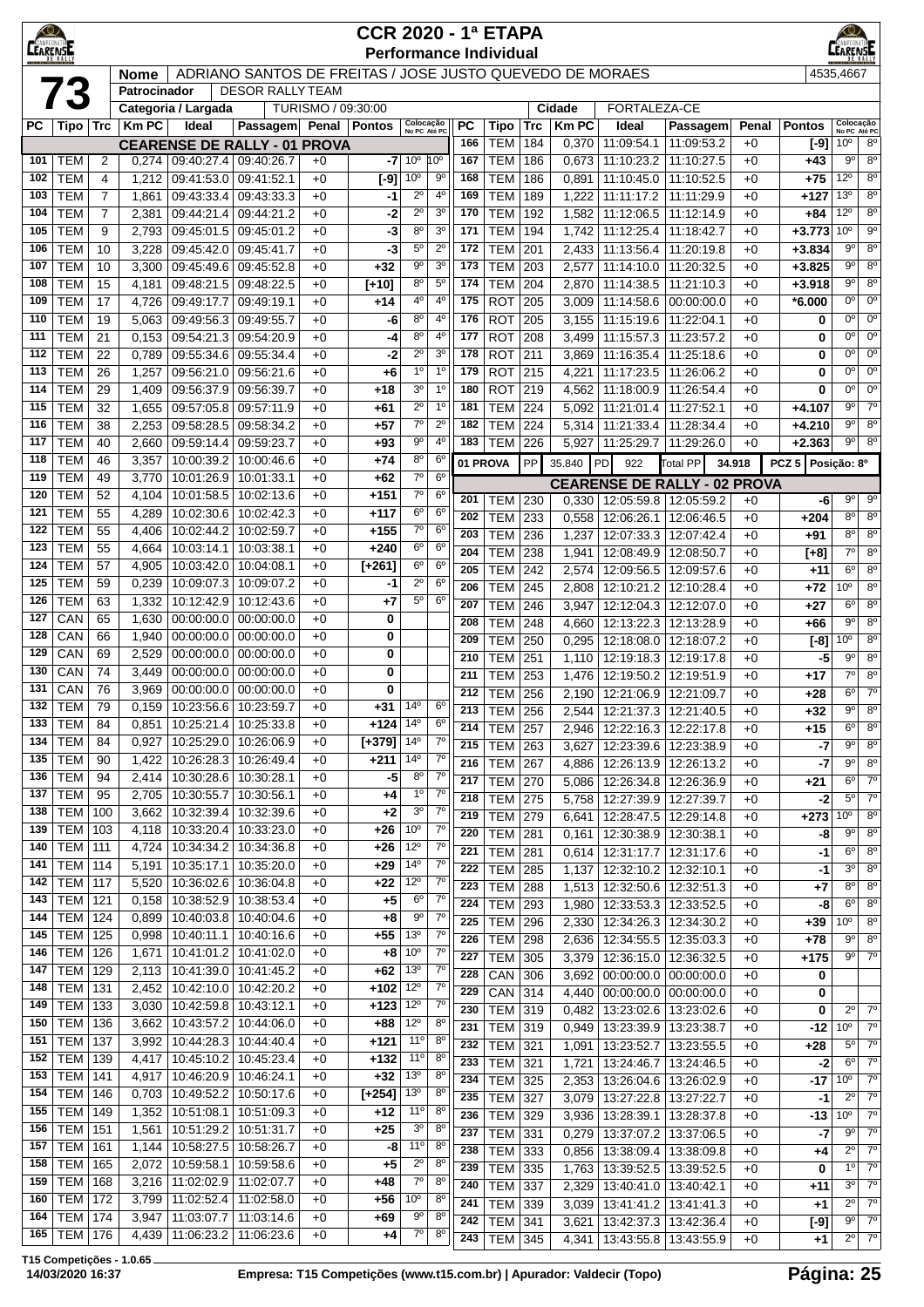# CCR 2020 - 1ª ETAPA
## Performance Individual

**73**

| Nome | ADRIANO SANTOS DE FREITAS / JOSE JUSTO QUEVEDO DE MORAES | 4535,4667 |
|---|---|---|
| Patrocinador | DESOR RALLY TEAM | |
| Categoria / Largada | TURISMO / 09:30:00 | Cidade: FORTALEZA-CE |

**CEARENSE DE RALLY - 01 PROVA**

| PC | Tipo | Trc | Km PC | Ideal | Passagem | Penal | Pontos | Colocação No PC | Colocação Até PC |
|---|---|---|---|---|---|---|---|---|---|
| 101 | TEM | 2 | 0,274 | 09:40:27.4 | 09:40:26.7 | +0 | -7 | 10º | 10º |
| 102 | TEM | 4 | 1,212 | 09:41:53.0 | 09:41:52.1 | +0 | [-9] | 10º | 9º |
| 103 | TEM | 7 | 1,861 | 09:43:33.4 | 09:43:33.3 | +0 | -1 | 2º | 4º |
| 104 | TEM | 7 | 2,381 | 09:44:21.4 | 09:44:21.2 | +0 | -2 | 2º | 3º |
| 105 | TEM | 9 | 2,793 | 09:45:01.5 | 09:45:01.2 | +0 | -3 | 8º | 3º |
| 106 | TEM | 10 | 3,228 | 09:45:42.0 | 09:45:41.7 | +0 | -3 | 5º | 2º |
| 107 | TEM | 10 | 3,300 | 09:45:49.6 | 09:45:52.8 | +0 | +32 | 9º | 3º |
| 108 | TEM | 15 | 4,181 | 09:48:21.5 | 09:48:22.5 | +0 | [+10] | 8º | 5º |
| 109 | TEM | 17 | 4,726 | 09:49:17.7 | 09:49:19.1 | +0 | +14 | 4º | 4º |
| 110 | TEM | 19 | 5,063 | 09:49:56.3 | 09:49:55.7 | +0 | -6 | 8º | 4º |
| 111 | TEM | 21 | 0,153 | 09:54:21.3 | 09:54:20.9 | +0 | -4 | 8º | 4º |
| 112 | TEM | 22 | 0,789 | 09:55:34.6 | 09:55:34.4 | +0 | -2 | 2º | 3º |
| 113 | TEM | 26 | 1,257 | 09:56:21.0 | 09:56:21.6 | +0 | +6 | 1º | 1º |
| 114 | TEM | 29 | 1,409 | 09:56:37.9 | 09:56:39.7 | +0 | +18 | 3º | 1º |
| 115 | TEM | 32 | 1,655 | 09:57:05.8 | 09:57:11.9 | +0 | +61 | 2º | 1º |
| 116 | TEM | 38 | 2,253 | 09:58:28.5 | 09:58:34.2 | +0 | +57 | 7º | 2º |
| 117 | TEM | 40 | 2,660 | 09:59:14.4 | 09:59:23.7 | +0 | +93 | 9º | 4º |
| 118 | TEM | 46 | 3,357 | 10:00:39.2 | 10:00:46.6 | +0 | +74 | 8º | 6º |
| 119 | TEM | 49 | 3,770 | 10:01:26.9 | 10:01:33.1 | +0 | +62 | 7º | 6º |
| 120 | TEM | 52 | 4,104 | 10:01:58.5 | 10:02:13.6 | +0 | +151 | 7º | 6º |
| 121 | TEM | 55 | 4,289 | 10:02:30.6 | 10:02:42.3 | +0 | +117 | 6º | 6º |
| 122 | TEM | 55 | 4,406 | 10:02:44.2 | 10:02:59.7 | +0 | +155 | 7º | 6º |
| 123 | TEM | 55 | 4,664 | 10:03:14.1 | 10:03:38.1 | +0 | +240 | 6º | 6º |
| 124 | TEM | 57 | 4,905 | 10:03:42.0 | 10:04:08.1 | +0 | [+261] | 6º | 6º |
| 125 | TEM | 59 | 0,239 | 10:09:07.3 | 10:09:07.2 | +0 | -1 | 2º | 6º |
| 126 | TEM | 63 | 1,332 | 10:12:42.9 | 10:12:43.6 | +0 | +7 | 5º | 6º |
| 127 | CAN | 65 | 1,630 | 00:00:00.0 | 00:00:00.0 | +0 | 0 | | |
| 128 | CAN | 66 | 1,940 | 00:00:00.0 | 00:00:00.0 | +0 | 0 | | |
| 129 | CAN | 69 | 2,529 | 00:00:00.0 | 00:00:00.0 | +0 | 0 | | |
| 130 | CAN | 74 | 3,449 | 00:00:00.0 | 00:00:00.0 | +0 | 0 | | |
| 131 | CAN | 76 | 3,969 | 00:00:00.0 | 00:00:00.0 | +0 | 0 | | |
| 132 | TEM | 79 | 0,159 | 10:23:56.6 | 10:23:59.7 | +0 | +31 | 14º | 6º |
| 133 | TEM | 84 | 0,851 | 10:25:21.4 | 10:25:33.8 | +0 | +124 | 14º | 6º |
| 134 | TEM | 84 | 0,927 | 10:25:29.0 | 10:26:06.9 | +0 | [+379] | 14º | 7º |
| 135 | TEM | 90 | 1,422 | 10:26:28.3 | 10:26:49.4 | +0 | +211 | 14º | 7º |
| 136 | TEM | 94 | 2,414 | 10:30:28.6 | 10:30:28.1 | +0 | -5 | 8º | 7º |
| 137 | TEM | 95 | 2,705 | 10:30:55.7 | 10:30:56.1 | +0 | +4 | 1º | 7º |
| 138 | TEM | 100 | 3,662 | 10:32:39.4 | 10:32:39.6 | +0 | +2 | 3º | 7º |
| 139 | TEM | 103 | 4,118 | 10:33:20.4 | 10:33:23.0 | +0 | +26 | 10º | 7º |
| 140 | TEM | 111 | 4,724 | 10:34:34.2 | 10:34:36.8 | +0 | +26 | 12º | 7º |
| 141 | TEM | 114 | 5,191 | 10:35:17.1 | 10:35:20.0 | +0 | +29 | 14º | 7º |
| 142 | TEM | 117 | 5,520 | 10:36:02.6 | 10:36:04.8 | +0 | +22 | 12º | 7º |
| 143 | TEM | 121 | 0,158 | 10:38:52.9 | 10:38:53.4 | +0 | +5 | 6º | 7º |
| 144 | TEM | 124 | 0,899 | 10:40:03.8 | 10:40:04.6 | +0 | +8 | 9º | 7º |
| 145 | TEM | 125 | 0,998 | 10:40:11.1 | 10:40:16.6 | +0 | +55 | 13º | 7º |
| 146 | TEM | 126 | 1,671 | 10:41:01.2 | 10:41:02.0 | +0 | +8 | 10º | 7º |
| 147 | TEM | 129 | 2,113 | 10:41:39.0 | 10:41:45.2 | +0 | +62 | 13º | 7º |
| 148 | TEM | 131 | 2,452 | 10:42:10.0 | 10:42:20.2 | +0 | +102 | 12º | 7º |
| 149 | TEM | 133 | 3,030 | 10:42:59.8 | 10:43:12.1 | +0 | +123 | 12º | 7º |
| 150 | TEM | 136 | 3,662 | 10:43:57.2 | 10:44:06.0 | +0 | +88 | 12º | 8º |
| 151 | TEM | 137 | 3,992 | 10:44:28.3 | 10:44:40.4 | +0 | +121 | 11º | 8º |
| 152 | TEM | 139 | 4,417 | 10:45:10.2 | 10:45:23.4 | +0 | +132 | 11º | 8º |
| 153 | TEM | 141 | 4,917 | 10:46:20.9 | 10:46:24.1 | +0 | +32 | 13º | 8º |
| 154 | TEM | 146 | 0,703 | 10:49:52.2 | 10:50:17.6 | +0 | [+254] | 13º | 8º |
| 155 | TEM | 149 | 1,352 | 10:51:08.1 | 10:51:09.3 | +0 | +12 | 11º | 8º |
| 156 | TEM | 151 | 1,561 | 10:51:29.2 | 10:51:31.7 | +0 | +25 | 3º | 8º |
| 157 | TEM | 161 | 1,144 | 10:58:27.5 | 10:58:26.7 | +0 | -8 | 11º | 8º |
| 158 | TEM | 165 | 2,072 | 10:59:58.1 | 10:59:58.6 | +0 | +5 | 2º | 8º |
| 159 | TEM | 168 | 3,216 | 11:02:02.9 | 11:02:07.7 | +0 | +48 | 7º | 8º |
| 160 | TEM | 172 | 3,799 | 11:02:52.4 | 11:02:58.0 | +0 | +56 | 10º | 8º |
| 164 | TEM | 174 | 3,947 | 11:03:07.7 | 11:03:14.6 | +0 | +69 | 9º | 8º |
| 165 | TEM | 176 | 4,439 | 11:06:23.2 | 11:06:23.6 | +0 | +4 | 7º | 8º |
| 166 | TEM | 184 | 0,370 | 11:09:54.1 | 11:09:53.2 | +0 | [-9] | 10º | 8º |
| 167 | TEM | 186 | 0,673 | 11:10:23.2 | 11:10:27.5 | +0 | +43 | 9º | 8º |
| 168 | TEM | 186 | 0,891 | 11:10:45.0 | 11:10:52.5 | +0 | +75 | 12º | 8º |
| 169 | TEM | 189 | 1,222 | 11:11:17.2 | 11:11:29.9 | +0 | +127 | 13º | 8º |
| 170 | TEM | 192 | 1,582 | 11:12:06.5 | 11:12:14.9 | +0 | +84 | 12º | 8º |
| 171 | TEM | 194 | 1,742 | 11:12:25.4 | 11:18:42.7 | +0 | +3.773 | 10º | 9º |
| 172 | TEM | 201 | 2,433 | 11:13:56.4 | 11:20:19.8 | +0 | +3.834 | 9º | 8º |
| 173 | TEM | 203 | 2,577 | 11:14:10.0 | 11:20:32.5 | +0 | +3.825 | 9º | 8º |
| 174 | TEM | 204 | 2,870 | 11:14:38.5 | 11:21:10.3 | +0 | +3.918 | 9º | 8º |
| 175 | ROT | 205 | 3,009 | 11:14:58.6 | 00:00:00.0 | +0 | *6.000 | 0º | 0º |
| 176 | ROT | 205 | 3,155 | 11:15:19.6 | 11:22:04.1 | +0 | 0 | 0º | 0º |
| 177 | ROT | 208 | 3,499 | 11:15:57.3 | 11:23:57.2 | +0 | 0 | 0º | 0º |
| 178 | ROT | 211 | 3,869 | 11:16:35.4 | 11:25:18.6 | +0 | 0 | 0º | 0º |
| 179 | ROT | 215 | 4,221 | 11:17:23.5 | 11:26:06.2 | +0 | 0 | 0º | 0º |
| 180 | ROT | 219 | 4,562 | 11:18:00.9 | 11:26:54.4 | +0 | 0 | 0º | 0º |
| 181 | TEM | 224 | 5,092 | 11:21:01.4 | 11:27:52.1 | +0 | +4.107 | 9º | 7º |
| 182 | TEM | 224 | 5,314 | 11:21:33.4 | 11:28:34.4 | +0 | +4.210 | 9º | 8º |
| 183 | TEM | 226 | 5,927 | 11:25:29.7 | 11:29:26.0 | +0 | +2.363 | 9º | 8º |

01 PROVA | PP 35.840 | PD 922 | Total PP 34.918 | PCZ 5 | Posição: 8º

**CEARENSE DE RALLY - 02 PROVA**

| PC | Tipo | Trc | Km PC | Ideal | Passagem | Penal | Pontos | Colocação No PC | Colocação Até PC |
|---|---|---|---|---|---|---|---|---|---|
| 201 | TEM | 230 | 0,330 | 12:05:59.8 | 12:05:59.2 | +0 | -6 | 9º | 9º |
| 202 | TEM | 233 | 0,558 | 12:06:26.1 | 12:06:46.5 | +0 | +204 | 8º | 8º |
| 203 | TEM | 236 | 1,237 | 12:07:33.3 | 12:07:42.4 | +0 | +91 | 8º | 8º |
| 204 | TEM | 238 | 1,941 | 12:08:49.9 | 12:08:50.7 | +0 | [+8] | 7º | 8º |
| 205 | TEM | 242 | 2,574 | 12:09:56.5 | 12:09:57.6 | +0 | +11 | 6º | 8º |
| 206 | TEM | 245 | 2,808 | 12:10:21.2 | 12:10:28.4 | +0 | +72 | 10º | 8º |
| 207 | TEM | 246 | 3,947 | 12:12:04.3 | 12:12:07.0 | +0 | +27 | 6º | 8º |
| 208 | TEM | 248 | 4,660 | 12:13:22.3 | 12:13:28.9 | +0 | +66 | 9º | 8º |
| 209 | TEM | 250 | 0,295 | 12:18:08.0 | 12:18:07.2 | +0 | [-8] | 10º | 8º |
| 210 | TEM | 251 | 1,110 | 12:19:18.3 | 12:19:17.8 | +0 | -5 | 9º | 8º |
| 211 | TEM | 253 | 1,476 | 12:19:50.2 | 12:19:51.9 | +0 | +17 | 7º | 8º |
| 212 | TEM | 256 | 2,190 | 12:21:06.9 | 12:21:09.7 | +0 | +28 | 6º | 7º |
| 213 | TEM | 256 | 2,544 | 12:21:37.3 | 12:21:40.5 | +0 | +32 | 9º | 8º |
| 214 | TEM | 257 | 2,946 | 12:22:16.3 | 12:22:17.8 | +0 | +15 | 6º | 8º |
| 215 | TEM | 263 | 3,627 | 12:23:39.6 | 12:23:38.9 | +0 | -7 | 9º | 8º |
| 216 | TEM | 267 | 4,886 | 12:26:13.9 | 12:26:13.2 | +0 | -7 | 9º | 8º |
| 217 | TEM | 270 | 5,086 | 12:26:34.8 | 12:26:36.9 | +0 | +21 | 6º | 7º |
| 218 | TEM | 275 | 5,758 | 12:27:39.9 | 12:27:39.7 | +0 | -2 | 5º | 7º |
| 219 | TEM | 279 | 6,641 | 12:28:47.5 | 12:29:14.8 | +0 | +273 | 10º | 8º |
| 220 | TEM | 281 | 0,161 | 12:30:38.9 | 12:30:38.1 | +0 | -8 | 9º | 8º |
| 221 | TEM | 281 | 0,614 | 12:31:17.7 | 12:31:17.6 | +0 | -1 | 6º | 8º |
| 222 | TEM | 285 | 1,137 | 12:32:10.2 | 12:32:10.1 | +0 | -1 | 3º | 8º |
| 223 | TEM | 288 | 1,513 | 12:32:50.6 | 12:32:51.3 | +0 | +7 | 8º | 8º |
| 224 | TEM | 293 | 1,980 | 12:33:53.3 | 12:33:52.5 | +0 | -8 | 6º | 8º |
| 225 | TEM | 296 | 2,330 | 12:34:26.3 | 12:34:30.2 | +0 | +39 | 10º | 8º |
| 226 | TEM | 298 | 2,636 | 12:34:55.5 | 12:35:03.3 | +0 | +78 | 9º | 8º |
| 227 | TEM | 305 | 3,379 | 12:36:15.0 | 12:36:32.5 | +0 | +175 | 9º | 7º |
| 228 | CAN | 306 | 3,692 | 00:00:00.0 | 00:00:00.0 | +0 | 0 | | |
| 229 | CAN | 314 | 4,440 | 00:00:00.0 | 00:00:00.0 | +0 | 0 | | |
| 230 | TEM | 319 | 0,482 | 13:23:02.6 | 13:23:02.6 | +0 | 0 | 2º | 7º |
| 231 | TEM | 319 | 0,949 | 13:23:39.9 | 13:23:38.7 | +0 | -12 | 10º | 7º |
| 232 | TEM | 321 | 1,091 | 13:23:52.7 | 13:23:55.5 | +0 | +28 | 5º | 7º |
| 233 | TEM | 321 | 1,721 | 13:24:46.7 | 13:24:46.5 | +0 | -2 | 6º | 7º |
| 234 | TEM | 325 | 2,353 | 13:26:04.6 | 13:26:02.9 | +0 | -17 | 10º | 7º |
| 235 | TEM | 327 | 3,079 | 13:27:22.8 | 13:27:22.7 | +0 | -1 | 2º | 7º |
| 236 | TEM | 329 | 3,936 | 13:28:39.1 | 13:28:37.8 | +0 | -13 | 10º | 7º |
| 237 | TEM | 331 | 0,279 | 13:37:07.2 | 13:37:06.5 | +0 | -7 | 9º | 7º |
| 238 | TEM | 333 | 0,856 | 13:38:09.4 | 13:38:09.8 | +0 | +4 | 2º | 7º |
| 239 | TEM | 335 | 1,763 | 13:39:52.5 | 13:39:52.5 | +0 | 0 | 1º | 7º |
| 240 | TEM | 337 | 2,329 | 13:40:41.0 | 13:40:42.1 | +0 | +11 | 3º | 7º |
| 241 | TEM | 339 | 3,039 | 13:41:41.2 | 13:41:41.3 | +0 | +1 | 2º | 7º |
| 242 | TEM | 341 | 3,621 | 13:42:37.3 | 13:42:36.4 | +0 | [-9] | 9º | 7º |
| 243 | TEM | 345 | 4,341 | 13:43:55.8 | 13:43:55.9 | +0 | +1 | 2º | 7º |

T15 Competições - 1.0.65
14/03/2020 16:37 — Empresa: T15 Competições (www.t15.com.br) | Apurador: Valdecir (Topo)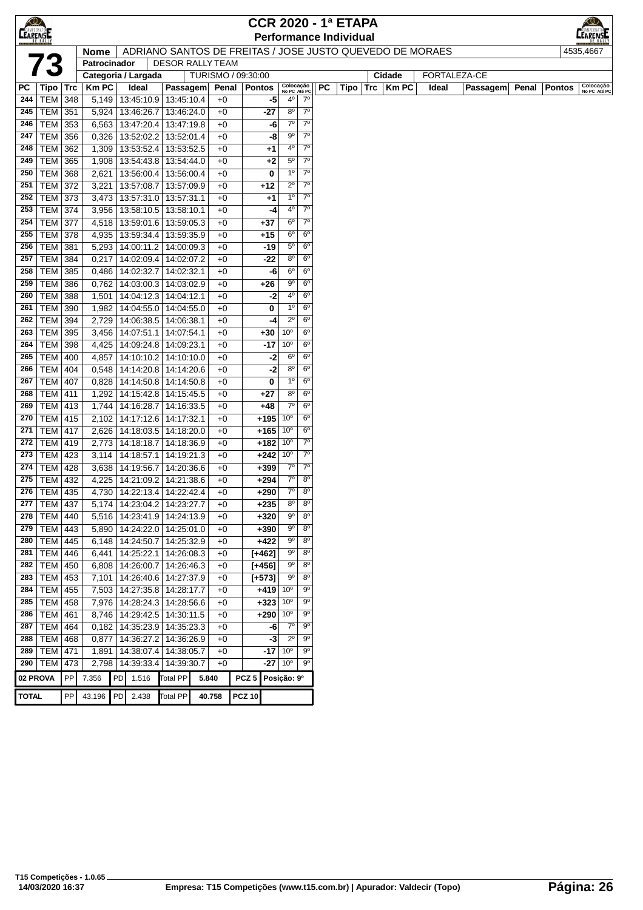# CCR 2020 - 1ª ETAPA

## Performance Individual

**73**

| Nome | ADRIANO SANTOS DE FREITAS / JOSE JUSTO QUEVEDO DE MORAES | 4535,4667 |
|---|---|---|
| Patrocinador | DESOR RALLY TEAM | |
| Categoria / Largada | TURISMO / 09:30:00 | Cidade: FORTALEZA-CE |

| PC | Tipo | Trc | Km PC | Ideal | Passagem | Penal | Pontos | Colocação No PC | Colocação Até PC |
|---|---|---|---|---|---|---|---|---|---|
| 244 | TEM | 348 | 5,149 | 13:45:10.9 | 13:45:10.4 | +0 | -5 | 4º | 7º |
| 245 | TEM | 351 | 5,924 | 13:46:26.7 | 13:46:24.0 | +0 | -27 | 8º | 7º |
| 246 | TEM | 353 | 6,563 | 13:47:20.4 | 13:47:19.8 | +0 | -6 | 7º | 7º |
| 247 | TEM | 356 | 0,326 | 13:52:02.2 | 13:52:01.4 | +0 | -8 | 9º | 7º |
| 248 | TEM | 362 | 1,309 | 13:53:52.4 | 13:53:52.5 | +0 | +1 | 4º | 7º |
| 249 | TEM | 365 | 1,908 | 13:54:43.8 | 13:54:44.0 | +0 | +2 | 5º | 7º |
| 250 | TEM | 368 | 2,621 | 13:56:00.4 | 13:56:00.4 | +0 | 0 | 1º | 7º |
| 251 | TEM | 372 | 3,221 | 13:57:08.7 | 13:57:09.9 | +0 | +12 | 2º | 7º |
| 252 | TEM | 373 | 3,473 | 13:57:31.0 | 13:57:31.1 | +0 | +1 | 1º | 7º |
| 253 | TEM | 374 | 3,956 | 13:58:10.5 | 13:58:10.1 | +0 | -4 | 4º | 7º |
| 254 | TEM | 377 | 4,518 | 13:59:01.6 | 13:59:05.3 | +0 | +37 | 6º | 7º |
| 255 | TEM | 378 | 4,935 | 13:59:34.4 | 13:59:35.9 | +0 | +15 | 6º | 6º |
| 256 | TEM | 381 | 5,293 | 14:00:11.2 | 14:00:09.3 | +0 | -19 | 5º | 6º |
| 257 | TEM | 384 | 0,217 | 14:02:09.4 | 14:02:07.2 | +0 | -22 | 8º | 6º |
| 258 | TEM | 385 | 0,486 | 14:02:32.7 | 14:02:32.1 | +0 | -6 | 6º | 6º |
| 259 | TEM | 386 | 0,762 | 14:03:00.3 | 14:03:02.9 | +0 | +26 | 9º | 6º |
| 260 | TEM | 388 | 1,501 | 14:04:12.3 | 14:04:12.1 | +0 | -2 | 4º | 6º |
| 261 | TEM | 390 | 1,982 | 14:04:55.0 | 14:04:55.0 | +0 | 0 | 1º | 6º |
| 262 | TEM | 394 | 2,729 | 14:06:38.5 | 14:06:38.1 | +0 | -4 | 2º | 6º |
| 263 | TEM | 395 | 3,456 | 14:07:51.1 | 14:07:54.1 | +0 | +30 | 10º | 6º |
| 264 | TEM | 398 | 4,425 | 14:09:24.8 | 14:09:23.1 | +0 | -17 | 10º | 6º |
| 265 | TEM | 400 | 4,857 | 14:10:10.2 | 14:10:10.0 | +0 | -2 | 6º | 6º |
| 266 | TEM | 404 | 0,548 | 14:14:20.8 | 14:14:20.6 | +0 | -2 | 8º | 6º |
| 267 | TEM | 407 | 0,828 | 14:14:50.8 | 14:14:50.8 | +0 | 0 | 1º | 6º |
| 268 | TEM | 411 | 1,292 | 14:15:42.8 | 14:15:45.5 | +0 | +27 | 8º | 6º |
| 269 | TEM | 413 | 1,744 | 14:16:28.7 | 14:16:33.5 | +0 | +48 | 7º | 6º |
| 270 | TEM | 415 | 2,102 | 14:17:12.6 | 14:17:32.1 | +0 | +195 | 10º | 6º |
| 271 | TEM | 417 | 2,626 | 14:18:03.5 | 14:18:20.0 | +0 | +165 | 10º | 6º |
| 272 | TEM | 419 | 2,773 | 14:18:18.7 | 14:18:36.9 | +0 | +182 | 10º | 7º |
| 273 | TEM | 423 | 3,114 | 14:18:57.1 | 14:19:21.3 | +0 | +242 | 10º | 7º |
| 274 | TEM | 428 | 3,638 | 14:19:56.7 | 14:20:36.6 | +0 | +399 | 7º | 7º |
| 275 | TEM | 432 | 4,225 | 14:21:09.2 | 14:21:38.6 | +0 | +294 | 7º | 8º |
| 276 | TEM | 435 | 4,730 | 14:22:13.4 | 14:22:42.4 | +0 | +290 | 7º | 8º |
| 277 | TEM | 437 | 5,174 | 14:23:04.2 | 14:23:27.7 | +0 | +235 | 8º | 8º |
| 278 | TEM | 440 | 5,516 | 14:23:41.9 | 14:24:13.9 | +0 | +320 | 9º | 8º |
| 279 | TEM | 443 | 5,890 | 14:24:22.0 | 14:25:01.0 | +0 | +390 | 9º | 8º |
| 280 | TEM | 445 | 6,148 | 14:24:50.7 | 14:25:32.9 | +0 | +422 | 9º | 8º |
| 281 | TEM | 446 | 6,441 | 14:25:22.1 | 14:26:08.3 | +0 | [+462] | 9º | 8º |
| 282 | TEM | 450 | 6,808 | 14:26:00.7 | 14:26:46.3 | +0 | [+456] | 9º | 8º |
| 283 | TEM | 453 | 7,101 | 14:26:40.6 | 14:27:37.9 | +0 | [+573] | 9º | 8º |
| 284 | TEM | 455 | 7,503 | 14:27:35.8 | 14:28:17.7 | +0 | +419 | 10º | 9º |
| 285 | TEM | 458 | 7,976 | 14:28:24.3 | 14:28:56.6 | +0 | +323 | 10º | 9º |
| 286 | TEM | 461 | 8,746 | 14:29:42.5 | 14:30:11.5 | +0 | +290 | 10º | 9º |
| 287 | TEM | 464 | 0,182 | 14:35:23.9 | 14:35:23.3 | +0 | -6 | 7º | 9º |
| 288 | TEM | 468 | 0,877 | 14:36:27.2 | 14:36:26.9 | +0 | -3 | 2º | 9º |
| 289 | TEM | 471 | 1,891 | 14:38:07.4 | 14:38:05.7 | +0 | -17 | 10º | 9º |
| 290 | TEM | 473 | 2,798 | 14:39:33.4 | 14:39:30.7 | +0 | -27 | 10º | 9º |

| | | | | | | | |
|---|---|---|---|---|---|---|---|
| 02 PROVA | PP 7.356 | PD 1.516 | Total PP 5.840 | PCZ 5 | Posição: 9º |
| TOTAL | PP 43.196 | PD 2.438 | Total PP 40.758 | PCZ 10 | |

T15 Competições - 1.0.65
14/03/2020 16:37 — Empresa: T15 Competições (www.t15.com.br) | Apurador: Valdecir (Topo)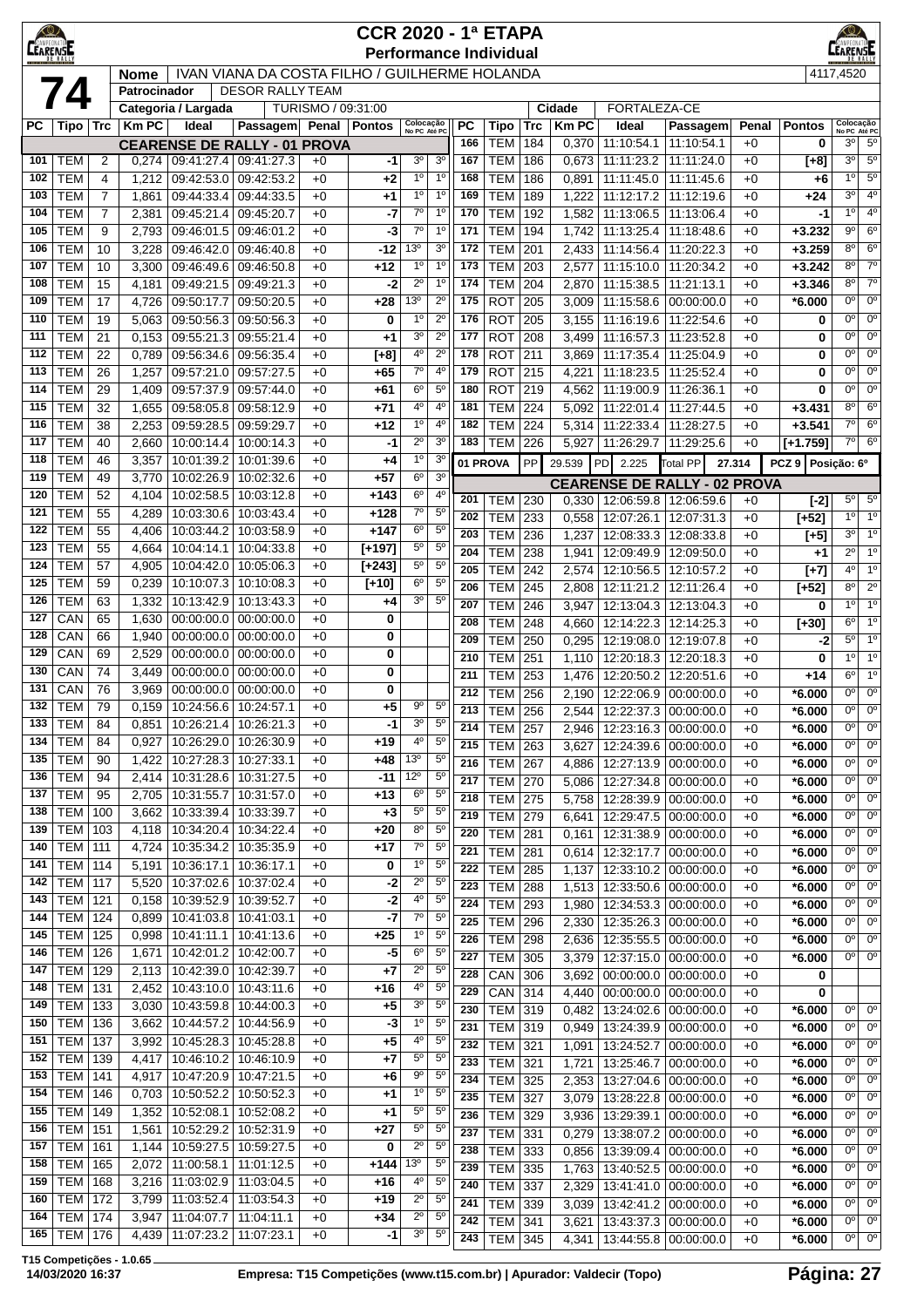# CCR 2020 - 1ª ETAPA
## Performance Individual

| | | | |
|---|---|---|---|
| **74** | **Nome** | IVAN VIANA DA COSTA FILHO / GUILHERME HOLANDA | 4117,4520 |
| | **Patrocinador** | DESOR RALLY TEAM | |
| | **Categoria / Largada** | TURISMO / 09:31:00 | **Cidade** FORTALEZA-CE |

**CEARENSE DE RALLY - 01 PROVA**

| PC | Tipo | Trc | Km PC | Ideal | Passagem | Penal | Pontos | Colocação No PC | Colocação Até PC |
|---|---|---|---|---|---|---|---|---|---|
| 101 | TEM | 2 | 0,274 | 09:41:27.4 | 09:41:27.3 | +0 | -1 | 3º | 3º |
| 102 | TEM | 4 | 1,212 | 09:42:53.0 | 09:42:53.2 | +0 | +2 | 1º | 1º |
| 103 | TEM | 7 | 1,861 | 09:44:33.4 | 09:44:33.5 | +0 | +1 | 1º | 1º |
| 104 | TEM | 7 | 2,381 | 09:45:21.4 | 09:45:20.7 | +0 | -7 | 7º | 1º |
| 105 | TEM | 9 | 2,793 | 09:46:01.5 | 09:46:01.2 | +0 | -3 | 7º | 1º |
| 106 | TEM | 10 | 3,228 | 09:46:42.0 | 09:46:40.8 | +0 | -12 | 13º | 3º |
| 107 | TEM | 10 | 3,300 | 09:46:49.6 | 09:46:50.8 | +0 | +12 | 1º | 1º |
| 108 | TEM | 15 | 4,181 | 09:49:21.5 | 09:49:21.3 | +0 | -2 | 2º | 1º |
| 109 | TEM | 17 | 4,726 | 09:50:17.7 | 09:50:20.5 | +0 | +28 | 13º | 2º |
| 110 | TEM | 19 | 5,063 | 09:50:56.3 | 09:50:56.3 | +0 | 0 | 1º | 2º |
| 111 | TEM | 21 | 0,153 | 09:55:21.3 | 09:55:21.4 | +0 | +1 | 3º | 2º |
| 112 | TEM | 22 | 0,789 | 09:56:34.6 | 09:56:35.4 | +0 | [+8] | 4º | 2º |
| 113 | TEM | 26 | 1,257 | 09:57:21.0 | 09:57:27.5 | +0 | +65 | 7º | 4º |
| 114 | TEM | 29 | 1,409 | 09:57:37.9 | 09:57:44.0 | +0 | +61 | 6º | 5º |
| 115 | TEM | 32 | 1,655 | 09:58:05.8 | 09:58:12.9 | +0 | +71 | 4º | 4º |
| 116 | TEM | 38 | 2,253 | 09:59:28.5 | 09:59:29.7 | +0 | +12 | 1º | 4º |
| 117 | TEM | 40 | 2,660 | 10:00:14.4 | 10:00:14.3 | +0 | -1 | 2º | 3º |
| 118 | TEM | 46 | 3,357 | 10:01:39.2 | 10:01:39.6 | +0 | +4 | 1º | 3º |
| 119 | TEM | 49 | 3,770 | 10:02:26.9 | 10:02:32.6 | +0 | +57 | 6º | 3º |
| 120 | TEM | 52 | 4,104 | 10:02:58.5 | 10:03:12.8 | +0 | +143 | 6º | 4º |
| 121 | TEM | 55 | 4,289 | 10:03:30.6 | 10:03:43.4 | +0 | +128 | 7º | 5º |
| 122 | TEM | 55 | 4,406 | 10:03:44.2 | 10:03:58.9 | +0 | +147 | 6º | 5º |
| 123 | TEM | 55 | 4,664 | 10:04:14.1 | 10:04:33.8 | +0 | [+197] | 5º | 5º |
| 124 | TEM | 57 | 4,905 | 10:04:42.0 | 10:05:06.3 | +0 | [+243] | 5º | 5º |
| 125 | TEM | 59 | 0,239 | 10:10:07.3 | 10:10:08.3 | +0 | [+10] | 6º | 5º |
| 126 | TEM | 63 | 1,332 | 10:13:42.9 | 10:13:43.3 | +0 | +4 | 3º | 5º |
| 127 | CAN | 65 | 1,630 | 00:00:00.0 | 00:00:00.0 | +0 | 0 | | |
| 128 | CAN | 66 | 1,940 | 00:00:00.0 | 00:00:00.0 | +0 | 0 | | |
| 129 | CAN | 69 | 2,529 | 00:00:00.0 | 00:00:00.0 | +0 | 0 | | |
| 130 | CAN | 74 | 3,449 | 00:00:00.0 | 00:00:00.0 | +0 | 0 | | |
| 131 | CAN | 76 | 3,969 | 00:00:00.0 | 00:00:00.0 | +0 | 0 | | |
| 132 | TEM | 79 | 0,159 | 10:24:56.6 | 10:24:57.1 | +0 | +5 | 9º | 5º |
| 133 | TEM | 84 | 0,851 | 10:26:21.4 | 10:26:21.3 | +0 | -1 | 3º | 5º |
| 134 | TEM | 84 | 0,927 | 10:26:29.0 | 10:26:30.9 | +0 | +19 | 4º | 5º |
| 135 | TEM | 90 | 1,422 | 10:27:28.3 | 10:27:33.1 | +0 | +48 | 13º | 5º |
| 136 | TEM | 94 | 2,414 | 10:31:28.6 | 10:31:27.5 | +0 | -11 | 12º | 5º |
| 137 | TEM | 95 | 2,705 | 10:31:55.7 | 10:31:57.0 | +0 | +13 | 6º | 5º |
| 138 | TEM | 100 | 3,662 | 10:33:39.4 | 10:33:39.7 | +0 | +3 | 5º | 5º |
| 139 | TEM | 103 | 4,118 | 10:34:20.4 | 10:34:22.4 | +0 | +20 | 8º | 5º |
| 140 | TEM | 111 | 4,724 | 10:35:34.2 | 10:35:35.9 | +0 | +17 | 7º | 5º |
| 141 | TEM | 114 | 5,191 | 10:36:17.1 | 10:36:17.1 | +0 | 0 | 1º | 5º |
| 142 | TEM | 117 | 5,520 | 10:37:02.6 | 10:37:02.4 | +0 | -2 | 2º | 5º |
| 143 | TEM | 121 | 0,158 | 10:39:52.9 | 10:39:52.7 | +0 | -2 | 4º | 5º |
| 144 | TEM | 124 | 0,899 | 10:41:03.8 | 10:41:03.1 | +0 | -7 | 7º | 5º |
| 145 | TEM | 125 | 0,998 | 10:41:11.1 | 10:41:13.6 | +0 | +25 | 1º | 5º |
| 146 | TEM | 126 | 1,671 | 10:42:01.2 | 10:42:00.7 | +0 | -5 | 6º | 5º |
| 147 | TEM | 129 | 2,113 | 10:42:39.0 | 10:42:39.7 | +0 | +7 | 2º | 5º |
| 148 | TEM | 131 | 2,452 | 10:43:10.0 | 10:43:11.6 | +0 | +16 | 4º | 5º |
| 149 | TEM | 133 | 3,030 | 10:43:59.8 | 10:44:00.3 | +0 | +5 | 3º | 5º |
| 150 | TEM | 136 | 3,662 | 10:44:57.2 | 10:44:56.9 | +0 | -3 | 1º | 5º |
| 151 | TEM | 137 | 3,992 | 10:45:28.3 | 10:45:28.8 | +0 | +5 | 4º | 5º |
| 152 | TEM | 139 | 4,417 | 10:46:10.2 | 10:46:10.9 | +0 | +7 | 5º | 5º |
| 153 | TEM | 141 | 4,917 | 10:47:20.9 | 10:47:21.5 | +0 | +6 | 9º | 5º |
| 154 | TEM | 146 | 0,703 | 10:50:52.2 | 10:50:52.3 | +0 | +1 | 1º | 5º |
| 155 | TEM | 149 | 1,352 | 10:52:08.1 | 10:52:08.2 | +0 | +1 | 5º | 5º |
| 156 | TEM | 151 | 1,561 | 10:52:29.2 | 10:52:31.9 | +0 | +27 | 5º | 5º |
| 157 | TEM | 161 | 1,144 | 10:59:27.5 | 10:59:27.5 | +0 | 0 | 2º | 5º |
| 158 | TEM | 165 | 2,072 | 11:00:58.1 | 11:01:12.5 | +0 | +144 | 13º | 5º |
| 159 | TEM | 168 | 3,216 | 11:03:02.9 | 11:03:04.5 | +0 | +16 | 4º | 5º |
| 160 | TEM | 172 | 3,799 | 11:03:52.4 | 11:03:54.3 | +0 | +19 | 2º | 5º |
| 164 | TEM | 174 | 3,947 | 11:04:07.7 | 11:04:11.1 | +0 | +34 | 2º | 5º |
| 165 | TEM | 176 | 4,439 | 11:07:23.2 | 11:07:23.1 | +0 | -1 | 3º | 5º |
| 166 | TEM | 184 | 0,370 | 11:10:54.1 | 11:10:54.1 | +0 | 0 | 3º | 5º |
| 167 | TEM | 186 | 0,673 | 11:11:23.2 | 11:11:24.0 | +0 | [+8] | 3º | 5º |
| 168 | TEM | 186 | 0,891 | 11:11:45.0 | 11:11:45.6 | +0 | +6 | 1º | 5º |
| 169 | TEM | 189 | 1,222 | 11:12:17.2 | 11:12:19.6 | +0 | +24 | 3º | 4º |
| 170 | TEM | 192 | 1,582 | 11:13:06.5 | 11:13:06.4 | +0 | -1 | 1º | 4º |
| 171 | TEM | 194 | 1,742 | 11:13:25.4 | 11:18:48.6 | +0 | +3.232 | 9º | 6º |
| 172 | TEM | 201 | 2,433 | 11:14:56.4 | 11:20:22.3 | +0 | +3.259 | 8º | 6º |
| 173 | TEM | 203 | 2,577 | 11:15:10.0 | 11:20:34.2 | +0 | +3.242 | 8º | 7º |
| 174 | TEM | 204 | 2,870 | 11:15:38.5 | 11:21:13.1 | +0 | +3.346 | 8º | 7º |
| 175 | ROT | 205 | 3,009 | 11:15:58.6 | 00:00:00.0 | +0 | *6.000 | 0º | 0º |
| 176 | ROT | 205 | 3,155 | 11:16:19.6 | 11:22:54.6 | +0 | 0 | 0º | 0º |
| 177 | ROT | 208 | 3,499 | 11:16:57.3 | 11:23:52.8 | +0 | 0 | 0º | 0º |
| 178 | ROT | 211 | 3,869 | 11:17:35.4 | 11:25:04.9 | +0 | 0 | 0º | 0º |
| 179 | ROT | 215 | 4,221 | 11:18:23.5 | 11:25:52.4 | +0 | 0 | 0º | 0º |
| 180 | ROT | 219 | 4,562 | 11:19:00.9 | 11:26:36.1 | +0 | 0 | 0º | 0º |
| 181 | TEM | 224 | 5,092 | 11:22:01.4 | 11:27:44.5 | +0 | +3.431 | 8º | 6º |
| 182 | TEM | 224 | 5,314 | 11:22:33.4 | 11:28:27.5 | +0 | +3.541 | 7º | 6º |
| 183 | TEM | 226 | 5,927 | 11:26:29.7 | 11:29:25.6 | +0 | [+1.759] | 7º | 6º |

**01 PROVA** — PP 29.539 — PD 2.225 — Total PP 27.314 — PCZ 9 — Posição: 6º

**CEARENSE DE RALLY - 02 PROVA**

| PC | Tipo | Trc | Km PC | Ideal | Passagem | Penal | Pontos | Colocação No PC | Colocação Até PC |
|---|---|---|---|---|---|---|---|---|---|
| 201 | TEM | 230 | 0,330 | 12:06:59.8 | 12:06:59.6 | +0 | [-2] | 5º | 5º |
| 202 | TEM | 233 | 0,558 | 12:07:26.1 | 12:07:31.3 | +0 | [+52] | 1º | 1º |
| 203 | TEM | 236 | 1,237 | 12:08:33.3 | 12:08:33.8 | +0 | [+5] | 3º | 1º |
| 204 | TEM | 238 | 1,941 | 12:09:49.9 | 12:09:50.0 | +0 | +1 | 2º | 1º |
| 205 | TEM | 242 | 2,574 | 12:10:56.5 | 12:10:57.2 | +0 | [+7] | 4º | 1º |
| 206 | TEM | 245 | 2,808 | 12:11:21.2 | 12:11:26.4 | +0 | [+52] | 8º | 2º |
| 207 | TEM | 246 | 3,947 | 12:13:04.3 | 12:13:04.3 | +0 | 0 | 1º | 1º |
| 208 | TEM | 248 | 4,660 | 12:14:22.3 | 12:14:25.3 | +0 | [+30] | 6º | 1º |
| 209 | TEM | 250 | 0,295 | 12:19:08.0 | 12:19:07.8 | +0 | -2 | 5º | 1º |
| 210 | TEM | 251 | 1,110 | 12:20:18.3 | 12:20:18.3 | +0 | 0 | 1º | 1º |
| 211 | TEM | 253 | 1,476 | 12:20:50.2 | 12:20:51.6 | +0 | +14 | 6º | 1º |
| 212 | TEM | 256 | 2,190 | 12:22:06.9 | 00:00:00.0 | +0 | *6.000 | 0º | 0º |
| 213 | TEM | 256 | 2,544 | 12:22:37.3 | 00:00:00.0 | +0 | *6.000 | 0º | 0º |
| 214 | TEM | 257 | 2,946 | 12:23:16.3 | 00:00:00.0 | +0 | *6.000 | 0º | 0º |
| 215 | TEM | 263 | 3,627 | 12:24:39.6 | 00:00:00.0 | +0 | *6.000 | 0º | 0º |
| 216 | TEM | 267 | 4,886 | 12:27:13.9 | 00:00:00.0 | +0 | *6.000 | 0º | 0º |
| 217 | TEM | 270 | 5,086 | 12:27:34.8 | 00:00:00.0 | +0 | *6.000 | 0º | 0º |
| 218 | TEM | 275 | 5,758 | 12:28:39.9 | 00:00:00.0 | +0 | *6.000 | 0º | 0º |
| 219 | TEM | 279 | 6,641 | 12:29:47.5 | 00:00:00.0 | +0 | *6.000 | 0º | 0º |
| 220 | TEM | 281 | 0,161 | 12:31:38.9 | 00:00:00.0 | +0 | *6.000 | 0º | 0º |
| 221 | TEM | 281 | 0,614 | 12:32:17.7 | 00:00:00.0 | +0 | *6.000 | 0º | 0º |
| 222 | TEM | 285 | 1,137 | 12:33:10.2 | 00:00:00.0 | +0 | *6.000 | 0º | 0º |
| 223 | TEM | 288 | 1,513 | 12:33:50.6 | 00:00:00.0 | +0 | *6.000 | 0º | 0º |
| 224 | TEM | 293 | 1,980 | 12:34:53.3 | 00:00:00.0 | +0 | *6.000 | 0º | 0º |
| 225 | TEM | 296 | 2,330 | 12:35:26.3 | 00:00:00.0 | +0 | *6.000 | 0º | 0º |
| 226 | TEM | 298 | 2,636 | 12:35:55.5 | 00:00:00.0 | +0 | *6.000 | 0º | 0º |
| 227 | TEM | 305 | 3,379 | 12:37:15.0 | 00:00:00.0 | +0 | *6.000 | 0º | 0º |
| 228 | CAN | 306 | 3,692 | 00:00:00.0 | 00:00:00.0 | +0 | 0 | | |
| 229 | CAN | 314 | 4,440 | 00:00:00.0 | 00:00:00.0 | +0 | 0 | | |
| 230 | TEM | 319 | 0,482 | 13:24:02.6 | 00:00:00.0 | +0 | *6.000 | 0º | 0º |
| 231 | TEM | 319 | 0,949 | 13:24:39.9 | 00:00:00.0 | +0 | *6.000 | 0º | 0º |
| 232 | TEM | 321 | 1,091 | 13:24:52.7 | 00:00:00.0 | +0 | *6.000 | 0º | 0º |
| 233 | TEM | 321 | 1,721 | 13:25:46.7 | 00:00:00.0 | +0 | *6.000 | 0º | 0º |
| 234 | TEM | 325 | 2,353 | 13:27:04.6 | 00:00:00.0 | +0 | *6.000 | 0º | 0º |
| 235 | TEM | 327 | 3,079 | 13:28:22.8 | 00:00:00.0 | +0 | *6.000 | 0º | 0º |
| 236 | TEM | 329 | 3,936 | 13:29:39.1 | 00:00:00.0 | +0 | *6.000 | 0º | 0º |
| 237 | TEM | 331 | 0,279 | 13:38:07.2 | 00:00:00.0 | +0 | *6.000 | 0º | 0º |
| 238 | TEM | 333 | 0,856 | 13:39:09.4 | 00:00:00.0 | +0 | *6.000 | 0º | 0º |
| 239 | TEM | 335 | 1,763 | 13:40:52.5 | 00:00:00.0 | +0 | *6.000 | 0º | 0º |
| 240 | TEM | 337 | 2,329 | 13:41:41.0 | 00:00:00.0 | +0 | *6.000 | 0º | 0º |
| 241 | TEM | 339 | 3,039 | 13:42:41.2 | 00:00:00.0 | +0 | *6.000 | 0º | 0º |
| 242 | TEM | 341 | 3,621 | 13:43:37.3 | 00:00:00.0 | +0 | *6.000 | 0º | 0º |
| 243 | TEM | 345 | 4,341 | 13:44:55.8 | 00:00:00.0 | +0 | *6.000 | 0º | 0º |

T15 Competições - 1.0.65
14/03/2020 16:37 — Empresa: T15 Competições (www.t15.com.br) | Apurador: Valdecir (Topo)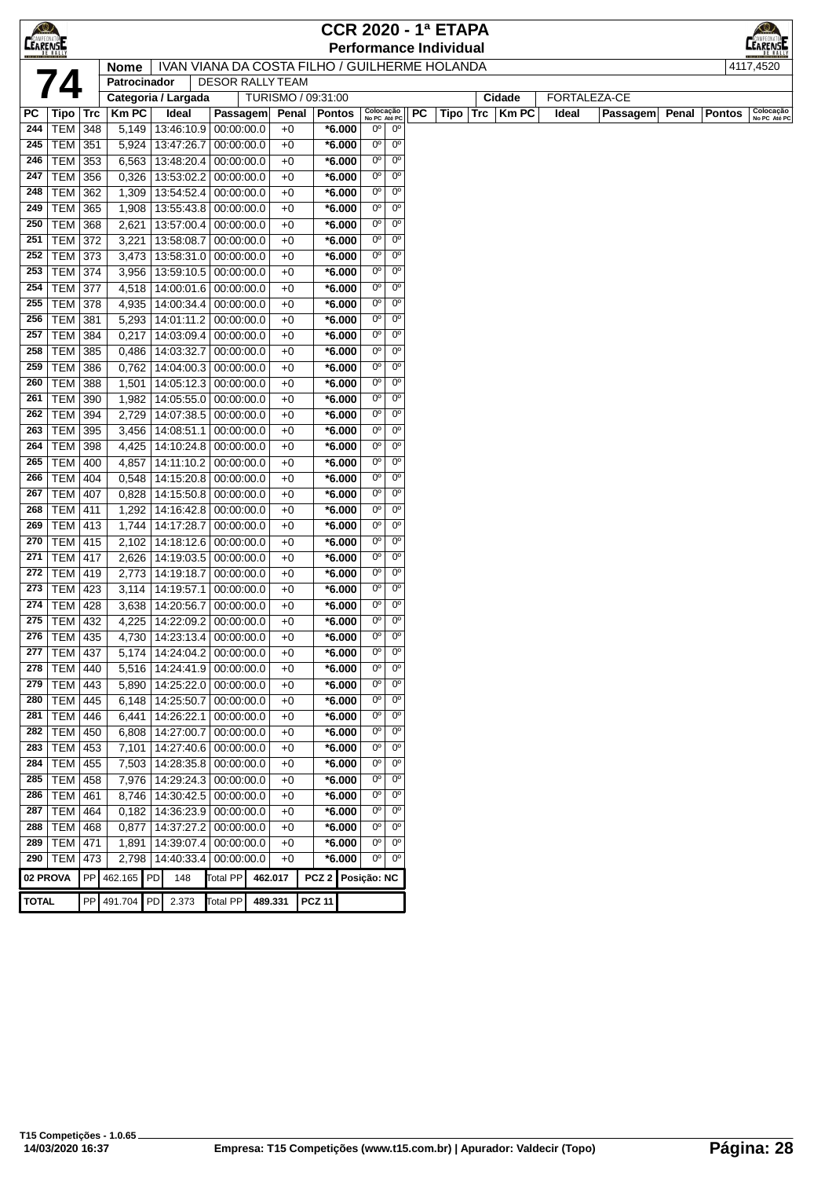# CCR 2020 - 1ª ETAPA
## Performance Individual

| | | |
|---|---|---|
| **74** | **Nome** | IVAN VIANA DA COSTA FILHO / GUILHERME HOLANDA — 4117,4520 |
| | **Patrocinador** | DESOR RALLY TEAM |
| | **Categoria / Largada** | TURISMO / 09:31:00 — **Cidade** FORTALEZA-CE |

| PC | Tipo | Trc | Km PC | Ideal | Passagem | Penal | Pontos | Colocação No PC | Colocação Até PC |
|---|---|---|---|---|---|---|---|---|---|
| 244 | TEM | 348 | 5,149 | 13:46:10.9 | 00:00:00.0 | +0 | *6.000 | 0º | 0º |
| 245 | TEM | 351 | 5,924 | 13:47:26.7 | 00:00:00.0 | +0 | *6.000 | 0º | 0º |
| 246 | TEM | 353 | 6,563 | 13:48:20.4 | 00:00:00.0 | +0 | *6.000 | 0º | 0º |
| 247 | TEM | 356 | 0,326 | 13:53:02.2 | 00:00:00.0 | +0 | *6.000 | 0º | 0º |
| 248 | TEM | 362 | 1,309 | 13:54:52.4 | 00:00:00.0 | +0 | *6.000 | 0º | 0º |
| 249 | TEM | 365 | 1,908 | 13:55:43.8 | 00:00:00.0 | +0 | *6.000 | 0º | 0º |
| 250 | TEM | 368 | 2,621 | 13:57:00.4 | 00:00:00.0 | +0 | *6.000 | 0º | 0º |
| 251 | TEM | 372 | 3,221 | 13:58:08.7 | 00:00:00.0 | +0 | *6.000 | 0º | 0º |
| 252 | TEM | 373 | 3,473 | 13:58:31.0 | 00:00:00.0 | +0 | *6.000 | 0º | 0º |
| 253 | TEM | 374 | 3,956 | 13:59:10.5 | 00:00:00.0 | +0 | *6.000 | 0º | 0º |
| 254 | TEM | 377 | 4,518 | 14:00:01.6 | 00:00:00.0 | +0 | *6.000 | 0º | 0º |
| 255 | TEM | 378 | 4,935 | 14:00:34.4 | 00:00:00.0 | +0 | *6.000 | 0º | 0º |
| 256 | TEM | 381 | 5,293 | 14:01:11.2 | 00:00:00.0 | +0 | *6.000 | 0º | 0º |
| 257 | TEM | 384 | 0,217 | 14:03:09.4 | 00:00:00.0 | +0 | *6.000 | 0º | 0º |
| 258 | TEM | 385 | 0,486 | 14:03:32.7 | 00:00:00.0 | +0 | *6.000 | 0º | 0º |
| 259 | TEM | 386 | 0,762 | 14:04:00.3 | 00:00:00.0 | +0 | *6.000 | 0º | 0º |
| 260 | TEM | 388 | 1,501 | 14:05:12.3 | 00:00:00.0 | +0 | *6.000 | 0º | 0º |
| 261 | TEM | 390 | 1,982 | 14:05:55.0 | 00:00:00.0 | +0 | *6.000 | 0º | 0º |
| 262 | TEM | 394 | 2,729 | 14:07:38.5 | 00:00:00.0 | +0 | *6.000 | 0º | 0º |
| 263 | TEM | 395 | 3,456 | 14:08:51.1 | 00:00:00.0 | +0 | *6.000 | 0º | 0º |
| 264 | TEM | 398 | 4,425 | 14:10:24.8 | 00:00:00.0 | +0 | *6.000 | 0º | 0º |
| 265 | TEM | 400 | 4,857 | 14:11:10.2 | 00:00:00.0 | +0 | *6.000 | 0º | 0º |
| 266 | TEM | 404 | 0,548 | 14:15:20.8 | 00:00:00.0 | +0 | *6.000 | 0º | 0º |
| 267 | TEM | 407 | 0,828 | 14:15:50.8 | 00:00:00.0 | +0 | *6.000 | 0º | 0º |
| 268 | TEM | 411 | 1,292 | 14:16:42.8 | 00:00:00.0 | +0 | *6.000 | 0º | 0º |
| 269 | TEM | 413 | 1,744 | 14:17:28.7 | 00:00:00.0 | +0 | *6.000 | 0º | 0º |
| 270 | TEM | 415 | 2,102 | 14:18:12.6 | 00:00:00.0 | +0 | *6.000 | 0º | 0º |
| 271 | TEM | 417 | 2,626 | 14:19:03.5 | 00:00:00.0 | +0 | *6.000 | 0º | 0º |
| 272 | TEM | 419 | 2,773 | 14:19:18.7 | 00:00:00.0 | +0 | *6.000 | 0º | 0º |
| 273 | TEM | 423 | 3,114 | 14:19:57.1 | 00:00:00.0 | +0 | *6.000 | 0º | 0º |
| 274 | TEM | 428 | 3,638 | 14:20:56.7 | 00:00:00.0 | +0 | *6.000 | 0º | 0º |
| 275 | TEM | 432 | 4,225 | 14:22:09.2 | 00:00:00.0 | +0 | *6.000 | 0º | 0º |
| 276 | TEM | 435 | 4,730 | 14:23:13.4 | 00:00:00.0 | +0 | *6.000 | 0º | 0º |
| 277 | TEM | 437 | 5,174 | 14:24:04.2 | 00:00:00.0 | +0 | *6.000 | 0º | 0º |
| 278 | TEM | 440 | 5,516 | 14:24:41.9 | 00:00:00.0 | +0 | *6.000 | 0º | 0º |
| 279 | TEM | 443 | 5,890 | 14:25:22.0 | 00:00:00.0 | +0 | *6.000 | 0º | 0º |
| 280 | TEM | 445 | 6,148 | 14:25:50.7 | 00:00:00.0 | +0 | *6.000 | 0º | 0º |
| 281 | TEM | 446 | 6,441 | 14:26:22.1 | 00:00:00.0 | +0 | *6.000 | 0º | 0º |
| 282 | TEM | 450 | 6,808 | 14:27:00.7 | 00:00:00.0 | +0 | *6.000 | 0º | 0º |
| 283 | TEM | 453 | 7,101 | 14:27:40.6 | 00:00:00.0 | +0 | *6.000 | 0º | 0º |
| 284 | TEM | 455 | 7,503 | 14:28:35.8 | 00:00:00.0 | +0 | *6.000 | 0º | 0º |
| 285 | TEM | 458 | 7,976 | 14:29:24.3 | 00:00:00.0 | +0 | *6.000 | 0º | 0º |
| 286 | TEM | 461 | 8,746 | 14:30:42.5 | 00:00:00.0 | +0 | *6.000 | 0º | 0º |
| 287 | TEM | 464 | 0,182 | 14:36:23.9 | 00:00:00.0 | +0 | *6.000 | 0º | 0º |
| 288 | TEM | 468 | 0,877 | 14:37:27.2 | 00:00:00.0 | +0 | *6.000 | 0º | 0º |
| 289 | TEM | 471 | 1,891 | 14:39:07.4 | 00:00:00.0 | +0 | *6.000 | 0º | 0º |
| 290 | TEM | 473 | 2,798 | 14:40:33.4 | 00:00:00.0 | +0 | *6.000 | 0º | 0º |

| | | | | | |
|---|---|---|---|---|---|
| **02 PROVA** | PP 462.165 | PD 148 | Total PP 462.017 | PCZ 2 | Posição: NC |
| **TOTAL** | PP 491.704 | PD 2.373 | Total PP 489.331 | PCZ 11 | |

T15 Competições - 1.0.65
14/03/2020 16:37 — Empresa: T15 Competições (www.t15.com.br) | Apurador: Valdecir (Topo)